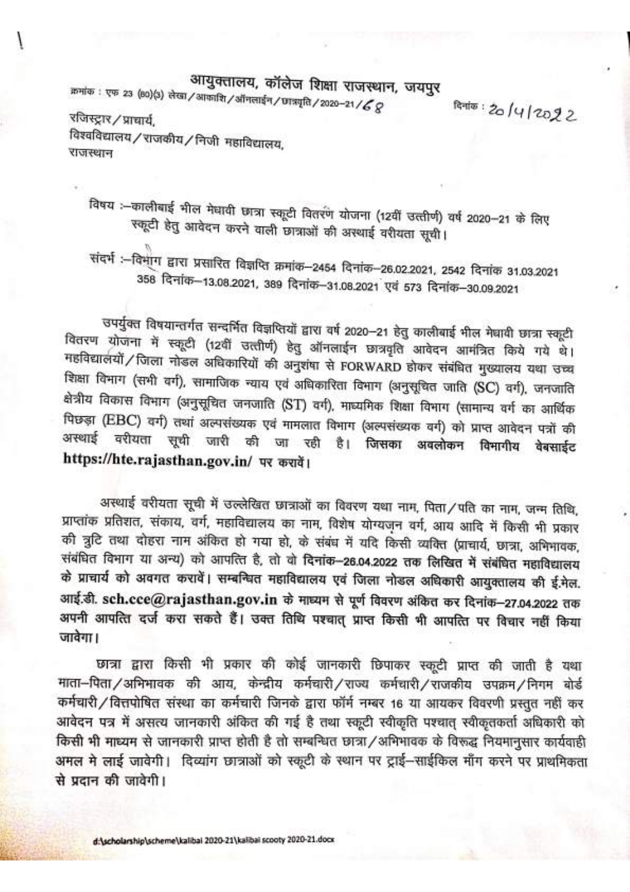# आयुक्तालय, कॉलेज शिक्षा राजस्थान, जयपुर

क्रमांक : एफ 23 (80)(3) लेखा/आकाशि/ऑनलाईन/छात्रवृति/2020-21/68

दिनांक : 20/4/2022

रजिस्ट्रार/प्राचार्य,
विश्वविद्यालय/राजकीय/निजी महाविद्यालय,
राजस्थान

विषय :-कालीबाई भील मेधावी छात्रा स्कूटी वितरण योजना (12वीं उत्तीर्ण) वर्ष 2020-21 के लिए स्कूटी हेतु आवेदन करने वाली छात्राओं की अस्थाई वरीयता सूची।

संदर्भ :-विभाग द्वारा प्रसारित विज्ञप्ति क्रमांक-2454 दिनांक-26.02.2021, 2542 दिनांक 31.03.2021 358 दिनांक-13.08.2021, 389 दिनांक-31.08.2021 एवं 573 दिनांक-30.09.2021

उपर्युक्त विषयान्तर्गत सन्दर्भित विज्ञप्तियों द्वारा वर्ष 2020-21 हेतु कालीबाई भील मेधावी छात्रा स्कूटी वितरण योजना में स्कूटी (12वीं उत्तीर्ण) हेतु ऑनलाईन छात्रवृति आवेदन आमंत्रित किये गये थे। महविद्यालयों/जिला नोडल अधिकारियों की अनुशंषा से FORWARD होकर संबंधित मुख्यालय यथा उच्च शिक्षा विभाग (सभी वर्ग), सामाजिक न्याय एवं अधिकारिता विभाग (अनुसूचित जाति (SC) वर्ग), जनजाति क्षेत्रीय विकास विभाग (अनुसूचित जनजाति (ST) वर्ग), माध्यमिक शिक्षा विभाग (सामान्य वर्ग का आर्थिक पिछड़ा (EBC) वर्ग) तथां अल्पसंख्यक एवं मामलात विभाग (अल्पसंख्यक वर्ग) को प्राप्त आवेदन पत्रों की अस्थाई वरीयता सूची जारी की जा रही है। **जिसका अवलोकन विभागीय वेबसाईट https://hte.rajasthan.gov.in/ पर करावें।**

अस्थाई वरीयता सूची में उल्लेखित छात्राओं का विवरण यथा नाम, पिता/पति का नाम, जन्म तिथि, प्राप्तांक प्रतिशत, संकाय, वर्ग, महाविद्यालय का नाम, विशेष योग्यजन वर्ग, आय आदि में किसी भी प्रकार की त्रुटि तथा दोहरा नाम अंकित हो गया हो, के संबंध में यदि किसी व्यक्ति (प्राचार्य, छात्रा, अभिभावक, संबंधित विभाग या अन्य) को आपत्ति है, तो वो **दिनांक-26.04.2022 तक लिखित में संबंधित महाविद्यालय के प्राचार्य को अवगत करावें। सम्बन्धित महाविद्यालय एवं जिला नोडल अधिकारी आयुक्तालय की ई.मेल. आई.डी. sch.cce@rajasthan.gov.in के माध्यम से पूर्ण विवरण अंकित कर दिनांक-27.04.2022 तक अपनी आपत्ति दर्ज करा सकते हैं। उक्त तिथि पश्चात् प्राप्त किसी भी आपत्ति पर विचार नहीं किया जावेगा।**

छात्रा द्वारा किसी भी प्रकार की कोई जानकारी छिपाकर स्कूटी प्राप्त की जाती है यथा माता-पिता/अभिभावक की आय, केन्द्रीय कर्मचारी/राज्य कर्मचारी/राजकीय उपक्रम/निगम बोर्ड कर्मचारी/वित्तपोषित संस्था का कर्मचारी जिनके द्वारा फॉर्म नम्बर 16 या आयकर विवरणी प्रस्तुत नहीं कर आवेदन पत्र में असत्य जानकारी अंकित की गई है तथा स्कूटी स्वीकृति पश्चात् स्वीकृतकर्ता अधिकारी को किसी भी माध्यम से जानकारी प्राप्त होती है तो सम्बन्धित छात्रा/अभिभावक के विरूद्ध नियमानुसार कार्यवाही अमल मे लाई जावेगी। दिव्यांग छात्राओं को स्कूटी के स्थान पर ट्राई-साईकिल मॉंग करने पर प्राथमिकता से प्रदान की जावेगी।

d:\scholarship\scheme\kalibai 2020-21\kalibai scooty 2020-21.docx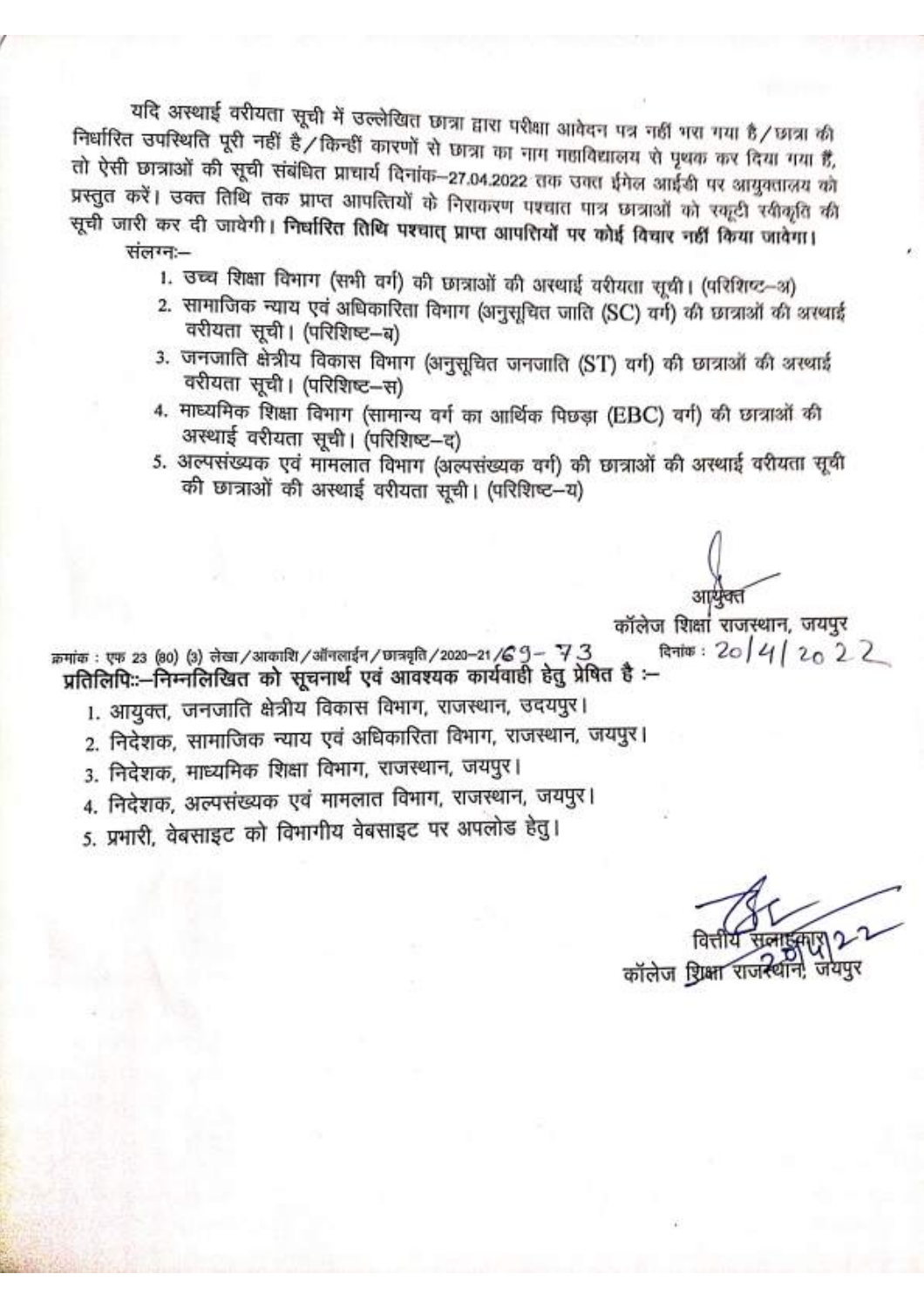यदि अस्थाई वरीयता सूची में उल्लेखित छात्रा द्वारा परीक्षा आवेदन पत्र नहीं भरा गया है/छात्रा की निर्धारित उपस्थिति पूरी नहीं है/किन्हीं कारणों से छात्रा का नाम महाविद्यालय से पृथक कर दिया गया हैं, तो ऐसी छात्राओं की सूची संबंधित प्राचार्य दिनांक–27.04.2022 तक उक्त ईमेल आईडी पर आयुक्तालय को प्रस्तुत करें। उक्त तिथि तक प्राप्त आपत्तियों के निराकरण पश्चात पात्र छात्राओं को स्कूटी स्वीकृति की सूची जारी कर दी जावेगी। **निर्धारित तिथि पश्चात् प्राप्त आपत्तियों पर कोई विचार नहीं किया जावेगा।**

संलग्नः–

1. उच्च शिक्षा विभाग (सभी वर्ग) की छात्राओं की अस्थाई वरीयता सूची। (परिशिष्ट–अ)
2. सामाजिक न्याय एवं अधिकारिता विभाग (अनुसूचित जाति (SC) वर्ग) की छात्राओं की अस्थाई वरीयता सूची। (परिशिष्ट–ब)
3. जनजाति क्षेत्रीय विकास विभाग (अनुसूचित जनजाति (ST) वर्ग) की छात्राओं की अस्थाई वरीयता सूची। (परिशिष्ट–स)
4. माध्यमिक शिक्षा विभाग (सामान्य वर्ग का आर्थिक पिछड़ा (EBC) वर्ग) की छात्राओं की अस्थाई वरीयता सूची। (परिशिष्ट–द)
5. अल्पसंख्यक एवं मामलात विभाग (अल्पसंख्यक वर्ग) की छात्राओं की अस्थाई वरीयता सूची की छात्राओं की अस्थाई वरीयता सूची। (परिशिष्ट–य)

आयुक्त
कॉलेज शिक्षा राजस्थान, जयपुर

क्रमांक : एफ 23 (80) (3) लेखा/आकाशि/ऑनलाईन/छात्रवृति/2020–21/69-73 दिनांक : 20/4/2022

**प्रतिलिपिः–निम्नलिखित को सूचनार्थ एवं आवश्यक कार्यवाही हेतु प्रेषित है :–**

1. आयुक्त, जनजाति क्षेत्रीय विकास विभाग, राजस्थान, उदयपुर।
2. निदेशक, सामाजिक न्याय एवं अधिकारिता विभाग, राजस्थान, जयपुर।
3. निदेशक, माध्यमिक शिक्षा विभाग, राजस्थान, जयपुर।
4. निदेशक, अल्पसंख्यक एवं मामलात विभाग, राजस्थान, जयपुर।
5. प्रभारी, वेबसाइट को विभागीय वेबसाइट पर अपलोड हेतु।

वित्तीय सलाहकार
कॉलेज शिक्षा राजस्थान, जयपुर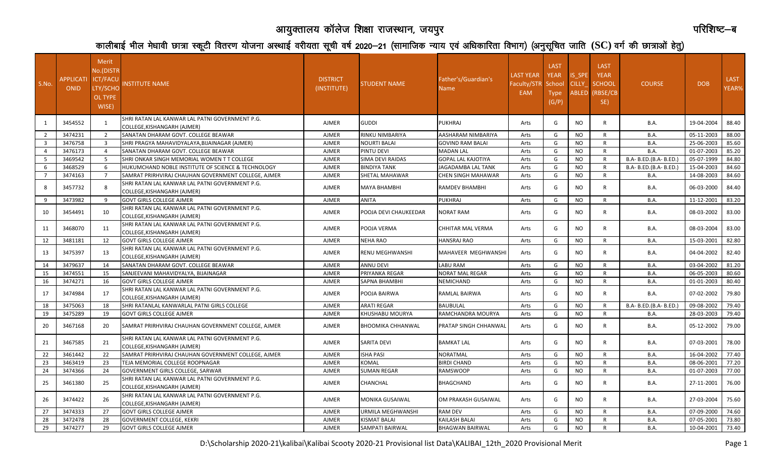# आयुक्तालय कॉलेज शिक्षा राजस्थान, जयपुर

परिशिष्ट–ब

## कालीबाई भील मेधावी छात्रा स्कूटी वितरण योजना अस्थाई वरीयता सूची वर्ष 2020–21 (सामाजिक न्याय एवं अधिकारिता विभाग) (अनुसूचित जाति (SC) वर्ग की छात्राओं हेतु)

| S.No. | APPLICATIONID | Merit No.(DISTRICT/FACULTY/SCHOOL TYPE WISE) | INSTITUTE NAME | DISTRICT (INSTITUTE) | STUDENT NAME | Father's/Guardian's Name | LAST YEAR Faculty/STREAM | LAST YEAR School Type (G/P) | IS_SPECILLY_ABLED | LAST YEAR SCHOOL (RBSE/CBSE) | COURSE | DOB | LAST YEAR% |
|---|---|---|---|---|---|---|---|---|---|---|---|---|---|
| 1 | 3454552 | 1 | SHRI RATAN LAL KANWAR LAL PATNI GOVERNMENT P.G. COLLEGE,KISHANGARH (AJMER) | AJMER | GUDDI | PUKHRAJ | Arts | G | NO | R | B.A. | 19-04-2004 | 88.40 |
| 2 | 3474231 | 2 | SANATAN DHARAM GOVT. COLLEGE BEAWAR | AJMER | RINKU NIMBARIYA | AASHARAM NIMBARIYA | Arts | G | NO | R | B.A. | 05-11-2003 | 88.00 |
| 3 | 3476758 | 3 | SHRI PRAGYA MAHAVIDYALAYA,BIJAINAGAR (AJMER) | AJMER | NOURTI BALAI | GOVIND RAM BALAI | Arts | G | NO | R | B.A. | 25-06-2003 | 85.60 |
| 4 | 3476173 | 4 | SANATAN DHARAM GOVT. COLLEGE BEAWAR | AJMER | PINTU DEVI | MADAN LAL | Arts | G | NO | R | B.A. | 01-07-2003 | 85.20 |
| 5 | 3469542 | 5 | SHRI ONKAR SINGH MEMORIAL WOMEN T T COLLEGE | AJMER | SIMA DEVI RAIDAS | GOPAL LAL KAJOTIYA | Arts | G | NO | R | B.A- B.ED.(B.A- B.ED.) | 05-07-1999 | 84.80 |
| 6 | 3468529 | 6 | HUKUMCHAND NOBLE INSTITUTE OF SCIENCE & TECHNOLOGY | AJMER | BINDIYA TANK | JAGADAMBA LAL TANK | Arts | G | NO | R | B.A- B.ED.(B.A- B.ED.) | 15-04-2003 | 84.60 |
| 7 | 3474163 | 7 | SAMRAT PRIRHVIRAJ CHAUHAN GOVERNMENT COLLEGE, AJMER | AJMER | SHETAL MAHAWAR | CHEN SINGH MAHAWAR | Arts | G | NO | R | B.A. | 14-08-2003 | 84.60 |
| 8 | 3457732 | 8 | SHRI RATAN LAL KANWAR LAL PATNI GOVERNMENT P.G. COLLEGE,KISHANGARH (AJMER) | AJMER | MAYA BHAMBHI | RAMDEV BHAMBHI | Arts | G | NO | R | B.A. | 06-03-2000 | 84.40 |
| 9 | 3473982 | 9 | GOVT GIRLS COLLEGE AJMER | AJMER | ANITA | PUKHRAJ | Arts | G | NO | R | B.A. | 11-12-2001 | 83.20 |
| 10 | 3454491 | 10 | SHRI RATAN LAL KANWAR LAL PATNI GOVERNMENT P.G. COLLEGE,KISHANGARH (AJMER) | AJMER | POOJA DEVI CHAUKEEDAR | NORAT RAM | Arts | G | NO | R | B.A. | 08-03-2002 | 83.00 |
| 11 | 3468070 | 11 | SHRI RATAN LAL KANWAR LAL PATNI GOVERNMENT P.G. COLLEGE,KISHANGARH (AJMER) | AJMER | POOJA VERMA | CHHITAR MAL VERMA | Arts | G | NO | R | B.A. | 08-03-2004 | 83.00 |
| 12 | 3481181 | 12 | GOVT GIRLS COLLEGE AJMER | AJMER | NEHA RAO | HANSRAJ RAO | Arts | G | NO | R | B.A. | 15-03-2001 | 82.80 |
| 13 | 3475397 | 13 | SHRI RATAN LAL KANWAR LAL PATNI GOVERNMENT P.G. COLLEGE,KISHANGARH (AJMER) | AJMER | RENU MEGHWANSHI | MAHAVEER MEGHWANSHI | Arts | G | NO | R | B.A. | 04-04-2002 | 82.40 |
| 14 | 3479637 | 14 | SANATAN DHARAM GOVT. COLLEGE BEAWAR | AJMER | ANNU DEVI | LABU RAM | Arts | G | NO | R | B.A. | 03-04-2002 | 81.20 |
| 15 | 3474551 | 15 | SANJEEVANI MAHAVIDYALYA, BIJAINAGAR | AJMER | PRIYANKA REGAR | NORAT MAL REGAR | Arts | G | NO | R | B.A. | 06-05-2003 | 80.60 |
| 16 | 3474271 | 16 | GOVT GIRLS COLLEGE AJMER | AJMER | SAPNA BHAMBHI | NEMICHAND | Arts | G | NO | R | B.A. | 01-01-2003 | 80.40 |
| 17 | 3474984 | 17 | SHRI RATAN LAL KANWAR LAL PATNI GOVERNMENT P.G. COLLEGE,KISHANGARH (AJMER) | AJMER | POOJA BAIRWA | RAMLAL BAIRWA | Arts | G | NO | R | B.A. | 07-02-2002 | 79.80 |
| 18 | 3475063 | 18 | SHRI RATANLAL KANWARLAL PATNI GIRLS COLLEGE | AJMER | ARATI REGAR | BAUBULAL | Arts | G | NO | R | B.A- B.ED.(B.A- B.ED.) | 09-08-2002 | 79.40 |
| 19 | 3475289 | 19 | GOVT GIRLS COLLEGE AJMER | AJMER | KHUSHABU MOURYA | RAMCHANDRA MOURYA | Arts | G | NO | R | B.A. | 28-03-2003 | 79.40 |
| 20 | 3467168 | 20 | SAMRAT PRIRHVIRAJ CHAUHAN GOVERNMENT COLLEGE, AJMER | AJMER | BHOOMIKA CHHANWAL | PRATAP SINGH CHHANWAL | Arts | G | NO | R | B.A. | 05-12-2002 | 79.00 |
| 21 | 3467585 | 21 | SHRI RATAN LAL KANWAR LAL PATNI GOVERNMENT P.G. COLLEGE,KISHANGARH (AJMER) | AJMER | SARITA DEVI | BAMKAT LAL | Arts | G | NO | R | B.A. | 07-03-2001 | 78.00 |
| 22 | 3461442 | 22 | SAMRAT PRIRHVIRAJ CHAUHAN GOVERNMENT COLLEGE, AJMER | AJMER | ISHA PASI | NORATMAL | Arts | G | NO | R | B.A. | 16-04-2002 | 77.40 |
| 23 | 3463419 | 23 | TEJA MEMORIAL COLLEGE ROOPNAGAR | AJMER | KOMAL | BIRDI CHAND | Arts | G | NO | R | B.A. | 08-06-2001 | 77.20 |
| 24 | 3474366 | 24 | GOVERNMENT GIRLS COLLEGE, SARWAR | AJMER | SUMAN REGAR | RAMSWOOP | Arts | G | NO | R | B.A. | 01-07-2003 | 77.00 |
| 25 | 3461380 | 25 | SHRI RATAN LAL KANWAR LAL PATNI GOVERNMENT P.G. COLLEGE,KISHANGARH (AJMER) | AJMER | CHANCHAL | BHAGCHAND | Arts | G | NO | R | B.A. | 27-11-2001 | 76.00 |
| 26 | 3474422 | 26 | SHRI RATAN LAL KANWAR LAL PATNI GOVERNMENT P.G. COLLEGE,KISHANGARH (AJMER) | AJMER | MONIKA GUSAIWAL | OM PRAKASH GUSAIWAL | Arts | G | NO | R | B.A. | 27-03-2004 | 75.60 |
| 27 | 3474333 | 27 | GOVT GIRLS COLLEGE AJMER | AJMER | URMILA MEGHWANSHI | RAM DEV | Arts | G | NO | R | B.A. | 07-09-2000 | 74.60 |
| 28 | 3472478 | 28 | GOVERNMENT COLLEGE, KEKRI | AJMER | KISMAT BALAI | KAILASH BALAI | Arts | G | NO | R | B.A. | 07-05-2001 | 73.80 |
| 29 | 3474277 | 29 | GOVT GIRLS COLLEGE AJMER | AJMER | SAMPATI BAIRWAL | BHAGWAN BAIRWAL | Arts | G | NO | R | B.A. | 10-04-2001 | 73.40 |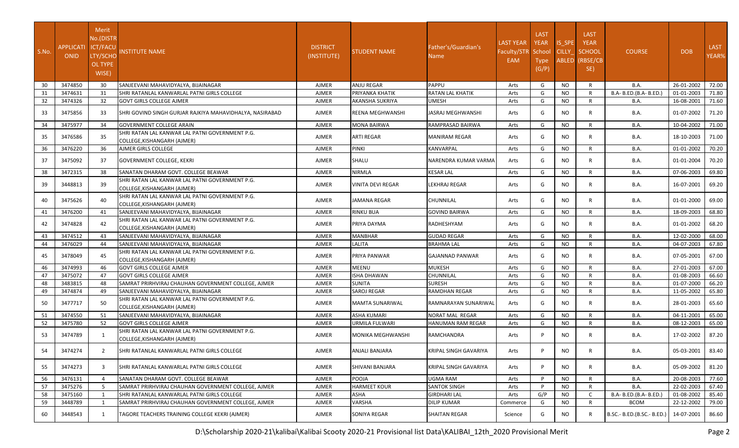| S.No. | APPLICATI ONID | Merit No.(DISTR ICT/FACU LTY/SCHO OL TYPE WISE) | INSTITUTE NAME | DISTRICT (INSTITUTE) | STUDENT NAME | Father's/Guardian's Name | LAST YEAR Faculty/STR EAM | LAST YEAR School Type (G/P) | IS_SPE CILLY_ ABLED | LAST YEAR SCHOOL (RBSE/CB SE) | COURSE | DOB | LAST YEAR% |
|---|---|---|---|---|---|---|---|---|---|---|---|---|---|
| 30 | 3474850 | 30 | SANJEEVANI MAHAVIDYALYA, BIJAINAGAR | AJMER | ANJU REGAR | PAPPU | Arts | G | NO | R | B.A. | 26-01-2002 | 72.00 |
| 31 | 3474631 | 31 | SHRI RATANLAL KANWARLAL PATNI GIRLS COLLEGE | AJMER | PRIYANKA KHATIK | RATAN LAL KHATIK | Arts | G | NO | R | B.A- B.ED.(B.A- B.ED.) | 01-01-2003 | 71.80 |
| 32 | 3474326 | 32 | GOVT GIRLS COLLEGE AJMER | AJMER | AKANSHA SUKRIYA | UMESH | Arts | G | NO | R | B.A. | 16-08-2001 | 71.60 |
| 33 | 3475856 | 33 | SHRI GOVIND SINGH GURJAR RAJKIYA MAHAVIDHALYA, NASIRABAD | AJMER | REENA MEGHWANSHI | JASRAJ MEGHWANSHI | Arts | G | NO | R | B.A. | 01-07-2002 | 71.20 |
| 34 | 3475977 | 34 | GOVERNMENT COLLEGE ARAIN | AJMER | MONA BAIRWA | RAMPRASAD BAIRWA | Arts | G | NO | R | B.A. | 10-04-2002 | 71.00 |
| 35 | 3476586 | 35 | SHRI RATAN LAL KANWAR LAL PATNI GOVERNMENT P.G. COLLEGE,KISHANGARH (AJMER) | AJMER | ARTI REGAR | MANIRAM REGAR | Arts | G | NO | R | B.A. | 18-10-2003 | 71.00 |
| 36 | 3476220 | 36 | AJMER GIRLS COLLEGE | AJMER | PINKI | KANVARPAL | Arts | G | NO | R | B.A. | 01-01-2002 | 70.20 |
| 37 | 3475092 | 37 | GOVERNMENT COLLEGE, KEKRI | AJMER | SHALU | NARENDRA KUMAR VARMA | Arts | G | NO | R | B.A. | 01-01-2004 | 70.20 |
| 38 | 3472315 | 38 | SANATAN DHARAM GOVT. COLLEGE BEAWAR | AJMER | NIRMLA | KESAR LAL | Arts | G | NO | R | B.A. | 07-06-2003 | 69.80 |
| 39 | 3448813 | 39 | SHRI RATAN LAL KANWAR LAL PATNI GOVERNMENT P.G. COLLEGE,KISHANGARH (AJMER) | AJMER | VINITA DEVI REGAR | LEKHRAJ REGAR | Arts | G | NO | R | B.A. | 16-07-2001 | 69.20 |
| 40 | 3475626 | 40 | SHRI RATAN LAL KANWAR LAL PATNI GOVERNMENT P.G. COLLEGE,KISHANGARH (AJMER) | AJMER | JAMANA REGAR | CHUNNILAL | Arts | G | NO | R | B.A. | 01-01-2000 | 69.00 |
| 41 | 3476200 | 41 | SANJEEVANI MAHAVIDYALYA, BIJAINAGAR | AJMER | RINKU BIJA | GOVIND BAIRWA | Arts | G | NO | R | B.A. | 18-09-2003 | 68.80 |
| 42 | 3474828 | 42 | SHRI RATAN LAL KANWAR LAL PATNI GOVERNMENT P.G. COLLEGE,KISHANGARH (AJMER) | AJMER | PRIYA DAYMA | RADHESHYAM | Arts | G | NO | R | B.A. | 01-01-2002 | 68.20 |
| 43 | 3474512 | 43 | SANJEEVANI MAHAVIDYALYA, BIJAINAGAR | AJMER | MANBHAR | GUDAD REGAR | Arts | G | NO | R | B.A. | 12-02-2000 | 68.00 |
| 44 | 3476029 | 44 | SANJEEVANI MAHAVIDYALYA, BIJAINAGAR | AJMER | LALITA | BRAHMA LAL | Arts | G | NO | R | B.A. | 04-07-2003 | 67.80 |
| 45 | 3478049 | 45 | SHRI RATAN LAL KANWAR LAL PATNI GOVERNMENT P.G. COLLEGE,KISHANGARH (AJMER) | AJMER | PRIYA PANWAR | GAJANNAD PANWAR | Arts | G | NO | R | B.A. | 07-05-2001 | 67.00 |
| 46 | 3474993 | 46 | GOVT GIRLS COLLEGE AJMER | AJMER | MEENU | MUKESH | Arts | G | NO | R | B.A. | 27-01-2003 | 67.00 |
| 47 | 3475072 | 47 | GOVT GIRLS COLLEGE AJMER | AJMER | ISHA DHAWAN | CHUNNILAL | Arts | G | NO | R | B.A. | 01-08-2003 | 66.60 |
| 48 | 3483815 | 48 | SAMRAT PRIRHVIRAJ CHAUHAN GOVERNMENT COLLEGE, AJMER | AJMER | SUNITA | SURESH | Arts | G | NO | R | B.A. | 01-07-2000 | 66.20 |
| 49 | 3474874 | 49 | SANJEEVANI MAHAVIDYALYA, BIJAINAGAR | AJMER | SAROJ REGAR | RAMDHAN REGAR | Arts | G | NO | R | B.A. | 11-05-2002 | 65.80 |
| 50 | 3477717 | 50 | SHRI RATAN LAL KANWAR LAL PATNI GOVERNMENT P.G. COLLEGE,KISHANGARH (AJMER) | AJMER | MAMTA SUNARIWAL | RAMNARAYAN SUNARIWAL | Arts | G | NO | R | B.A. | 28-01-2003 | 65.60 |
| 51 | 3474550 | 51 | SANJEEVANI MAHAVIDYALYA, BIJAINAGAR | AJMER | ASHA KUMARI | NORAT MAL REGAR | Arts | G | NO | R | B.A. | 04-11-2001 | 65.00 |
| 52 | 3475780 | 52 | GOVT GIRLS COLLEGE AJMER | AJMER | URMILA FULWARI | HANUMAN RAM REGAR | Arts | G | NO | R | B.A. | 08-12-2003 | 65.00 |
| 53 | 3474789 | 1 | SHRI RATAN LAL KANWAR LAL PATNI GOVERNMENT P.G. COLLEGE,KISHANGARH (AJMER) | AJMER | MONIKA MEGHWANSHI | RAMCHANDRA | Arts | P | NO | R | B.A. | 17-02-2002 | 87.20 |
| 54 | 3474274 | 2 | SHRI RATANLAL KANWARLAL PATNI GIRLS COLLEGE | AJMER | ANJALI BANJARA | KRIPAL SINGH GAVARIYA | Arts | P | NO | R | B.A. | 05-03-2001 | 83.40 |
| 55 | 3474273 | 3 | SHRI RATANLAL KANWARLAL PATNI GIRLS COLLEGE | AJMER | SHIVANI BANJARA | KRIPAL SINGH GAVARIYA | Arts | P | NO | R | B.A. | 05-09-2002 | 81.20 |
| 56 | 3476131 | 4 | SANATAN DHARAM GOVT. COLLEGE BEAWAR | AJMER | POOJA | UGMA RAM | Arts | P | NO | R | B.A. | 20-08-2003 | 77.60 |
| 57 | 3475276 | 5 | SAMRAT PRIRHVIRAJ CHAUHAN GOVERNMENT COLLEGE, AJMER | AJMER | HARMEET KOUR | SANTOK SINGH | Arts | P | NO | R | B.A. | 22-02-2003 | 67.40 |
| 58 | 3475160 | 1 | SHRI RATANLAL KANWARLAL PATNI GIRLS COLLEGE | AJMER | ASHA | GIRDHARI LAL | Arts | G/P | NO | C | B.A- B.ED.(B.A- B.ED.) | 01-08-2002 | 85.40 |
| 59 | 3448789 | 1 | SAMRAT PRIRHVIRAJ CHAUHAN GOVERNMENT COLLEGE, AJMER | AJMER | VARSHA | DILIP KUMAR | Commerce | G | NO | R | BCOM | 22-12-2002 | 79.00 |
| 60 | 3448543 | 1 | TAGORE TEACHERS TRAINING COLLEGE KEKRI (AJMER) | AJMER | SONIYA REGAR | SHAITAN REGAR | Science | G | NO | R | B.SC.- B.ED.(B.SC.- B.ED.) | 14-07-2001 | 86.60 |

D:\Scholarship 2020-21\kalibai\Kalibai Scooty 2020-21 Provisional list Data\KALIBAI_12th_2020 Provisional Merit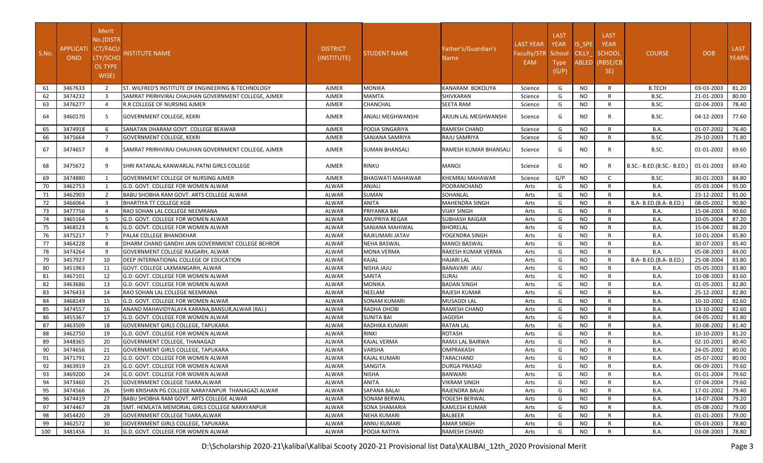| S.No. | APPLICATIONID | Merit No.(DISTRICT/FACULTY/SCHOOL TYPE WISE) | INSTITUTE NAME | DISTRICT (INSTITUTE) | STUDENT NAME | Father's/Guardian's Name | LAST YEAR Faculty/STREAM | LAST YEAR School Type (G/P) | IS_SPECILLY_ABLED | LAST YEAR SCHOOL (RBSE/CBSE) | COURSE | DOB | LAST YEAR% |
|---|---|---|---|---|---|---|---|---|---|---|---|---|---|
| 61 | 3467633 | 2 | ST. WILFRED'S INSTITUTE OF ENGINEERING & TECHNOLOGY | AJMER | MONIKA | KANARAM BOKOLIYA | Science | G | NO | R | B.TECH | 03-03-2003 | 81.20 |
| 62 | 3474232 | 3 | SAMRAT PRIRHVIRAJ CHAUHAN GOVERNMENT COLLEGE, AJMER | AJMER | MAMTA | SHIVKARAN | Science | G | NO | R | B.SC. | 21-01-2003 | 80.00 |
| 63 | 3476277 | 4 | R.R COLLEGE OF NURSING AJMER | AJMER | CHANCHAL | SEETA RAM | Science | G | NO | R | B.SC. | 02-04-2003 | 78.40 |
| 64 | 3460170 | 5 | GOVERNMENT COLLEGE, KEKRI | AJMER | ANJALI MEGHWANSHI | ARJUN LAL MEGHWANSHI | Science | G | NO | R | B.SC. | 04-12-2003 | 77.60 |
| 65 | 3474918 | 6 | SANATAN DHARAM GOVT. COLLEGE BEAWAR | AJMER | POOJA SINGARIYA | RAMESH CHAND | Science | G | NO | R | B.A. | 01-07-2002 | 76.40 |
| 66 | 3475664 | 7 | GOVERNMENT COLLEGE, KEKRI | AJMER | SANJANA SAMRIYA | RAJU SAMRIYA | Science | G | NO | R | B.SC. | 29-10-2003 | 71.80 |
| 67 | 3474657 | 8 | SAMRAT PRIRHVIRAJ CHAUHAN GOVERNMENT COLLEGE, AJMER | AJMER | SUMAN BHANSALI | RAMESH KUMAR BHANSALI | Science | G | NO | R | B.SC. | 01-01-2002 | 69.60 |
| 68 | 3475672 | 9 | SHRI RATANLAL KANWARLAL PATNI GIRLS COLLEGE | AJMER | RINKU | MANOJ | Science | G | NO | R | B.SC.- B.ED.(B.SC.- B.ED.) | 01-01-2003 | 69.40 |
| 69 | 3474880 | 1 | GOVERNMENT COLLEGE OF NURSING AJMER | AJMER | BHAGWATI MAHAWAR | KHEMRAJ MAHAWAR | Science | G/P | NO | C | B.SC. | 30-01-2003 | 84.80 |
| 70 | 3462753 | 1 | G.D. GOVT. COLLEGE FOR WOMEN ALWAR | ALWAR | ANJALI | POORANCHAND | Arts | G | NO | R | B.A. | 05-03-2004 | 95.00 |
| 71 | 3462903 | 2 | BABU SHOBHA RAM GOVT. ARTS COLLEGE ALWAR | ALWAR | SUMAN | SOHANLAL | Arts | G | NO | R | B.A. | 23-12-2002 | 91.00 |
| 72 | 3466064 | 3 | BHARTIYA TT COLLEGE KGB | ALWAR | ANITA | MAHENDRA SINGH | Arts | G | NO | R | B.A- B.ED.(B.A- B.ED.) | 08-05-2002 | 90.80 |
| 73 | 3477756 | 4 | RAO SOHAN LAL COLLEGE NEEMRANA | ALWAR | PRIYANKA BAI | VIJAY SINGH | Arts | G | NO | R | B.A. | 15-04-2003 | 90.60 |
| 74 | 3465164 | 5 | G.D. GOVT. COLLEGE FOR WOMEN ALWAR | ALWAR | ANUPRIYA REGAR | SUBHASH RAIGAR | Arts | G | NO | R | B.A. | 10-05-2004 | 87.20 |
| 75 | 3468523 | 6 | G.D. GOVT. COLLEGE FOR WOMEN ALWAR | ALWAR | SANJANA MAHIWAL | BHORELAL | Arts | G | NO | R | B.A. | 15-04-2002 | 86.20 |
| 76 | 3475217 | 7 | PALAK COLLEGE BHANOKHAR | ALWAR | RAJKUMARI JATAV | YOGENDRA SINGH | Arts | G | NO | R | B.A. | 10-01-2004 | 85.80 |
| 77 | 3464228 | 8 | DHARM CHAND GANDHI JAIN GOVERNMENT COLLEGE BEHROR | ALWAR | NEHA BASWAL | MANOJ BASWAL | Arts | G | NO | R | B.A. | 30-07-2003 | 85.40 |
| 78 | 3474264 | 9 | GOVERNMENT COLLEGE RAJGARH, ALWAR | ALWAR | MONA VERMA | RAKESH KUMAR VERMA | Arts | G | NO | R | B.A. | 05-08-2003 | 84.00 |
| 79 | 3457927 | 10 | DEEP INTERNATIONAL COLLEGE OF EDUCATION | ALWAR | KAJAL | HAJARI LAL | Arts | G | NO | R | B.A- B.ED.(B.A- B.ED.) | 25-08-2004 | 83.80 |
| 80 | 3451963 | 11 | GOVT. COLLEGE LAXMANGARH, ALWAR | ALWAR | NISHA JAJU | BANAVARI JAJU | Arts | G | NO | R | B.A. | 05-05-2003 | 83.80 |
| 81 | 3467101 | 12 | G.D. GOVT. COLLEGE FOR WOMEN ALWAR | ALWAR | SARITA | SURAJ | Arts | G | NO | R | B.A. | 10-08-2003 | 83.60 |
| 82 | 3463686 | 13 | G.D. GOVT. COLLEGE FOR WOMEN ALWAR | ALWAR | MONIKA | BADAN SINGH | Arts | G | NO | R | B.A. | 01-05-2001 | 82.80 |
| 83 | 3476433 | 14 | RAO SOHAN LAL COLLEGE NEEMRANA | ALWAR | NEELAM | RAJESH KUMAR | Arts | G | NO | R | B.A. | 25-12-2002 | 82.80 |
| 84 | 3468149 | 15 | G.D. GOVT. COLLEGE FOR WOMEN ALWAR | ALWAR | SONAM KUMARI | MUSADDI LAL | Arts | G | NO | R | B.A. | 10-10-2002 | 82.60 |
| 85 | 3474557 | 16 | ANAND MAHAVIDYALAYA KARANA,BANSUR,ALWAR (RAJ.) | ALWAR | RADHA DHOBI | RAMESH CHAND | Arts | G | NO | R | B.A. | 13-10-2002 | 82.60 |
| 86 | 3455367 | 17 | G.D. GOVT. COLLEGE FOR WOMEN ALWAR | ALWAR | SUNITA BAI | JAGDISH | Arts | G | NO | R | B.A. | 04-05-2002 | 81.80 |
| 87 | 3463509 | 18 | GOVERNMENT GIRLS COLLEGE, TAPUKARA | ALWAR | RADHIKA KUMARI | RATAN LAL | Arts | G | NO | R | B.A. | 30-08-2002 | 81.40 |
| 88 | 3462750 | 19 | G.D. GOVT. COLLEGE FOR WOMEN ALWAR | ALWAR | RINKI | ROTASH | Arts | G | NO | R | B.A. | 10-10-2003 | 81.20 |
| 89 | 3448365 | 20 | GOVERNMENT COLLEGE, THANAGAZI | ALWAR | KAJAL VERMA | RAMJI LAL BAIRWA | Arts | G | NO | R | B.A. | 02-10-2001 | 80.40 |
| 90 | 3474656 | 21 | GOVERNMENT GIRLS COLLEGE, TAPUKARA | ALWAR | VARSHA | OMPRAKASH | Arts | G | NO | R | B.A. | 24-05-2002 | 80.00 |
| 91 | 3471791 | 22 | G.D. GOVT. COLLEGE FOR WOMEN ALWAR | ALWAR | KAJAL KUMARI | TARACHAND | Arts | G | NO | R | B.A. | 05-07-2002 | 80.00 |
| 92 | 3463919 | 23 | G.D. GOVT. COLLEGE FOR WOMEN ALWAR | ALWAR | SANGITA | DURGA PRASAD | Arts | G | NO | R | B.A. | 06-09-2001 | 79.60 |
| 93 | 3469200 | 24 | G.D. GOVT. COLLEGE FOR WOMEN ALWAR | ALWAR | NISHA | BANWARI | Arts | G | NO | R | B.A. | 01-01-2004 | 79.60 |
| 94 | 3473460 | 25 | GOVERNMENT COLLEGE TIJARA,ALWAR | ALWAR | ANITA | VIKRAM SINGH | Arts | G | NO | R | B.A. | 07-04-2004 | 79.60 |
| 95 | 3474566 | 26 | SHRI KRISHAN PG COLLEGE NARAYANPUR THANAGAZI ALWAR | ALWAR | SAPANA BALAI | RAJENDRA BALAI | Arts | G | NO | R | B.A. | 17-01-2002 | 79.40 |
| 96 | 3474419 | 27 | BABU SHOBHA RAM GOVT. ARTS COLLEGE ALWAR | ALWAR | SONAM BERWAL | YOGESH BERWAL | Arts | G | NO | R | B.A. | 14-07-2004 | 79.20 |
| 97 | 3474467 | 28 | SMT. HEMLATA MEMORIAL GIRLS COLLEGE NARAYANPUR | ALWAR | SONA SHAMARIA | KAMLESH KUMAR | Arts | G | NO | R | B.A. | 05-08-2002 | 79.00 |
| 98 | 3454420 | 29 | GOVERNMENT COLLEGE TIJARA,ALWAR | ALWAR | NEHA KUMARI | BALBEER | Arts | G | NO | R | B.A. | 01-01-2003 | 79.00 |
| 99 | 3462572 | 30 | GOVERNMENT GIRLS COLLEGE, TAPUKARA | ALWAR | ANNU KUMARI | AMAR SINGH | Arts | G | NO | R | B.A. | 05-03-2003 | 78.80 |
| 100 | 3481456 | 31 | G.D. GOVT. COLLEGE FOR WOMEN ALWAR | ALWAR | POOJA RATIYA | RAMESH CHAND | Arts | G | NO | R | B.A. | 03-08-2003 | 78.80 |

D:\Scholarship 2020-21\kalibai\Kalibai Scooty 2020-21 Provisional list Data\KALIBAI_12th_2020 Provisional Merit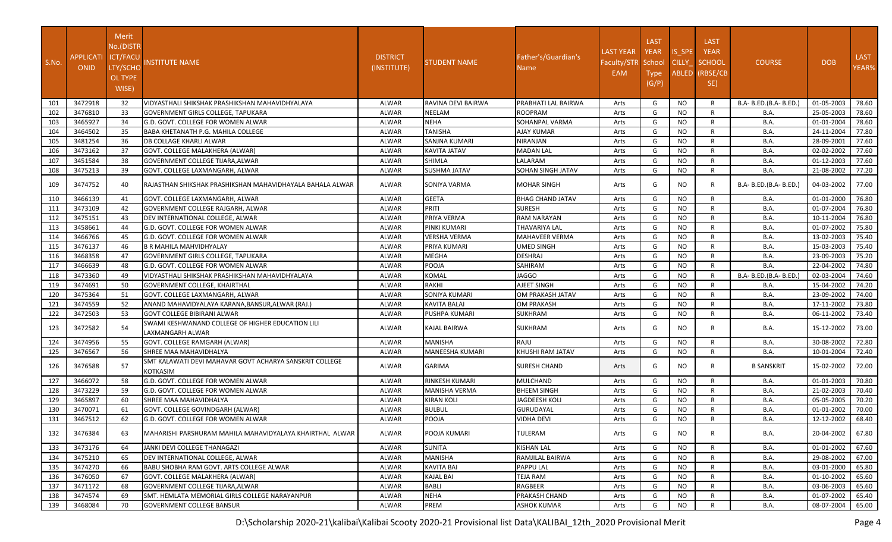| S.No. | APPLICATIONID | Merit No.(DISTRICT/FACULTY/SCHOOL TYPE WISE) | INSTITUTE NAME | DISTRICT (INSTITUTE) | STUDENT NAME | Father's/Guardian's Name | LAST YEAR Faculty/STREAM | LAST YEAR School Type (G/P) | IS_SPECILLY_ABLED | LAST YEAR SCHOOL (RBSE/CBSE) | COURSE | DOB | LAST YEAR% |
|---|---|---|---|---|---|---|---|---|---|---|---|---|---|
| 101 | 3472918 | 32 | VIDYASTHALI SHIKSHAK PRASHIKSHAN MAHAVIDHYALAYA | ALWAR | RAVINA DEVI BAIRWA | PRABHATI LAL BAIRWA | Arts | G | NO | R | B.A- B.ED.(B.A- B.ED.) | 01-05-2003 | 78.60 |
| 102 | 3476810 | 33 | GOVERNMENT GIRLS COLLEGE, TAPUKARA | ALWAR | NEELAM | ROOPRAM | Arts | G | NO | R | B.A. | 25-05-2003 | 78.60 |
| 103 | 3465927 | 34 | G.D. GOVT. COLLEGE FOR WOMEN ALWAR | ALWAR | NEHA | SOHANPAL VARMA | Arts | G | NO | R | B.A. | 01-01-2004 | 78.60 |
| 104 | 3464502 | 35 | BABA KHETANATH P.G. MAHILA COLLEGE | ALWAR | TANISHA | AJAY KUMAR | Arts | G | NO | R | B.A. | 24-11-2004 | 77.80 |
| 105 | 3481254 | 36 | DB COLLAGE KHARLI ALWAR | ALWAR | SANJNA KUMARI | NIRANJAN | Arts | G | NO | R | B.A. | 28-09-2001 | 77.60 |
| 106 | 3473162 | 37 | GOVT. COLLEGE MALAKHERA (ALWAR) | ALWAR | KAVITA JATAV | MADAN LAL | Arts | G | NO | R | B.A. | 02-02-2002 | 77.60 |
| 107 | 3451584 | 38 | GOVERNMENT COLLEGE TIJARA,ALWAR | ALWAR | SHIMLA | LALARAM | Arts | G | NO | R | B.A. | 01-12-2003 | 77.60 |
| 108 | 3475213 | 39 | GOVT. COLLEGE LAXMANGARH, ALWAR | ALWAR | SUSHMA JATAV | SOHAN SINGH JATAV | Arts | G | NO | R | B.A. | 21-08-2002 | 77.20 |
| 109 | 3474752 | 40 | RAJASTHAN SHIKSHAK PRASHIKSHAN MAHAVIDHAYALA BAHALA ALWAR | ALWAR | SONIYA VARMA | MOHAR SINGH | Arts | G | NO | R | B.A- B.ED.(B.A- B.ED.) | 04-03-2002 | 77.00 |
| 110 | 3466139 | 41 | GOVT. COLLEGE LAXMANGARH, ALWAR | ALWAR | GEETA | BHAG CHAND JATAV | Arts | G | NO | R | B.A. | 01-01-2000 | 76.80 |
| 111 | 3473109 | 42 | GOVERNMENT COLLEGE RAJGARH, ALWAR | ALWAR | PRITI | SURESH | Arts | G | NO | R | B.A. | 01-07-2004 | 76.80 |
| 112 | 3475151 | 43 | DEV INTERNATIONAL COLLEGE, ALWAR | ALWAR | PRIYA VERMA | RAM NARAYAN | Arts | G | NO | R | B.A. | 10-11-2004 | 76.80 |
| 113 | 3458661 | 44 | G.D. GOVT. COLLEGE FOR WOMEN ALWAR | ALWAR | PINKI KUMARI | THAVARIYA LAL | Arts | G | NO | R | B.A. | 01-07-2002 | 75.80 |
| 114 | 3466766 | 45 | G.D. GOVT. COLLEGE FOR WOMEN ALWAR | ALWAR | VERSHA VERMA | MAHAVEER VERMA | Arts | G | NO | R | B.A. | 13-02-2003 | 75.40 |
| 115 | 3476137 | 46 | B R MAHILA MAHVIDHYALAY | ALWAR | PRIYA KUMARI | UMED SINGH | Arts | G | NO | R | B.A. | 15-03-2003 | 75.40 |
| 116 | 3468358 | 47 | GOVERNMENT GIRLS COLLEGE, TAPUKARA | ALWAR | MEGHA | DESHRAJ | Arts | G | NO | R | B.A. | 23-09-2003 | 75.20 |
| 117 | 3466639 | 48 | G.D. GOVT. COLLEGE FOR WOMEN ALWAR | ALWAR | POOJA | SAHIRAM | Arts | G | NO | R | B.A. | 22-04-2002 | 74.80 |
| 118 | 3473360 | 49 | VIDYASTHALI SHIKSHAK PRASHIKSHAN MAHAVIDHYALAYA | ALWAR | KOMAL | JAGGO | Arts | G | NO | R | B.A- B.ED.(B.A- B.ED.) | 02-03-2004 | 74.60 |
| 119 | 3474691 | 50 | GOVERNMENT COLLEGE, KHAIRTHAL | ALWAR | RAKHI | AJEET SINGH | Arts | G | NO | R | B.A. | 15-04-2002 | 74.20 |
| 120 | 3475364 | 51 | GOVT. COLLEGE LAXMANGARH, ALWAR | ALWAR | SONIYA KUMARI | OM PRAKASH JATAV | Arts | G | NO | R | B.A. | 23-09-2002 | 74.00 |
| 121 | 3474559 | 52 | ANAND MAHAVIDYALAYA KARANA,BANSUR,ALWAR (RAJ.) | ALWAR | KAVITA BALAI | OM PRAKASH | Arts | G | NO | R | B.A. | 17-11-2002 | 73.80 |
| 122 | 3472503 | 53 | GOVT COLLEGE BIBIRANI ALWAR | ALWAR | PUSHPA KUMARI | SUKHRAM | Arts | G | NO | R | B.A. | 06-11-2002 | 73.40 |
| 123 | 3472582 | 54 | SWAMI KESHWANAND COLLEGE OF HIGHER EDUCATION LILI LAXMANGARH ALWAR | ALWAR | KAJAL BAIRWA | SUKHRAM | Arts | G | NO | R | B.A. | 15-12-2002 | 73.00 |
| 124 | 3474956 | 55 | GOVT. COLLEGE RAMGARH (ALWAR) | ALWAR | MANISHA | RAJU | Arts | G | NO | R | B.A. | 30-08-2002 | 72.80 |
| 125 | 3476567 | 56 | SHREE MAA MAHAVIDHALYA | ALWAR | MANEESHA KUMARI | KHUSHI RAM JATAV | Arts | G | NO | R | B.A. | 10-01-2004 | 72.40 |
| 126 | 3476588 | 57 | SMT KALAWATI DEVI MAHAVAR GOVT ACHARYA SANSKRIT COLLEGE KOTKASIM | ALWAR | GARIMA | SURESH CHAND | Arts | G | NO | R | B SANSKRIT | 15-02-2002 | 72.00 |
| 127 | 3466072 | 58 | G.D. GOVT. COLLEGE FOR WOMEN ALWAR | ALWAR | RINKESH KUMARI | MULCHAND | Arts | G | NO | R | B.A. | 01-01-2003 | 70.80 |
| 128 | 3473229 | 59 | G.D. GOVT. COLLEGE FOR WOMEN ALWAR | ALWAR | MANISHA VERMA | BHEEM SINGH | Arts | G | NO | R | B.A. | 21-02-2003 | 70.40 |
| 129 | 3465897 | 60 | SHREE MAA MAHAVIDHALYA | ALWAR | KIRAN KOLI | JAGDEESH KOLI | Arts | G | NO | R | B.A. | 05-05-2005 | 70.20 |
| 130 | 3470071 | 61 | GOVT. COLLEGE GOVINDGARH (ALWAR) | ALWAR | BULBUL | GURUDAYAL | Arts | G | NO | R | B.A. | 01-01-2002 | 70.00 |
| 131 | 3467512 | 62 | G.D. GOVT. COLLEGE FOR WOMEN ALWAR | ALWAR | POOJA | VIDHA DEVI | Arts | G | NO | R | B.A. | 12-12-2002 | 68.40 |
| 132 | 3476384 | 63 | MAHARISHI PARSHURAM MAHILA MAHAVIDYALAYA KHAIRTHAL ALWAR | ALWAR | POOJA KUMARI | TULERAM | Arts | G | NO | R | B.A. | 20-04-2002 | 67.80 |
| 133 | 3473176 | 64 | JANKI DEVI COLLEGE THANAGAZI | ALWAR | SUNITA | KISHAN LAL | Arts | G | NO | R | B.A. | 01-01-2002 | 67.60 |
| 134 | 3475210 | 65 | DEV INTERNATIONAL COLLEGE, ALWAR | ALWAR | MANISHA | RAMJILAL BAIRWA | Arts | G | NO | R | B.A. | 29-08-2002 | 67.00 |
| 135 | 3474270 | 66 | BABU SHOBHA RAM GOVT. ARTS COLLEGE ALWAR | ALWAR | KAVITA BAI | PAPPU LAL | Arts | G | NO | R | B.A. | 03-01-2000 | 65.80 |
| 136 | 3476050 | 67 | GOVT. COLLEGE MALAKHERA (ALWAR) | ALWAR | KAJAL BAI | TEJA RAM | Arts | G | NO | R | B.A. | 01-10-2002 | 65.60 |
| 137 | 3471172 | 68 | GOVERNMENT COLLEGE TIJARA,ALWAR | ALWAR | BABLI | RAGBEER | Arts | G | NO | R | B.A. | 03-06-2003 | 65.60 |
| 138 | 3474574 | 69 | SMT. HEMLATA MEMORIAL GIRLS COLLEGE NARAYANPUR | ALWAR | NEHA | PRAKASH CHAND | Arts | G | NO | R | B.A. | 01-07-2002 | 65.40 |
| 139 | 3468084 | 70 | GOVERNMENT COLLEGE BANSUR | ALWAR | PREM | ASHOK KUMAR | Arts | G | NO | R | B.A. | 08-07-2004 | 65.00 |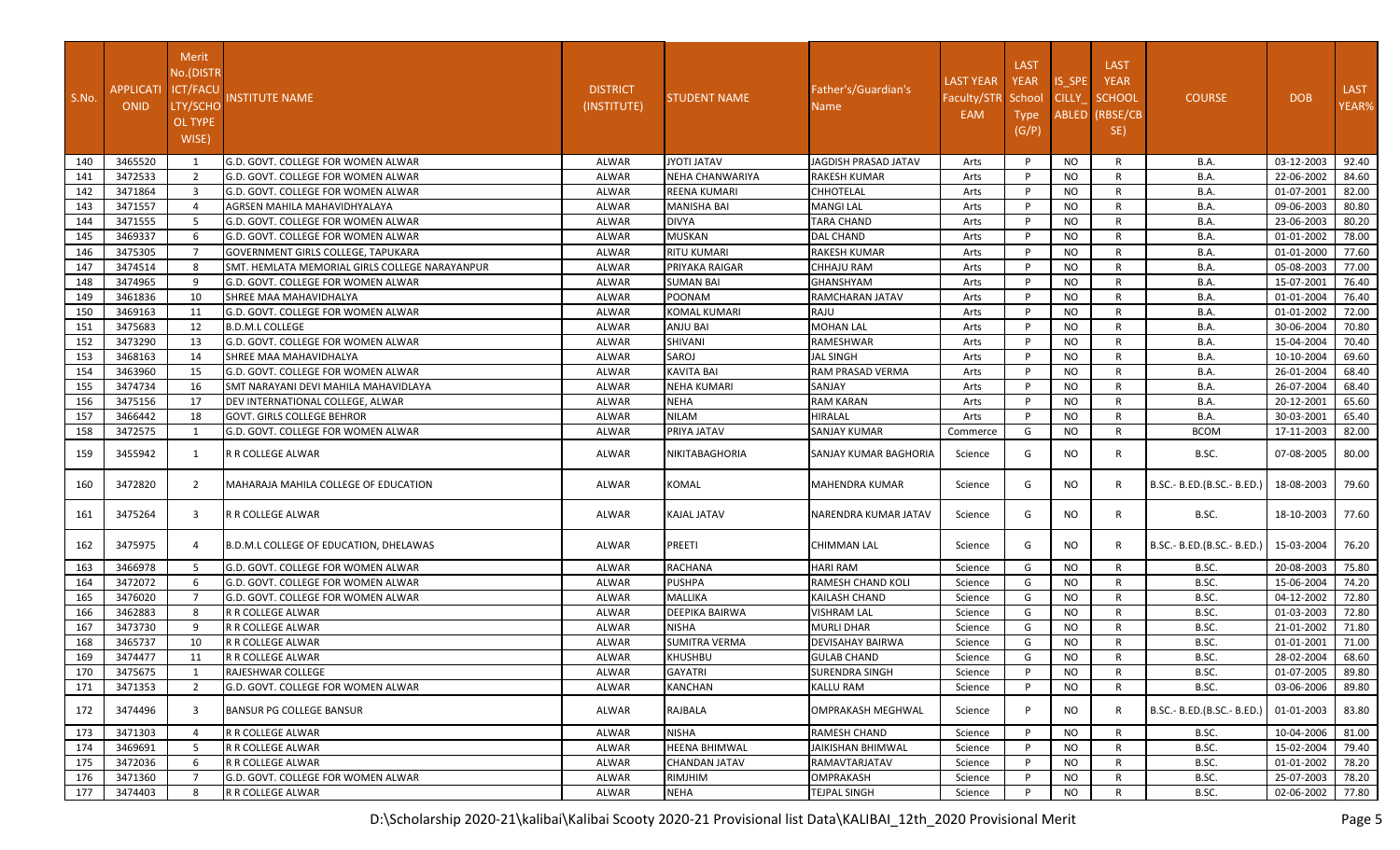| S.No. | APPLICATIONID | Merit No.(DISTRICT/FACULTY/SCHOOL TYPE WISE) | INSTITUTE NAME | DISTRICT (INSTITUTE) | STUDENT NAME | Father's/Guardian's Name | LAST YEAR Faculty/STREAM | LAST YEAR School Type (G/P) | IS_SPECILLY_ABLED | LAST YEAR SCHOOL (RBSE/CBSE) | COURSE | DOB | LAST YEAR% |
|---|---|---|---|---|---|---|---|---|---|---|---|---|---|
| 140 | 3465520 | 1 | G.D. GOVT. COLLEGE FOR WOMEN ALWAR | ALWAR | JYOTI JATAV | JAGDISH PRASAD JATAV | Arts | P | NO | R | B.A. | 03-12-2003 | 92.40 |
| 141 | 3472533 | 2 | G.D. GOVT. COLLEGE FOR WOMEN ALWAR | ALWAR | NEHA CHANWARIYA | RAKESH KUMAR | Arts | P | NO | R | B.A. | 22-06-2002 | 84.60 |
| 142 | 3471864 | 3 | G.D. GOVT. COLLEGE FOR WOMEN ALWAR | ALWAR | REENA KUMARI | CHHOTELAL | Arts | P | NO | R | B.A. | 01-07-2001 | 82.00 |
| 143 | 3471557 | 4 | AGRSEN MAHILA MAHAVIDHYALAYA | ALWAR | MANISHA BAI | MANGI LAL | Arts | P | NO | R | B.A. | 09-06-2003 | 80.80 |
| 144 | 3471555 | 5 | G.D. GOVT. COLLEGE FOR WOMEN ALWAR | ALWAR | DIVYA | TARA CHAND | Arts | P | NO | R | B.A. | 23-06-2003 | 80.20 |
| 145 | 3469337 | 6 | G.D. GOVT. COLLEGE FOR WOMEN ALWAR | ALWAR | MUSKAN | DAL CHAND | Arts | P | NO | R | B.A. | 01-01-2002 | 78.00 |
| 146 | 3475305 | 7 | GOVERNMENT GIRLS COLLEGE, TAPUKARA | ALWAR | RITU KUMARI | RAKESH KUMAR | Arts | P | NO | R | B.A. | 01-01-2000 | 77.60 |
| 147 | 3474514 | 8 | SMT. HEMLATA MEMORIAL GIRLS COLLEGE NARAYANPUR | ALWAR | PRIYAKA RAIGAR | CHHAJU RAM | Arts | P | NO | R | B.A. | 05-08-2003 | 77.00 |
| 148 | 3474965 | 9 | G.D. GOVT. COLLEGE FOR WOMEN ALWAR | ALWAR | SUMAN BAI | GHANSHYAM | Arts | P | NO | R | B.A. | 15-07-2001 | 76.40 |
| 149 | 3461836 | 10 | SHREE MAA MAHAVIDHALYA | ALWAR | POONAM | RAMCHARAN JATAV | Arts | P | NO | R | B.A. | 01-01-2004 | 76.40 |
| 150 | 3469163 | 11 | G.D. GOVT. COLLEGE FOR WOMEN ALWAR | ALWAR | KOMAL KUMARI | RAJU | Arts | P | NO | R | B.A. | 01-01-2002 | 72.00 |
| 151 | 3475683 | 12 | B.D.M.L COLLEGE | ALWAR | ANJU BAI | MOHAN LAL | Arts | P | NO | R | B.A. | 30-06-2004 | 70.80 |
| 152 | 3473290 | 13 | G.D. GOVT. COLLEGE FOR WOMEN ALWAR | ALWAR | SHIVANI | RAMESHWAR | Arts | P | NO | R | B.A. | 15-04-2004 | 70.40 |
| 153 | 3468163 | 14 | SHREE MAA MAHAVIDHALYA | ALWAR | SAROJ | JAL SINGH | Arts | P | NO | R | B.A. | 10-10-2004 | 69.60 |
| 154 | 3463960 | 15 | G.D. GOVT. COLLEGE FOR WOMEN ALWAR | ALWAR | KAVITA BAI | RAM PRASAD VERMA | Arts | P | NO | R | B.A. | 26-01-2004 | 68.40 |
| 155 | 3474734 | 16 | SMT NARAYANI DEVI MAHILA MAHAVIDLAYA | ALWAR | NEHA KUMARI | SANJAY | Arts | P | NO | R | B.A. | 26-07-2004 | 68.40 |
| 156 | 3475156 | 17 | DEV INTERNATIONAL COLLEGE, ALWAR | ALWAR | NEHA | RAM KARAN | Arts | P | NO | R | B.A. | 20-12-2001 | 65.60 |
| 157 | 3466442 | 18 | GOVT. GIRLS COLLEGE BEHROR | ALWAR | NILAM | HIRALAL | Arts | P | NO | R | B.A. | 30-03-2001 | 65.40 |
| 158 | 3472575 | 1 | G.D. GOVT. COLLEGE FOR WOMEN ALWAR | ALWAR | PRIYA JATAV | SANJAY KUMAR | Commerce | G | NO | R | BCOM | 17-11-2003 | 82.00 |
| 159 | 3455942 | 1 | R R COLLEGE ALWAR | ALWAR | NIKITABAGHORIA | SANJAY KUMAR BAGHORIA | Science | G | NO | R | B.SC. | 07-08-2005 | 80.00 |
| 160 | 3472820 | 2 | MAHARAJA MAHILA COLLEGE OF EDUCATION | ALWAR | KOMAL | MAHENDRA KUMAR | Science | G | NO | R | B.SC.- B.ED.(B.SC.- B.ED.) | 18-08-2003 | 79.60 |
| 161 | 3475264 | 3 | R R COLLEGE ALWAR | ALWAR | KAJAL JATAV | NARENDRA KUMAR JATAV | Science | G | NO | R | B.SC. | 18-10-2003 | 77.60 |
| 162 | 3475975 | 4 | B.D.M.L COLLEGE OF EDUCATION, DHELAWAS | ALWAR | PREETI | CHIMMAN LAL | Science | G | NO | R | B.SC.- B.ED.(B.SC.- B.ED.) | 15-03-2004 | 76.20 |
| 163 | 3466978 | 5 | G.D. GOVT. COLLEGE FOR WOMEN ALWAR | ALWAR | RACHANA | HARI RAM | Science | G | NO | R | B.SC. | 20-08-2003 | 75.80 |
| 164 | 3472072 | 6 | G.D. GOVT. COLLEGE FOR WOMEN ALWAR | ALWAR | PUSHPA | RAMESH CHAND KOLI | Science | G | NO | R | B.SC. | 15-06-2004 | 74.20 |
| 165 | 3476020 | 7 | G.D. GOVT. COLLEGE FOR WOMEN ALWAR | ALWAR | MALLIKA | KAILASH CHAND | Science | G | NO | R | B.SC. | 04-12-2002 | 72.80 |
| 166 | 3462883 | 8 | R R COLLEGE ALWAR | ALWAR | DEEPIKA BAIRWA | VISHRAM LAL | Science | G | NO | R | B.SC. | 01-03-2003 | 72.80 |
| 167 | 3473730 | 9 | R R COLLEGE ALWAR | ALWAR | NISHA | MURLI DHAR | Science | G | NO | R | B.SC. | 21-01-2002 | 71.80 |
| 168 | 3465737 | 10 | R R COLLEGE ALWAR | ALWAR | SUMITRA VERMA | DEVISAHAY BAIRWA | Science | G | NO | R | B.SC. | 01-01-2001 | 71.00 |
| 169 | 3474477 | 11 | R R COLLEGE ALWAR | ALWAR | KHUSHBU | GULAB CHAND | Science | G | NO | R | B.SC. | 28-02-2004 | 68.60 |
| 170 | 3475675 | 1 | RAJESHWAR COLLEGE | ALWAR | GAYATRI | SURENDRA SINGH | Science | P | NO | R | B.SC. | 01-07-2005 | 89.80 |
| 171 | 3471353 | 2 | G.D. GOVT. COLLEGE FOR WOMEN ALWAR | ALWAR | KANCHAN | KALLU RAM | Science | P | NO | R | B.SC. | 03-06-2006 | 89.80 |
| 172 | 3474496 | 3 | BANSUR PG COLLEGE BANSUR | ALWAR | RAJBALA | OMPRAKASH MEGHWAL | Science | P | NO | R | B.SC.- B.ED.(B.SC.- B.ED.) | 01-01-2003 | 83.80 |
| 173 | 3471303 | 4 | R R COLLEGE ALWAR | ALWAR | NISHA | RAMESH CHAND | Science | P | NO | R | B.SC. | 10-04-2006 | 81.00 |
| 174 | 3469691 | 5 | R R COLLEGE ALWAR | ALWAR | HEENA BHIMWAL | JAIKISHAN BHIMWAL | Science | P | NO | R | B.SC. | 15-02-2004 | 79.40 |
| 175 | 3472036 | 6 | R R COLLEGE ALWAR | ALWAR | CHANDAN JATAV | RAMAVTARJATAV | Science | P | NO | R | B.SC. | 01-01-2002 | 78.20 |
| 176 | 3471360 | 7 | G.D. GOVT. COLLEGE FOR WOMEN ALWAR | ALWAR | RIMJHIM | OMPRAKASH | Science | P | NO | R | B.SC. | 25-07-2003 | 78.20 |
| 177 | 3474403 | 8 | R R COLLEGE ALWAR | ALWAR | NEHA | TEJPAL SINGH | Science | P | NO | R | B.SC. | 02-06-2002 | 77.80 |

D:\Scholarship 2020-21\kalibai\Kalibai Scooty 2020-21 Provisional list Data\KALIBAI_12th_2020 Provisional Merit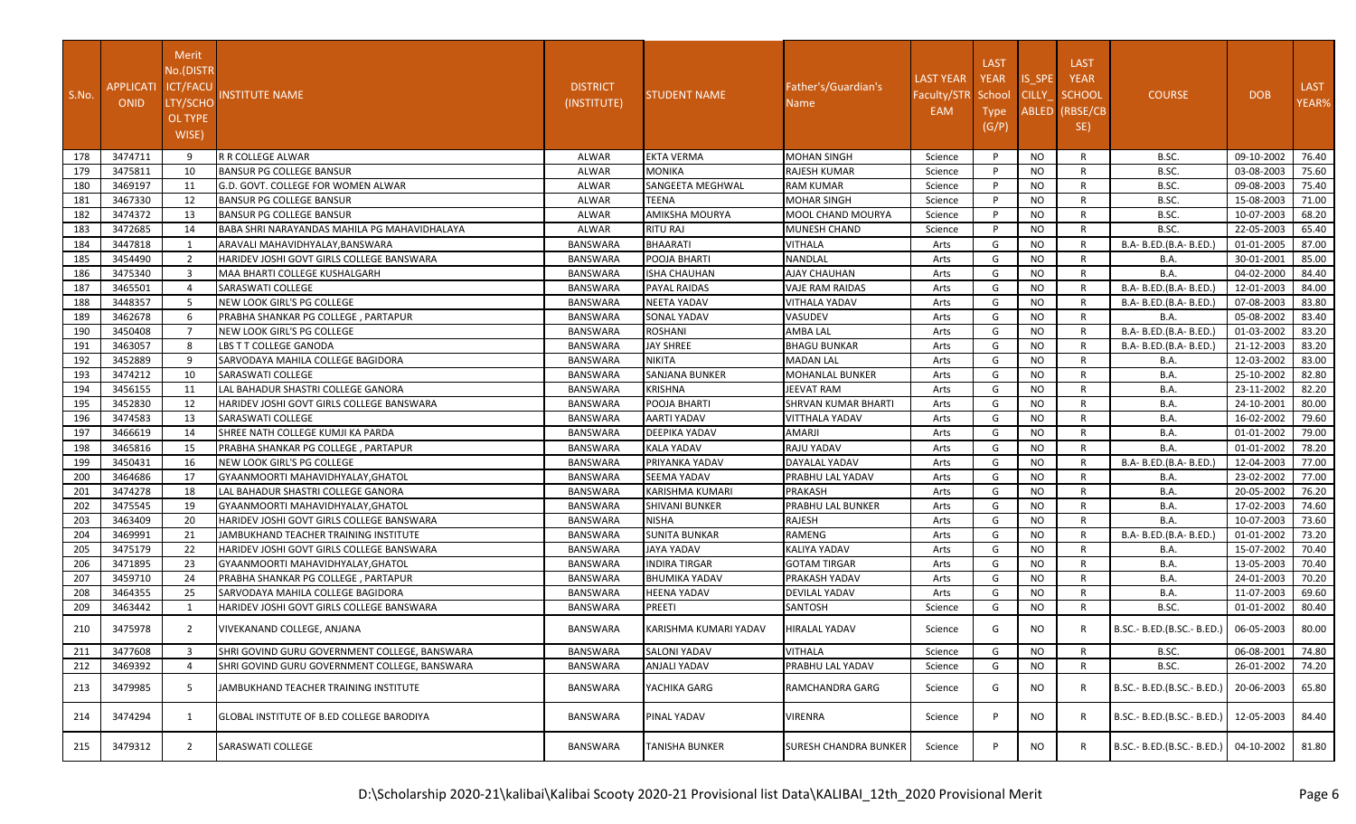| S.No. | APPLICATIONID | Merit No.(DISTRICT/FACULTY/SCHOOL TYPE WISE) | INSTITUTE NAME | DISTRICT (INSTITUTE) | STUDENT NAME | Father's/Guardian's Name | LAST YEAR Faculty/STREAM | LAST YEAR School Type (G/P) | IS_SPECILLY_ABLED | LAST YEAR SCHOOL (RBSE/CBSE) | COURSE | DOB | LAST YEAR% |
|---|---|---|---|---|---|---|---|---|---|---|---|---|---|
| 178 | 3474711 | 9 | R R COLLEGE ALWAR | ALWAR | EKTA VERMA | MOHAN SINGH | Science | P | NO | R | B.SC. | 09-10-2002 | 76.40 |
| 179 | 3475811 | 10 | BANSUR PG COLLEGE BANSUR | ALWAR | MONIKA | RAJESH KUMAR | Science | P | NO | R | B.SC. | 03-08-2003 | 75.60 |
| 180 | 3469197 | 11 | G.D. GOVT. COLLEGE FOR WOMEN ALWAR | ALWAR | SANGEETA MEGHWAL | RAM KUMAR | Science | P | NO | R | B.SC. | 09-08-2003 | 75.40 |
| 181 | 3467330 | 12 | BANSUR PG COLLEGE BANSUR | ALWAR | TEENA | MOHAR SINGH | Science | P | NO | R | B.SC. | 15-08-2003 | 71.00 |
| 182 | 3474372 | 13 | BANSUR PG COLLEGE BANSUR | ALWAR | AMIKSHA MOURYA | MOOL CHAND MOURYA | Science | P | NO | R | B.SC. | 10-07-2003 | 68.20 |
| 183 | 3472685 | 14 | BABA SHRI NARAYANDAS MAHILA PG MAHAVIDHALAYA | ALWAR | RITU RAJ | MUNESH CHAND | Science | P | NO | R | B.SC. | 22-05-2003 | 65.40 |
| 184 | 3447818 | 1 | ARAVALI MAHAVIDHYALAY,BANSWARA | BANSWARA | BHAARATI | VITHALA | Arts | G | NO | R | B.A- B.ED.(B.A- B.ED.) | 01-01-2005 | 87.00 |
| 185 | 3454490 | 2 | HARIDEV JOSHI GOVT GIRLS COLLEGE BANSWARA | BANSWARA | POOJA BHARTI | NANDLAL | Arts | G | NO | R | B.A. | 30-01-2001 | 85.00 |
| 186 | 3475340 | 3 | MAA BHARTI COLLEGE KUSHALGARH | BANSWARA | ISHA CHAUHAN | AJAY CHAUHAN | Arts | G | NO | R | B.A. | 04-02-2000 | 84.40 |
| 187 | 3465501 | 4 | SARASWATI COLLEGE | BANSWARA | PAYAL RAIDAS | VAJE RAM RAIDAS | Arts | G | NO | R | B.A- B.ED.(B.A- B.ED.) | 12-01-2003 | 84.00 |
| 188 | 3448357 | 5 | NEW LOOK GIRL'S PG COLLEGE | BANSWARA | NEETA YADAV | VITHALA YADAV | Arts | G | NO | R | B.A- B.ED.(B.A- B.ED.) | 07-08-2003 | 83.80 |
| 189 | 3462678 | 6 | PRABHA SHANKAR PG COLLEGE , PARTAPUR | BANSWARA | SONAL YADAV | VASUDEV | Arts | G | NO | R | B.A. | 05-08-2002 | 83.40 |
| 190 | 3450408 | 7 | NEW LOOK GIRL'S PG COLLEGE | BANSWARA | ROSHANI | AMBA LAL | Arts | G | NO | R | B.A- B.ED.(B.A- B.ED.) | 01-03-2002 | 83.20 |
| 191 | 3463057 | 8 | LBS T T COLLEGE GANODA | BANSWARA | JAY SHREE | BHAGU BUNKAR | Arts | G | NO | R | B.A- B.ED.(B.A- B.ED.) | 21-12-2003 | 83.20 |
| 192 | 3452889 | 9 | SARVODAYA MAHILA COLLEGE BAGIDORA | BANSWARA | NIKITA | MADAN LAL | Arts | G | NO | R | B.A. | 12-03-2002 | 83.00 |
| 193 | 3474212 | 10 | SARASWATI COLLEGE | BANSWARA | SANJANA BUNKER | MOHANLAL BUNKER | Arts | G | NO | R | B.A. | 25-10-2002 | 82.80 |
| 194 | 3456155 | 11 | LAL BAHADUR SHASTRI COLLEGE GANORA | BANSWARA | KRISHNA | JEEVAT RAM | Arts | G | NO | R | B.A. | 23-11-2002 | 82.20 |
| 195 | 3452830 | 12 | HARIDEV JOSHI GOVT GIRLS COLLEGE BANSWARA | BANSWARA | POOJA BHARTI | SHRVAN KUMAR BHARTI | Arts | G | NO | R | B.A. | 24-10-2001 | 80.00 |
| 196 | 3474583 | 13 | SARASWATI COLLEGE | BANSWARA | AARTI YADAV | VITTHALA YADAV | Arts | G | NO | R | B.A. | 16-02-2002 | 79.60 |
| 197 | 3466619 | 14 | SHREE NATH COLLEGE KUMJI KA PARDA | BANSWARA | DEEPIKA YADAV | AMARJI | Arts | G | NO | R | B.A. | 01-01-2002 | 79.00 |
| 198 | 3465816 | 15 | PRABHA SHANKAR PG COLLEGE , PARTAPUR | BANSWARA | KALA YADAV | RAJU YADAV | Arts | G | NO | R | B.A. | 01-01-2002 | 78.20 |
| 199 | 3450431 | 16 | NEW LOOK GIRL'S PG COLLEGE | BANSWARA | PRIYANKA YADAV | DAYALAL YADAV | Arts | G | NO | R | B.A- B.ED.(B.A- B.ED.) | 12-04-2003 | 77.00 |
| 200 | 3464686 | 17 | GYAANMOORTI MAHAVIDHYALAY,GHATOL | BANSWARA | SEEMA YADAV | PRABHU LAL YADAV | Arts | G | NO | R | B.A. | 23-02-2002 | 77.00 |
| 201 | 3474278 | 18 | LAL BAHADUR SHASTRI COLLEGE GANORA | BANSWARA | KARISHMA KUMARI | PRAKASH | Arts | G | NO | R | B.A. | 20-05-2002 | 76.20 |
| 202 | 3475545 | 19 | GYAANMOORTI MAHAVIDHYALAY,GHATOL | BANSWARA | SHIVANI BUNKER | PRABHU LAL BUNKER | Arts | G | NO | R | B.A. | 17-02-2003 | 74.60 |
| 203 | 3463409 | 20 | HARIDEV JOSHI GOVT GIRLS COLLEGE BANSWARA | BANSWARA | NISHA | RAJESH | Arts | G | NO | R | B.A. | 10-07-2003 | 73.60 |
| 204 | 3469991 | 21 | JAMBUKHAND TEACHER TRAINING INSTITUTE | BANSWARA | SUNITA BUNKAR | RAMENG | Arts | G | NO | R | B.A- B.ED.(B.A- B.ED.) | 01-01-2002 | 73.20 |
| 205 | 3475179 | 22 | HARIDEV JOSHI GOVT GIRLS COLLEGE BANSWARA | BANSWARA | JAYA YADAV | KALIYA YADAV | Arts | G | NO | R | B.A. | 15-07-2002 | 70.40 |
| 206 | 3471895 | 23 | GYAANMOORTI MAHAVIDHYALAY,GHATOL | BANSWARA | INDIRA TIRGAR | GOTAM TIRGAR | Arts | G | NO | R | B.A. | 13-05-2003 | 70.40 |
| 207 | 3459710 | 24 | PRABHA SHANKAR PG COLLEGE , PARTAPUR | BANSWARA | BHUMIKA YADAV | PRAKASH YADAV | Arts | G | NO | R | B.A. | 24-01-2003 | 70.20 |
| 208 | 3464355 | 25 | SARVODAYA MAHILA COLLEGE BAGIDORA | BANSWARA | HEENA YADAV | DEVILAL YADAV | Arts | G | NO | R | B.A. | 11-07-2003 | 69.60 |
| 209 | 3463442 | 1 | HARIDEV JOSHI GOVT GIRLS COLLEGE BANSWARA | BANSWARA | PREETI | SANTOSH | Science | G | NO | R | B.SC. | 01-01-2002 | 80.40 |
| 210 | 3475978 | 2 | VIVEKANAND COLLEGE, ANJANA | BANSWARA | KARISHMA KUMARI YADAV | HIRALAL YADAV | Science | G | NO | R | B.SC.- B.ED.(B.SC.- B.ED.) | 06-05-2003 | 80.00 |
| 211 | 3477608 | 3 | SHRI GOVIND GURU GOVERNMENT COLLEGE, BANSWARA | BANSWARA | SALONI YADAV | VITHALA | Science | G | NO | R | B.SC. | 06-08-2001 | 74.80 |
| 212 | 3469392 | 4 | SHRI GOVIND GURU GOVERNMENT COLLEGE, BANSWARA | BANSWARA | ANJALI YADAV | PRABHU LAL YADAV | Science | G | NO | R | B.SC. | 26-01-2002 | 74.20 |
| 213 | 3479985 | 5 | JAMBUKHAND TEACHER TRAINING INSTITUTE | BANSWARA | YACHIKA GARG | RAMCHANDRA GARG | Science | G | NO | R | B.SC.- B.ED.(B.SC.- B.ED.) | 20-06-2003 | 65.80 |
| 214 | 3474294 | 1 | GLOBAL INSTITUTE OF B.ED COLLEGE BARODIYA | BANSWARA | PINAL YADAV | VIRENRA | Science | P | NO | R | B.SC.- B.ED.(B.SC.- B.ED.) | 12-05-2003 | 84.40 |
| 215 | 3479312 | 2 | SARASWATI COLLEGE | BANSWARA | TANISHA BUNKER | SURESH CHANDRA BUNKER | Science | P | NO | R | B.SC.- B.ED.(B.SC.- B.ED.) | 04-10-2002 | 81.80 |

D:\Scholarship 2020-21\kalibai\Kalibai Scooty 2020-21 Provisional list Data\KALIBAI_12th_2020 Provisional Merit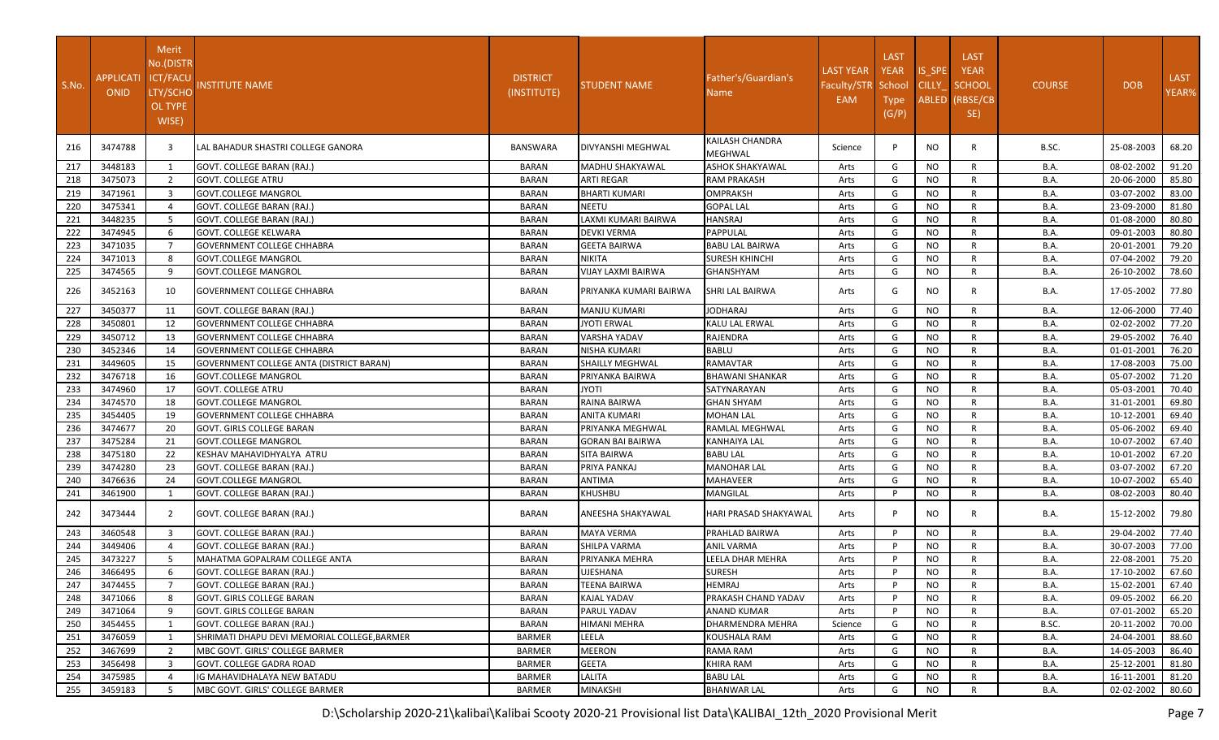| S.No. | APPLICATIONID | Merit No.(DISTRICT/FACULTY/SCHOOL TYPE WISE) | INSTITUTE NAME | DISTRICT (INSTITUTE) | STUDENT NAME | Father's/Guardian's Name | LAST YEAR Faculty/STREAM | LAST YEAR School Type (G/P) | IS_SPECILLY_ABLED | LAST YEAR SCHOOL (RBSE/CBSE) | COURSE | DOB | LAST YEAR% |
|---|---|---|---|---|---|---|---|---|---|---|---|---|---|
| 216 | 3474788 | 3 | LAL BAHADUR SHASTRI COLLEGE GANORA | BANSWARA | DIVYANSHI MEGHWAL | KAILASH CHANDRA MEGHWAL | Science | P | NO | R | B.SC. | 25-08-2003 | 68.20 |
| 217 | 3448183 | 1 | GOVT. COLLEGE BARAN (RAJ.) | BARAN | MADHU SHAKYAWAL | ASHOK SHAKYAWAL | Arts | G | NO | R | B.A. | 08-02-2002 | 91.20 |
| 218 | 3475073 | 2 | GOVT. COLLEGE ATRU | BARAN | ARTI REGAR | RAM PRAKASH | Arts | G | NO | R | B.A. | 20-06-2000 | 85.80 |
| 219 | 3471961 | 3 | GOVT.COLLEGE MANGROL | BARAN | BHARTI KUMARI | OMPRAKSH | Arts | G | NO | R | B.A. | 03-07-2002 | 83.00 |
| 220 | 3475341 | 4 | GOVT. COLLEGE BARAN (RAJ.) | BARAN | NEETU | GOPAL LAL | Arts | G | NO | R | B.A. | 23-09-2000 | 81.80 |
| 221 | 3448235 | 5 | GOVT. COLLEGE BARAN (RAJ.) | BARAN | LAXMI KUMARI BAIRWA | HANSRAJ | Arts | G | NO | R | B.A. | 01-08-2000 | 80.80 |
| 222 | 3474945 | 6 | GOVT. COLLEGE KELWARA | BARAN | DEVKI VERMA | PAPPULAL | Arts | G | NO | R | B.A. | 09-01-2003 | 80.80 |
| 223 | 3471035 | 7 | GOVERNMENT COLLEGE CHHABRA | BARAN | GEETA BAIRWA | BABU LAL BAIRWA | Arts | G | NO | R | B.A. | 20-01-2001 | 79.20 |
| 224 | 3471013 | 8 | GOVT.COLLEGE MANGROL | BARAN | NIKITA | SURESH KHINCHI | Arts | G | NO | R | B.A. | 07-04-2002 | 79.20 |
| 225 | 3474565 | 9 | GOVT.COLLEGE MANGROL | BARAN | VIJAY LAXMI BAIRWA | GHANSHYAM | Arts | G | NO | R | B.A. | 26-10-2002 | 78.60 |
| 226 | 3452163 | 10 | GOVERNMENT COLLEGE CHHABRA | BARAN | PRIYANKA KUMARI BAIRWA | SHRI LAL BAIRWA | Arts | G | NO | R | B.A. | 17-05-2002 | 77.80 |
| 227 | 3450377 | 11 | GOVT. COLLEGE BARAN (RAJ.) | BARAN | MANJU KUMARI | JODHARAJ | Arts | G | NO | R | B.A. | 12-06-2000 | 77.40 |
| 228 | 3450801 | 12 | GOVERNMENT COLLEGE CHHABRA | BARAN | JYOTI ERWAL | KALU LAL ERWAL | Arts | G | NO | R | B.A. | 02-02-2002 | 77.20 |
| 229 | 3450712 | 13 | GOVERNMENT COLLEGE CHHABRA | BARAN | VARSHA YADAV | RAJENDRA | Arts | G | NO | R | B.A. | 29-05-2002 | 76.40 |
| 230 | 3452346 | 14 | GOVERNMENT COLLEGE CHHABRA | BARAN | NISHA KUMARI | BABLU | Arts | G | NO | R | B.A. | 01-01-2001 | 76.20 |
| 231 | 3449605 | 15 | GOVERNMENT COLLEGE ANTA (DISTRICT BARAN) | BARAN | SHAILLY MEGHWAL | RAMAVTAR | Arts | G | NO | R | B.A. | 17-08-2003 | 75.00 |
| 232 | 3476718 | 16 | GOVT.COLLEGE MANGROL | BARAN | PRIYANKA BAIRWA | BHAWANI SHANKAR | Arts | G | NO | R | B.A. | 05-07-2002 | 71.20 |
| 233 | 3474960 | 17 | GOVT. COLLEGE ATRU | BARAN | JYOTI | SATYNARAYAN | Arts | G | NO | R | B.A. | 05-03-2001 | 70.40 |
| 234 | 3474570 | 18 | GOVT.COLLEGE MANGROL | BARAN | RAINA BAIRWA | GHAN SHYAM | Arts | G | NO | R | B.A. | 31-01-2001 | 69.80 |
| 235 | 3454405 | 19 | GOVERNMENT COLLEGE CHHABRA | BARAN | ANITA KUMARI | MOHAN LAL | Arts | G | NO | R | B.A. | 10-12-2001 | 69.40 |
| 236 | 3474677 | 20 | GOVT. GIRLS COLLEGE BARAN | BARAN | PRIYANKA MEGHWAL | RAMLAL MEGHWAL | Arts | G | NO | R | B.A. | 05-06-2002 | 69.40 |
| 237 | 3475284 | 21 | GOVT.COLLEGE MANGROL | BARAN | GORAN BAI BAIRWA | KANHAIYA LAL | Arts | G | NO | R | B.A. | 10-07-2002 | 67.40 |
| 238 | 3475180 | 22 | KESHAV MAHAVIDHYALYA ATRU | BARAN | SITA BAIRWA | BABU LAL | Arts | G | NO | R | B.A. | 10-01-2002 | 67.20 |
| 239 | 3474280 | 23 | GOVT. COLLEGE BARAN (RAJ.) | BARAN | PRIYA PANKAJ | MANOHAR LAL | Arts | G | NO | R | B.A. | 03-07-2002 | 67.20 |
| 240 | 3476636 | 24 | GOVT.COLLEGE MANGROL | BARAN | ANTIMA | MAHAVEER | Arts | G | NO | R | B.A. | 10-07-2002 | 65.40 |
| 241 | 3461900 | 1 | GOVT. COLLEGE BARAN (RAJ.) | BARAN | KHUSHBU | MANGILAL | Arts | P | NO | R | B.A. | 08-02-2003 | 80.40 |
| 242 | 3473444 | 2 | GOVT. COLLEGE BARAN (RAJ.) | BARAN | ANEESHA SHAKYAWAL | HARI PRASAD SHAKYAWAL | Arts | P | NO | R | B.A. | 15-12-2002 | 79.80 |
| 243 | 3460548 | 3 | GOVT. COLLEGE BARAN (RAJ.) | BARAN | MAYA VERMA | PRAHLAD BAIRWA | Arts | P | NO | R | B.A. | 29-04-2002 | 77.40 |
| 244 | 3449406 | 4 | GOVT. COLLEGE BARAN (RAJ.) | BARAN | SHILPA VARMA | ANIL VARMA | Arts | P | NO | R | B.A. | 30-07-2003 | 77.00 |
| 245 | 3473227 | 5 | MAHATMA GOPALRAM COLLEGE ANTA | BARAN | PRIYANKA MEHRA | LEELA DHAR MEHRA | Arts | P | NO | R | B.A. | 22-08-2001 | 75.20 |
| 246 | 3466495 | 6 | GOVT. COLLEGE BARAN (RAJ.) | BARAN | UJESHANA | SURESH | Arts | P | NO | R | B.A. | 17-10-2002 | 67.60 |
| 247 | 3474455 | 7 | GOVT. COLLEGE BARAN (RAJ.) | BARAN | TEENA BAIRWA | HEMRAJ | Arts | P | NO | R | B.A. | 15-02-2001 | 67.40 |
| 248 | 3471066 | 8 | GOVT. GIRLS COLLEGE BARAN | BARAN | KAJAL YADAV | PRAKASH CHAND YADAV | Arts | P | NO | R | B.A. | 09-05-2002 | 66.20 |
| 249 | 3471064 | 9 | GOVT. GIRLS COLLEGE BARAN | BARAN | PARUL YADAV | ANAND KUMAR | Arts | P | NO | R | B.A. | 07-01-2002 | 65.20 |
| 250 | 3454455 | 1 | GOVT. COLLEGE BARAN (RAJ.) | BARAN | HIMANI MEHRA | DHARMENDRA MEHRA | Science | G | NO | R | B.SC. | 20-11-2002 | 70.00 |
| 251 | 3476059 | 1 | SHRIMATI DHAPU DEVI MEMORIAL COLLEGE,BARMER | BARMER | LEELA | KOUSHALA RAM | Arts | G | NO | R | B.A. | 24-04-2001 | 88.60 |
| 252 | 3467699 | 2 | MBC GOVT. GIRLS' COLLEGE BARMER | BARMER | MEERON | RAMA RAM | Arts | G | NO | R | B.A. | 14-05-2003 | 86.40 |
| 253 | 3456498 | 3 | GOVT. COLLEGE GADRA ROAD | BARMER | GEETA | KHIRA RAM | Arts | G | NO | R | B.A. | 25-12-2001 | 81.80 |
| 254 | 3475985 | 4 | IG MAHAVIDHALAYA NEW BATADU | BARMER | LALITA | BABU LAL | Arts | G | NO | R | B.A. | 16-11-2001 | 81.20 |
| 255 | 3459183 | 5 | MBC GOVT. GIRLS' COLLEGE BARMER | BARMER | MINAKSHI | BHANWAR LAL | Arts | G | NO | R | B.A. | 02-02-2002 | 80.60 |

D:\Scholarship 2020-21\kalibai\Kalibai Scooty 2020-21 Provisional list Data\KALIBAI_12th_2020 Provisional Merit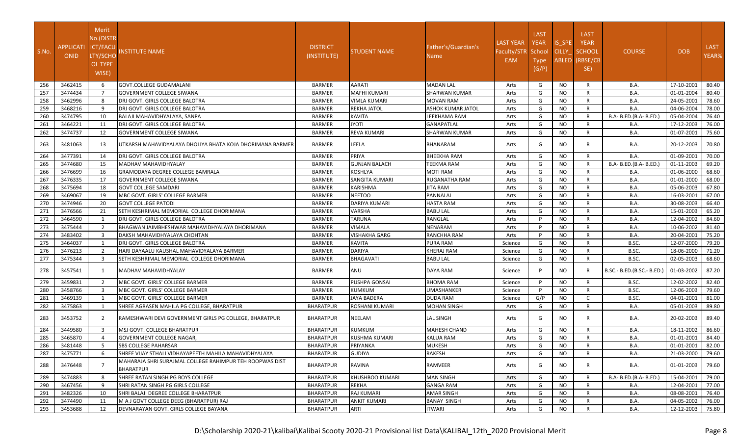| S.No. | APPLICATIONID | Merit No.(DISTRICT/FACULTY/SCHOOL TYPE WISE) | INSTITUTE NAME | DISTRICT (INSTITUTE) | STUDENT NAME | Father's/Guardian's Name | LAST YEAR Faculty/STREAM | LAST YEAR School Type (G/P) | IS_SPECILLY_ABLED | LAST YEAR SCHOOL (RBSE/CBSE) | COURSE | DOB | LAST YEAR% |
|---|---|---|---|---|---|---|---|---|---|---|---|---|---|
| 256 | 3462415 | 6 | GOVT.COLLEGE GUDAMALANI | BARMER | AARATI | MADAN LAL | Arts | G | NO | R | B.A. | 17-10-2001 | 80.40 |
| 257 | 3474434 | 7 | GOVERNMENT COLLEGE SIWANA | BARMER | MAFHI KUMARI | SHARWAN KUMAR | Arts | G | NO | R | B.A. | 01-01-2004 | 80.40 |
| 258 | 3462996 | 8 | DRJ GOVT. GIRLS COLLEGE BALOTRA | BARMER | VIMLA KUMARI | MOVAN RAM | Arts | G | NO | R | B.A. | 24-05-2001 | 78.60 |
| 259 | 3468216 | 9 | DRJ GOVT. GIRLS COLLEGE BALOTRA | BARMER | REKHA JATOL | ASHOK KUMAR JATOL | Arts | G | NO | R | B.A. | 04-06-2004 | 78.00 |
| 260 | 3474795 | 10 | BALAJI MAHAVIDHYALAYA, SANPA | BARMER | KAVITA | LEEKHAMA RAM | Arts | G | NO | R | B.A- B.ED.(B.A- B.ED.) | 05-04-2004 | 76.40 |
| 261 | 3464221 | 11 | DRJ GOVT. GIRLS COLLEGE BALOTRA | BARMER | JYOTI | GANAPATLAL | Arts | G | NO | R | B.A. | 17-12-2003 | 76.00 |
| 262 | 3474737 | 12 | GOVERNMENT COLLEGE SIWANA | BARMER | REVA KUMARI | SHARWAN KUMAR | Arts | G | NO | R | B.A. | 01-07-2001 | 75.60 |
| 263 | 3481063 | 13 | UTKARSH MAHAVIDYALAYA DHOLIYA BHATA KOJA DHORIMANA BARMER | BARMER | LEELA | BHANARAM | Arts | G | NO | R | B.A. | 20-12-2003 | 70.80 |
| 264 | 3477391 | 14 | DRJ GOVT. GIRLS COLLEGE BALOTRA | BARMER | PRIYA | BHEEKHA RAM | Arts | G | NO | R | B.A. | 01-09-2001 | 70.00 |
| 265 | 3474680 | 15 | MADHAV MAHAVIDHYALAY | BARMER | GUNJAN BALACH | TEEKMA RAM | Arts | G | NO | R | B.A- B.ED.(B.A- B.ED.) | 01-11-2003 | 69.20 |
| 266 | 3476699 | 16 | GRAMODAYA DEGREE COLLEGE BAMRALA | BARMER | KOSHLYA | MOTI RAM | Arts | G | NO | R | B.A. | 01-06-2000 | 68.60 |
| 267 | 3476335 | 17 | GOVERNMENT COLLEGE SIWANA | BARMER | SANGITA KUMARI | RUGANATHA RAM | Arts | G | NO | R | B.A. | 01-01-2000 | 68.00 |
| 268 | 3475694 | 18 | GOVT COLLEGE SAMDARI | BARMER | KARISHMA | JITA RAM | Arts | G | NO | R | B.A. | 05-06-2003 | 67.80 |
| 269 | 3469067 | 19 | MBC GOVT. GIRLS' COLLEGE BARMER | BARMER | NEETOO | PANNALAL | Arts | G | NO | R | B.A. | 16-03-2001 | 67.00 |
| 270 | 3474946 | 20 | GOVT COLLEGE PATODI | BARMER | DARIYA KUMARI | HASTA RAM | Arts | G | NO | R | B.A. | 30-08-2003 | 66.40 |
| 271 | 3476566 | 21 | SETH KESHRIMAL MEMORIAL COLLEGE DHORIMANA | BARMER | VARSHA | BABU LAL | Arts | G | NO | R | B.A. | 15-01-2003 | 65.20 |
| 272 | 3464590 | 1 | DRJ GOVT. GIRLS COLLEGE BALOTRA | BARMER | TARUNA | RANGLAL | Arts | P | NO | R | B.A. | 12-04-2002 | 84.60 |
| 273 | 3475444 | 2 | BHAGWAN JAIMBHESHWAR MAHAVIDHYALAYA DHORIMANA | BARMER | VIMALA | NENARAM | Arts | P | NO | R | B.A. | 10-06-2002 | 81.40 |
| 274 | 3483402 | 3 | DAKSH MAHAVIDHYALAYA CHOHTAN | BARMER | VISHAKHA GARG | RANCHHA RAM | Arts | P | NO | R | B.A. | 20-04-2001 | 75.20 |
| 275 | 3464037 | 1 | DRJ GOVT. GIRLS COLLEGE BALOTRA | BARMER | KAVITA | PURA RAM | Science | G | NO | R | B.SC. | 12-07-2000 | 79.20 |
| 276 | 3476213 | 2 | HARI DAYAALU KAUSHAL MAHAVIDYALAYA BARMER | BARMER | DARIYA | KHERAJ RAM | Science | G | NO | R | B.SC. | 18-06-2000 | 71.20 |
| 277 | 3475344 | 3 | SETH KESHRIMAL MEMORIAL COLLEGE DHORIMANA | BARMER | BHAGAVATI | BABU LAL | Science | G | NO | R | B.SC. | 02-05-2003 | 68.60 |
| 278 | 3457541 | 1 | MADHAV MAHAVIDHYALAY | BARMER | ANU | DAYA RAM | Science | P | NO | R | B.SC.- B.ED.(B.SC.- B.ED.) | 01-03-2002 | 87.20 |
| 279 | 3459831 | 2 | MBC GOVT. GIRLS' COLLEGE BARMER | BARMER | PUSHPA GONSAI | BHOMA RAM | Science | P | NO | R | B.SC. | 12-02-2002 | 82.40 |
| 280 | 3458766 | 3 | MBC GOVT. GIRLS' COLLEGE BARMER | BARMER | KUMKUM | UMASHANKER | Science | P | NO | R | B.SC. | 12-06-2003 | 79.60 |
| 281 | 3469139 | 1 | MBC GOVT. GIRLS' COLLEGE BARMER | BARMER | JAYA BADERA | DUDA RAM | Science | G/P | NO | C | B.SC. | 04-01-2001 | 81.00 |
| 282 | 3475863 | 1 | SHREE AGRASEN MAHILA PG COLLEGE, BHARATPUR | BHARATPUR | ROSHANI KUMARI | MOHAN SINGH | Arts | G | NO | R | B.A. | 05-01-2003 | 89.80 |
| 283 | 3453752 | 2 | RAMESHWARI DEVI GOVERNMENT GIRLS PG COLLEGE, BHARATPUR | BHARATPUR | NEELAM | LAL SINGH | Arts | G | NO | R | B.A. | 20-02-2003 | 89.40 |
| 284 | 3449580 | 3 | MSJ GOVT. COLLEGE BHARATPUR | BHARATPUR | KUMKUM | MAHESH CHAND | Arts | G | NO | R | B.A. | 18-11-2002 | 86.60 |
| 285 | 3465870 | 4 | GOVERNMENT COLLEGE NAGAR, | BHARATPUR | KUSHMA KUMARI | KALUA RAM | Arts | G | NO | R | B.A. | 01-01-2001 | 84.40 |
| 286 | 3481448 | 5 | SBS COLLEGE PAHARSAR | BHARATPUR | PRIYANKA | MUKESH | Arts | G | NO | R | B.A. | 01-01-2001 | 82.00 |
| 287 | 3475771 | 6 | SHREE VIJAY STHALI VIDHAYAPEETH MAHILA MAHAVIDHYALAYA | BHARATPUR | GUDIYA | RAKESH | Arts | G | NO | R | B.A. | 21-03-2000 | 79.60 |
| 288 | 3476448 | 7 | MAHARAJA SHRI SURAJMAL COLLEGE RAHIMPUR TEH ROOPWAS DIST BHARATPUR | BHARATPUR | RAVINA | RAMVEER | Arts | G | NO | R | B.A. | 01-01-2003 | 79.60 |
| 289 | 3474883 | 8 | SHREE RATAN SINGH PG BOYS COLLEGE | BHARATPUR | KHUSHBOO KUMARI | MAN SINGH | Arts | G | NO | R | B.A- B.ED.(B.A- B.ED.) | 15-04-2001 | 79.00 |
| 290 | 3467456 | 9 | SHRI RATAN SINGH PG GIRLS COLLEGE | BHARATPUR | REKHA | GANGA RAM | Arts | G | NO | R | B.A. | 12-04-2001 | 77.00 |
| 291 | 3482326 | 10 | SHRI BALAJI DEGREE COLLEGE BHARATPUR | BHARATPUR | RAJ KUMARI | AMAR SINGH | Arts | G | NO | R | B.A. | 08-08-2001 | 76.40 |
| 292 | 3474490 | 11 | M A J GOVT COLLEGE DEEG (BHARATPUR) RAJ | BHARATPUR | ANKIT KUMARI | BANAY SINGH | Arts | G | NO | R | B.A. | 04-05-2002 | 76.00 |
| 293 | 3453688 | 12 | DEVNARAYAN GOVT. GIRLS COLLEGE BAYANA | BHARATPUR | ARTI | ITWARI | Arts | G | NO | R | B.A. | 12-12-2003 | 75.80 |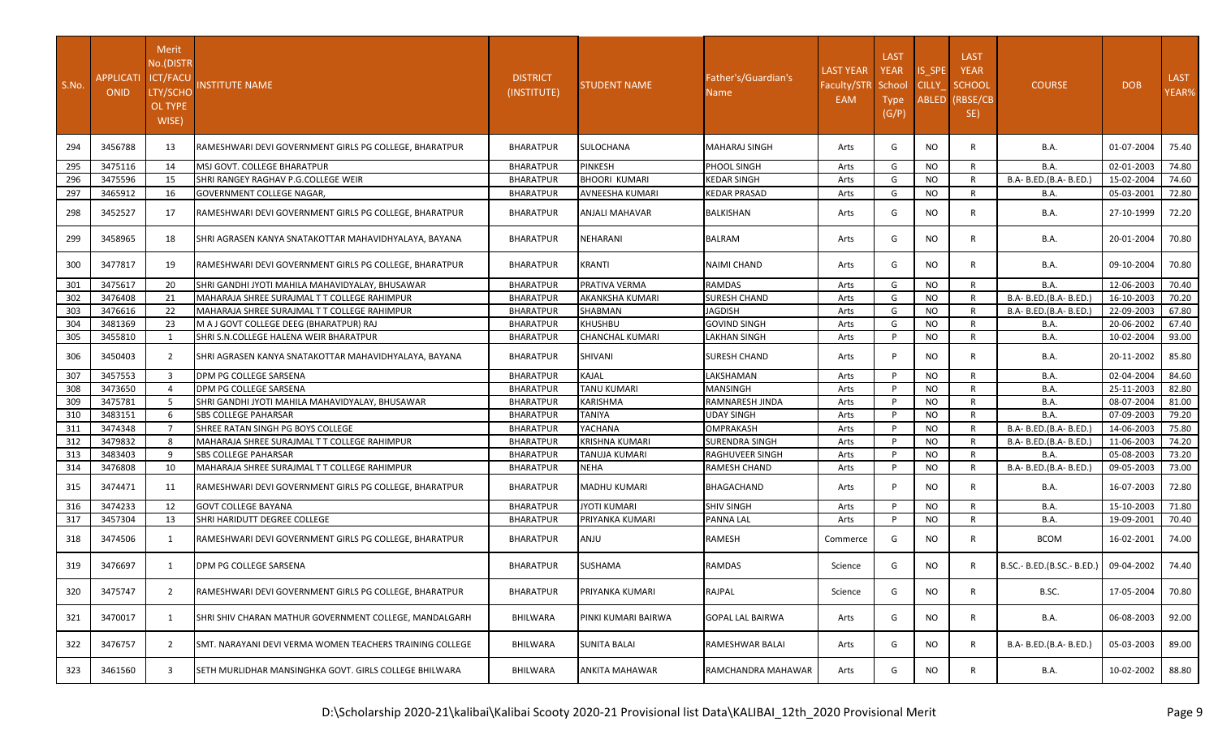| S.No. | APPLICATIONID | Merit No.(DISTRICT/FACULTY/SCHOOL TYPE WISE) | INSTITUTE NAME | DISTRICT (INSTITUTE) | STUDENT NAME | Father's/Guardian's Name | LAST YEAR Faculty/STREAM | LAST YEAR School Type (G/P) | IS_SPECILLY_ABLED | LAST YEAR SCHOOL (RBSE/CBSE) | COURSE | DOB | LAST YEAR% |
|---|---|---|---|---|---|---|---|---|---|---|---|---|---|
| 294 | 3456788 | 13 | RAMESHWARI DEVI GOVERNMENT GIRLS PG COLLEGE, BHARATPUR | BHARATPUR | SULOCHANA | MAHARAJ SINGH | Arts | G | NO | R | B.A. | 01-07-2004 | 75.40 |
| 295 | 3475116 | 14 | MSJ GOVT. COLLEGE BHARATPUR | BHARATPUR | PINKESH | PHOOL SINGH | Arts | G | NO | R | B.A. | 02-01-2003 | 74.80 |
| 296 | 3475596 | 15 | SHRI RANGEY RAGHAV P.G.COLLEGE WEIR | BHARATPUR | BHOORI KUMARI | KEDAR SINGH | Arts | G | NO | R | B.A- B.ED.(B.A- B.ED.) | 15-02-2004 | 74.60 |
| 297 | 3465912 | 16 | GOVERNMENT COLLEGE NAGAR, | BHARATPUR | AVNEESHA KUMARI | KEDAR PRASAD | Arts | G | NO | R | B.A. | 05-03-2001 | 72.80 |
| 298 | 3452527 | 17 | RAMESHWARI DEVI GOVERNMENT GIRLS PG COLLEGE, BHARATPUR | BHARATPUR | ANJALI MAHAVAR | BALKISHAN | Arts | G | NO | R | B.A. | 27-10-1999 | 72.20 |
| 299 | 3458965 | 18 | SHRI AGRASEN KANYA SNATAKOTTAR MAHAVIDHYALAYA, BAYANA | BHARATPUR | NEHARANI | BALRAM | Arts | G | NO | R | B.A. | 20-01-2004 | 70.80 |
| 300 | 3477817 | 19 | RAMESHWARI DEVI GOVERNMENT GIRLS PG COLLEGE, BHARATPUR | BHARATPUR | KRANTI | NAIMI CHAND | Arts | G | NO | R | B.A. | 09-10-2004 | 70.80 |
| 301 | 3475617 | 20 | SHRI GANDHI JYOTI MAHILA MAHAVIDYALAY, BHUSAWAR | BHARATPUR | PRATIVA VERMA | RAMDAS | Arts | G | NO | R | B.A. | 12-06-2003 | 70.40 |
| 302 | 3476408 | 21 | MAHARAJA SHREE SURAJMAL T T COLLEGE RAHIMPUR | BHARATPUR | AKANKSHA KUMARI | SURESH CHAND | Arts | G | NO | R | B.A- B.ED.(B.A- B.ED.) | 16-10-2003 | 70.20 |
| 303 | 3476616 | 22 | MAHARAJA SHREE SURAJMAL T T COLLEGE RAHIMPUR | BHARATPUR | SHABMAN | JAGDISH | Arts | G | NO | R | B.A- B.ED.(B.A- B.ED.) | 22-09-2003 | 67.80 |
| 304 | 3481369 | 23 | M A J GOVT COLLEGE DEEG (BHARATPUR) RAJ | BHARATPUR | KHUSHBU | GOVIND SINGH | Arts | G | NO | R | B.A. | 20-06-2002 | 67.40 |
| 305 | 3455810 | 1 | SHRI S.N.COLLEGE HALENA WEIR BHARATPUR | BHARATPUR | CHANCHAL KUMARI | LAKHAN SINGH | Arts | P | NO | R | B.A. | 10-02-2004 | 93.00 |
| 306 | 3450403 | 2 | SHRI AGRASEN KANYA SNATAKOTTAR MAHAVIDHYALAYA, BAYANA | BHARATPUR | SHIVANI | SURESH CHAND | Arts | P | NO | R | B.A. | 20-11-2002 | 85.80 |
| 307 | 3457553 | 3 | DPM PG COLLEGE SARSENA | BHARATPUR | KAJAL | LAKSHAMAN | Arts | P | NO | R | B.A. | 02-04-2004 | 84.60 |
| 308 | 3473650 | 4 | DPM PG COLLEGE SARSENA | BHARATPUR | TANU KUMARI | MANSINGH | Arts | P | NO | R | B.A. | 25-11-2003 | 82.80 |
| 309 | 3475781 | 5 | SHRI GANDHI JYOTI MAHILA MAHAVIDYALAY, BHUSAWAR | BHARATPUR | KARISHMA | RAMNARESH JINDA | Arts | P | NO | R | B.A. | 08-07-2004 | 81.00 |
| 310 | 3483151 | 6 | SBS COLLEGE PAHARSAR | BHARATPUR | TANIYA | UDAY SINGH | Arts | P | NO | R | B.A. | 07-09-2003 | 79.20 |
| 311 | 3474348 | 7 | SHREE RATAN SINGH PG BOYS COLLEGE | BHARATPUR | YACHANA | OMPRAKASH | Arts | P | NO | R | B.A- B.ED.(B.A- B.ED.) | 14-06-2003 | 75.80 |
| 312 | 3479832 | 8 | MAHARAJA SHREE SURAJMAL T T COLLEGE RAHIMPUR | BHARATPUR | KRISHNA KUMARI | SURENDRA SINGH | Arts | P | NO | R | B.A- B.ED.(B.A- B.ED.) | 11-06-2003 | 74.20 |
| 313 | 3483403 | 9 | SBS COLLEGE PAHARSAR | BHARATPUR | TANUJA KUMARI | RAGHUVEER SINGH | Arts | P | NO | R | B.A. | 05-08-2003 | 73.20 |
| 314 | 3476808 | 10 | MAHARAJA SHREE SURAJMAL T T COLLEGE RAHIMPUR | BHARATPUR | NEHA | RAMESH CHAND | Arts | P | NO | R | B.A- B.ED.(B.A- B.ED.) | 09-05-2003 | 73.00 |
| 315 | 3474471 | 11 | RAMESHWARI DEVI GOVERNMENT GIRLS PG COLLEGE, BHARATPUR | BHARATPUR | MADHU KUMARI | BHAGACHAND | Arts | P | NO | R | B.A. | 16-07-2003 | 72.80 |
| 316 | 3474233 | 12 | GOVT COLLEGE BAYANA | BHARATPUR | JYOTI KUMARI | SHIV SINGH | Arts | P | NO | R | B.A. | 15-10-2003 | 71.80 |
| 317 | 3457304 | 13 | SHRI HARIDUTT DEGREE COLLEGE | BHARATPUR | PRIYANKA KUMARI | PANNA LAL | Arts | P | NO | R | B.A. | 19-09-2001 | 70.40 |
| 318 | 3474506 | 1 | RAMESHWARI DEVI GOVERNMENT GIRLS PG COLLEGE, BHARATPUR | BHARATPUR | ANJU | RAMESH | Commerce | G | NO | R | BCOM | 16-02-2001 | 74.00 |
| 319 | 3476697 | 1 | DPM PG COLLEGE SARSENA | BHARATPUR | SUSHAMA | RAMDAS | Science | G | NO | R | B.SC.- B.ED.(B.SC.- B.ED.) | 09-04-2002 | 74.40 |
| 320 | 3475747 | 2 | RAMESHWARI DEVI GOVERNMENT GIRLS PG COLLEGE, BHARATPUR | BHARATPUR | PRIYANKA KUMARI | RAJPAL | Science | G | NO | R | B.SC. | 17-05-2004 | 70.80 |
| 321 | 3470017 | 1 | SHRI SHIV CHARAN MATHUR GOVERNMENT COLLEGE, MANDALGARH | BHILWARA | PINKI KUMARI BAIRWA | GOPAL LAL BAIRWA | Arts | G | NO | R | B.A. | 06-08-2003 | 92.00 |
| 322 | 3476757 | 2 | SMT. NARAYANI DEVI VERMA WOMEN TEACHERS TRAINING COLLEGE | BHILWARA | SUNITA BALAI | RAMESHWAR BALAI | Arts | G | NO | R | B.A- B.ED.(B.A- B.ED.) | 05-03-2003 | 89.00 |
| 323 | 3461560 | 3 | SETH MURLIDHAR MANSINGHKA GOVT. GIRLS COLLEGE BHILWARA | BHILWARA | ANKITA MAHAWAR | RAMCHANDRA MAHAWAR | Arts | G | NO | R | B.A. | 10-02-2002 | 88.80 |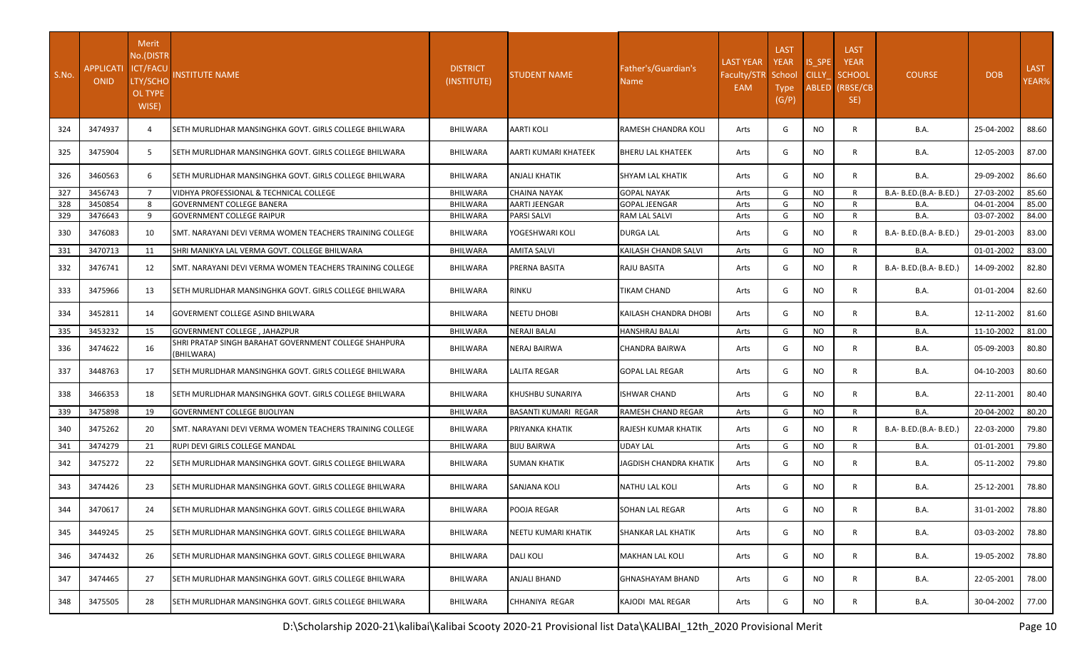| S.No. | APPLICATIONID | Merit No.(DISTRICT/FACULTY/SCHOOL TYPE WISE) | INSTITUTE NAME | DISTRICT (INSTITUTE) | STUDENT NAME | Father's/Guardian's Name | LAST YEAR Faculty/STREAM | LAST YEAR School Type (G/P) | IS_SPECILLY_ABLED | LAST YEAR SCHOOL (RBSE/CBSE) | COURSE | DOB | LAST YEAR% |
|---|---|---|---|---|---|---|---|---|---|---|---|---|---|
| 324 | 3474937 | 4 | SETH MURLIDHAR MANSINGHKA GOVT. GIRLS COLLEGE BHILWARA | BHILWARA | AARTI KOLI | RAMESH CHANDRA KOLI | Arts | G | NO | R | B.A. | 25-04-2002 | 88.60 |
| 325 | 3475904 | 5 | SETH MURLIDHAR MANSINGHKA GOVT. GIRLS COLLEGE BHILWARA | BHILWARA | AARTI KUMARI KHATEEK | BHERU LAL KHATEEK | Arts | G | NO | R | B.A. | 12-05-2003 | 87.00 |
| 326 | 3460563 | 6 | SETH MURLIDHAR MANSINGHKA GOVT. GIRLS COLLEGE BHILWARA | BHILWARA | ANJALI KHATIK | SHYAM LAL KHATIK | Arts | G | NO | R | B.A. | 29-09-2002 | 86.60 |
| 327 | 3456743 | 7 | VIDHYA PROFESSIONAL & TECHNICAL COLLEGE | BHILWARA | CHAINA NAYAK | GOPAL NAYAK | Arts | G | NO | R | B.A- B.ED.(B.A- B.ED.) | 27-03-2002 | 85.60 |
| 328 | 3450854 | 8 | GOVERNMENT COLLEGE BANERA | BHILWARA | AARTI JEENGAR | GOPAL JEENGAR | Arts | G | NO | R | B.A. | 04-01-2004 | 85.00 |
| 329 | 3476643 | 9 | GOVERNMENT COLLEGE RAIPUR | BHILWARA | PARSI SALVI | RAM LAL SALVI | Arts | G | NO | R | B.A. | 03-07-2002 | 84.00 |
| 330 | 3476083 | 10 | SMT. NARAYANI DEVI VERMA WOMEN TEACHERS TRAINING COLLEGE | BHILWARA | YOGESHWARI KOLI | DURGA LAL | Arts | G | NO | R | B.A- B.ED.(B.A- B.ED.) | 29-01-2003 | 83.00 |
| 331 | 3470713 | 11 | SHRI MANIKYA LAL VERMA GOVT. COLLEGE BHILWARA | BHILWARA | AMITA SALVI | KAILASH CHANDR SALVI | Arts | G | NO | R | B.A. | 01-01-2002 | 83.00 |
| 332 | 3476741 | 12 | SMT. NARAYANI DEVI VERMA WOMEN TEACHERS TRAINING COLLEGE | BHILWARA | PRERNA BASITA | RAJU BASITA | Arts | G | NO | R | B.A- B.ED.(B.A- B.ED.) | 14-09-2002 | 82.80 |
| 333 | 3475966 | 13 | SETH MURLIDHAR MANSINGHKA GOVT. GIRLS COLLEGE BHILWARA | BHILWARA | RINKU | TIKAM CHAND | Arts | G | NO | R | B.A. | 01-01-2004 | 82.60 |
| 334 | 3452811 | 14 | GOVERMENT COLLEGE ASIND BHILWARA | BHILWARA | NEETU DHOBI | KAILASH CHANDRA DHOBI | Arts | G | NO | R | B.A. | 12-11-2002 | 81.60 |
| 335 | 3453232 | 15 | GOVERNMENT COLLEGE , JAHAZPUR | BHILWARA | NERAJI BALAI | HANSHRAJ BALAI | Arts | G | NO | R | B.A. | 11-10-2002 | 81.00 |
| 336 | 3474622 | 16 | SHRI PRATAP SINGH BARAHAT GOVERNMENT COLLEGE SHAHPURA (BHILWARA) | BHILWARA | NERAJ BAIRWA | CHANDRA BAIRWA | Arts | G | NO | R | B.A. | 05-09-2003 | 80.80 |
| 337 | 3448763 | 17 | SETH MURLIDHAR MANSINGHKA GOVT. GIRLS COLLEGE BHILWARA | BHILWARA | LALITA REGAR | GOPAL LAL REGAR | Arts | G | NO | R | B.A. | 04-10-2003 | 80.60 |
| 338 | 3466353 | 18 | SETH MURLIDHAR MANSINGHKA GOVT. GIRLS COLLEGE BHILWARA | BHILWARA | KHUSHBU SUNARIYA | ISHWAR CHAND | Arts | G | NO | R | B.A. | 22-11-2001 | 80.40 |
| 339 | 3475898 | 19 | GOVERNMENT COLLEGE BIJOLIYAN | BHILWARA | BASANTI KUMARI REGAR | RAMESH CHAND REGAR | Arts | G | NO | R | B.A. | 20-04-2002 | 80.20 |
| 340 | 3475262 | 20 | SMT. NARAYANI DEVI VERMA WOMEN TEACHERS TRAINING COLLEGE | BHILWARA | PRIYANKA KHATIK | RAJESH KUMAR KHATIK | Arts | G | NO | R | B.A- B.ED.(B.A- B.ED.) | 22-03-2000 | 79.80 |
| 341 | 3474279 | 21 | RUPI DEVI GIRLS COLLEGE MANDAL | BHILWARA | BIJU BAIRWA | UDAY LAL | Arts | G | NO | R | B.A. | 01-01-2001 | 79.80 |
| 342 | 3475272 | 22 | SETH MURLIDHAR MANSINGHKA GOVT. GIRLS COLLEGE BHILWARA | BHILWARA | SUMAN KHATIK | JAGDISH CHANDRA KHATIK | Arts | G | NO | R | B.A. | 05-11-2002 | 79.80 |
| 343 | 3474426 | 23 | SETH MURLIDHAR MANSINGHKA GOVT. GIRLS COLLEGE BHILWARA | BHILWARA | SANJANA KOLI | NATHU LAL KOLI | Arts | G | NO | R | B.A. | 25-12-2001 | 78.80 |
| 344 | 3470617 | 24 | SETH MURLIDHAR MANSINGHKA GOVT. GIRLS COLLEGE BHILWARA | BHILWARA | POOJA REGAR | SOHAN LAL REGAR | Arts | G | NO | R | B.A. | 31-01-2002 | 78.80 |
| 345 | 3449245 | 25 | SETH MURLIDHAR MANSINGHKA GOVT. GIRLS COLLEGE BHILWARA | BHILWARA | NEETU KUMARI KHATIK | SHANKAR LAL KHATIK | Arts | G | NO | R | B.A. | 03-03-2002 | 78.80 |
| 346 | 3474432 | 26 | SETH MURLIDHAR MANSINGHKA GOVT. GIRLS COLLEGE BHILWARA | BHILWARA | DALI KOLI | MAKHAN LAL KOLI | Arts | G | NO | R | B.A. | 19-05-2002 | 78.80 |
| 347 | 3474465 | 27 | SETH MURLIDHAR MANSINGHKA GOVT. GIRLS COLLEGE BHILWARA | BHILWARA | ANJALI BHAND | GHNASHAYAM BHAND | Arts | G | NO | R | B.A. | 22-05-2001 | 78.00 |
| 348 | 3475505 | 28 | SETH MURLIDHAR MANSINGHKA GOVT. GIRLS COLLEGE BHILWARA | BHILWARA | CHHANIYA REGAR | KAJODI MAL REGAR | Arts | G | NO | R | B.A. | 30-04-2002 | 77.00 |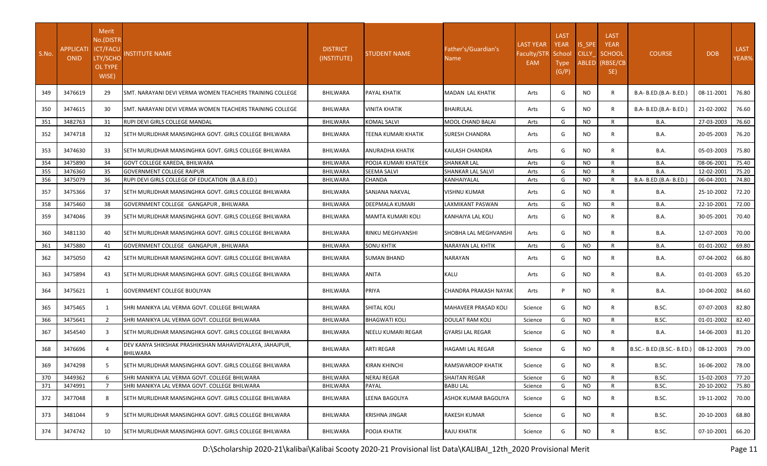| S.No. | APPLICATIONID | Merit No.(DISTRICT/FACULTY/SCHOOL TYPE WISE) | INSTITUTE NAME | DISTRICT (INSTITUTE) | STUDENT NAME | Father's/Guardian's Name | LAST YEAR Faculty/STREAM | LAST YEAR School Type (G/P) | IS_SPECILLY_ABLED | LAST YEAR SCHOOL (RBSE/CBSE) | COURSE | DOB | LAST YEAR% |
|---|---|---|---|---|---|---|---|---|---|---|---|---|---|
| 349 | 3476619 | 29 | SMT. NARAYANI DEVI VERMA WOMEN TEACHERS TRAINING COLLEGE | BHILWARA | PAYAL KHATIK | MADAN LAL KHATIK | Arts | G | NO | R | B.A- B.ED.(B.A- B.ED.) | 08-11-2001 | 76.80 |
| 350 | 3474615 | 30 | SMT. NARAYANI DEVI VERMA WOMEN TEACHERS TRAINING COLLEGE | BHILWARA | VINITA KHATIK | BHAIRULAL | Arts | G | NO | R | B.A- B.ED.(B.A- B.ED.) | 21-02-2002 | 76.60 |
| 351 | 3482763 | 31 | RUPI DEVI GIRLS COLLEGE MANDAL | BHILWARA | KOMAL SALVI | MOOL CHAND BALAI | Arts | G | NO | R | B.A. | 27-03-2003 | 76.60 |
| 352 | 3474718 | 32 | SETH MURLIDHAR MANSINGHKA GOVT. GIRLS COLLEGE BHILWARA | BHILWARA | TEENA KUMARI KHATIK | SURESH CHANDRA | Arts | G | NO | R | B.A. | 20-05-2003 | 76.20 |
| 353 | 3474630 | 33 | SETH MURLIDHAR MANSINGHKA GOVT. GIRLS COLLEGE BHILWARA | BHILWARA | ANURADHA KHATIK | KAILASH CHANDRA | Arts | G | NO | R | B.A. | 05-03-2003 | 75.80 |
| 354 | 3475890 | 34 | GOVT COLLEGE KAREDA, BHILWARA | BHILWARA | POOJA KUMARI KHATEEK | SHANKAR LAL | Arts | G | NO | R | B.A. | 08-06-2001 | 75.40 |
| 355 | 3476360 | 35 | GOVERNMENT COLLEGE RAIPUR | BHILWARA | SEEMA SALVI | SHANKAR LAL SALVI | Arts | G | NO | R | B.A. | 12-02-2001 | 75.20 |
| 356 | 3475079 | 36 | RUPI DEVI GIRLS COLLEGE OF EDUCATION (B.A.B.ED.) | BHILWARA | CHANDA | KANHAIYALAL | Arts | G | NO | R | B.A- B.ED.(B.A- B.ED.) | 06-04-2001 | 74.80 |
| 357 | 3475366 | 37 | SETH MURLIDHAR MANSINGHKA GOVT. GIRLS COLLEGE BHILWARA | BHILWARA | SANJANA NAKVAL | VISHNU KUMAR | Arts | G | NO | R | B.A. | 25-10-2002 | 72.20 |
| 358 | 3475460 | 38 | GOVERNMENT COLLEGE GANGAPUR , BHILWARA | BHILWARA | DEEPMALA KUMARI | LAXMIKANT PASWAN | Arts | G | NO | R | B.A. | 22-10-2001 | 72.00 |
| 359 | 3474046 | 39 | SETH MURLIDHAR MANSINGHKA GOVT. GIRLS COLLEGE BHILWARA | BHILWARA | MAMTA KUMARI KOLI | KANHAIYA LAL KOLI | Arts | G | NO | R | B.A. | 30-05-2001 | 70.40 |
| 360 | 3481130 | 40 | SETH MURLIDHAR MANSINGHKA GOVT. GIRLS COLLEGE BHILWARA | BHILWARA | RINKU MEGHVANSHI | SHOBHA LAL MEGHVANSHI | Arts | G | NO | R | B.A. | 12-07-2003 | 70.00 |
| 361 | 3475880 | 41 | GOVERNMENT COLLEGE GANGAPUR , BHILWARA | BHILWARA | SONU KHTIK | NARAYAN LAL KHTIK | Arts | G | NO | R | B.A. | 01-01-2002 | 69.80 |
| 362 | 3475050 | 42 | SETH MURLIDHAR MANSINGHKA GOVT. GIRLS COLLEGE BHILWARA | BHILWARA | SUMAN BHAND | NARAYAN | Arts | G | NO | R | B.A. | 07-04-2002 | 66.80 |
| 363 | 3475894 | 43 | SETH MURLIDHAR MANSINGHKA GOVT. GIRLS COLLEGE BHILWARA | BHILWARA | ANITA | KALU | Arts | G | NO | R | B.A. | 01-01-2003 | 65.20 |
| 364 | 3475621 | 1 | GOVERNMENT COLLEGE BIJOLIYAN | BHILWARA | PRIYA | CHANDRA PRAKASH NAYAK | Arts | P | NO | R | B.A. | 10-04-2002 | 84.60 |
| 365 | 3475465 | 1 | SHRI MANIKYA LAL VERMA GOVT. COLLEGE BHILWARA | BHILWARA | SHITAL KOLI | MAHAVEER PRASAD KOLI | Science | G | NO | R | B.SC. | 07-07-2003 | 82.80 |
| 366 | 3475641 | 2 | SHRI MANIKYA LAL VERMA GOVT. COLLEGE BHILWARA | BHILWARA | BHAGWATI KOLI | DOULAT RAM KOLI | Science | G | NO | R | B.SC. | 01-01-2002 | 82.40 |
| 367 | 3454540 | 3 | SETH MURLIDHAR MANSINGHKA GOVT. GIRLS COLLEGE BHILWARA | BHILWARA | NEELU KUMARI REGAR | GYARSI LAL REGAR | Science | G | NO | R | B.A. | 14-06-2003 | 81.20 |
| 368 | 3476696 | 4 | DEV KANYA SHIKSHAK PRASHIKSHAN MAHAVIDYALAYA, JAHAJPUR, BHILWARA | BHILWARA | ARTI REGAR | HAGAMI LAL REGAR | Science | G | NO | R | B.SC.- B.ED.(B.SC.- B.ED.) | 08-12-2003 | 79.00 |
| 369 | 3474298 | 5 | SETH MURLIDHAR MANSINGHKA GOVT. GIRLS COLLEGE BHILWARA | BHILWARA | KIRAN KHINCHI | RAMSWAROOP KHATIK | Science | G | NO | R | B.SC. | 16-06-2002 | 78.00 |
| 370 | 3449362 | 6 | SHRI MANIKYA LAL VERMA GOVT. COLLEGE BHILWARA | BHILWARA | NERAJ REGAR | SHAITAN REGAR | Science | G | NO | R | B.SC. | 15-02-2003 | 77.20 |
| 371 | 3474991 | 7 | SHRI MANIKYA LAL VERMA GOVT. COLLEGE BHILWARA | BHILWARA | PAYAL | BABU LAL | Science | G | NO | R | B.SC. | 20-10-2002 | 75.80 |
| 372 | 3477048 | 8 | SETH MURLIDHAR MANSINGHKA GOVT. GIRLS COLLEGE BHILWARA | BHILWARA | LEENA BAGOLIYA | ASHOK KUMAR BAGOLIYA | Science | G | NO | R | B.SC. | 19-11-2002 | 70.00 |
| 373 | 3481044 | 9 | SETH MURLIDHAR MANSINGHKA GOVT. GIRLS COLLEGE BHILWARA | BHILWARA | KRISHNA JINGAR | RAKESH KUMAR | Science | G | NO | R | B.SC. | 20-10-2003 | 68.80 |
| 374 | 3474742 | 10 | SETH MURLIDHAR MANSINGHKA GOVT. GIRLS COLLEGE BHILWARA | BHILWARA | POOJA KHATIK | RAJU KHATIK | Science | G | NO | R | B.SC. | 07-10-2001 | 66.20 |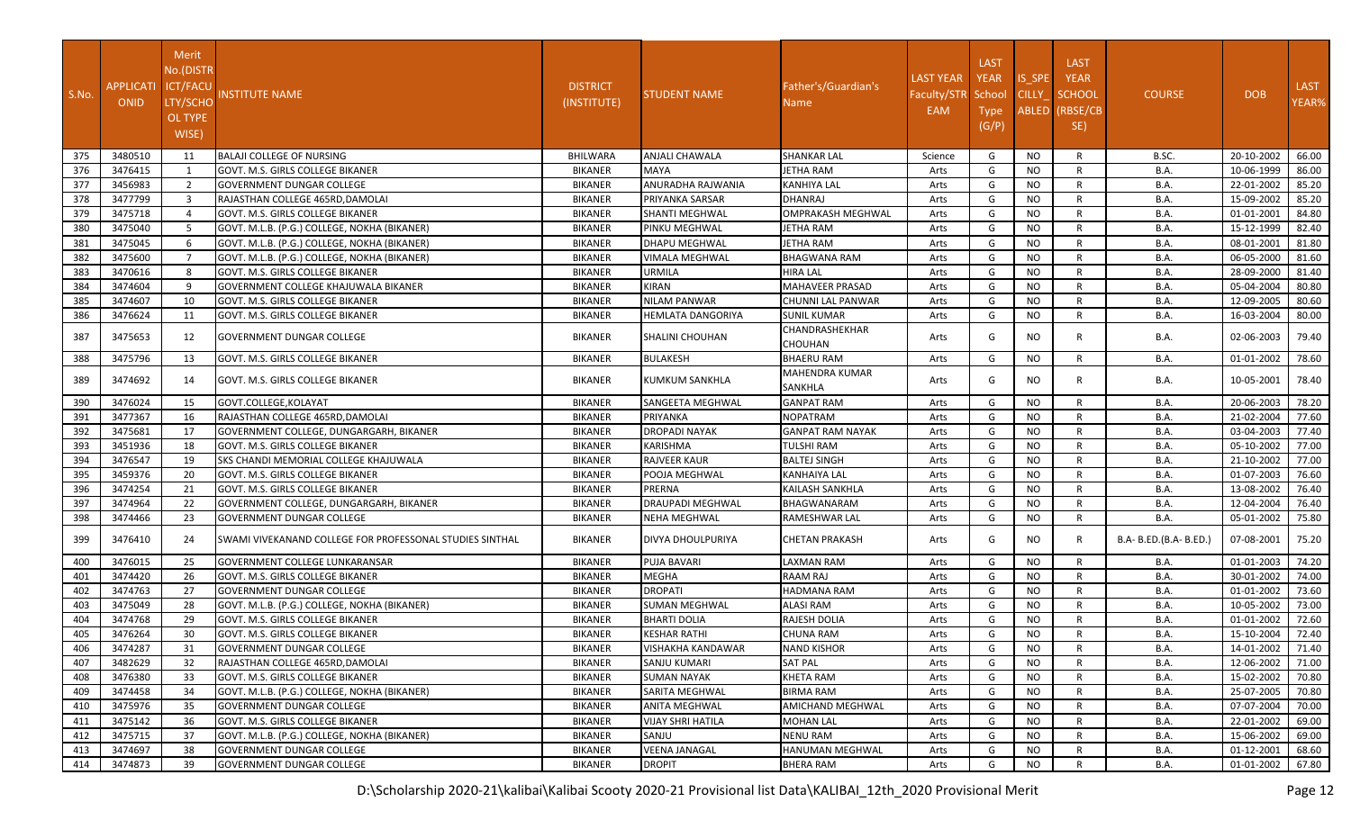| S.No. | APPLICATIONID | Merit No.(DISTRICT/FACULTY/SCHOOL TYPE WISE) | INSTITUTE NAME | DISTRICT (INSTITUTE) | STUDENT NAME | Father's/Guardian's Name | LAST YEAR Faculty/STREAM | LAST YEAR School Type (G/P) | IS_SPECILLY_ABLED | LAST YEAR SCHOOL (RBSE/CBSE) | COURSE | DOB | LAST YEAR% |
|---|---|---|---|---|---|---|---|---|---|---|---|---|---|
| 375 | 3480510 | 11 | BALAJI COLLEGE OF NURSING | BHILWARA | ANJALI CHAWALA | SHANKAR LAL | Science | G | NO | R | B.SC. | 20-10-2002 | 66.00 |
| 376 | 3476415 | 1 | GOVT. M.S. GIRLS COLLEGE BIKANER | BIKANER | MAYA | JETHA RAM | Arts | G | NO | R | B.A. | 10-06-1999 | 86.00 |
| 377 | 3456983 | 2 | GOVERNMENT DUNGAR COLLEGE | BIKANER | ANURADHA RAJWANIA | KANHIYA LAL | Arts | G | NO | R | B.A. | 22-01-2002 | 85.20 |
| 378 | 3477799 | 3 | RAJASTHAN COLLEGE 465RD,DAMOLAI | BIKANER | PRIYANKA SARSAR | DHANRAJ | Arts | G | NO | R | B.A. | 15-09-2002 | 85.20 |
| 379 | 3475718 | 4 | GOVT. M.S. GIRLS COLLEGE BIKANER | BIKANER | SHANTI MEGHWAL | OMPRAKASH MEGHWAL | Arts | G | NO | R | B.A. | 01-01-2001 | 84.80 |
| 380 | 3475040 | 5 | GOVT. M.L.B. (P.G.) COLLEGE, NOKHA (BIKANER) | BIKANER | PINKU MEGHWAL | JETHA RAM | Arts | G | NO | R | B.A. | 15-12-1999 | 82.40 |
| 381 | 3475045 | 6 | GOVT. M.L.B. (P.G.) COLLEGE, NOKHA (BIKANER) | BIKANER | DHAPU MEGHWAL | JETHA RAM | Arts | G | NO | R | B.A. | 08-01-2001 | 81.80 |
| 382 | 3475600 | 7 | GOVT. M.L.B. (P.G.) COLLEGE, NOKHA (BIKANER) | BIKANER | VIMALA MEGHWAL | BHAGWANA RAM | Arts | G | NO | R | B.A. | 06-05-2000 | 81.60 |
| 383 | 3470616 | 8 | GOVT. M.S. GIRLS COLLEGE BIKANER | BIKANER | URMILA | HIRA LAL | Arts | G | NO | R | B.A. | 28-09-2000 | 81.40 |
| 384 | 3474604 | 9 | GOVERNMENT COLLEGE KHAJUWALA BIKANER | BIKANER | KIRAN | MAHAVEER PRASAD | Arts | G | NO | R | B.A. | 05-04-2004 | 80.80 |
| 385 | 3474607 | 10 | GOVT. M.S. GIRLS COLLEGE BIKANER | BIKANER | NILAM PANWAR | CHUNNI LAL PANWAR | Arts | G | NO | R | B.A. | 12-09-2005 | 80.60 |
| 386 | 3476624 | 11 | GOVT. M.S. GIRLS COLLEGE BIKANER | BIKANER | HEMLATA DANGORIYA | SUNIL KUMAR | Arts | G | NO | R | B.A. | 16-03-2004 | 80.00 |
| 387 | 3475653 | 12 | GOVERNMENT DUNGAR COLLEGE | BIKANER | SHALINI CHOUHAN | CHANDRASHEKHAR CHOUHAN | Arts | G | NO | R | B.A. | 02-06-2003 | 79.40 |
| 388 | 3475796 | 13 | GOVT. M.S. GIRLS COLLEGE BIKANER | BIKANER | BULAKESH | BHAERU RAM | Arts | G | NO | R | B.A. | 01-01-2002 | 78.60 |
| 389 | 3474692 | 14 | GOVT. M.S. GIRLS COLLEGE BIKANER | BIKANER | KUMKUM SANKHLA | MAHENDRA KUMAR SANKHLA | Arts | G | NO | R | B.A. | 10-05-2001 | 78.40 |
| 390 | 3476024 | 15 | GOVT.COLLEGE,KOLAYAT | BIKANER | SANGEETA MEGHWAL | GANPAT RAM | Arts | G | NO | R | B.A. | 20-06-2003 | 78.20 |
| 391 | 3477367 | 16 | RAJASTHAN COLLEGE 465RD,DAMOLAI | BIKANER | PRIYANKA | NOPATRAM | Arts | G | NO | R | B.A. | 21-02-2004 | 77.60 |
| 392 | 3475681 | 17 | GOVERNMENT COLLEGE, DUNGARGARH, BIKANER | BIKANER | DROPADI NAYAK | GANPAT RAM NAYAK | Arts | G | NO | R | B.A. | 03-04-2003 | 77.40 |
| 393 | 3451936 | 18 | GOVT. M.S. GIRLS COLLEGE BIKANER | BIKANER | KARISHMA | TULSHI RAM | Arts | G | NO | R | B.A. | 05-10-2002 | 77.00 |
| 394 | 3476547 | 19 | SKS CHANDI MEMORIAL COLLEGE KHAJUWALA | BIKANER | RAJVEER KAUR | BALTEJ SINGH | Arts | G | NO | R | B.A. | 21-10-2002 | 77.00 |
| 395 | 3459376 | 20 | GOVT. M.S. GIRLS COLLEGE BIKANER | BIKANER | POOJA MEGHWAL | KANHAIYA LAL | Arts | G | NO | R | B.A. | 01-07-2003 | 76.60 |
| 396 | 3474254 | 21 | GOVT. M.S. GIRLS COLLEGE BIKANER | BIKANER | PRERNA | KAILASH SANKHLA | Arts | G | NO | R | B.A. | 13-08-2002 | 76.40 |
| 397 | 3474964 | 22 | GOVERNMENT COLLEGE, DUNGARGARH, BIKANER | BIKANER | DRAUPADI MEGHWAL | BHAGWANARAM | Arts | G | NO | R | B.A. | 12-04-2004 | 76.40 |
| 398 | 3474466 | 23 | GOVERNMENT DUNGAR COLLEGE | BIKANER | NEHA MEGHWAL | RAMESHWAR LAL | Arts | G | NO | R | B.A. | 05-01-2002 | 75.80 |
| 399 | 3476410 | 24 | SWAMI VIVEKANAND COLLEGE FOR PROFESSONAL STUDIES SINTHAL | BIKANER | DIVYA DHOULPURIYA | CHETAN PRAKASH | Arts | G | NO | R | B.A- B.ED.(B.A- B.ED.) | 07-08-2001 | 75.20 |
| 400 | 3476015 | 25 | GOVERNMENT COLLEGE LUNKARANSAR | BIKANER | PUJA BAVARI | LAXMAN RAM | Arts | G | NO | R | B.A. | 01-01-2003 | 74.20 |
| 401 | 3474420 | 26 | GOVT. M.S. GIRLS COLLEGE BIKANER | BIKANER | MEGHA | RAAM RAJ | Arts | G | NO | R | B.A. | 30-01-2002 | 74.00 |
| 402 | 3474763 | 27 | GOVERNMENT DUNGAR COLLEGE | BIKANER | DROPATI | HADMANA RAM | Arts | G | NO | R | B.A. | 01-01-2002 | 73.60 |
| 403 | 3475049 | 28 | GOVT. M.L.B. (P.G.) COLLEGE, NOKHA (BIKANER) | BIKANER | SUMAN MEGHWAL | ALASI RAM | Arts | G | NO | R | B.A. | 10-05-2002 | 73.00 |
| 404 | 3474768 | 29 | GOVT. M.S. GIRLS COLLEGE BIKANER | BIKANER | BHARTI DOLIA | RAJESH DOLIA | Arts | G | NO | R | B.A. | 01-01-2002 | 72.60 |
| 405 | 3476264 | 30 | GOVT. M.S. GIRLS COLLEGE BIKANER | BIKANER | KESHAR RATHI | CHUNA RAM | Arts | G | NO | R | B.A. | 15-10-2004 | 72.40 |
| 406 | 3474287 | 31 | GOVERNMENT DUNGAR COLLEGE | BIKANER | VISHAKHA KANDAWAR | NAND KISHOR | Arts | G | NO | R | B.A. | 14-01-2002 | 71.40 |
| 407 | 3482629 | 32 | RAJASTHAN COLLEGE 465RD,DAMOLAI | BIKANER | SANJU KUMARI | SAT PAL | Arts | G | NO | R | B.A. | 12-06-2002 | 71.00 |
| 408 | 3476380 | 33 | GOVT. M.S. GIRLS COLLEGE BIKANER | BIKANER | SUMAN NAYAK | KHETA RAM | Arts | G | NO | R | B.A. | 15-02-2002 | 70.80 |
| 409 | 3474458 | 34 | GOVT. M.L.B. (P.G.) COLLEGE, NOKHA (BIKANER) | BIKANER | SARITA MEGHWAL | BIRMA RAM | Arts | G | NO | R | B.A. | 25-07-2005 | 70.80 |
| 410 | 3475976 | 35 | GOVERNMENT DUNGAR COLLEGE | BIKANER | ANITA MEGHWAL | AMICHAND MEGHWAL | Arts | G | NO | R | B.A. | 07-07-2004 | 70.00 |
| 411 | 3475142 | 36 | GOVT. M.S. GIRLS COLLEGE BIKANER | BIKANER | VIJAY SHRI HATILA | MOHAN LAL | Arts | G | NO | R | B.A. | 22-01-2002 | 69.00 |
| 412 | 3475715 | 37 | GOVT. M.L.B. (P.G.) COLLEGE, NOKHA (BIKANER) | BIKANER | SANJU | NENU RAM | Arts | G | NO | R | B.A. | 15-06-2002 | 69.00 |
| 413 | 3474697 | 38 | GOVERNMENT DUNGAR COLLEGE | BIKANER | VEENA JANAGAL | HANUMAN MEGHWAL | Arts | G | NO | R | B.A. | 01-12-2001 | 68.60 |
| 414 | 3474873 | 39 | GOVERNMENT DUNGAR COLLEGE | BIKANER | DROPIT | BHERA RAM | Arts | G | NO | R | B.A. | 01-01-2002 | 67.80 |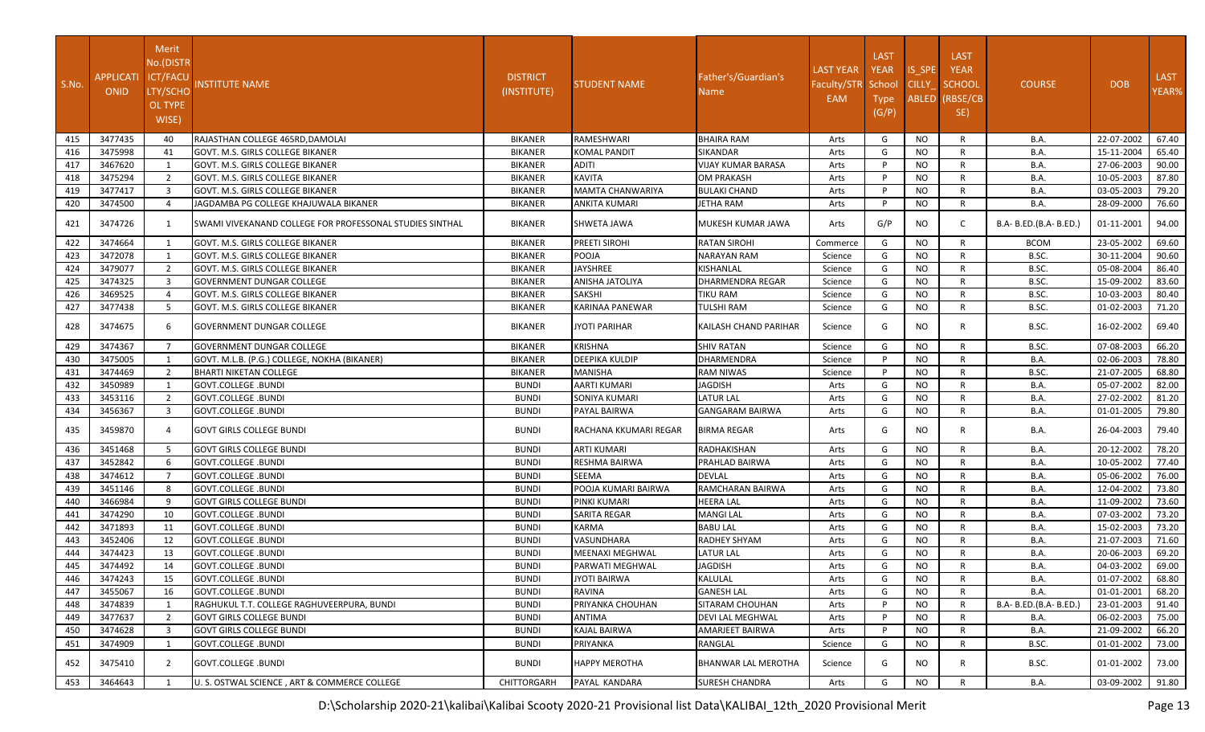| S.No. | APPLICATIONID | Merit No.(DISTRICT/FACULTY/SCHOOL TYPE WISE) | INSTITUTE NAME | DISTRICT (INSTITUTE) | STUDENT NAME | Father's/Guardian's Name | LAST YEAR Faculty/STREAM | LAST YEAR School Type (G/P) | IS_SPECILLY_ABLED | LAST YEAR SCHOOL (RBSE/CBSE) | COURSE | DOB | LAST YEAR% |
|---|---|---|---|---|---|---|---|---|---|---|---|---|---|
| 415 | 3477435 | 40 | RAJASTHAN COLLEGE 465RD,DAMOLAI | BIKANER | RAMESHWARI | BHAIRA RAM | Arts | G | NO | R | B.A. | 22-07-2002 | 67.40 |
| 416 | 3475998 | 41 | GOVT. M.S. GIRLS COLLEGE BIKANER | BIKANER | KOMAL PANDIT | SIKANDAR | Arts | G | NO | R | B.A. | 15-11-2004 | 65.40 |
| 417 | 3467620 | 1 | GOVT. M.S. GIRLS COLLEGE BIKANER | BIKANER | ADITI | VIJAY KUMAR BARASA | Arts | P | NO | R | B.A. | 27-06-2003 | 90.00 |
| 418 | 3475294 | 2 | GOVT. M.S. GIRLS COLLEGE BIKANER | BIKANER | KAVITA | OM PRAKASH | Arts | P | NO | R | B.A. | 10-05-2003 | 87.80 |
| 419 | 3477417 | 3 | GOVT. M.S. GIRLS COLLEGE BIKANER | BIKANER | MAMTA CHANWARIYA | BULAKI CHAND | Arts | P | NO | R | B.A. | 03-05-2003 | 79.20 |
| 420 | 3474500 | 4 | JAGDAMBA PG COLLEGE KHAJUWALA BIKANER | BIKANER | ANKITA KUMARI | JETHA RAM | Arts | P | NO | R | B.A. | 28-09-2000 | 76.60 |
| 421 | 3474726 | 1 | SWAMI VIVEKANAND COLLEGE FOR PROFESSONAL STUDIES SINTHAL | BIKANER | SHWETA JAWA | MUKESH KUMAR JAWA | Arts | G/P | NO | C | B.A- B.ED.(B.A- B.ED.) | 01-11-2001 | 94.00 |
| 422 | 3474664 | 1 | GOVT. M.S. GIRLS COLLEGE BIKANER | BIKANER | PREETI SIROHI | RATAN SIROHI | Commerce | G | NO | R | BCOM | 23-05-2002 | 69.60 |
| 423 | 3472078 | 1 | GOVT. M.S. GIRLS COLLEGE BIKANER | BIKANER | POOJA | NARAYAN RAM | Science | G | NO | R | B.SC. | 30-11-2004 | 90.60 |
| 424 | 3479077 | 2 | GOVT. M.S. GIRLS COLLEGE BIKANER | BIKANER | JAYSHREE | KISHANLAL | Science | G | NO | R | B.SC. | 05-08-2004 | 86.40 |
| 425 | 3474325 | 3 | GOVERNMENT DUNGAR COLLEGE | BIKANER | ANISHA JATOLIYA | DHARMENDRA REGAR | Science | G | NO | R | B.SC. | 15-09-2002 | 83.60 |
| 426 | 3469525 | 4 | GOVT. M.S. GIRLS COLLEGE BIKANER | BIKANER | SAKSHI | TIKU RAM | Science | G | NO | R | B.SC. | 10-03-2003 | 80.40 |
| 427 | 3477438 | 5 | GOVT. M.S. GIRLS COLLEGE BIKANER | BIKANER | KARINAA PANEWAR | TULSHI RAM | Science | G | NO | R | B.SC. | 01-02-2003 | 71.20 |
| 428 | 3474675 | 6 | GOVERNMENT DUNGAR COLLEGE | BIKANER | JYOTI PARIHAR | KAILASH CHAND PARIHAR | Science | G | NO | R | B.SC. | 16-02-2002 | 69.40 |
| 429 | 3474367 | 7 | GOVERNMENT DUNGAR COLLEGE | BIKANER | KRISHNA | SHIV RATAN | Science | G | NO | R | B.SC. | 07-08-2003 | 66.20 |
| 430 | 3475005 | 1 | GOVT. M.L.B. (P.G.) COLLEGE, NOKHA (BIKANER) | BIKANER | DEEPIKA KULDIP | DHARMENDRA | Science | P | NO | R | B.A. | 02-06-2003 | 78.80 |
| 431 | 3474469 | 2 | BHARTI NIKETAN COLLEGE | BIKANER | MANISHA | RAM NIWAS | Science | P | NO | R | B.SC. | 21-07-2005 | 68.80 |
| 432 | 3450989 | 1 | GOVT.COLLEGE .BUNDI | BUNDI | AARTI KUMARI | JAGDISH | Arts | G | NO | R | B.A. | 05-07-2002 | 82.00 |
| 433 | 3453116 | 2 | GOVT.COLLEGE .BUNDI | BUNDI | SONIYA KUMARI | LATUR LAL | Arts | G | NO | R | B.A. | 27-02-2002 | 81.20 |
| 434 | 3456367 | 3 | GOVT.COLLEGE .BUNDI | BUNDI | PAYAL BAIRWA | GANGARAM BAIRWA | Arts | G | NO | R | B.A. | 01-01-2005 | 79.80 |
| 435 | 3459870 | 4 | GOVT GIRLS COLLEGE BUNDI | BUNDI | RACHANA KKUMARI REGAR | BIRMA REGAR | Arts | G | NO | R | B.A. | 26-04-2003 | 79.40 |
| 436 | 3451468 | 5 | GOVT GIRLS COLLEGE BUNDI | BUNDI | ARTI KUMARI | RADHAKISHAN | Arts | G | NO | R | B.A. | 20-12-2002 | 78.20 |
| 437 | 3452842 | 6 | GOVT.COLLEGE .BUNDI | BUNDI | RESHMA BAIRWA | PRAHLAD BAIRWA | Arts | G | NO | R | B.A. | 10-05-2002 | 77.40 |
| 438 | 3474612 | 7 | GOVT.COLLEGE .BUNDI | BUNDI | SEEMA | DEVLAL | Arts | G | NO | R | B.A. | 05-06-2002 | 76.00 |
| 439 | 3451146 | 8 | GOVT.COLLEGE .BUNDI | BUNDI | POOJA KUMARI BAIRWA | RAMCHARAN BAIRWA | Arts | G | NO | R | B.A. | 12-04-2002 | 73.80 |
| 440 | 3466984 | 9 | GOVT GIRLS COLLEGE BUNDI | BUNDI | PINKI KUMARI | HEERA LAL | Arts | G | NO | R | B.A. | 11-09-2002 | 73.60 |
| 441 | 3474290 | 10 | GOVT.COLLEGE .BUNDI | BUNDI | SARITA REGAR | MANGI LAL | Arts | G | NO | R | B.A. | 07-03-2002 | 73.20 |
| 442 | 3471893 | 11 | GOVT.COLLEGE .BUNDI | BUNDI | KARMA | BABU LAL | Arts | G | NO | R | B.A. | 15-02-2003 | 73.20 |
| 443 | 3452406 | 12 | GOVT.COLLEGE .BUNDI | BUNDI | VASUNDHARA | RADHEY SHYAM | Arts | G | NO | R | B.A. | 21-07-2003 | 71.60 |
| 444 | 3474423 | 13 | GOVT.COLLEGE .BUNDI | BUNDI | MEENAXI MEGHWAL | LATUR LAL | Arts | G | NO | R | B.A. | 20-06-2003 | 69.20 |
| 445 | 3474492 | 14 | GOVT.COLLEGE .BUNDI | BUNDI | PARWATI MEGHWAL | JAGDISH | Arts | G | NO | R | B.A. | 04-03-2002 | 69.00 |
| 446 | 3474243 | 15 | GOVT.COLLEGE .BUNDI | BUNDI | JYOTI BAIRWA | KALULAL | Arts | G | NO | R | B.A. | 01-07-2002 | 68.80 |
| 447 | 3455067 | 16 | GOVT.COLLEGE .BUNDI | BUNDI | RAVINA | GANESH LAL | Arts | G | NO | R | B.A. | 01-01-2001 | 68.20 |
| 448 | 3474839 | 1 | RAGHUKUL T.T. COLLEGE RAGHUVEERPURA, BUNDI | BUNDI | PRIYANKA CHOUHAN | SITARAM CHOUHAN | Arts | P | NO | R | B.A- B.ED.(B.A- B.ED.) | 23-01-2003 | 91.40 |
| 449 | 3477637 | 2 | GOVT GIRLS COLLEGE BUNDI | BUNDI | ANTIMA | DEVI LAL MEGHWAL | Arts | P | NO | R | B.A. | 06-02-2003 | 75.00 |
| 450 | 3474628 | 3 | GOVT GIRLS COLLEGE BUNDI | BUNDI | KAJAL BAIRWA | AMARJEET BAIRWA | Arts | P | NO | R | B.A. | 21-09-2002 | 66.20 |
| 451 | 3474909 | 1 | GOVT.COLLEGE .BUNDI | BUNDI | PRIYANKA | RANGLAL | Science | G | NO | R | B.SC. | 01-01-2002 | 73.00 |
| 452 | 3475410 | 2 | GOVT.COLLEGE .BUNDI | BUNDI | HAPPY MEROTHA | BHANWAR LAL MEROTHA | Science | G | NO | R | B.SC. | 01-01-2002 | 73.00 |
| 453 | 3464643 | 1 | U. S. OSTWAL SCIENCE , ART & COMMERCE COLLEGE | CHITTORGARH | PAYAL KANDARA | SURESH CHANDRA | Arts | G | NO | R | B.A. | 03-09-2002 | 91.80 |

D:\Scholarship 2020-21\kalibai\Kalibai Scooty 2020-21 Provisional list Data\KALIBAI_12th_2020 Provisional Merit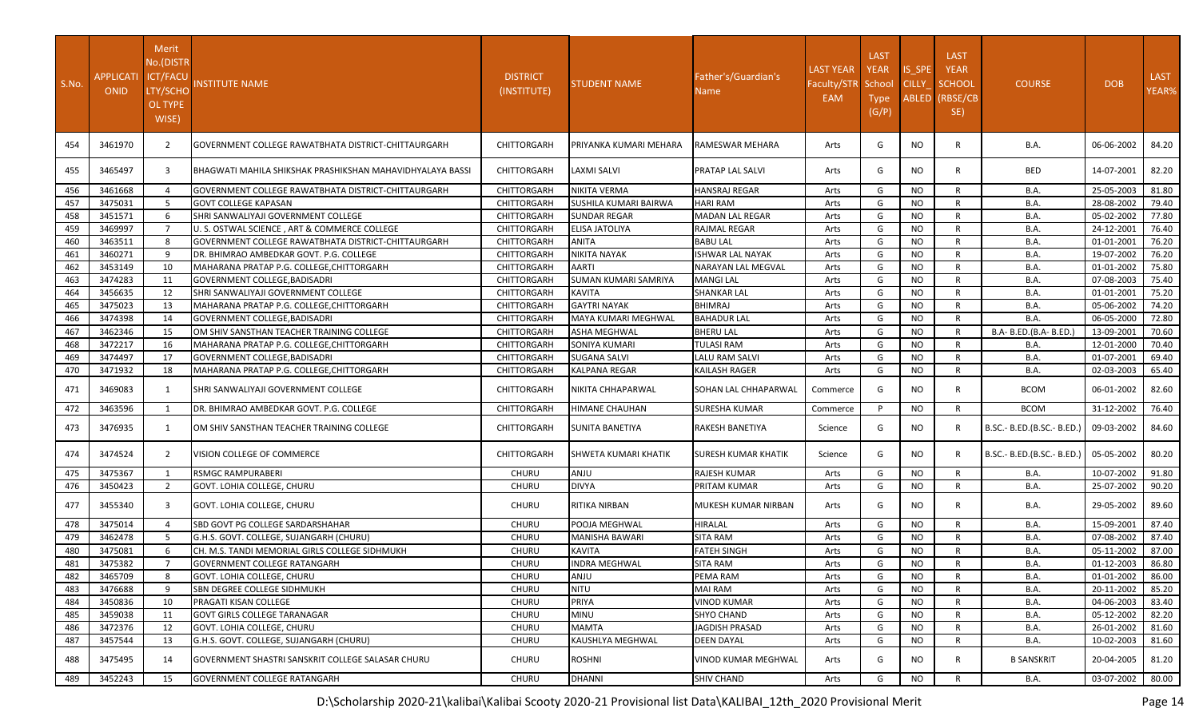| S.No. | APPLICATION ID | Merit No.(DISTRICT/FACULTY/SCHOOL TYPE WISE) | INSTITUTE NAME | DISTRICT (INSTITUTE) | STUDENT NAME | Father's/Guardian's Name | LAST YEAR Faculty/STREAM | LAST YEAR School Type (G/P) | IS_SPECILLY_ABLED | LAST YEAR SCHOOL (RBSE/CBSE) | COURSE | DOB | LAST YEAR% |
|---|---|---|---|---|---|---|---|---|---|---|---|---|---|
| 454 | 3461970 | 2 | GOVERNMENT COLLEGE RAWATBHATA DISTRICT-CHITTAURGARH | CHITTORGARH | PRIYANKA KUMARI MEHARA | RAMESWAR MEHARA | Arts | G | NO | R | B.A. | 06-06-2002 | 84.20 |
| 455 | 3465497 | 3 | BHAGWATI MAHILA SHIKSHAK PRASHIKSHAN MAHAVIDHYALAYA BASSI | CHITTORGARH | LAXMI SALVI | PRATAP LAL SALVI | Arts | G | NO | R | BED | 14-07-2001 | 82.20 |
| 456 | 3461668 | 4 | GOVERNMENT COLLEGE RAWATBHATA DISTRICT-CHITTAURGARH | CHITTORGARH | NIKITA VERMA | HANSRAJ REGAR | Arts | G | NO | R | B.A. | 25-05-2003 | 81.80 |
| 457 | 3475031 | 5 | GOVT COLLEGE KAPASAN | CHITTORGARH | SUSHILA KUMARI BAIRWA | HARI RAM | Arts | G | NO | R | B.A. | 28-08-2002 | 79.40 |
| 458 | 3451571 | 6 | SHRI SANWALIYAJI GOVERNMENT COLLEGE | CHITTORGARH | SUNDAR REGAR | MADAN LAL REGAR | Arts | G | NO | R | B.A. | 05-02-2002 | 77.80 |
| 459 | 3469997 | 7 | U. S. OSTWAL SCIENCE , ART & COMMERCE COLLEGE | CHITTORGARH | ELISA JATOLIYA | RAJMAL REGAR | Arts | G | NO | R | B.A. | 24-12-2001 | 76.40 |
| 460 | 3463511 | 8 | GOVERNMENT COLLEGE RAWATBHATA DISTRICT-CHITTAURGARH | CHITTORGARH | ANITA | BABU LAL | Arts | G | NO | R | B.A. | 01-01-2001 | 76.20 |
| 461 | 3460271 | 9 | DR. BHIMRAO AMBEDKAR GOVT. P.G. COLLEGE | CHITTORGARH | NIKITA NAYAK | ISHWAR LAL NAYAK | Arts | G | NO | R | B.A. | 19-07-2002 | 76.20 |
| 462 | 3453149 | 10 | MAHARANA PRATAP P.G. COLLEGE,CHITTORGARH | CHITTORGARH | AARTI | NARAYAN LAL MEGVAL | Arts | G | NO | R | B.A. | 01-01-2002 | 75.80 |
| 463 | 3474283 | 11 | GOVERNMENT COLLEGE,BADISADRI | CHITTORGARH | SUMAN KUMARI SAMRIYA | MANGI LAL | Arts | G | NO | R | B.A. | 07-08-2003 | 75.40 |
| 464 | 3456635 | 12 | SHRI SANWALIYAJI GOVERNMENT COLLEGE | CHITTORGARH | KAVITA | SHANKAR LAL | Arts | G | NO | R | B.A. | 01-01-2001 | 75.20 |
| 465 | 3475023 | 13 | MAHARANA PRATAP P.G. COLLEGE,CHITTORGARH | CHITTORGARH | GAYTRI NAYAK | BHIMRAJ | Arts | G | NO | R | B.A. | 05-06-2002 | 74.20 |
| 466 | 3474398 | 14 | GOVERNMENT COLLEGE,BADISADRI | CHITTORGARH | MAYA KUMARI MEGHWAL | BAHADUR LAL | Arts | G | NO | R | B.A. | 06-05-2000 | 72.80 |
| 467 | 3462346 | 15 | OM SHIV SANSTHAN TEACHER TRAINING COLLEGE | CHITTORGARH | ASHA MEGHWAL | BHERU LAL | Arts | G | NO | R | B.A- B.ED.(B.A- B.ED.) | 13-09-2001 | 70.60 |
| 468 | 3472217 | 16 | MAHARANA PRATAP P.G. COLLEGE,CHITTORGARH | CHITTORGARH | SONIYA KUMARI | TULASI RAM | Arts | G | NO | R | B.A. | 12-01-2000 | 70.40 |
| 469 | 3474497 | 17 | GOVERNMENT COLLEGE,BADISADRI | CHITTORGARH | SUGANA SALVI | LALU RAM SALVI | Arts | G | NO | R | B.A. | 01-07-2001 | 69.40 |
| 470 | 3471932 | 18 | MAHARANA PRATAP P.G. COLLEGE,CHITTORGARH | CHITTORGARH | KALPANA REGAR | KAILASH RAGER | Arts | G | NO | R | B.A. | 02-03-2003 | 65.40 |
| 471 | 3469083 | 1 | SHRI SANWALIYAJI GOVERNMENT COLLEGE | CHITTORGARH | NIKITA CHHAPARWAL | SOHAN LAL CHHAPARWAL | Commerce | G | NO | R | BCOM | 06-01-2002 | 82.60 |
| 472 | 3463596 | 1 | DR. BHIMRAO AMBEDKAR GOVT. P.G. COLLEGE | CHITTORGARH | HIMANE CHAUHAN | SURESHA KUMAR | Commerce | P | NO | R | BCOM | 31-12-2002 | 76.40 |
| 473 | 3476935 | 1 | OM SHIV SANSTHAN TEACHER TRAINING COLLEGE | CHITTORGARH | SUNITA BANETIYA | RAKESH BANETIYA | Science | G | NO | R | B.SC.- B.ED.(B.SC.- B.ED.) | 09-03-2002 | 84.60 |
| 474 | 3474524 | 2 | VISION COLLEGE OF COMMERCE | CHITTORGARH | SHWETA KUMARI KHATIK | SURESH KUMAR KHATIK | Science | G | NO | R | B.SC.- B.ED.(B.SC.- B.ED.) | 05-05-2002 | 80.20 |
| 475 | 3475367 | 1 | RSMGC RAMPURABERI | CHURU | ANJU | RAJESH KUMAR | Arts | G | NO | R | B.A. | 10-07-2002 | 91.80 |
| 476 | 3450423 | 2 | GOVT. LOHIA COLLEGE, CHURU | CHURU | DIVYA | PRITAM KUMAR | Arts | G | NO | R | B.A. | 25-07-2002 | 90.20 |
| 477 | 3455340 | 3 | GOVT. LOHIA COLLEGE, CHURU | CHURU | RITIKA NIRBAN | MUKESH KUMAR NIRBAN | Arts | G | NO | R | B.A. | 29-05-2002 | 89.60 |
| 478 | 3475014 | 4 | SBD GOVT PG COLLEGE SARDARSHAHAR | CHURU | POOJA MEGHWAL | HIRALAL | Arts | G | NO | R | B.A. | 15-09-2001 | 87.40 |
| 479 | 3462478 | 5 | G.H.S. GOVT. COLLEGE, SUJANGARH (CHURU) | CHURU | MANISHA BAWARI | SITA RAM | Arts | G | NO | R | B.A. | 07-08-2002 | 87.40 |
| 480 | 3475081 | 6 | CH. M.S. TANDI MEMORIAL GIRLS COLLEGE SIDHMUKH | CHURU | KAVITA | FATEH SINGH | Arts | G | NO | R | B.A. | 05-11-2002 | 87.00 |
| 481 | 3475382 | 7 | GOVERNMENT COLLEGE RATANGARH | CHURU | INDRA MEGHWAL | SITA RAM | Arts | G | NO | R | B.A. | 01-12-2003 | 86.80 |
| 482 | 3465709 | 8 | GOVT. LOHIA COLLEGE, CHURU | CHURU | ANJU | PEMA RAM | Arts | G | NO | R | B.A. | 01-01-2002 | 86.00 |
| 483 | 3476688 | 9 | SBN DEGREE COLLEGE SIDHMUKH | CHURU | NITU | MAI RAM | Arts | G | NO | R | B.A. | 20-11-2002 | 85.20 |
| 484 | 3450836 | 10 | PRAGATI KISAN COLLEGE | CHURU | PRIYA | VINOD KUMAR | Arts | G | NO | R | B.A. | 04-06-2003 | 83.40 |
| 485 | 3459038 | 11 | GOVT GIRLS COLLEGE TARANAGAR | CHURU | MINU | SHYO CHAND | Arts | G | NO | R | B.A. | 05-12-2002 | 82.20 |
| 486 | 3472376 | 12 | GOVT. LOHIA COLLEGE, CHURU | CHURU | MAMTA | JAGDISH PRASAD | Arts | G | NO | R | B.A. | 26-01-2002 | 81.60 |
| 487 | 3457544 | 13 | G.H.S. GOVT. COLLEGE, SUJANGARH (CHURU) | CHURU | KAUSHLYA MEGHWAL | DEEN DAYAL | Arts | G | NO | R | B.A. | 10-02-2003 | 81.60 |
| 488 | 3475495 | 14 | GOVERNMENT SHASTRI SANSKRIT COLLEGE SALASAR CHURU | CHURU | ROSHNI | VINOD KUMAR MEGHWAL | Arts | G | NO | R | B SANSKRIT | 20-04-2005 | 81.20 |
| 489 | 3452243 | 15 | GOVERNMENT COLLEGE RATANGARH | CHURU | DHANNI | SHIV CHAND | Arts | G | NO | R | B.A. | 03-07-2002 | 80.00 |

D:\Scholarship 2020-21\kalibai\Kalibai Scooty 2020-21 Provisional list Data\KALIBAI_12th_2020 Provisional Merit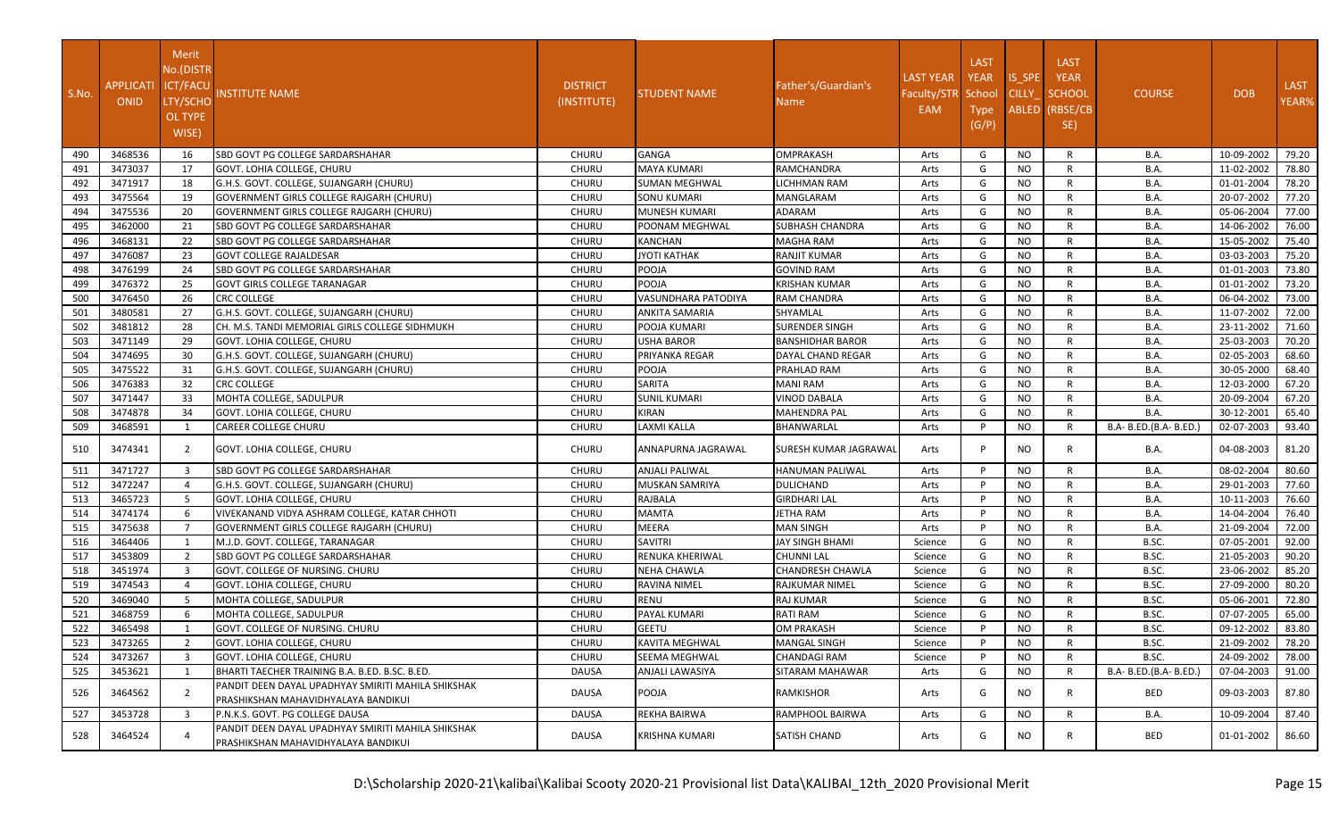| S.No. | APPLICATIONID | Merit No.(DISTRICT/FACULTY/SCHOOL TYPE WISE) | INSTITUTE NAME | DISTRICT (INSTITUTE) | STUDENT NAME | Father's/Guardian's Name | LAST YEAR Faculty/STREAM | LAST YEAR School Type (G/P) | IS_SPECILLY_ABLED | LAST YEAR SCHOOL (RBSE/CBSE) | COURSE | DOB | LAST YEAR% |
|---|---|---|---|---|---|---|---|---|---|---|---|---|---|
| 490 | 3468536 | 16 | SBD GOVT PG COLLEGE SARDARSHAHAR | CHURU | GANGA | OMPRAKASH | Arts | G | NO | R | B.A. | 10-09-2002 | 79.20 |
| 491 | 3473037 | 17 | GOVT. LOHIA COLLEGE, CHURU | CHURU | MAYA KUMARI | RAMCHANDRA | Arts | G | NO | R | B.A. | 11-02-2002 | 78.80 |
| 492 | 3471917 | 18 | G.H.S. GOVT. COLLEGE, SUJANGARH (CHURU) | CHURU | SUMAN MEGHWAL | LICHHMAN RAM | Arts | G | NO | R | B.A. | 01-01-2004 | 78.20 |
| 493 | 3475564 | 19 | GOVERNMENT GIRLS COLLEGE RAJGARH (CHURU) | CHURU | SONU KUMARI | MANGLARAM | Arts | G | NO | R | B.A. | 20-07-2002 | 77.20 |
| 494 | 3475536 | 20 | GOVERNMENT GIRLS COLLEGE RAJGARH (CHURU) | CHURU | MUNESH KUMARI | ADARAM | Arts | G | NO | R | B.A. | 05-06-2004 | 77.00 |
| 495 | 3462000 | 21 | SBD GOVT PG COLLEGE SARDARSHAHAR | CHURU | POONAM MEGHWAL | SUBHASH CHANDRA | Arts | G | NO | R | B.A. | 14-06-2002 | 76.00 |
| 496 | 3468131 | 22 | SBD GOVT PG COLLEGE SARDARSHAHAR | CHURU | KANCHAN | MAGHA RAM | Arts | G | NO | R | B.A. | 15-05-2002 | 75.40 |
| 497 | 3476087 | 23 | GOVT COLLEGE RAJALDESAR | CHURU | JYOTI KATHAK | RANJIT KUMAR | Arts | G | NO | R | B.A. | 03-03-2003 | 75.20 |
| 498 | 3476199 | 24 | SBD GOVT PG COLLEGE SARDARSHAHAR | CHURU | POOJA | GOVIND RAM | Arts | G | NO | R | B.A. | 01-01-2003 | 73.80 |
| 499 | 3476372 | 25 | GOVT GIRLS COLLEGE TARANAGAR | CHURU | POOJA | KRISHAN KUMAR | Arts | G | NO | R | B.A. | 01-01-2002 | 73.20 |
| 500 | 3476450 | 26 | CRC COLLEGE | CHURU | VASUNDHARA PATODIYA | RAM CHANDRA | Arts | G | NO | R | B.A. | 06-04-2002 | 73.00 |
| 501 | 3480581 | 27 | G.H.S. GOVT. COLLEGE, SUJANGARH (CHURU) | CHURU | ANKITA SAMARIA | SHYAMLAL | Arts | G | NO | R | B.A. | 11-07-2002 | 72.00 |
| 502 | 3481812 | 28 | CH. M.S. TANDI MEMORIAL GIRLS COLLEGE SIDHMUKH | CHURU | POOJA KUMARI | SURENDER SINGH | Arts | G | NO | R | B.A. | 23-11-2002 | 71.60 |
| 503 | 3471149 | 29 | GOVT. LOHIA COLLEGE, CHURU | CHURU | USHA BAROR | BANSHIDHAR BAROR | Arts | G | NO | R | B.A. | 25-03-2003 | 70.20 |
| 504 | 3474695 | 30 | G.H.S. GOVT. COLLEGE, SUJANGARH (CHURU) | CHURU | PRIYANKA REGAR | DAYAL CHAND REGAR | Arts | G | NO | R | B.A. | 02-05-2003 | 68.60 |
| 505 | 3475522 | 31 | G.H.S. GOVT. COLLEGE, SUJANGARH (CHURU) | CHURU | POOJA | PRAHLAD RAM | Arts | G | NO | R | B.A. | 30-05-2000 | 68.40 |
| 506 | 3476383 | 32 | CRC COLLEGE | CHURU | SARITA | MANI RAM | Arts | G | NO | R | B.A. | 12-03-2000 | 67.20 |
| 507 | 3471447 | 33 | MOHTA COLLEGE, SADULPUR | CHURU | SUNIL KUMARI | VINOD DABALA | Arts | G | NO | R | B.A. | 20-09-2004 | 67.20 |
| 508 | 3474878 | 34 | GOVT. LOHIA COLLEGE, CHURU | CHURU | KIRAN | MAHENDRA PAL | Arts | G | NO | R | B.A. | 30-12-2001 | 65.40 |
| 509 | 3468591 | 1 | CAREER COLLEGE CHURU | CHURU | LAXMI KALLA | BHANWARLAL | Arts | P | NO | R | B.A- B.ED.(B.A- B.ED.) | 02-07-2003 | 93.40 |
| 510 | 3474341 | 2 | GOVT. LOHIA COLLEGE, CHURU | CHURU | ANNAPURNA JAGRAWAL | SURESH KUMAR JAGRAWAL | Arts | P | NO | R | B.A. | 04-08-2003 | 81.20 |
| 511 | 3471727 | 3 | SBD GOVT PG COLLEGE SARDARSHAHAR | CHURU | ANJALI PALIWAL | HANUMAN PALIWAL | Arts | P | NO | R | B.A. | 08-02-2004 | 80.60 |
| 512 | 3472247 | 4 | G.H.S. GOVT. COLLEGE, SUJANGARH (CHURU) | CHURU | MUSKAN SAMRIYA | DULICHAND | Arts | P | NO | R | B.A. | 29-01-2003 | 77.60 |
| 513 | 3465723 | 5 | GOVT. LOHIA COLLEGE, CHURU | CHURU | RAJBALA | GIRDHARI LAL | Arts | P | NO | R | B.A. | 10-11-2003 | 76.60 |
| 514 | 3474174 | 6 | VIVEKANAND VIDYA ASHRAM COLLEGE, KATAR CHHOTI | CHURU | MAMTA | JETHA RAM | Arts | P | NO | R | B.A. | 14-04-2004 | 76.40 |
| 515 | 3475638 | 7 | GOVERNMENT GIRLS COLLEGE RAJGARH (CHURU) | CHURU | MEERA | MAN SINGH | Arts | P | NO | R | B.A. | 21-09-2004 | 72.00 |
| 516 | 3464406 | 1 | M.J.D. GOVT. COLLEGE, TARANAGAR | CHURU | SAVITRI | JAY SINGH BHAMI | Science | G | NO | R | B.SC. | 07-05-2001 | 92.00 |
| 517 | 3453809 | 2 | SBD GOVT PG COLLEGE SARDARSHAHAR | CHURU | RENUKA KHERIWAL | CHUNNI LAL | Science | G | NO | R | B.SC. | 21-05-2003 | 90.20 |
| 518 | 3451974 | 3 | GOVT. COLLEGE OF NURSING. CHURU | CHURU | NEHA CHAWLA | CHANDRESH CHAWLA | Science | G | NO | R | B.SC. | 23-06-2002 | 85.20 |
| 519 | 3474543 | 4 | GOVT. LOHIA COLLEGE, CHURU | CHURU | RAVINA NIMEL | RAJKUMAR NIMEL | Science | G | NO | R | B.SC. | 27-09-2000 | 80.20 |
| 520 | 3469040 | 5 | MOHTA COLLEGE, SADULPUR | CHURU | RENU | RAJ KUMAR | Science | G | NO | R | B.SC. | 05-06-2001 | 72.80 |
| 521 | 3468759 | 6 | MOHTA COLLEGE, SADULPUR | CHURU | PAYAL KUMARI | RATI RAM | Science | G | NO | R | B.SC. | 07-07-2005 | 65.00 |
| 522 | 3465498 | 1 | GOVT. COLLEGE OF NURSING. CHURU | CHURU | GEETU | OM PRAKASH | Science | P | NO | R | B.SC. | 09-12-2002 | 83.80 |
| 523 | 3473265 | 2 | GOVT. LOHIA COLLEGE, CHURU | CHURU | KAVITA MEGHWAL | MANGAL SINGH | Science | P | NO | R | B.SC. | 21-09-2002 | 78.20 |
| 524 | 3473267 | 3 | GOVT. LOHIA COLLEGE, CHURU | CHURU | SEEMA MEGHWAL | CHANDAGI RAM | Science | P | NO | R | B.SC. | 24-09-2002 | 78.00 |
| 525 | 3453621 | 1 | BHARTI TAECHER TRAINING B.A. B.ED. B.SC. B.ED. | DAUSA | ANJALI LAWASIYA | SITARAM MAHAWAR | Arts | G | NO | R | B.A- B.ED.(B.A- B.ED.) | 07-04-2003 | 91.00 |
| 526 | 3464562 | 2 | PANDIT DEEN DAYAL UPADHYAY SMIRITI MAHILA SHIKSHAK PRASHIKSHAN MAHAVIDHYALAYA BANDIKUI | DAUSA | POOJA | RAMKISHOR | Arts | G | NO | R | BED | 09-03-2003 | 87.80 |
| 527 | 3453728 | 3 | P.N.K.S. GOVT. PG COLLEGE DAUSA | DAUSA | REKHA BAIRWA | RAMPHOOL BAIRWA | Arts | G | NO | R | B.A. | 10-09-2004 | 87.40 |
| 528 | 3464524 | 4 | PANDIT DEEN DAYAL UPADHYAY SMIRITI MAHILA SHIKSHAK PRASHIKSHAN MAHAVIDHYALAYA BANDIKUI | DAUSA | KRISHNA KUMARI | SATISH CHAND | Arts | G | NO | R | BED | 01-01-2002 | 86.60 |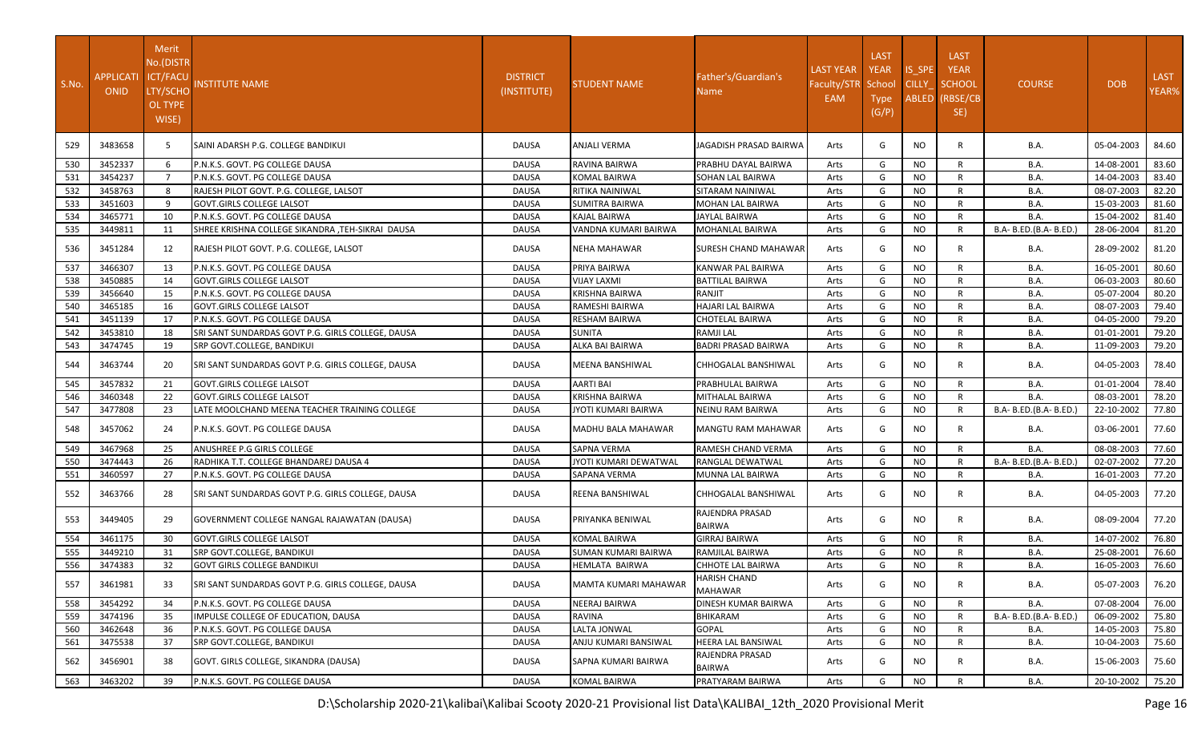| S.No. | APPLICATIONID | Merit No.(DISTRICT/FACULTY/SCHOOL TYPE WISE) | INSTITUTE NAME | DISTRICT (INSTITUTE) | STUDENT NAME | Father's/Guardian's Name | LAST YEAR Faculty/STREAM | LAST YEAR School Type (G/P) | IS_SPECIALLY_ABLED | LAST YEAR SCHOOL (RBSE/CBSE) | COURSE | DOB | LAST YEAR% |
|---|---|---|---|---|---|---|---|---|---|---|---|---|---|
| 529 | 3483658 | 5 | SAINI ADARSH P.G. COLLEGE BANDIKUI | DAUSA | ANJALI VERMA | JAGADISH PRASAD BAIRWA | Arts | G | NO | R | B.A. | 05-04-2003 | 84.60 |
| 530 | 3452337 | 6 | P.N.K.S. GOVT. PG COLLEGE DAUSA | DAUSA | RAVINA BAIRWA | PRABHU DAYAL BAIRWA | Arts | G | NO | R | B.A. | 14-08-2001 | 83.60 |
| 531 | 3454237 | 7 | P.N.K.S. GOVT. PG COLLEGE DAUSA | DAUSA | KOMAL BAIRWA | SOHAN LAL BAIRWA | Arts | G | NO | R | B.A. | 14-04-2003 | 83.40 |
| 532 | 3458763 | 8 | RAJESH PILOT GOVT. P.G. COLLEGE, LALSOT | DAUSA | RITIKA NAINIWAL | SITARAM NAINIWAL | Arts | G | NO | R | B.A. | 08-07-2003 | 82.20 |
| 533 | 3451603 | 9 | GOVT.GIRLS COLLEGE LALSOT | DAUSA | SUMITRA BAIRWA | MOHAN LAL BAIRWA | Arts | G | NO | R | B.A. | 15-03-2003 | 81.60 |
| 534 | 3465771 | 10 | P.N.K.S. GOVT. PG COLLEGE DAUSA | DAUSA | KAJAL BAIRWA | JAYLAL BAIRWA | Arts | G | NO | R | B.A. | 15-04-2002 | 81.40 |
| 535 | 3449811 | 11 | SHREE KRISHNA COLLEGE SIKANDRA ,TEH-SIKRAI DAUSA | DAUSA | VANDNA KUMARI BAIRWA | MOHANLAL BAIRWA | Arts | G | NO | R | B.A- B.ED.(B.A- B.ED.) | 28-06-2004 | 81.20 |
| 536 | 3451284 | 12 | RAJESH PILOT GOVT. P.G. COLLEGE, LALSOT | DAUSA | NEHA MAHAWAR | SURESH CHAND MAHAWAR | Arts | G | NO | R | B.A. | 28-09-2002 | 81.20 |
| 537 | 3466307 | 13 | P.N.K.S. GOVT. PG COLLEGE DAUSA | DAUSA | PRIYA BAIRWA | KANWAR PAL BAIRWA | Arts | G | NO | R | B.A. | 16-05-2001 | 80.60 |
| 538 | 3450885 | 14 | GOVT.GIRLS COLLEGE LALSOT | DAUSA | VIJAY LAXMI | BATTILAL BAIRWA | Arts | G | NO | R | B.A. | 06-03-2003 | 80.60 |
| 539 | 3456640 | 15 | P.N.K.S. GOVT. PG COLLEGE DAUSA | DAUSA | KRISHNA BAIRWA | RANJIT | Arts | G | NO | R | B.A. | 05-07-2004 | 80.20 |
| 540 | 3465185 | 16 | GOVT.GIRLS COLLEGE LALSOT | DAUSA | RAMESHI BAIRWA | HAJARI LAL BAIRWA | Arts | G | NO | R | B.A. | 08-07-2003 | 79.40 |
| 541 | 3451139 | 17 | P.N.K.S. GOVT. PG COLLEGE DAUSA | DAUSA | RESHAM BAIRWA | CHOTELAL BAIRWA | Arts | G | NO | R | B.A. | 04-05-2000 | 79.20 |
| 542 | 3453810 | 18 | SRI SANT SUNDARDAS GOVT P.G. GIRLS COLLEGE, DAUSA | DAUSA | SUNITA | RAMJI LAL | Arts | G | NO | R | B.A. | 01-01-2001 | 79.20 |
| 543 | 3474745 | 19 | SRP GOVT.COLLEGE, BANDIKUI | DAUSA | ALKA BAI BAIRWA | BADRI PRASAD BAIRWA | Arts | G | NO | R | B.A. | 11-09-2003 | 79.20 |
| 544 | 3463744 | 20 | SRI SANT SUNDARDAS GOVT P.G. GIRLS COLLEGE, DAUSA | DAUSA | MEENA BANSHIWAL | CHHOGALAL BANSHIWAL | Arts | G | NO | R | B.A. | 04-05-2003 | 78.40 |
| 545 | 3457832 | 21 | GOVT.GIRLS COLLEGE LALSOT | DAUSA | AARTI BAI | PRABHULAL BAIRWA | Arts | G | NO | R | B.A. | 01-01-2004 | 78.40 |
| 546 | 3460348 | 22 | GOVT.GIRLS COLLEGE LALSOT | DAUSA | KRISHNA BAIRWA | MITHALAL BAIRWA | Arts | G | NO | R | B.A. | 08-03-2001 | 78.20 |
| 547 | 3477808 | 23 | LATE MOOLCHAND MEENA TEACHER TRAINING COLLEGE | DAUSA | JYOTI KUMARI BAIRWA | NEINU RAM BAIRWA | Arts | G | NO | R | B.A- B.ED.(B.A- B.ED.) | 22-10-2002 | 77.80 |
| 548 | 3457062 | 24 | P.N.K.S. GOVT. PG COLLEGE DAUSA | DAUSA | MADHU BALA MAHAWAR | MANGTU RAM MAHAWAR | Arts | G | NO | R | B.A. | 03-06-2001 | 77.60 |
| 549 | 3467968 | 25 | ANUSHREE P.G GIRLS COLLEGE | DAUSA | SAPNA VERMA | RAMESH CHAND VERMA | Arts | G | NO | R | B.A. | 08-08-2003 | 77.60 |
| 550 | 3474443 | 26 | RADHIKA T.T. COLLEGE BHANDAREJ DAUSA 4 | DAUSA | JYOTI KUMARI DEWATWAL | RANGLAL DEWATWAL | Arts | G | NO | R | B.A- B.ED.(B.A- B.ED.) | 02-07-2002 | 77.20 |
| 551 | 3460597 | 27 | P.N.K.S. GOVT. PG COLLEGE DAUSA | DAUSA | SAPANA VERMA | MUNNA LAL BAIRWA | Arts | G | NO | R | B.A. | 16-01-2003 | 77.20 |
| 552 | 3463766 | 28 | SRI SANT SUNDARDAS GOVT P.G. GIRLS COLLEGE, DAUSA | DAUSA | REENA BANSHIWAL | CHHOGALAL BANSHIWAL | Arts | G | NO | R | B.A. | 04-05-2003 | 77.20 |
| 553 | 3449405 | 29 | GOVERNMENT COLLEGE NANGAL RAJAWATAN (DAUSA) | DAUSA | PRIYANKA BENIWAL | RAJENDRA PRASAD BAIRWA | Arts | G | NO | R | B.A. | 08-09-2004 | 77.20 |
| 554 | 3461175 | 30 | GOVT.GIRLS COLLEGE LALSOT | DAUSA | KOMAL BAIRWA | GIRRAJ BAIRWA | Arts | G | NO | R | B.A. | 14-07-2002 | 76.80 |
| 555 | 3449210 | 31 | SRP GOVT.COLLEGE, BANDIKUI | DAUSA | SUMAN KUMARI BAIRWA | RAMJILAL BAIRWA | Arts | G | NO | R | B.A. | 25-08-2001 | 76.60 |
| 556 | 3474383 | 32 | GOVT GIRLS COLLEGE BANDIKUI | DAUSA | HEMLATA BAIRWA | CHHOTE LAL BAIRWA | Arts | G | NO | R | B.A. | 16-05-2003 | 76.60 |
| 557 | 3461981 | 33 | SRI SANT SUNDARDAS GOVT P.G. GIRLS COLLEGE, DAUSA | DAUSA | MAMTA KUMARI MAHAWAR | HARISH CHAND MAHAWAR | Arts | G | NO | R | B.A. | 05-07-2003 | 76.20 |
| 558 | 3454292 | 34 | P.N.K.S. GOVT. PG COLLEGE DAUSA | DAUSA | NEERAJ BAIRWA | DINESH KUMAR BAIRWA | Arts | G | NO | R | B.A. | 07-08-2004 | 76.00 |
| 559 | 3474196 | 35 | IMPULSE COLLEGE OF EDUCATION, DAUSA | DAUSA | RAVINA | BHIKARAM | Arts | G | NO | R | B.A- B.ED.(B.A- B.ED.) | 06-09-2002 | 75.80 |
| 560 | 3462648 | 36 | P.N.K.S. GOVT. PG COLLEGE DAUSA | DAUSA | LALTA JONWAL | GOPAL | Arts | G | NO | R | B.A. | 14-05-2003 | 75.80 |
| 561 | 3475538 | 37 | SRP GOVT.COLLEGE, BANDIKUI | DAUSA | ANJU KUMARI BANSIWAL | HEERA LAL BANSIWAL | Arts | G | NO | R | B.A. | 10-04-2003 | 75.60 |
| 562 | 3456901 | 38 | GOVT. GIRLS COLLEGE, SIKANDRA (DAUSA) | DAUSA | SAPNA KUMARI BAIRWA | RAJENDRA PRASAD BAIRWA | Arts | G | NO | R | B.A. | 15-06-2003 | 75.60 |
| 563 | 3463202 | 39 | P.N.K.S. GOVT. PG COLLEGE DAUSA | DAUSA | KOMAL BAIRWA | PRATYARAM BAIRWA | Arts | G | NO | R | B.A. | 20-10-2002 | 75.20 |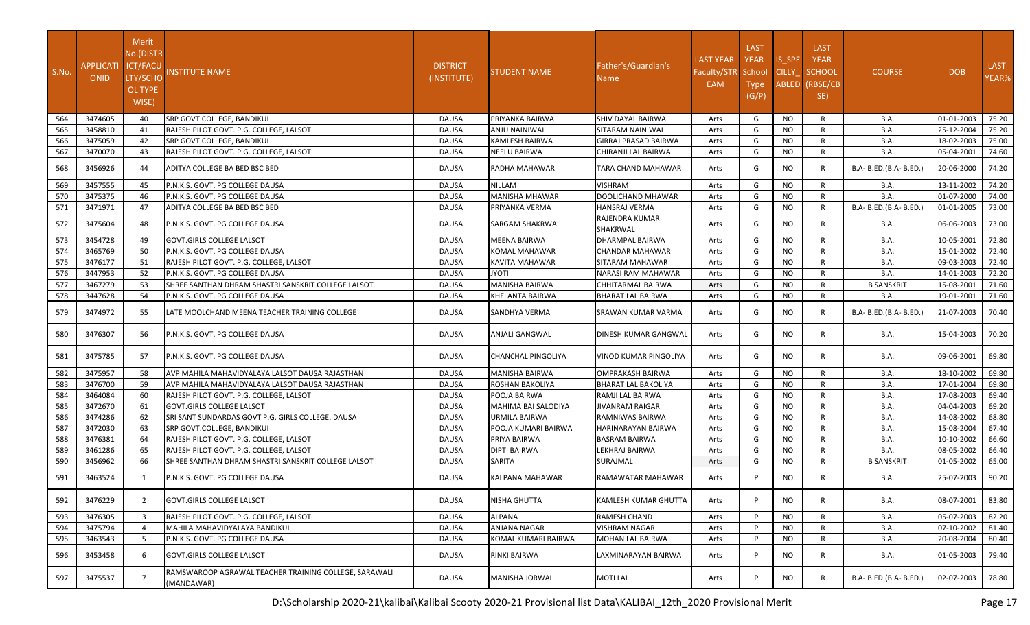| S.No. | APPLICATIONID | Merit No.(DISTRICT/FACULTY/SCHOOL TYPE WISE) | INSTITUTE NAME | DISTRICT (INSTITUTE) | STUDENT NAME | Father's/Guardian's Name | LAST YEAR Faculty/STREAM | LAST YEAR School Type (G/P) | IS_SPECILLY_ABLED | LAST YEAR SCHOOL (RBSE/CBSE) | COURSE | DOB | LAST YEAR% |
|---|---|---|---|---|---|---|---|---|---|---|---|---|---|
| 564 | 3474605 | 40 | SRP GOVT.COLLEGE, BANDIKUI | DAUSA | PRIYANKA BAIRWA | SHIV DAYAL BAIRWA | Arts | G | NO | R | B.A. | 01-01-2003 | 75.20 |
| 565 | 3458810 | 41 | RAJESH PILOT GOVT. P.G. COLLEGE, LALSOT | DAUSA | ANJU NAINIWAL | SITARAM NAINIWAL | Arts | G | NO | R | B.A. | 25-12-2004 | 75.20 |
| 566 | 3475059 | 42 | SRP GOVT.COLLEGE, BANDIKUI | DAUSA | KAMLESH BAIRWA | GIRRAJ PRASAD BAIRWA | Arts | G | NO | R | B.A. | 18-02-2003 | 75.00 |
| 567 | 3470070 | 43 | RAJESH PILOT GOVT. P.G. COLLEGE, LALSOT | DAUSA | NEELU BAIRWA | CHIRANJI LAL BAIRWA | Arts | G | NO | R | B.A. | 05-04-2001 | 74.60 |
| 568 | 3456926 | 44 | ADITYA COLLEGE BA BED BSC BED | DAUSA | RADHA MAHAWAR | TARA CHAND MAHAWAR | Arts | G | NO | R | B.A- B.ED.(B.A- B.ED.) | 20-06-2000 | 74.20 |
| 569 | 3457555 | 45 | P.N.K.S. GOVT. PG COLLEGE DAUSA | DAUSA | NILLAM | VISHRAM | Arts | G | NO | R | B.A. | 13-11-2002 | 74.20 |
| 570 | 3475375 | 46 | P.N.K.S. GOVT. PG COLLEGE DAUSA | DAUSA | MANISHA MHAWAR | DOOLICHAND MHAWAR | Arts | G | NO | R | B.A. | 01-07-2000 | 74.00 |
| 571 | 3471971 | 47 | ADITYA COLLEGE BA BED BSC BED | DAUSA | PRIYANKA VERMA | HANSRAJ VERMA | Arts | G | NO | R | B.A- B.ED.(B.A- B.ED.) | 01-01-2005 | 73.00 |
| 572 | 3475604 | 48 | P.N.K.S. GOVT. PG COLLEGE DAUSA | DAUSA | SARGAM SHAKRWAL | RAJENDRA KUMAR SHAKRWAL | Arts | G | NO | R | B.A. | 06-06-2003 | 73.00 |
| 573 | 3454728 | 49 | GOVT.GIRLS COLLEGE LALSOT | DAUSA | MEENA BAIRWA | DHARMPAL BAIRWA | Arts | G | NO | R | B.A. | 10-05-2001 | 72.80 |
| 574 | 3465769 | 50 | P.N.K.S. GOVT. PG COLLEGE DAUSA | DAUSA | KOMAL MAHAWAR | CHANDAR MAHAWAR | Arts | G | NO | R | B.A. | 15-01-2002 | 72.40 |
| 575 | 3476177 | 51 | RAJESH PILOT GOVT. P.G. COLLEGE, LALSOT | DAUSA | KAVITA MAHAWAR | SITARAM MAHAWAR | Arts | G | NO | R | B.A. | 09-03-2003 | 72.40 |
| 576 | 3447953 | 52 | P.N.K.S. GOVT. PG COLLEGE DAUSA | DAUSA | JYOTI | NARASI RAM MAHAWAR | Arts | G | NO | R | B.A. | 14-01-2003 | 72.20 |
| 577 | 3467279 | 53 | SHREE SANTHAN DHRAM SHASTRI SANSKRIT COLLEGE LALSOT | DAUSA | MANISHA BAIRWA | CHHITARMAL BAIRWA | Arts | G | NO | R | B SANSKRIT | 15-08-2001 | 71.60 |
| 578 | 3447628 | 54 | P.N.K.S. GOVT. PG COLLEGE DAUSA | DAUSA | KHELANTA BAIRWA | BHARAT LAL BAIRWA | Arts | G | NO | R | B.A. | 19-01-2001 | 71.60 |
| 579 | 3474972 | 55 | LATE MOOLCHAND MEENA TEACHER TRAINING COLLEGE | DAUSA | SANDHYA VERMA | SRAWAN KUMAR VARMA | Arts | G | NO | R | B.A- B.ED.(B.A- B.ED.) | 21-07-2003 | 70.40 |
| 580 | 3476307 | 56 | P.N.K.S. GOVT. PG COLLEGE DAUSA | DAUSA | ANJALI GANGWAL | DINESH KUMAR GANGWAL | Arts | G | NO | R | B.A. | 15-04-2003 | 70.20 |
| 581 | 3475785 | 57 | P.N.K.S. GOVT. PG COLLEGE DAUSA | DAUSA | CHANCHAL PINGOLIYA | VINOD KUMAR PINGOLIYA | Arts | G | NO | R | B.A. | 09-06-2001 | 69.80 |
| 582 | 3475957 | 58 | AVP MAHILA MAHAVIDYALAYA LALSOT DAUSA RAJASTHAN | DAUSA | MANISHA BAIRWA | OMPRAKASH BAIRWA | Arts | G | NO | R | B.A. | 18-10-2002 | 69.80 |
| 583 | 3476700 | 59 | AVP MAHILA MAHAVIDYALAYA LALSOT DAUSA RAJASTHAN | DAUSA | ROSHAN BAKOLIYA | BHARAT LAL BAKOLIYA | Arts | G | NO | R | B.A. | 17-01-2004 | 69.80 |
| 584 | 3464084 | 60 | RAJESH PILOT GOVT. P.G. COLLEGE, LALSOT | DAUSA | POOJA BAIRWA | RAMJI LAL BAIRWA | Arts | G | NO | R | B.A. | 17-08-2003 | 69.40 |
| 585 | 3472670 | 61 | GOVT.GIRLS COLLEGE LALSOT | DAUSA | MAHIMA BAI SALODIYA | JIVANRAM RAIGAR | Arts | G | NO | R | B.A. | 04-04-2003 | 69.20 |
| 586 | 3474286 | 62 | SRI SANT SUNDARDAS GOVT P.G. GIRLS COLLEGE, DAUSA | DAUSA | URMILA BAIRWA | RAMNIWAS BAIRWA | Arts | G | NO | R | B.A. | 14-08-2002 | 68.80 |
| 587 | 3472030 | 63 | SRP GOVT.COLLEGE, BANDIKUI | DAUSA | POOJA KUMARI BAIRWA | HARINARAYAN BAIRWA | Arts | G | NO | R | B.A. | 15-08-2004 | 67.40 |
| 588 | 3476381 | 64 | RAJESH PILOT GOVT. P.G. COLLEGE, LALSOT | DAUSA | PRIYA BAIRWA | BASRAM BAIRWA | Arts | G | NO | R | B.A. | 10-10-2002 | 66.60 |
| 589 | 3461286 | 65 | RAJESH PILOT GOVT. P.G. COLLEGE, LALSOT | DAUSA | DIPTI BAIRWA | LEKHRAJ BAIRWA | Arts | G | NO | R | B.A. | 08-05-2002 | 66.40 |
| 590 | 3456962 | 66 | SHREE SANTHAN DHRAM SHASTRI SANSKRIT COLLEGE LALSOT | DAUSA | SARITA | SURAJMAL | Arts | G | NO | R | B SANSKRIT | 01-05-2002 | 65.00 |
| 591 | 3463524 | 1 | P.N.K.S. GOVT. PG COLLEGE DAUSA | DAUSA | KALPANA MAHAWAR | RAMAWATAR MAHAWAR | Arts | P | NO | R | B.A. | 25-07-2003 | 90.20 |
| 592 | 3476229 | 2 | GOVT.GIRLS COLLEGE LALSOT | DAUSA | NISHA GHUTTA | KAMLESH KUMAR GHUTTA | Arts | P | NO | R | B.A. | 08-07-2001 | 83.80 |
| 593 | 3476305 | 3 | RAJESH PILOT GOVT. P.G. COLLEGE, LALSOT | DAUSA | ALPANA | RAMESH CHAND | Arts | P | NO | R | B.A. | 05-07-2003 | 82.20 |
| 594 | 3475794 | 4 | MAHILA MAHAVIDYALAYA BANDIKUI | DAUSA | ANJANA NAGAR | VISHRAM NAGAR | Arts | P | NO | R | B.A. | 07-10-2002 | 81.40 |
| 595 | 3463543 | 5 | P.N.K.S. GOVT. PG COLLEGE DAUSA | DAUSA | KOMAL KUMARI BAIRWA | MOHAN LAL BAIRWA | Arts | P | NO | R | B.A. | 20-08-2004 | 80.40 |
| 596 | 3453458 | 6 | GOVT.GIRLS COLLEGE LALSOT | DAUSA | RINKI BAIRWA | LAXMINARAYAN BAIRWA | Arts | P | NO | R | B.A. | 01-05-2003 | 79.40 |
| 597 | 3475537 | 7 | RAMSWAROOP AGRAWAL TEACHER TRAINING COLLEGE, SARAWALI (MANDAWAR) | DAUSA | MANISHA JORWAL | MOTI LAL | Arts | P | NO | R | B.A- B.ED.(B.A- B.ED.) | 02-07-2003 | 78.80 |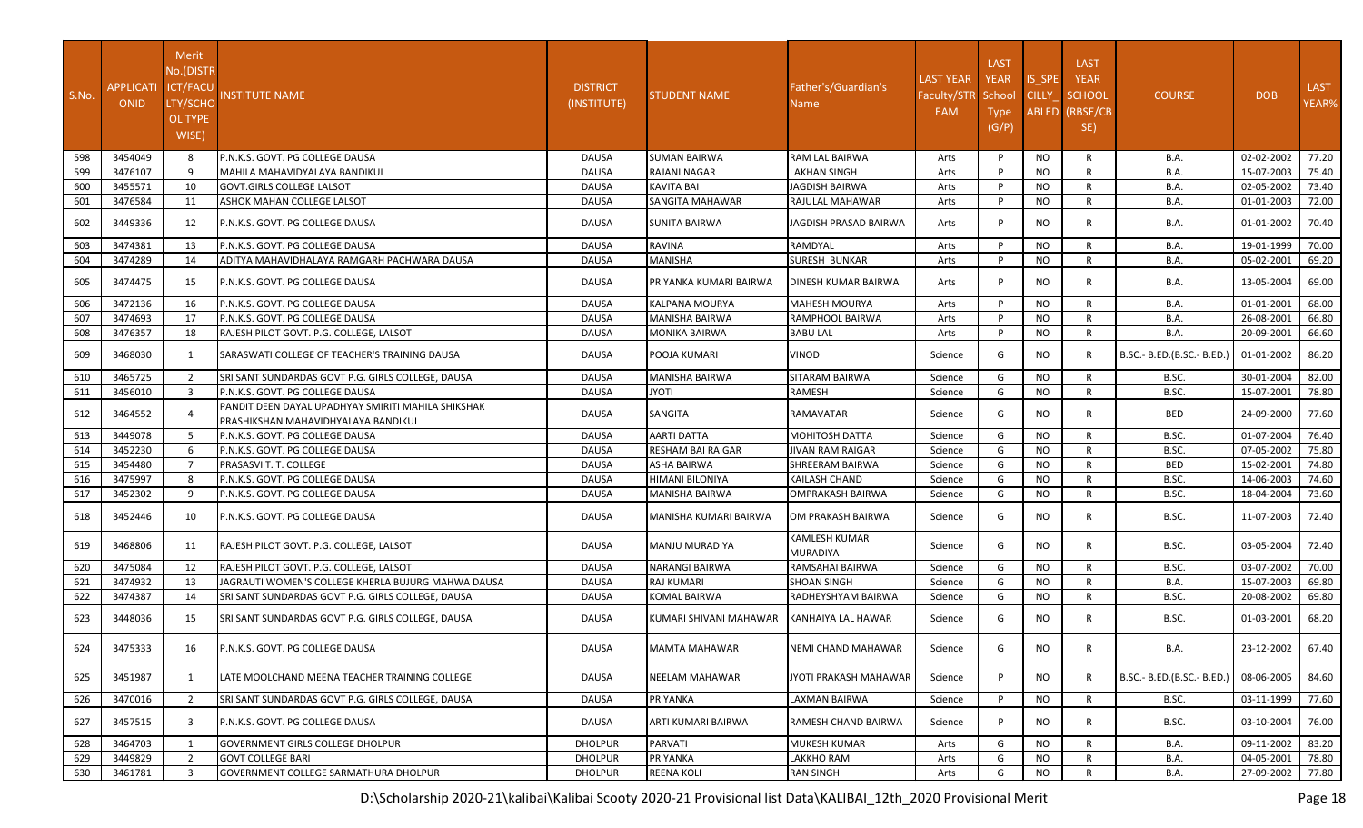| S.No. | APPLICATIONID | Merit No.(DISTRICT/FACULTY/SCHOOL TYPE WISE) | INSTITUTE NAME | DISTRICT (INSTITUTE) | STUDENT NAME | Father's/Guardian's Name | LAST YEAR Faculty/STREAM | LAST YEAR School Type (G/P) | IS_SPECILLY_ABLED | LAST YEAR SCHOOL (RBSE/CBSE) | COURSE | DOB | LAST YEAR% |
|---|---|---|---|---|---|---|---|---|---|---|---|---|---|
| 598 | 3454049 | 8 | P.N.K.S. GOVT. PG COLLEGE DAUSA | DAUSA | SUMAN BAIRWA | RAM LAL BAIRWA | Arts | P | NO | R | B.A. | 02-02-2002 | 77.20 |
| 599 | 3476107 | 9 | MAHILA MAHAVIDYALAYA BANDIKUI | DAUSA | RAJANI NAGAR | LAKHAN SINGH | Arts | P | NO | R | B.A. | 15-07-2003 | 75.40 |
| 600 | 3455571 | 10 | GOVT.GIRLS COLLEGE LALSOT | DAUSA | KAVITA BAI | JAGDISH BAIRWA | Arts | P | NO | R | B.A. | 02-05-2002 | 73.40 |
| 601 | 3476584 | 11 | ASHOK MAHAN COLLEGE LALSOT | DAUSA | SANGITA MAHAWAR | RAJULAL MAHAWAR | Arts | P | NO | R | B.A. | 01-01-2003 | 72.00 |
| 602 | 3449336 | 12 | P.N.K.S. GOVT. PG COLLEGE DAUSA | DAUSA | SUNITA BAIRWA | JAGDISH PRASAD BAIRWA | Arts | P | NO | R | B.A. | 01-01-2002 | 70.40 |
| 603 | 3474381 | 13 | P.N.K.S. GOVT. PG COLLEGE DAUSA | DAUSA | RAVINA | RAMDYAL | Arts | P | NO | R | B.A. | 19-01-1999 | 70.00 |
| 604 | 3474289 | 14 | ADITYA MAHAVIDHALAYA RAMGARH PACHWARA DAUSA | DAUSA | MANISHA | SURESH BUNKAR | Arts | P | NO | R | B.A. | 05-02-2001 | 69.20 |
| 605 | 3474475 | 15 | P.N.K.S. GOVT. PG COLLEGE DAUSA | DAUSA | PRIYANKA KUMARI BAIRWA | DINESH KUMAR BAIRWA | Arts | P | NO | R | B.A. | 13-05-2004 | 69.00 |
| 606 | 3472136 | 16 | P.N.K.S. GOVT. PG COLLEGE DAUSA | DAUSA | KALPANA MOURYA | MAHESH MOURYA | Arts | P | NO | R | B.A. | 01-01-2001 | 68.00 |
| 607 | 3474693 | 17 | P.N.K.S. GOVT. PG COLLEGE DAUSA | DAUSA | MANISHA BAIRWA | RAMPHOOL BAIRWA | Arts | P | NO | R | B.A. | 26-08-2001 | 66.80 |
| 608 | 3476357 | 18 | RAJESH PILOT GOVT. P.G. COLLEGE, LALSOT | DAUSA | MONIKA BAIRWA | BABU LAL | Arts | P | NO | R | B.A. | 20-09-2001 | 66.60 |
| 609 | 3468030 | 1 | SARASWATI COLLEGE OF TEACHER'S TRAINING DAUSA | DAUSA | POOJA KUMARI | VINOD | Science | G | NO | R | B.SC.- B.ED.(B.SC.- B.ED.) | 01-01-2002 | 86.20 |
| 610 | 3465725 | 2 | SRI SANT SUNDARDAS GOVT P.G. GIRLS COLLEGE, DAUSA | DAUSA | MANISHA BAIRWA | SITARAM BAIRWA | Science | G | NO | R | B.SC. | 30-01-2004 | 82.00 |
| 611 | 3456010 | 3 | P.N.K.S. GOVT. PG COLLEGE DAUSA | DAUSA | JYOTI | RAMESH | Science | G | NO | R | B.SC. | 15-07-2001 | 78.80 |
| 612 | 3464552 | 4 | PANDIT DEEN DAYAL UPADHYAY SMIRITI MAHILA SHIKSHAK PRASHIKSHAN MAHAVIDHYALAYA BANDIKUI | DAUSA | SANGITA | RAMAVATAR | Science | G | NO | R | BED | 24-09-2000 | 77.60 |
| 613 | 3449078 | 5 | P.N.K.S. GOVT. PG COLLEGE DAUSA | DAUSA | AARTI DATTA | MOHITOSH DATTA | Science | G | NO | R | B.SC. | 01-07-2004 | 76.40 |
| 614 | 3452230 | 6 | P.N.K.S. GOVT. PG COLLEGE DAUSA | DAUSA | RESHAM BAI RAIGAR | JIVAN RAM RAIGAR | Science | G | NO | R | B.SC. | 07-05-2002 | 75.80 |
| 615 | 3454480 | 7 | PRASASVI T. T. COLLEGE | DAUSA | ASHA BAIRWA | SHREERAM BAIRWA | Science | G | NO | R | BED | 15-02-2001 | 74.80 |
| 616 | 3475997 | 8 | P.N.K.S. GOVT. PG COLLEGE DAUSA | DAUSA | HIMANI BILONIYA | KAILASH CHAND | Science | G | NO | R | B.SC. | 14-06-2003 | 74.60 |
| 617 | 3452302 | 9 | P.N.K.S. GOVT. PG COLLEGE DAUSA | DAUSA | MANISHA BAIRWA | OMPRAKASH BAIRWA | Science | G | NO | R | B.SC. | 18-04-2004 | 73.60 |
| 618 | 3452446 | 10 | P.N.K.S. GOVT. PG COLLEGE DAUSA | DAUSA | MANISHA KUMARI BAIRWA | OM PRAKASH BAIRWA | Science | G | NO | R | B.SC. | 11-07-2003 | 72.40 |
| 619 | 3468806 | 11 | RAJESH PILOT GOVT. P.G. COLLEGE, LALSOT | DAUSA | MANJU MURADIYA | KAMLESH KUMAR MURADIYA | Science | G | NO | R | B.SC. | 03-05-2004 | 72.40 |
| 620 | 3475084 | 12 | RAJESH PILOT GOVT. P.G. COLLEGE, LALSOT | DAUSA | NARANGI BAIRWA | RAMSAHAI BAIRWA | Science | G | NO | R | B.SC. | 03-07-2002 | 70.00 |
| 621 | 3474932 | 13 | JAGRAUTI WOMEN'S COLLEGE KHERLA BUJURG MAHWA DAUSA | DAUSA | RAJ KUMARI | SHOAN SINGH | Science | G | NO | R | B.A. | 15-07-2003 | 69.80 |
| 622 | 3474387 | 14 | SRI SANT SUNDARDAS GOVT P.G. GIRLS COLLEGE, DAUSA | DAUSA | KOMAL BAIRWA | RADHEYSHYAM BAIRWA | Science | G | NO | R | B.SC. | 20-08-2002 | 69.80 |
| 623 | 3448036 | 15 | SRI SANT SUNDARDAS GOVT P.G. GIRLS COLLEGE, DAUSA | DAUSA | KUMARI SHIVANI MAHAWAR | KANHAIYA LAL HAWAR | Science | G | NO | R | B.SC. | 01-03-2001 | 68.20 |
| 624 | 3475333 | 16 | P.N.K.S. GOVT. PG COLLEGE DAUSA | DAUSA | MAMTA MAHAWAR | NEMI CHAND MAHAWAR | Science | G | NO | R | B.A. | 23-12-2002 | 67.40 |
| 625 | 3451987 | 1 | LATE MOOLCHAND MEENA TEACHER TRAINING COLLEGE | DAUSA | NEELAM MAHAWAR | JYOTI PRAKASH MAHAWAR | Science | P | NO | R | B.SC.- B.ED.(B.SC.- B.ED.) | 08-06-2005 | 84.60 |
| 626 | 3470016 | 2 | SRI SANT SUNDARDAS GOVT P.G. GIRLS COLLEGE, DAUSA | DAUSA | PRIYANKA | LAXMAN BAIRWA | Science | P | NO | R | B.SC. | 03-11-1999 | 77.60 |
| 627 | 3457515 | 3 | P.N.K.S. GOVT. PG COLLEGE DAUSA | DAUSA | ARTI KUMARI BAIRWA | RAMESH CHAND BAIRWA | Science | P | NO | R | B.SC. | 03-10-2004 | 76.00 |
| 628 | 3464703 | 1 | GOVERNMENT GIRLS COLLEGE DHOLPUR | DHOLPUR | PARVATI | MUKESH KUMAR | Arts | G | NO | R | B.A. | 09-11-2002 | 83.20 |
| 629 | 3449829 | 2 | GOVT COLLEGE BARI | DHOLPUR | PRIYANKA | LAKKHO RAM | Arts | G | NO | R | B.A. | 04-05-2001 | 78.80 |
| 630 | 3461781 | 3 | GOVERNMENT COLLEGE SARMATHURA DHOLPUR | DHOLPUR | REENA KOLI | RAN SINGH | Arts | G | NO | R | B.A. | 27-09-2002 | 77.80 |

D:\Scholarship 2020-21\kalibai\Kalibai Scooty 2020-21 Provisional list Data\KALIBAI_12th_2020 Provisional Merit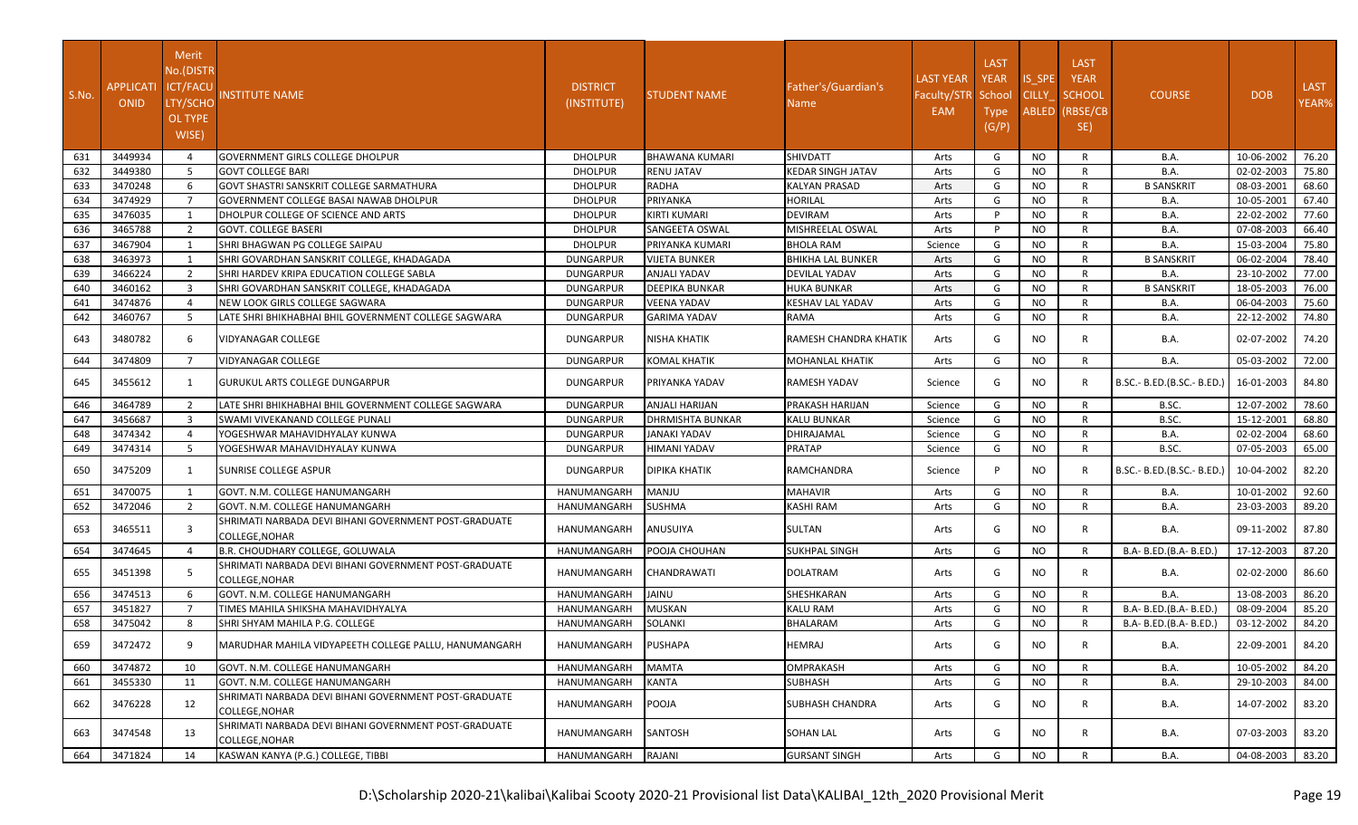| S.No. | APPLICATIONID | Merit No.(DISTRICT/FACULTY/SCHOOL TYPE WISE) | INSTITUTE NAME | DISTRICT (INSTITUTE) | STUDENT NAME | Father's/Guardian's Name | LAST YEAR Faculty/STREAM | LAST YEAR School Type (G/P) | IS_SPECILLY_ABLED | LAST YEAR SCHOOL (RBSE/CBSE) | COURSE | DOB | LAST YEAR% |
|---|---|---|---|---|---|---|---|---|---|---|---|---|---|
| 631 | 3449934 | 4 | GOVERNMENT GIRLS COLLEGE DHOLPUR | DHOLPUR | BHAWANA KUMARI | SHIVDATT | Arts | G | NO | R | B.A. | 10-06-2002 | 76.20 |
| 632 | 3449380 | 5 | GOVT COLLEGE BARI | DHOLPUR | RENU JATAV | KEDAR SINGH JATAV | Arts | G | NO | R | B.A. | 02-02-2003 | 75.80 |
| 633 | 3470248 | 6 | GOVT SHASTRI SANSKRIT COLLEGE SARMATHURA | DHOLPUR | RADHA | KALYAN PRASAD | Arts | G | NO | R | B SANSKRIT | 08-03-2001 | 68.60 |
| 634 | 3474929 | 7 | GOVERNMENT COLLEGE BASAI NAWAB DHOLPUR | DHOLPUR | PRIYANKA | HORILAL | Arts | G | NO | R | B.A. | 10-05-2001 | 67.40 |
| 635 | 3476035 | 1 | DHOLPUR COLLEGE OF SCIENCE AND ARTS | DHOLPUR | KIRTI KUMARI | DEVIRAM | Arts | P | NO | R | B.A. | 22-02-2002 | 77.60 |
| 636 | 3465788 | 2 | GOVT. COLLEGE BASERI | DHOLPUR | SANGEETA OSWAL | MISHREELAL OSWAL | Arts | P | NO | R | B.A. | 07-08-2003 | 66.40 |
| 637 | 3467904 | 1 | SHRI BHAGWAN PG COLLEGE SAIPAU | DHOLPUR | PRIYANKA KUMARI | BHOLA RAM | Science | G | NO | R | B.A. | 15-03-2004 | 75.80 |
| 638 | 3463973 | 1 | SHRI GOVARDHAN SANSKRIT COLLEGE, KHADAGADA | DUNGARPUR | VIJETA BUNKER | BHIKHA LAL BUNKER | Arts | G | NO | R | B SANSKRIT | 06-02-2004 | 78.40 |
| 639 | 3466224 | 2 | SHRI HARDEV KRIPA EDUCATION COLLEGE SABLA | DUNGARPUR | ANJALI YADAV | DEVILAL YADAV | Arts | G | NO | R | B.A. | 23-10-2002 | 77.00 |
| 640 | 3460162 | 3 | SHRI GOVARDHAN SANSKRIT COLLEGE, KHADAGADA | DUNGARPUR | DEEPIKA BUNKAR | HUKA BUNKAR | Arts | G | NO | R | B SANSKRIT | 18-05-2003 | 76.00 |
| 641 | 3474876 | 4 | NEW LOOK GIRLS COLLEGE SAGWARA | DUNGARPUR | VEENA YADAV | KESHAV LAL YADAV | Arts | G | NO | R | B.A. | 06-04-2003 | 75.60 |
| 642 | 3460767 | 5 | LATE SHRI BHIKHABHAI BHIL GOVERNMENT COLLEGE SAGWARA | DUNGARPUR | GARIMA YADAV | RAMA | Arts | G | NO | R | B.A. | 22-12-2002 | 74.80 |
| 643 | 3480782 | 6 | VIDYANAGAR COLLEGE | DUNGARPUR | NISHA KHATIK | RAMESH CHANDRA KHATIK | Arts | G | NO | R | B.A. | 02-07-2002 | 74.20 |
| 644 | 3474809 | 7 | VIDYANAGAR COLLEGE | DUNGARPUR | KOMAL KHATIK | MOHANLAL KHATIK | Arts | G | NO | R | B.A. | 05-03-2002 | 72.00 |
| 645 | 3455612 | 1 | GURUKUL ARTS COLLEGE DUNGARPUR | DUNGARPUR | PRIYANKA YADAV | RAMESH YADAV | Science | G | NO | R | B.SC.- B.ED.(B.SC.- B.ED.) | 16-01-2003 | 84.80 |
| 646 | 3464789 | 2 | LATE SHRI BHIKHABHAI BHIL GOVERNMENT COLLEGE SAGWARA | DUNGARPUR | ANJALI HARIJAN | PRAKASH HARIJAN | Science | G | NO | R | B.SC. | 12-07-2002 | 78.60 |
| 647 | 3456687 | 3 | SWAMI VIVEKANAND COLLEGE PUNALI | DUNGARPUR | DHRMISHTA BUNKAR | KALU BUNKAR | Science | G | NO | R | B.SC. | 15-12-2001 | 68.80 |
| 648 | 3474342 | 4 | YOGESHWAR MAHAVIDHYALAY KUNWA | DUNGARPUR | JANAKI YADAV | DHIRAJAMAL | Science | G | NO | R | B.A. | 02-02-2004 | 68.60 |
| 649 | 3474314 | 5 | YOGESHWAR MAHAVIDHYALAY KUNWA | DUNGARPUR | HIMANI YADAV | PRATAP | Science | G | NO | R | B.SC. | 07-05-2003 | 65.00 |
| 650 | 3475209 | 1 | SUNRISE COLLEGE ASPUR | DUNGARPUR | DIPIKA KHATIK | RAMCHANDRA | Science | P | NO | R | B.SC.- B.ED.(B.SC.- B.ED.) | 10-04-2002 | 82.20 |
| 651 | 3470075 | 1 | GOVT. N.M. COLLEGE HANUMANGARH | HANUMANGARH | MANJU | MAHAVIR | Arts | G | NO | R | B.A. | 10-01-2002 | 92.60 |
| 652 | 3472046 | 2 | GOVT. N.M. COLLEGE HANUMANGARH | HANUMANGARH | SUSHMA | KASHI RAM | Arts | G | NO | R | B.A. | 23-03-2003 | 89.20 |
| 653 | 3465511 | 3 | SHRIMATI NARBADA DEVI BIHANI GOVERNMENT POST-GRADUATE COLLEGE,NOHAR | HANUMANGARH | ANUSUIYA | SULTAN | Arts | G | NO | R | B.A. | 09-11-2002 | 87.80 |
| 654 | 3474645 | 4 | B.R. CHOUDHARY COLLEGE, GOLUWALA | HANUMANGARH | POOJA CHOUHAN | SUKHPAL SINGH | Arts | G | NO | R | B.A- B.ED.(B.A- B.ED.) | 17-12-2003 | 87.20 |
| 655 | 3451398 | 5 | SHRIMATI NARBADA DEVI BIHANI GOVERNMENT POST-GRADUATE COLLEGE,NOHAR | HANUMANGARH | CHANDRAWATI | DOLATRAM | Arts | G | NO | R | B.A. | 02-02-2000 | 86.60 |
| 656 | 3474513 | 6 | GOVT. N.M. COLLEGE HANUMANGARH | HANUMANGARH | JAINU | SHESHKARAN | Arts | G | NO | R | B.A. | 13-08-2003 | 86.20 |
| 657 | 3451827 | 7 | TIMES MAHILA SHIKSHA MAHAVIDHYALYA | HANUMANGARH | MUSKAN | KALU RAM | Arts | G | NO | R | B.A- B.ED.(B.A- B.ED.) | 08-09-2004 | 85.20 |
| 658 | 3475042 | 8 | SHRI SHYAM MAHILA P.G. COLLEGE | HANUMANGARH | SOLANKI | BHALARAM | Arts | G | NO | R | B.A- B.ED.(B.A- B.ED.) | 03-12-2002 | 84.20 |
| 659 | 3472472 | 9 | MARUDHAR MAHILA VIDYAPEETH COLLEGE PALLU, HANUMANGARH | HANUMANGARH | PUSHAPA | HEMRAJ | Arts | G | NO | R | B.A. | 22-09-2001 | 84.20 |
| 660 | 3474872 | 10 | GOVT. N.M. COLLEGE HANUMANGARH | HANUMANGARH | MAMTA | OMPRAKASH | Arts | G | NO | R | B.A. | 10-05-2002 | 84.20 |
| 661 | 3455330 | 11 | GOVT. N.M. COLLEGE HANUMANGARH | HANUMANGARH | KANTA | SUBHASH | Arts | G | NO | R | B.A. | 29-10-2003 | 84.00 |
| 662 | 3476228 | 12 | SHRIMATI NARBADA DEVI BIHANI GOVERNMENT POST-GRADUATE COLLEGE,NOHAR | HANUMANGARH | POOJA | SUBHASH CHANDRA | Arts | G | NO | R | B.A. | 14-07-2002 | 83.20 |
| 663 | 3474548 | 13 | SHRIMATI NARBADA DEVI BIHANI GOVERNMENT POST-GRADUATE COLLEGE,NOHAR | HANUMANGARH | SANTOSH | SOHAN LAL | Arts | G | NO | R | B.A. | 07-03-2003 | 83.20 |
| 664 | 3471824 | 14 | KASWAN KANYA (P.G.) COLLEGE, TIBBI | HANUMANGARH | RAJANI | GURSANT SINGH | Arts | G | NO | R | B.A. | 04-08-2003 | 83.20 |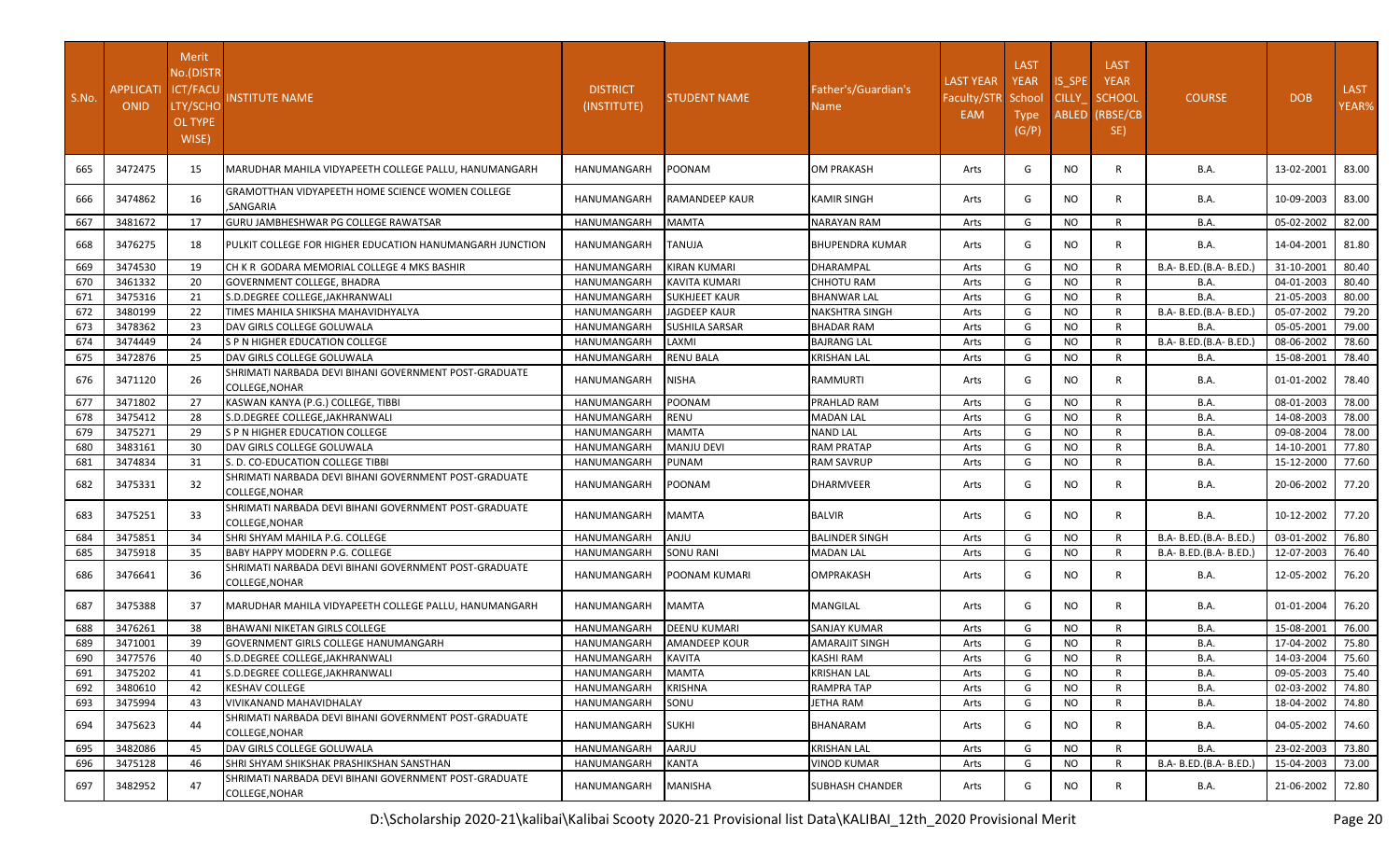| S.No. | APPLICATIONID | Merit No.(DISTRICT/FACULTY/SCHOOL TYPE WISE) | INSTITUTE NAME | DISTRICT (INSTITUTE) | STUDENT NAME | Father's/Guardian's Name | LAST YEAR Faculty/STREAM | LAST YEAR School Type (G/P) | IS_SPECILLY_ABLED | LAST YEAR SCHOOL (RBSE/CBSE) | COURSE | DOB | LAST YEAR% |
|---|---|---|---|---|---|---|---|---|---|---|---|---|---|
| 665 | 3472475 | 15 | MARUDHAR MAHILA VIDYAPEETH COLLEGE PALLU, HANUMANGARH | HANUMANGARH | POONAM | OM PRAKASH | Arts | G | NO | R | B.A. | 13-02-2001 | 83.00 |
| 666 | 3474862 | 16 | GRAMOTTHAN VIDYAPEETH HOME SCIENCE WOMEN COLLEGE ,SANGARIA | HANUMANGARH | RAMANDEEP KAUR | KAMIR SINGH | Arts | G | NO | R | B.A. | 10-09-2003 | 83.00 |
| 667 | 3481672 | 17 | GURU JAMBHESHWAR PG COLLEGE RAWATSAR | HANUMANGARH | MAMTA | NARAYAN RAM | Arts | G | NO | R | B.A. | 05-02-2002 | 82.00 |
| 668 | 3476275 | 18 | PULKIT COLLEGE FOR HIGHER EDUCATION HANUMANGARH JUNCTION | HANUMANGARH | TANUJA | BHUPENDRA KUMAR | Arts | G | NO | R | B.A. | 14-04-2001 | 81.80 |
| 669 | 3474530 | 19 | CH K R GODARA MEMORIAL COLLEGE 4 MKS BASHIR | HANUMANGARH | KIRAN KUMARI | DHARAMPAL | Arts | G | NO | R | B.A- B.ED.(B.A- B.ED.) | 31-10-2001 | 80.40 |
| 670 | 3461332 | 20 | GOVERNMENT COLLEGE, BHADRA | HANUMANGARH | KAVITA KUMARI | CHHOTU RAM | Arts | G | NO | R | B.A. | 04-01-2003 | 80.40 |
| 671 | 3475316 | 21 | S.D.DEGREE COLLEGE,JAKHRANWALI | HANUMANGARH | SUKHJEET KAUR | BHANWAR LAL | Arts | G | NO | R | B.A. | 21-05-2003 | 80.00 |
| 672 | 3480199 | 22 | TIMES MAHILA SHIKSHA MAHAVIDHYALYA | HANUMANGARH | JAGDEEP KAUR | NAKSHTRA SINGH | Arts | G | NO | R | B.A- B.ED.(B.A- B.ED.) | 05-07-2002 | 79.20 |
| 673 | 3478362 | 23 | DAV GIRLS COLLEGE GOLUWALA | HANUMANGARH | SUSHILA SARSAR | BHADAR RAM | Arts | G | NO | R | B.A. | 05-05-2001 | 79.00 |
| 674 | 3474449 | 24 | S P N HIGHER EDUCATION COLLEGE | HANUMANGARH | LAXMI | BAJRANG LAL | Arts | G | NO | R | B.A- B.ED.(B.A- B.ED.) | 08-06-2002 | 78.60 |
| 675 | 3472876 | 25 | DAV GIRLS COLLEGE GOLUWALA | HANUMANGARH | RENU BALA | KRISHAN LAL | Arts | G | NO | R | B.A. | 15-08-2001 | 78.40 |
| 676 | 3471120 | 26 | SHRIMATI NARBADA DEVI BIHANI GOVERNMENT POST-GRADUATE COLLEGE,NOHAR | HANUMANGARH | NISHA | RAMMURTI | Arts | G | NO | R | B.A. | 01-01-2002 | 78.40 |
| 677 | 3471802 | 27 | KASWAN KANYA (P.G.) COLLEGE, TIBBI | HANUMANGARH | POONAM | PRAHLAD RAM | Arts | G | NO | R | B.A. | 08-01-2003 | 78.00 |
| 678 | 3475412 | 28 | S.D.DEGREE COLLEGE,JAKHRANWALI | HANUMANGARH | RENU | MADAN LAL | Arts | G | NO | R | B.A. | 14-08-2003 | 78.00 |
| 679 | 3475271 | 29 | S P N HIGHER EDUCATION COLLEGE | HANUMANGARH | MAMTA | NAND LAL | Arts | G | NO | R | B.A. | 09-08-2004 | 78.00 |
| 680 | 3483161 | 30 | DAV GIRLS COLLEGE GOLUWALA | HANUMANGARH | MANJU DEVI | RAM PRATAP | Arts | G | NO | R | B.A. | 14-10-2001 | 77.80 |
| 681 | 3474834 | 31 | S. D. CO-EDUCATION COLLEGE TIBBI | HANUMANGARH | PUNAM | RAM SAVRUP | Arts | G | NO | R | B.A. | 15-12-2000 | 77.60 |
| 682 | 3475331 | 32 | SHRIMATI NARBADA DEVI BIHANI GOVERNMENT POST-GRADUATE COLLEGE,NOHAR | HANUMANGARH | POONAM | DHARMVEER | Arts | G | NO | R | B.A. | 20-06-2002 | 77.20 |
| 683 | 3475251 | 33 | SHRIMATI NARBADA DEVI BIHANI GOVERNMENT POST-GRADUATE COLLEGE,NOHAR | HANUMANGARH | MAMTA | BALVIR | Arts | G | NO | R | B.A. | 10-12-2002 | 77.20 |
| 684 | 3475851 | 34 | SHRI SHYAM MAHILA P.G. COLLEGE | HANUMANGARH | ANJU | BALINDER SINGH | Arts | G | NO | R | B.A- B.ED.(B.A- B.ED.) | 03-01-2002 | 76.80 |
| 685 | 3475918 | 35 | BABY HAPPY MODERN P.G. COLLEGE | HANUMANGARH | SONU RANI | MADAN LAL | Arts | G | NO | R | B.A- B.ED.(B.A- B.ED.) | 12-07-2003 | 76.40 |
| 686 | 3476641 | 36 | SHRIMATI NARBADA DEVI BIHANI GOVERNMENT POST-GRADUATE COLLEGE,NOHAR | HANUMANGARH | POONAM KUMARI | OMPRAKASH | Arts | G | NO | R | B.A. | 12-05-2002 | 76.20 |
| 687 | 3475388 | 37 | MARUDHAR MAHILA VIDYAPEETH COLLEGE PALLU, HANUMANGARH | HANUMANGARH | MAMTA | MANGILAL | Arts | G | NO | R | B.A. | 01-01-2004 | 76.20 |
| 688 | 3476261 | 38 | BHAWANI NIKETAN GIRLS COLLEGE | HANUMANGARH | DEENU KUMARI | SANJAY KUMAR | Arts | G | NO | R | B.A. | 15-08-2001 | 76.00 |
| 689 | 3471001 | 39 | GOVERNMENT GIRLS COLLEGE HANUMANGARH | HANUMANGARH | AMANDEEP KOUR | AMARAJIT SINGH | Arts | G | NO | R | B.A. | 17-04-2002 | 75.80 |
| 690 | 3477576 | 40 | S.D.DEGREE COLLEGE,JAKHRANWALI | HANUMANGARH | KAVITA | KASHI RAM | Arts | G | NO | R | B.A. | 14-03-2004 | 75.60 |
| 691 | 3475202 | 41 | S.D.DEGREE COLLEGE,JAKHRANWALI | HANUMANGARH | MAMTA | KRISHAN LAL | Arts | G | NO | R | B.A. | 09-05-2003 | 75.40 |
| 692 | 3480610 | 42 | KESHAV COLLEGE | HANUMANGARH | KRISHNA | RAMPRA TAP | Arts | G | NO | R | B.A. | 02-03-2002 | 74.80 |
| 693 | 3475994 | 43 | VIVIKANAND MAHAVIDHALAY | HANUMANGARH | SONU | JETHA RAM | Arts | G | NO | R | B.A. | 18-04-2002 | 74.80 |
| 694 | 3475623 | 44 | SHRIMATI NARBADA DEVI BIHANI GOVERNMENT POST-GRADUATE COLLEGE,NOHAR | HANUMANGARH | SUKHI | BHANARAM | Arts | G | NO | R | B.A. | 04-05-2002 | 74.60 |
| 695 | 3482086 | 45 | DAV GIRLS COLLEGE GOLUWALA | HANUMANGARH | AARJU | KRISHAN LAL | Arts | G | NO | R | B.A. | 23-02-2003 | 73.80 |
| 696 | 3475128 | 46 | SHRI SHYAM SHIKSHAK PRASHIKSHAN SANSTHAN | HANUMANGARH | KANTA | VINOD KUMAR | Arts | G | NO | R | B.A- B.ED.(B.A- B.ED.) | 15-04-2003 | 73.00 |
| 697 | 3482952 | 47 | SHRIMATI NARBADA DEVI BIHANI GOVERNMENT POST-GRADUATE COLLEGE,NOHAR | HANUMANGARH | MANISHA | SUBHASH CHANDER | Arts | G | NO | R | B.A. | 21-06-2002 | 72.80 |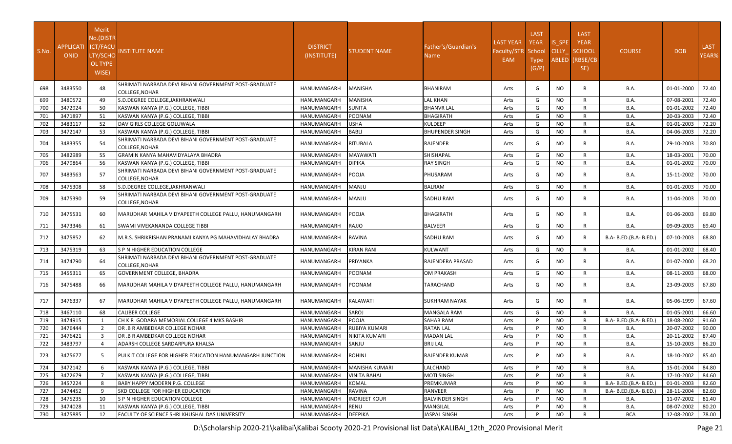| S.No. | APPLICATION ID | Merit No.(DISTRICT/FACULTY/SCHOOL TYPE WISE) | INSTITUTE NAME | DISTRICT (INSTITUTE) | STUDENT NAME | Father's/Guardian's Name | LAST YEAR Faculty/STREAM | LAST YEAR School Type (G/P) | IS_SPECILLY_ABLED | LAST YEAR SCHOOL (RBSE/CBSE) | COURSE | DOB | LAST YEAR% |
|---|---|---|---|---|---|---|---|---|---|---|---|---|---|
| 698 | 3483550 | 48 | SHRIMATI NARBADA DEVI BIHANI GOVERNMENT POST-GRADUATE COLLEGE,NOHAR | HANUMANGARH | MANISHA | BHANIRAM | Arts | G | NO | R | B.A. | 01-01-2000 | 72.40 |
| 699 | 3480572 | 49 | S.D.DEGREE COLLEGE,JAKHRANWALI | HANUMANGARH | MANISHA | LAL KHAN | Arts | G | NO | R | B.A. | 07-08-2001 | 72.40 |
| 700 | 3472924 | 50 | KASWAN KANYA (P.G.) COLLEGE, TIBBI | HANUMANGARH | SUNITA | BHANVR LAL | Arts | G | NO | R | B.A. | 01-01-2002 | 72.40 |
| 701 | 3471897 | 51 | KASWAN KANYA (P.G.) COLLEGE, TIBBI | HANUMANGARH | POONAM | BHAGIRATH | Arts | G | NO | R | B.A. | 20-03-2003 | 72.40 |
| 702 | 3483117 | 52 | DAV GIRLS COLLEGE GOLUWALA | HANUMANGARH | USHA | KULDEEP | Arts | G | NO | R | B.A. | 01-01-2003 | 72.20 |
| 703 | 3472147 | 53 | KASWAN KANYA (P.G.) COLLEGE, TIBBI | HANUMANGARH | BABLI | BHUPENDER SINGH | Arts | G | NO | R | B.A. | 04-06-2003 | 72.20 |
| 704 | 3483355 | 54 | SHRIMATI NARBADA DEVI BIHANI GOVERNMENT POST-GRADUATE COLLEGE,NOHAR | HANUMANGARH | RITUBALA | RAJENDER | Arts | G | NO | R | B.A. | 29-10-2003 | 70.80 |
| 705 | 3482989 | 55 | GRAMIN KANYA MAHAVIDYALAYA BHADRA | HANUMANGARH | MAYAWATI | SHISHAPAL | Arts | G | NO | R | B.A. | 18-03-2001 | 70.00 |
| 706 | 3479864 | 56 | KASWAN KANYA (P.G.) COLLEGE, TIBBI | HANUMANGARH | DIPIKA | RAY SINGH | Arts | G | NO | R | B.A. | 01-01-2002 | 70.00 |
| 707 | 3483563 | 57 | SHRIMATI NARBADA DEVI BIHANI GOVERNMENT POST-GRADUATE COLLEGE,NOHAR | HANUMANGARH | POOJA | PHUSARAM | Arts | G | NO | R | B.A. | 15-11-2002 | 70.00 |
| 708 | 3475308 | 58 | S.D.DEGREE COLLEGE,JAKHRANWALI | HANUMANGARH | MANJU | BALRAM | Arts | G | NO | R | B.A. | 01-01-2003 | 70.00 |
| 709 | 3475390 | 59 | SHRIMATI NARBADA DEVI BIHANI GOVERNMENT POST-GRADUATE COLLEGE,NOHAR | HANUMANGARH | MANJU | SADHU RAM | Arts | G | NO | R | B.A. | 11-04-2003 | 70.00 |
| 710 | 3475531 | 60 | MARUDHAR MAHILA VIDYAPEETH COLLEGE PALLU, HANUMANGARH | HANUMANGARH | POOJA | BHAGIRATH | Arts | G | NO | R | B.A. | 01-06-2003 | 69.80 |
| 711 | 3473346 | 61 | SWAMI VIVEKANANDA COLLEGE TIBBI | HANUMANGARH | RAJJO | BALVEER | Arts | G | NO | R | B.A. | 09-09-2003 | 69.40 |
| 712 | 3475852 | 62 | M.R.S. SHRIKRISHAN PRANAMI KANYA PG MAHAVIDHALAY BHADRA | HANUMANGARH | RAVINA | SADHU RAM | Arts | G | NO | R | B.A- B.ED.(B.A- B.ED.) | 07-10-2003 | 68.80 |
| 713 | 3475319 | 63 | S P N HIGHER EDUCATION COLLEGE | HANUMANGARH | KIRAN RANI | KULWANT | Arts | G | NO | R | B.A. | 01-01-2002 | 68.40 |
| 714 | 3474790 | 64 | SHRIMATI NARBADA DEVI BIHANI GOVERNMENT POST-GRADUATE COLLEGE,NOHAR | HANUMANGARH | PRIYANKA | RAJENDERA PRASAD | Arts | G | NO | R | B.A. | 01-07-2000 | 68.20 |
| 715 | 3455311 | 65 | GOVERNMENT COLLEGE, BHADRA | HANUMANGARH | POONAM | OM PRAKASH | Arts | G | NO | R | B.A. | 08-11-2003 | 68.00 |
| 716 | 3475488 | 66 | MARUDHAR MAHILA VIDYAPEETH COLLEGE PALLU, HANUMANGARH | HANUMANGARH | POONAM | TARACHAND | Arts | G | NO | R | B.A. | 23-09-2003 | 67.80 |
| 717 | 3476337 | 67 | MARUDHAR MAHILA VIDYAPEETH COLLEGE PALLU, HANUMANGARH | HANUMANGARH | KALAWATI | SUKHRAM NAYAK | Arts | G | NO | R | B.A. | 05-06-1999 | 67.60 |
| 718 | 3467110 | 68 | CALIBER COLLEGE | HANUMANGARH | SAROJ | MANGALA RAM | Arts | G | NO | R | B.A. | 01-05-2001 | 66.60 |
| 719 | 3474915 | 1 | CH K R GODARA MEMORIAL COLLEGE 4 MKS BASHIR | HANUMANGARH | POOJA | SAHAB RAM | Arts | P | NO | R | B.A- B.ED.(B.A- B.ED.) | 18-08-2002 | 91.60 |
| 720 | 3476444 | 2 | DR .B R AMBEDKAR COLLEGE NOHAR | HANUMANGARH | RUBIYA KUMARI | RATAN LAL | Arts | P | NO | R | B.A. | 20-07-2002 | 90.00 |
| 721 | 3476421 | 3 | DR .B R AMBEDKAR COLLEGE NOHAR | HANUMANGARH | NIKITA KUMARI | MADAN LAL | Arts | P | NO | R | B.A. | 20-11-2002 | 87.40 |
| 722 | 3483797 | 4 | ADARSH COLLEGE SARDARPURA KHALSA | HANUMANGARH | SANJU | BRIJ LAL | Arts | P | NO | R | B.A. | 15-10-2003 | 86.20 |
| 723 | 3475677 | 5 | PULKIT COLLEGE FOR HIGHER EDUCATION HANUMANGARH JUNCTION | HANUMANGARH | ROHINI | RAJENDER KUMAR | Arts | P | NO | R | B.A. | 18-10-2002 | 85.40 |
| 724 | 3472142 | 6 | KASWAN KANYA (P.G.) COLLEGE, TIBBI | HANUMANGARH | MANISHA KUMARI | LALCHAND | Arts | P | NO | R | B.A. | 15-01-2004 | 84.80 |
| 725 | 3472679 | 7 | KASWAN KANYA (P.G.) COLLEGE, TIBBI | HANUMANGARH | VINITA BAHAL | MOTI SINGH | Arts | P | NO | R | B.A. | 17-10-2002 | 84.60 |
| 726 | 3457224 | 8 | BABY HAPPY MODERN P.G. COLLEGE | HANUMANGARH | KOMAL | PREMKUMAR | Arts | P | NO | R | B.A- B.ED.(B.A- B.ED.) | 01-01-2003 | 82.60 |
| 727 | 3474452 | 9 | SKD COLLEGE FOR HIGHER EDUCATION | HANUMANGARH | RAVINA | RANVEER | Arts | P | NO | R | B.A- B.ED.(B.A- B.ED.) | 28-11-2004 | 82.60 |
| 728 | 3475235 | 10 | S P N HIGHER EDUCATION COLLEGE | HANUMANGARH | INDRJEET KOUR | BALVINDER SINGH | Arts | P | NO | R | B.A. | 11-07-2002 | 81.40 |
| 729 | 3474028 | 11 | KASWAN KANYA (P.G.) COLLEGE, TIBBI | HANUMANGARH | RENU | MANGILAL | Arts | P | NO | R | B.A. | 08-07-2002 | 80.20 |
| 730 | 3475885 | 12 | FACULTY OF SCIENCE SHRI KHUSHAL DAS UNIVERSITY | HANUMANGARH | DEEPIKA | JASPAL SINGH | Arts | P | NO | R | BCA | 12-08-2002 | 78.00 |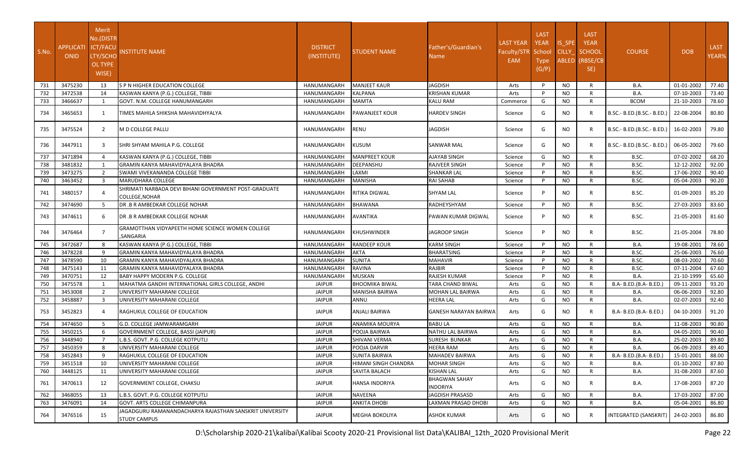| S.No. | APPLICATIONID | Merit No.(DISTRICT/FACULTY/SCHOOL TYPE WISE) | INSTITUTE NAME | DISTRICT (INSTITUTE) | STUDENT NAME | Father's/Guardian's Name | LAST YEAR Faculty/STREAM | LAST YEAR School Type (G/P) | IS_SPECILLY_ABLED | LAST YEAR SCHOOL (RBSE/CBSE) | COURSE | DOB | LAST YEAR% |
|---|---|---|---|---|---|---|---|---|---|---|---|---|---|
| 731 | 3475230 | 13 | S P N HIGHER EDUCATION COLLEGE | HANUMANGARH | MANJEET KAUR | JAGDISH | Arts | P | NO | R | B.A. | 01-01-2002 | 77.40 |
| 732 | 3472538 | 14 | KASWAN KANYA (P.G.) COLLEGE, TIBBI | HANUMANGARH | KALPANA | KRISHAN KUMAR | Arts | P | NO | R | B.A. | 07-10-2003 | 73.40 |
| 733 | 3466637 | 1 | GOVT. N.M. COLLEGE HANUMANGARH | HANUMANGARH | MAMTA | KALU RAM | Commerce | G | NO | R | BCOM | 21-10-2003 | 78.60 |
| 734 | 3465653 | 1 | TIMES MAHILA SHIKSHA MAHAVIDHYALYA | HANUMANGARH | PAWANJEET KOUR | HARDEV SINGH | Science | G | NO | R | B.SC.- B.ED.(B.SC.- B.ED.) | 22-08-2004 | 80.80 |
| 735 | 3475524 | 2 | M D COLLEGE PALLU | HANUMANGARH | RENU | JAGDISH | Science | G | NO | R | B.SC.- B.ED.(B.SC.- B.ED.) | 16-02-2003 | 79.80 |
| 736 | 3447911 | 3 | SHRI SHYAM MAHILA P.G. COLLEGE | HANUMANGARH | KUSUM | SANWAR MAL | Science | G | NO | R | B.SC.- B.ED.(B.SC.- B.ED.) | 06-05-2002 | 79.60 |
| 737 | 3471894 | 4 | KASWAN KANYA (P.G.) COLLEGE, TIBBI | HANUMANGARH | MANPREET KOUR | AJAYAB SINGH | Science | G | NO | R | B.SC. | 07-02-2002 | 68.20 |
| 738 | 3481832 | 1 | GRAMIN KANYA MAHAVIDYALAYA BHADRA | HANUMANGARH | DEEPANSHU | RAJVEER SINGH | Science | P | NO | R | B.SC. | 12-12-2002 | 92.00 |
| 739 | 3473275 | 2 | SWAMI VIVEKANANDA COLLEGE TIBBI | HANUMANGARH | LAXMI | SHANKAR LAL | Science | P | NO | R | B.SC. | 17-06-2002 | 90.40 |
| 740 | 3463452 | 3 | MARUDHARA COLLEGE | HANUMANGARH | MANISHA | RAI SAHAB | Science | P | NO | R | B.SC. | 05-04-2003 | 90.20 |
| 741 | 3480157 | 4 | SHRIMATI NARBADA DEVI BIHANI GOVERNMENT POST-GRADUATE COLLEGE,NOHAR | HANUMANGARH | RITIKA DIGWAL | SHYAM LAL | Science | P | NO | R | B.SC. | 01-09-2003 | 85.20 |
| 742 | 3474690 | 5 | DR .B R AMBEDKAR COLLEGE NOHAR | HANUMANGARH | BHAWANA | RADHEYSHYAM | Science | P | NO | R | B.SC. | 27-03-2003 | 83.60 |
| 743 | 3474611 | 6 | DR .B R AMBEDKAR COLLEGE NOHAR | HANUMANGARH | AVANTIKA | PAWAN KUMAR DIGWAL | Science | P | NO | R | B.SC. | 21-05-2003 | 81.60 |
| 744 | 3476464 | 7 | GRAMOTTHAN VIDYAPEETH HOME SCIENCE WOMEN COLLEGE ,SANGARIA | HANUMANGARH | KHUSHWINDER | JAGROOP SINGH | Science | P | NO | R | B.SC. | 21-05-2004 | 78.80 |
| 745 | 3472687 | 8 | KASWAN KANYA (P.G.) COLLEGE, TIBBI | HANUMANGARH | RANDEEP KOUR | KARM SINGH | Science | P | NO | R | B.A. | 19-08-2001 | 78.60 |
| 746 | 3478228 | 9 | GRAMIN KANYA MAHAVIDYALAYA BHADRA | HANUMANGARH | AKTA | BHARATSING | Science | P | NO | R | B.SC. | 25-06-2003 | 76.60 |
| 747 | 3478590 | 10 | GRAMIN KANYA MAHAVIDYALAYA BHADRA | HANUMANGARH | SUNITA | MAHAVIR | Science | P | NO | R | B.SC. | 08-03-2002 | 70.60 |
| 748 | 3475143 | 11 | GRAMIN KANYA MAHAVIDYALAYA BHADRA | HANUMANGARH | RAVINA | RAJBIR | Science | P | NO | R | B.SC. | 07-11-2004 | 67.60 |
| 749 | 3470751 | 12 | BABY HAPPY MODERN P.G. COLLEGE | HANUMANGARH | MUSKAN | RAJESH KUMAR | Science | P | NO | R | B.A. | 21-10-1999 | 65.60 |
| 750 | 3475578 | 1 | MAHATMA GANDHI INTERNATIONAL GIRLS COLLEGE, ANDHI | JAIPUR | BHOOMIKA BIWAL | TARA CHAND BIWAL | Arts | G | NO | R | B.A- B.ED.(B.A- B.ED.) | 09-11-2003 | 93.20 |
| 751 | 3453008 | 2 | UNIVERSITY MAHARANI COLLEGE | JAIPUR | MANISHA BAIRWA | MOHAN LAL BAIRWA | Arts | G | NO | R | B.A. | 06-06-2003 | 92.80 |
| 752 | 3458887 | 3 | UNIVERSITY MAHARANI COLLEGE | JAIPUR | ANNU | HEERA LAL | Arts | G | NO | R | B.A. | 02-07-2003 | 92.40 |
| 753 | 3452823 | 4 | RAGHUKUL COLLEGE OF EDUCATION | JAIPUR | ANJALI BAIRWA | GANESH NARAYAN BAIRWA | Arts | G | NO | R | B.A- B.ED.(B.A- B.ED.) | 04-10-2003 | 91.20 |
| 754 | 3474650 | 5 | G.D. COLLEGE JAMWARAMGARH | JAIPUR | ANAMIKA MOURYA | BABU LA | Arts | G | NO | R | B.A. | 11-08-2003 | 90.80 |
| 755 | 3450215 | 6 | GOVERNMENT COLLEGE, BASSI (JAIPUR) | JAIPUR | POOJA BAIRWA | NATHU LAL BAIRWA | Arts | G | NO | R | B.A. | 04-05-2001 | 90.40 |
| 756 | 3448940 | 7 | L.B.S. GOVT. P.G. COLLEGE KOTPUTLI | JAIPUR | SHIVANI VERMA | SURESH BUNKAR | Arts | G | NO | R | B.A. | 25-02-2003 | 89.80 |
| 757 | 3450359 | 8 | UNIVERSITY MAHARANI COLLEGE | JAIPUR | POOJA DARVIR | HEERA RAM | Arts | G | NO | R | B.A. | 06-09-2003 | 89.40 |
| 758 | 3452843 | 9 | RAGHUKUL COLLEGE OF EDUCATION | JAIPUR | SUNITA BAIRWA | MAHADEV BAIRWA | Arts | G | NO | R | B.A- B.ED.(B.A- B.ED.) | 15-01-2001 | 88.00 |
| 759 | 3451518 | 10 | UNIVERSITY MAHARANI COLLEGE | JAIPUR | HIMANI SINGH CHANDRA | MOHAR SINGH | Arts | G | NO | R | B.A. | 01-10-2002 | 87.80 |
| 760 | 3448125 | 11 | UNIVERSITY MAHARANI COLLEGE | JAIPUR | SAVITA BALACH | KISHAN LAL | Arts | G | NO | R | B.A. | 31-08-2003 | 87.60 |
| 761 | 3470613 | 12 | GOVERNMENT COLLEGE, CHAKSU | JAIPUR | HANSA INDORIYA | BHAGWAN SAHAY INDORIYA | Arts | G | NO | R | B.A. | 17-08-2003 | 87.20 |
| 762 | 3468055 | 13 | L.B.S. GOVT. P.G. COLLEGE KOTPUTLI | JAIPUR | NAVEENA | JAGDISH PRASASD | Arts | G | NO | R | B.A. | 17-03-2002 | 87.00 |
| 763 | 3476091 | 14 | GOVT. ARTS COLLEGE CHIMANPURA | JAIPUR | ANKITA DHOBI | LAXMAN PRASAD DHOBI | Arts | G | NO | R | B.A. | 05-04-2001 | 86.80 |
| 764 | 3476516 | 15 | JAGADGURU RAMANANDACHARYA RAJASTHAN SANSKRIT UNIVERSITY STUDY CAMPUS | JAIPUR | MEGHA BOKOLIYA | ASHOK KUMAR | Arts | G | NO | R | INTEGRATED (SANSKRIT) | 24-02-2003 | 86.80 |

D:\Scholarship 2020-21\kalibai\Kalibai Scooty 2020-21 Provisional list Data\KALIBAI_12th_2020 Provisional Merit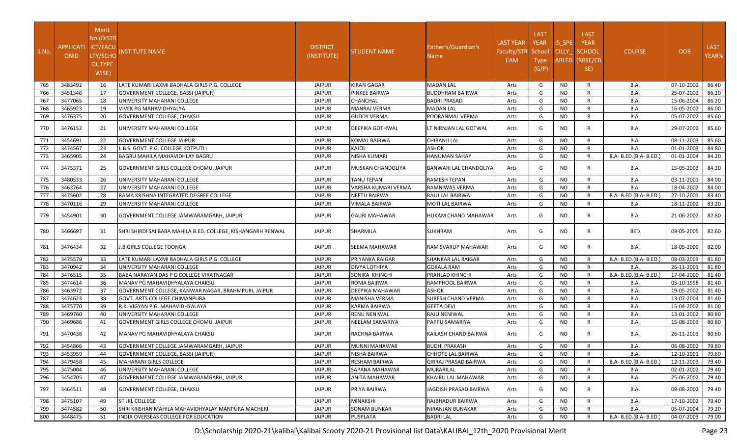| S.No. | APPLICATIONID | Merit No.(DISTRICT/FACULTY/SCHOOL TYPE WISE) | INSTITUTE NAME | DISTRICT (INSTITUTE) | STUDENT NAME | Father's/Guardian's Name | LAST YEAR Faculty/STREAM | LAST YEAR School Type (G/P) | IS_SPECILLY_ABLED | LAST YEAR SCHOOL (RBSE/CBSE) | COURSE | DOB | LAST YEAR% |
|---|---|---|---|---|---|---|---|---|---|---|---|---|---|
| 765 | 3483492 | 16 | LATE KUMARI LAXMI BADHALA GIRLS P.G. COLLEGE | JAIPUR | KIRAN GAGAR | MADAN LAL | Arts | G | NO | R | B.A. | 07-10-2002 | 86.40 |
| 766 | 3451346 | 17 | GOVERNMENT COLLEGE, BASSI (JAIPUR) | JAIPUR | PINKEE BAIRWA | BUDDHRAM BAIRWA | Arts | G | NO | R | B.A. | 25-07-2002 | 86.20 |
| 767 | 3477065 | 18 | UNIVERSITY MAHARANI COLLEGE | JAIPUR | CHANCHAL | BADRI PRASAD | Arts | G | NO | R | B.A. | 15-06-2004 | 86.20 |
| 768 | 3465923 | 19 | VIVEK PG MAHAVIDHYALYA | JAIPUR | MANRAJ VERMA | MADAN LAL | Arts | G | NO | R | B.A. | 16-05-2002 | 86.00 |
| 769 | 3476375 | 20 | GOVERNMENT COLLEGE, CHAKSU | JAIPUR | GUDDY VERMA | POORANMAL VERMA | Arts | G | NO | R | B.A. | 05-07-2002 | 85.60 |
| 770 | 3476152 | 21 | UNIVERSITY MAHARANI COLLEGE | JAIPUR | DEEPIKA GOTHWAL | LT NIRNJAN LAL GOTWAL | Arts | G | NO | R | B.A. | 29-07-2002 | 85.60 |
| 771 | 3454691 | 22 | GOVERNMENT COLLEGE JAIPUR | JAIPUR | KOMAL BAIRWA | CHIRANJI LAL | Arts | G | NO | R | B.A. | 08-11-2003 | 85.60 |
| 772 | 3474567 | 23 | L.B.S. GOVT. P.G. COLLEGE KOTPUTLI | JAIPUR | KAJOL | ASHOK | Arts | G | NO | R | B.A. | 01-01-2003 | 84.80 |
| 773 | 3465905 | 24 | BAGRU MAHILA MAHAVIDHLAY BAGRU | JAIPUR | NISHA KUMARI | HANUMAN SAHAY | Arts | G | NO | R | B.A- B.ED.(B.A- B.ED.) | 01-01-2004 | 84.20 |
| 774 | 3475371 | 25 | GOVERNMENT GIRLS COLLEGE CHOMU, JAIPUR | JAIPUR | MUSKAN CHANDOLIYA | BANWARI LAL CHANDOLIYA | Arts | G | NO | R | B.A. | 15-05-2003 | 84.20 |
| 775 | 3480533 | 26 | UNIVERSITY MAHARANI COLLEGE | JAIPUR | TANU TEPAN | RAMESH TEPAN | Arts | G | NO | R | B.A. | 03-11-2001 | 84.00 |
| 776 | 3463764 | 27 | UNIVERSITY MAHARANI COLLEGE | JAIPUR | VARSHA KUMARI VERMA | RAMNIWAS VERMA | Arts | G | NO | R | B.A. | 18-04-2002 | 84.00 |
| 777 | 3475602 | 28 | RAMA KRISHNA INTEGRATED DEGREE COLLEGE | JAIPUR | NEETU BAIRWA | RAJU LAL BAIRWA | Arts | G | NO | R | B.A- B.ED.(B.A- B.ED.) | 27-10-2001 | 83.40 |
| 778 | 3470116 | 29 | UNIVERSITY MAHARANI COLLEGE | JAIPUR | VIMALA BAIRWA | MOTI LAL BAIRWA | Arts | G | NO | R | B.A. | 18-11-2002 | 83.20 |
| 779 | 3454901 | 30 | GOVERNMENT COLLEGE JAMWARAMGARH, JAIPUR | JAIPUR | GAURI MAHAWAR | HUKAM CHAND MAHAWAR | Arts | G | NO | R | B.A. | 21-06-2002 | 82.80 |
| 780 | 3466697 | 31 | SHRI SHIRDI SAI BABA MAHILA B.ED. COLLEGE, KISHANGARH RENWAL | JAIPUR | SHARMILA | SUKHRAM | Arts | G | NO | R | BED | 09-05-2005 | 82.60 |
| 781 | 3476434 | 32 | J.B.GIRLS COLLEGE TOONGA | JAIPUR | SEEMA MAHAWAR | RAM SVARUP MAHAWAR | Arts | G | NO | R | B.A. | 18-05-2000 | 82.00 |
| 782 | 3475579 | 33 | LATE KUMARI LAXMI BADHALA GIRLS P.G. COLLEGE | JAIPUR | PRIYANKA RAIGAR | SHANKAR LAL RAIGAR | Arts | G | NO | R | B.A- B.ED.(B.A- B.ED.) | 08-03-2003 | 81.80 |
| 783 | 3470942 | 34 | UNIVERSITY MAHARANI COLLEGE | JAIPUR | DIVYA LOTHIYA | GOKALA RAM | Arts | G | NO | R | B.A. | 26-11-2001 | 81.80 |
| 784 | 3476515 | 35 | BABA NARAYAN DAS P G COLLEGE VIRATNAGAR | JAIPUR | SONIKA KHINCHI | PRAHLAD KHINCHI | Arts | G | NO | R | B.A- B.ED.(B.A- B.ED.) | 17-04-2000 | 81.40 |
| 785 | 3474614 | 36 | MANAV PG MAHAVIDHYALAYA CHAKSU | JAIPUR | ROMA BAIRWA | RAMPHOOL BAIRWA | Arts | G | NO | R | B.A. | 05-10-1998 | 81.40 |
| 786 | 3463972 | 37 | GOVERNMENT COLLEGE, KANWAR NAGAR, BRAHMPURI, JAIPUR | JAIPUR | DEEPIKA MAHAWAR | ASHOK | Arts | G | NO | R | B.A. | 19-05-2002 | 81.40 |
| 787 | 3474623 | 38 | GOVT. ARTS COLLEGE CHIMANPURA | JAIPUR | MANISHA VERMA | SURESH CHAND VERMA | Arts | G | NO | R | B.A. | 13-07-2004 | 81.40 |
| 788 | 3475770 | 39 | R.K. VIGYAN P.G. MAHAVIDHYALAYA | JAIPUR | KARMA BAIRWA | GEETA DEVI | Arts | G | NO | R | B.A. | 15-04-2002 | 81.00 |
| 789 | 3469760 | 40 | UNIVERSITY MAHARANI COLLEGE | JAIPUR | RENU NENIWAL | RAJU NENIWAL | Arts | G | NO | R | B.A. | 13-01-2002 | 80.80 |
| 790 | 3469686 | 41 | GOVERNMENT GIRLS COLLEGE CHOMU, JAIPUR | JAIPUR | NEELAM SAMARIYA | PAPPU SAMARIYA | Arts | G | NO | R | B.A. | 15-08-2003 | 80.80 |
| 791 | 3470436 | 42 | MANAV PG MAHAVIDHYALAYA CHAKSU | JAIPUR | RACHNA BAIRWA | KAILASH CHAND BAIRWA | Arts | G | NO | R | B.A. | 26-11-2003 | 80.60 |
| 792 | 3454866 | 43 | GOVERNMENT COLLEGE JAMWARAMGARH, JAIPUR | JAIPUR | MUNNI MAHAWAR | BUDHI PRAKASH | Arts | G | NO | R | B.A. | 06-08-2002 | 79.80 |
| 793 | 3453959 | 44 | GOVERNMENT COLLEGE, BASSI (JAIPUR) | JAIPUR | NISHA BAIRWA | CHHOTE LAL BAIRWA | Arts | G | NO | R | B.A. | 12-10-2001 | 79.60 |
| 794 | 3479458 | 45 | MAHARANI GIRLS COLLEGE | JAIPUR | RESHAM BAIRWA | GIRRAJ PRASAD BAIRWA | Arts | G | NO | R | B.A- B.ED.(B.A- B.ED.) | 12-11-2003 | 79.40 |
| 795 | 3475004 | 46 | UNIVERSITY MAHARANI COLLEGE | JAIPUR | SAPANA MAHAWAR | MURARILAL | Arts | G | NO | R | B.A. | 02-01-2002 | 79.40 |
| 796 | 3454705 | 47 | GOVERNMENT COLLEGE JAMWARAMGARH, JAIPUR | JAIPUR | ANITA MAHAWAR | KHAIRU LAL MAHAWAR | Arts | G | NO | R | B.A. | 25-06-2002 | 79.40 |
| 797 | 3464511 | 48 | GOVERNMENT COLLEGE, CHAKSU | JAIPUR | PRIYA BAIRWA | JAGDISH PRASAD BAIRWA | Arts | G | NO | R | B.A. | 09-08-2002 | 79.40 |
| 798 | 3475107 | 49 | ST JKL COLLEGE | JAIPUR | MINAKSHI | RAJBHADUR BAIRWA | Arts | G | NO | R | B.A. | 17-10-2002 | 79.40 |
| 799 | 3474582 | 50 | SHRI KRISHAN MAHILA MAHAVIDHYALAY MANPURA MACHERI | JAIPUR | SONAM BUNKAR | NIRANJAN BUNAKAR | Arts | G | NO | R | B.A. | 05-07-2004 | 79.20 |
| 800 | 3448475 | 51 | INDIA OVERSEAS COLLEGE FOR EDUCATION | JAIPUR | PUSPLATA | BADRI LAL | Arts | G | NO | R | B.A- B.ED.(B.A- B.ED.) | 04-07-2003 | 79.00 |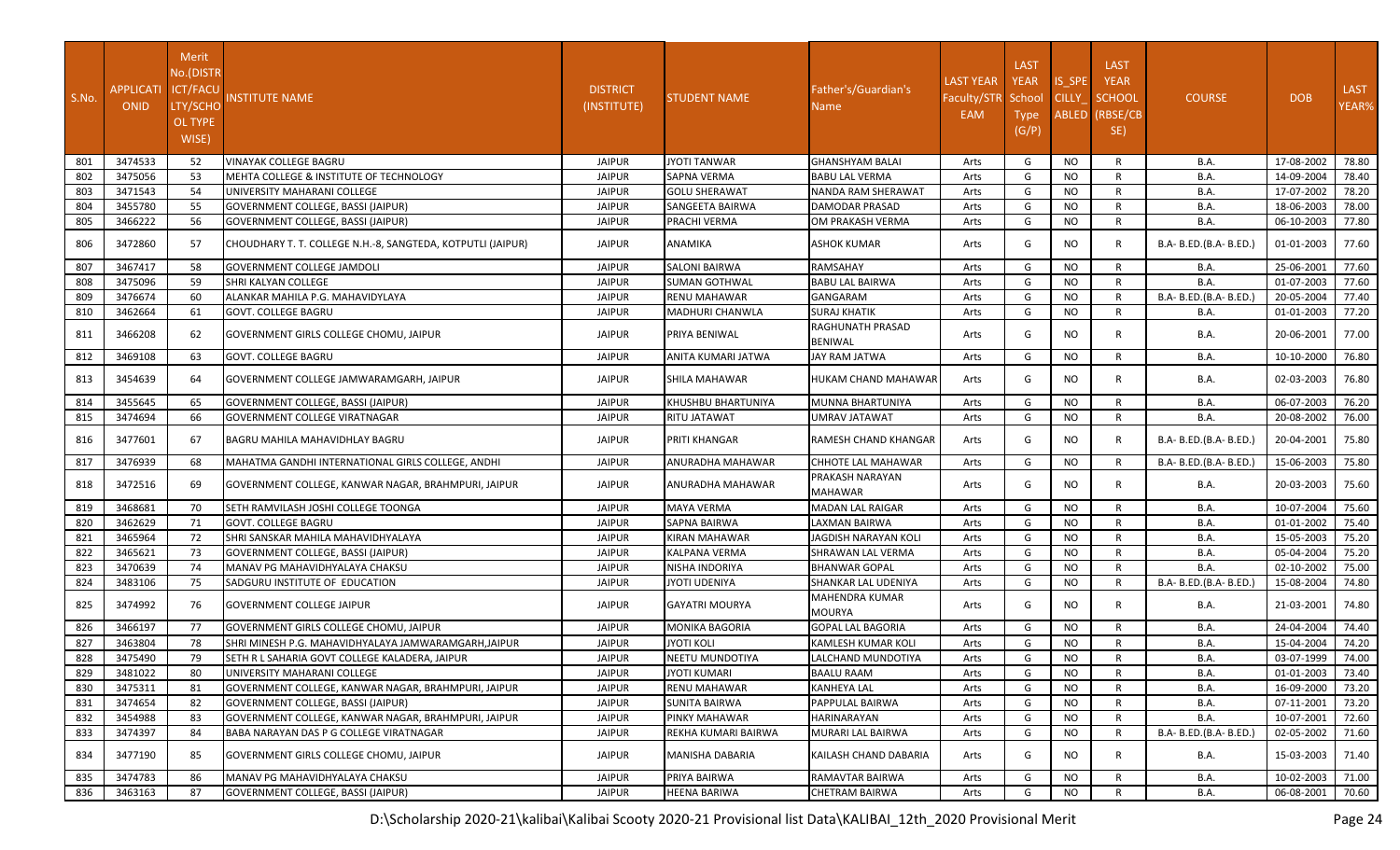| S.No. | APPLICATI ONID | Merit No.(DISTR ICT/FACU LTY/SCHO OL TYPE WISE) | INSTITUTE NAME | DISTRICT (INSTITUTE) | STUDENT NAME | Father's/Guardian's Name | LAST YEAR Faculty/STR EAM | LAST YEAR School Type (G/P) | IS_SPE CILLY_ ABLED | LAST YEAR SCHOOL (RBSE/CB SE) | COURSE | DOB | LAST YEAR% |
|---|---|---|---|---|---|---|---|---|---|---|---|---|---|
| 801 | 3474533 | 52 | VINAYAK COLLEGE BAGRU | JAIPUR | JYOTI TANWAR | GHANSHYAM BALAI | Arts | G | NO | R | B.A. | 17-08-2002 | 78.80 |
| 802 | 3475056 | 53 | MEHTA COLLEGE & INSTITUTE OF TECHNOLOGY | JAIPUR | SAPNA VERMA | BABU LAL VERMA | Arts | G | NO | R | B.A. | 14-09-2004 | 78.40 |
| 803 | 3471543 | 54 | UNIVERSITY MAHARANI COLLEGE | JAIPUR | GOLU SHERAWAT | NANDA RAM SHERAWAT | Arts | G | NO | R | B.A. | 17-07-2002 | 78.20 |
| 804 | 3455780 | 55 | GOVERNMENT COLLEGE, BASSI (JAIPUR) | JAIPUR | SANGEETA BAIRWA | DAMODAR PRASAD | Arts | G | NO | R | B.A. | 18-06-2003 | 78.00 |
| 805 | 3466222 | 56 | GOVERNMENT COLLEGE, BASSI (JAIPUR) | JAIPUR | PRACHI VERMA | OM PRAKASH VERMA | Arts | G | NO | R | B.A. | 06-10-2003 | 77.80 |
| 806 | 3472860 | 57 | CHOUDHARY T. T. COLLEGE N.H.-8, SANGTEDA, KOTPUTLI (JAIPUR) | JAIPUR | ANAMIKA | ASHOK KUMAR | Arts | G | NO | R | B.A- B.ED.(B.A- B.ED.) | 01-01-2003 | 77.60 |
| 807 | 3467417 | 58 | GOVERNMENT COLLEGE JAMDOLI | JAIPUR | SALONI BAIRWA | RAMSAHAY | Arts | G | NO | R | B.A. | 25-06-2001 | 77.60 |
| 808 | 3475096 | 59 | SHRI KALYAN COLLEGE | JAIPUR | SUMAN GOTHWAL | BABU LAL BAIRWA | Arts | G | NO | R | B.A. | 01-07-2003 | 77.60 |
| 809 | 3476674 | 60 | ALANKAR MAHILA P.G. MAHAVIDYLAYA | JAIPUR | RENU MAHAWAR | GANGARAM | Arts | G | NO | R | B.A- B.ED.(B.A- B.ED.) | 20-05-2004 | 77.40 |
| 810 | 3462664 | 61 | GOVT. COLLEGE BAGRU | JAIPUR | MADHURI CHANWLA | SURAJ KHATIK | Arts | G | NO | R | B.A. | 01-01-2003 | 77.20 |
| 811 | 3466208 | 62 | GOVERNMENT GIRLS COLLEGE CHOMU, JAIPUR | JAIPUR | PRIYA BENIWAL | RAGHUNATH PRASAD BENIWAL | Arts | G | NO | R | B.A. | 20-06-2001 | 77.00 |
| 812 | 3469108 | 63 | GOVT. COLLEGE BAGRU | JAIPUR | ANITA KUMARI JATWA | JAY RAM JATWA | Arts | G | NO | R | B.A. | 10-10-2000 | 76.80 |
| 813 | 3454639 | 64 | GOVERNMENT COLLEGE JAMWARAMGARH, JAIPUR | JAIPUR | SHILA MAHAWAR | HUKAM CHAND MAHAWAR | Arts | G | NO | R | B.A. | 02-03-2003 | 76.80 |
| 814 | 3455645 | 65 | GOVERNMENT COLLEGE, BASSI (JAIPUR) | JAIPUR | KHUSHBU BHARTUNIYA | MUNNA BHARTUNIYA | Arts | G | NO | R | B.A. | 06-07-2003 | 76.20 |
| 815 | 3474694 | 66 | GOVERNMENT COLLEGE VIRATNAGAR | JAIPUR | RITU JATAWAT | UMRAV JATAWAT | Arts | G | NO | R | B.A. | 20-08-2002 | 76.00 |
| 816 | 3477601 | 67 | BAGRU MAHILA MAHAVIDHLAY BAGRU | JAIPUR | PRITI KHANGAR | RAMESH CHAND KHANGAR | Arts | G | NO | R | B.A- B.ED.(B.A- B.ED.) | 20-04-2001 | 75.80 |
| 817 | 3476939 | 68 | MAHATMA GANDHI INTERNATIONAL GIRLS COLLEGE, ANDHI | JAIPUR | ANURADHA MAHAWAR | CHHOTE LAL MAHAWAR | Arts | G | NO | R | B.A- B.ED.(B.A- B.ED.) | 15-06-2003 | 75.80 |
| 818 | 3472516 | 69 | GOVERNMENT COLLEGE, KANWAR NAGAR, BRAHMPURI, JAIPUR | JAIPUR | ANURADHA MAHAWAR | PRAKASH NARAYAN MAHAWAR | Arts | G | NO | R | B.A. | 20-03-2003 | 75.60 |
| 819 | 3468681 | 70 | SETH RAMVILASH JOSHI COLLEGE TOONGA | JAIPUR | MAYA VERMA | MADAN LAL RAIGAR | Arts | G | NO | R | B.A. | 10-07-2004 | 75.60 |
| 820 | 3462629 | 71 | GOVT. COLLEGE BAGRU | JAIPUR | SAPNA BAIRWA | LAXMAN BAIRWA | Arts | G | NO | R | B.A. | 01-01-2002 | 75.40 |
| 821 | 3465964 | 72 | SHRI SANSKAR MAHILA MAHAVIDHYALAYA | JAIPUR | KIRAN MAHAWAR | JAGDISH NARAYAN KOLI | Arts | G | NO | R | B.A. | 15-05-2003 | 75.20 |
| 822 | 3465621 | 73 | GOVERNMENT COLLEGE, BASSI (JAIPUR) | JAIPUR | KALPANA VERMA | SHRAWAN LAL VERMA | Arts | G | NO | R | B.A. | 05-04-2004 | 75.20 |
| 823 | 3470639 | 74 | MANAV PG MAHAVIDHYALAYA CHAKSU | JAIPUR | NISHA INDORIYA | BHANWAR GOPAL | Arts | G | NO | R | B.A. | 02-10-2002 | 75.00 |
| 824 | 3483106 | 75 | SADGURU INSTITUTE OF EDUCATION | JAIPUR | JYOTI UDENIYA | SHANKAR LAL UDENIYA | Arts | G | NO | R | B.A- B.ED.(B.A- B.ED.) | 15-08-2004 | 74.80 |
| 825 | 3474992 | 76 | GOVERNMENT COLLEGE JAIPUR | JAIPUR | GAYATRI MOURYA | MAHENDRA KUMAR MOURYA | Arts | G | NO | R | B.A. | 21-03-2001 | 74.80 |
| 826 | 3466197 | 77 | GOVERNMENT GIRLS COLLEGE CHOMU, JAIPUR | JAIPUR | MONIKA BAGORIA | GOPAL LAL BAGORIA | Arts | G | NO | R | B.A. | 24-04-2004 | 74.40 |
| 827 | 3463804 | 78 | SHRI MINESH P.G. MAHAVIDHYALAYA JAMWARAMGARH,JAIPUR | JAIPUR | JYOTI KOLI | KAMLESH KUMAR KOLI | Arts | G | NO | R | B.A. | 15-04-2004 | 74.20 |
| 828 | 3475490 | 79 | SETH R L SAHARIA GOVT COLLEGE KALADERA, JAIPUR | JAIPUR | NEETU MUNDOTIYA | LALCHAND MUNDOTIYA | Arts | G | NO | R | B.A. | 03-07-1999 | 74.00 |
| 829 | 3481022 | 80 | UNIVERSITY MAHARANI COLLEGE | JAIPUR | JYOTI KUMARI | BAALU RAAM | Arts | G | NO | R | B.A. | 01-01-2003 | 73.40 |
| 830 | 3475311 | 81 | GOVERNMENT COLLEGE, KANWAR NAGAR, BRAHMPURI, JAIPUR | JAIPUR | RENU MAHAWAR | KANHEYA LAL | Arts | G | NO | R | B.A. | 16-09-2000 | 73.20 |
| 831 | 3474654 | 82 | GOVERNMENT COLLEGE, BASSI (JAIPUR) | JAIPUR | SUNITA BAIRWA | PAPPULAL BAIRWA | Arts | G | NO | R | B.A. | 07-11-2001 | 73.20 |
| 832 | 3454988 | 83 | GOVERNMENT COLLEGE, KANWAR NAGAR, BRAHMPURI, JAIPUR | JAIPUR | PINKY MAHAWAR | HARINARAYAN | Arts | G | NO | R | B.A. | 10-07-2001 | 72.60 |
| 833 | 3474397 | 84 | BABA NARAYAN DAS P G COLLEGE VIRATNAGAR | JAIPUR | REKHA KUMARI BAIRWA | MURARI LAL BAIRWA | Arts | G | NO | R | B.A- B.ED.(B.A- B.ED.) | 02-05-2002 | 71.60 |
| 834 | 3477190 | 85 | GOVERNMENT GIRLS COLLEGE CHOMU, JAIPUR | JAIPUR | MANISHA DABARIA | KAILASH CHAND DABARIA | Arts | G | NO | R | B.A. | 15-03-2003 | 71.40 |
| 835 | 3474783 | 86 | MANAV PG MAHAVIDHYALAYA CHAKSU | JAIPUR | PRIYA BAIRWA | RAMAVTAR BAIRWA | Arts | G | NO | R | B.A. | 10-02-2003 | 71.00 |
| 836 | 3463163 | 87 | GOVERNMENT COLLEGE, BASSI (JAIPUR) | JAIPUR | HEENA BARIWA | CHETRAM BAIRWA | Arts | G | NO | R | B.A. | 06-08-2001 | 70.60 |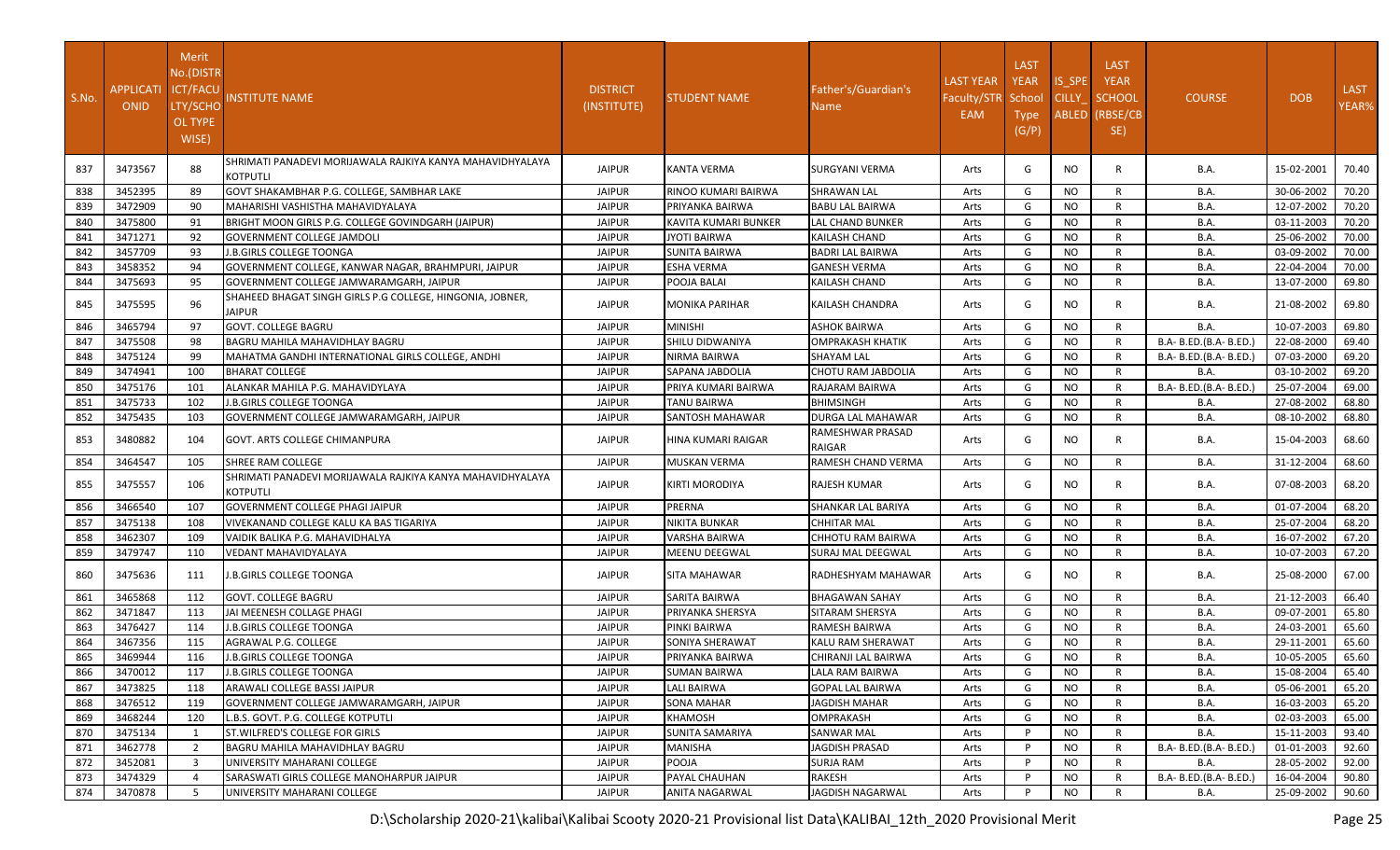| S.No. | APPLICATIONID | Merit No.(DISTRICT/FACULTY/SCHOOL TYPE WISE) | INSTITUTE NAME | DISTRICT (INSTITUTE) | STUDENT NAME | Father's/Guardian's Name | LAST YEAR Faculty/STREAM | LAST YEAR School Type (G/P) | IS_SPECILLY_ABLED | LAST YEAR SCHOOL (RBSE/CBSE) | COURSE | DOB | LAST YEAR% |
|---|---|---|---|---|---|---|---|---|---|---|---|---|---|
| 837 | 3473567 | 88 | SHRIMATI PANADEVI MORIJAWALA RAJKIYA KANYA MAHAVIDHYALAYA KOTPUTLI | JAIPUR | KANTA VERMA | SURGYANI VERMA | Arts | G | NO | R | B.A. | 15-02-2001 | 70.40 |
| 838 | 3452395 | 89 | GOVT SHAKAMBHAR P.G. COLLEGE, SAMBHAR LAKE | JAIPUR | RINOO KUMARI BAIRWA | SHRAWAN LAL | Arts | G | NO | R | B.A. | 30-06-2002 | 70.20 |
| 839 | 3472909 | 90 | MAHARISHI VASHISTHA MAHAVIDYALAYA | JAIPUR | PRIYANKA BAIRWA | BABU LAL BAIRWA | Arts | G | NO | R | B.A. | 12-07-2002 | 70.20 |
| 840 | 3475800 | 91 | BRIGHT MOON GIRLS P.G. COLLEGE GOVINDGARH (JAIPUR) | JAIPUR | KAVITA KUMARI BUNKER | LAL CHAND BUNKER | Arts | G | NO | R | B.A. | 03-11-2003 | 70.20 |
| 841 | 3471271 | 92 | GOVERNMENT COLLEGE JAMDOLI | JAIPUR | JYOTI BAIRWA | KAILASH CHAND | Arts | G | NO | R | B.A. | 25-06-2002 | 70.00 |
| 842 | 3457709 | 93 | J.B.GIRLS COLLEGE TOONGA | JAIPUR | SUNITA BAIRWA | BADRI LAL BAIRWA | Arts | G | NO | R | B.A. | 03-09-2002 | 70.00 |
| 843 | 3458352 | 94 | GOVERNMENT COLLEGE, KANWAR NAGAR, BRAHMPURI, JAIPUR | JAIPUR | ESHA VERMA | GANESH VERMA | Arts | G | NO | R | B.A. | 22-04-2004 | 70.00 |
| 844 | 3475693 | 95 | GOVERNMENT COLLEGE JAMWARAMGARH, JAIPUR | JAIPUR | POOJA BALAI | KAILASH CHAND | Arts | G | NO | R | B.A. | 13-07-2000 | 69.80 |
| 845 | 3475595 | 96 | SHAHEED BHAGAT SINGH GIRLS P.G COLLEGE, HINGONIA, JOBNER, JAIPUR | JAIPUR | MONIKA PARIHAR | KAILASH CHANDRA | Arts | G | NO | R | B.A. | 21-08-2002 | 69.80 |
| 846 | 3465794 | 97 | GOVT. COLLEGE BAGRU | JAIPUR | MINISHI | ASHOK BAIRWA | Arts | G | NO | R | B.A. | 10-07-2003 | 69.80 |
| 847 | 3475508 | 98 | BAGRU MAHILA MAHAVIDHLAY BAGRU | JAIPUR | SHILU DIDWANIYA | OMPRAKASH KHATIK | Arts | G | NO | R | B.A- B.ED.(B.A- B.ED.) | 22-08-2000 | 69.40 |
| 848 | 3475124 | 99 | MAHATMA GANDHI INTERNATIONAL GIRLS COLLEGE, ANDHI | JAIPUR | NIRMA BAIRWA | SHAYAM LAL | Arts | G | NO | R | B.A- B.ED.(B.A- B.ED.) | 07-03-2000 | 69.20 |
| 849 | 3474941 | 100 | BHARAT COLLEGE | JAIPUR | SAPANA JABDOLIA | CHOTU RAM JABDOLIA | Arts | G | NO | R | B.A. | 03-10-2002 | 69.20 |
| 850 | 3475176 | 101 | ALANKAR MAHILA P.G. MAHAVIDYLAYA | JAIPUR | PRIYA KUMARI BAIRWA | RAJARAM BAIRWA | Arts | G | NO | R | B.A- B.ED.(B.A- B.ED.) | 25-07-2004 | 69.00 |
| 851 | 3475733 | 102 | J.B.GIRLS COLLEGE TOONGA | JAIPUR | TANU BAIRWA | BHIMSINGH | Arts | G | NO | R | B.A. | 27-08-2002 | 68.80 |
| 852 | 3475435 | 103 | GOVERNMENT COLLEGE JAMWARAMGARH, JAIPUR | JAIPUR | SANTOSH MAHAWAR | DURGA LAL MAHAWAR | Arts | G | NO | R | B.A. | 08-10-2002 | 68.80 |
| 853 | 3480882 | 104 | GOVT. ARTS COLLEGE CHIMANPURA | JAIPUR | HINA KUMARI RAIGAR | RAMESHWAR PRASAD RAIGAR | Arts | G | NO | R | B.A. | 15-04-2003 | 68.60 |
| 854 | 3464547 | 105 | SHREE RAM COLLEGE | JAIPUR | MUSKAN VERMA | RAMESH CHAND VERMA | Arts | G | NO | R | B.A. | 31-12-2004 | 68.60 |
| 855 | 3475557 | 106 | SHRIMATI PANADEVI MORIJAWALA RAJKIYA KANYA MAHAVIDHYALAYA KOTPUTLI | JAIPUR | KIRTI MORODIYA | RAJESH KUMAR | Arts | G | NO | R | B.A. | 07-08-2003 | 68.20 |
| 856 | 3466540 | 107 | GOVERNMENT COLLEGE PHAGI JAIPUR | JAIPUR | PRERNA | SHANKAR LAL BARIYA | Arts | G | NO | R | B.A. | 01-07-2004 | 68.20 |
| 857 | 3475138 | 108 | VIVEKANAND COLLEGE KALU KA BAS TIGARIYA | JAIPUR | NIKITA BUNKAR | CHHITAR MAL | Arts | G | NO | R | B.A. | 25-07-2004 | 68.20 |
| 858 | 3462307 | 109 | VAIDIK BALIKA P.G. MAHAVIDHALYA | JAIPUR | VARSHA BAIRWA | CHHOTU RAM BAIRWA | Arts | G | NO | R | B.A. | 16-07-2002 | 67.20 |
| 859 | 3479747 | 110 | VEDANT MAHAVIDYALAYA | JAIPUR | MEENU DEEGWAL | SURAJ MAL DEEGWAL | Arts | G | NO | R | B.A. | 10-07-2003 | 67.20 |
| 860 | 3475636 | 111 | J.B.GIRLS COLLEGE TOONGA | JAIPUR | SITA MAHAWAR | RADHESHYAM MAHAWAR | Arts | G | NO | R | B.A. | 25-08-2000 | 67.00 |
| 861 | 3465868 | 112 | GOVT. COLLEGE BAGRU | JAIPUR | SARITA BAIRWA | BHAGAWAN SAHAY | Arts | G | NO | R | B.A. | 21-12-2003 | 66.40 |
| 862 | 3471847 | 113 | JAI MEENESH COLLAGE PHAGI | JAIPUR | PRIYANKA SHERSYA | SITARAM SHERSYA | Arts | G | NO | R | B.A. | 09-07-2001 | 65.80 |
| 863 | 3476427 | 114 | J.B.GIRLS COLLEGE TOONGA | JAIPUR | PINKI BAIRWA | RAMESH BAIRWA | Arts | G | NO | R | B.A. | 24-03-2001 | 65.60 |
| 864 | 3467356 | 115 | AGRAWAL P.G. COLLEGE | JAIPUR | SONIYA SHERAWAT | KALU RAM SHERAWAT | Arts | G | NO | R | B.A. | 29-11-2001 | 65.60 |
| 865 | 3469944 | 116 | J.B.GIRLS COLLEGE TOONGA | JAIPUR | PRIYANKA BAIRWA | CHIRANJI LAL BAIRWA | Arts | G | NO | R | B.A. | 10-05-2005 | 65.60 |
| 866 | 3470012 | 117 | J.B.GIRLS COLLEGE TOONGA | JAIPUR | SUMAN BAIRWA | LALA RAM BAIRWA | Arts | G | NO | R | B.A. | 15-08-2004 | 65.40 |
| 867 | 3473825 | 118 | ARAWALI COLLEGE BASSI JAIPUR | JAIPUR | LALI BAIRWA | GOPAL LAL BAIRWA | Arts | G | NO | R | B.A. | 05-06-2001 | 65.20 |
| 868 | 3476512 | 119 | GOVERNMENT COLLEGE JAMWARAMGARH, JAIPUR | JAIPUR | SONA MAHAR | JAGDISH MAHAR | Arts | G | NO | R | B.A. | 16-03-2003 | 65.20 |
| 869 | 3468244 | 120 | L.B.S. GOVT. P.G. COLLEGE KOTPUTLI | JAIPUR | KHAMOSH | OMPRAKASH | Arts | G | NO | R | B.A. | 02-03-2003 | 65.00 |
| 870 | 3475134 | 1 | ST.WILFRED'S COLLEGE FOR GIRLS | JAIPUR | SUNITA SAMARIYA | SANWAR MAL | Arts | P | NO | R | B.A. | 15-11-2003 | 93.40 |
| 871 | 3462778 | 2 | BAGRU MAHILA MAHAVIDHLAY BAGRU | JAIPUR | MANISHA | JAGDISH PRASAD | Arts | P | NO | R | B.A- B.ED.(B.A- B.ED.) | 01-01-2003 | 92.60 |
| 872 | 3452081 | 3 | UNIVERSITY MAHARANI COLLEGE | JAIPUR | POOJA | SURJA RAM | Arts | P | NO | R | B.A. | 28-05-2002 | 92.00 |
| 873 | 3474329 | 4 | SARASWATI GIRLS COLLEGE MANOHARPUR JAIPUR | JAIPUR | PAYAL CHAUHAN | RAKESH | Arts | P | NO | R | B.A- B.ED.(B.A- B.ED.) | 16-04-2004 | 90.80 |
| 874 | 3470878 | 5 | UNIVERSITY MAHARANI COLLEGE | JAIPUR | ANITA NAGARWAL | JAGDISH NAGARWAL | Arts | P | NO | R | B.A. | 25-09-2002 | 90.60 |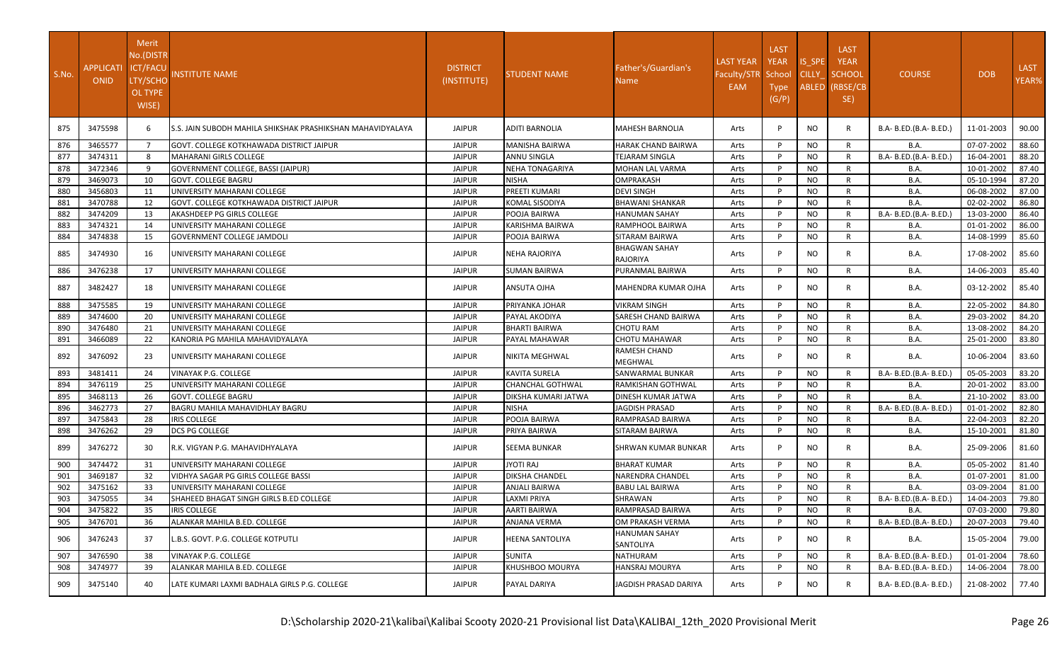| S.No. | APPLICATIONID | Merit No.(DISTRICT/FACULTY/SCHOOL TYPE WISE) | INSTITUTE NAME | DISTRICT (INSTITUTE) | STUDENT NAME | Father's/Guardian's Name | LAST YEAR Faculty/STREAM | LAST YEAR School Type (G/P) | IS_SPECILLY_ABLED | LAST YEAR SCHOOL (RBSE/CBSE) | COURSE | DOB | LAST YEAR% |
|---|---|---|---|---|---|---|---|---|---|---|---|---|---|
| 875 | 3475598 | 6 | S.S. JAIN SUBODH MAHILA SHIKSHAK PRASHIKSHAN MAHAVIDYALAYA | JAIPUR | ADITI BARNOLIA | MAHESH BARNOLIA | Arts | P | NO | R | B.A- B.ED.(B.A- B.ED.) | 11-01-2003 | 90.00 |
| 876 | 3465577 | 7 | GOVT. COLLEGE KOTKHAWADA DISTRICT JAIPUR | JAIPUR | MANISHA BAIRWA | HARAK CHAND BAIRWA | Arts | P | NO | R | B.A. | 07-07-2002 | 88.60 |
| 877 | 3474311 | 8 | MAHARANI GIRLS COLLEGE | JAIPUR | ANNU SINGLA | TEJARAM SINGLA | Arts | P | NO | R | B.A- B.ED.(B.A- B.ED.) | 16-04-2001 | 88.20 |
| 878 | 3472346 | 9 | GOVERNMENT COLLEGE, BASSI (JAIPUR) | JAIPUR | NEHA TONAGARIYA | MOHAN LAL VARMA | Arts | P | NO | R | B.A. | 10-01-2002 | 87.40 |
| 879 | 3469073 | 10 | GOVT. COLLEGE BAGRU | JAIPUR | NISHA | OMPRAKASH | Arts | P | NO | R | B.A. | 05-10-1994 | 87.20 |
| 880 | 3456803 | 11 | UNIVERSITY MAHARANI COLLEGE | JAIPUR | PREETI KUMARI | DEVI SINGH | Arts | P | NO | R | B.A. | 06-08-2002 | 87.00 |
| 881 | 3470788 | 12 | GOVT. COLLEGE KOTKHAWADA DISTRICT JAIPUR | JAIPUR | KOMAL SISODIYA | BHAWANI SHANKAR | Arts | P | NO | R | B.A. | 02-02-2002 | 86.80 |
| 882 | 3474209 | 13 | AKASHDEEP PG GIRLS COLLEGE | JAIPUR | POOJA BAIRWA | HANUMAN SAHAY | Arts | P | NO | R | B.A- B.ED.(B.A- B.ED.) | 13-03-2000 | 86.40 |
| 883 | 3474321 | 14 | UNIVERSITY MAHARANI COLLEGE | JAIPUR | KARISHMA BAIRWA | RAMPHOOL BAIRWA | Arts | P | NO | R | B.A. | 01-01-2002 | 86.00 |
| 884 | 3474838 | 15 | GOVERNMENT COLLEGE JAMDOLI | JAIPUR | POOJA BAIRWA | SITARAM BAIRWA | Arts | P | NO | R | B.A. | 14-08-1999 | 85.60 |
| 885 | 3474930 | 16 | UNIVERSITY MAHARANI COLLEGE | JAIPUR | NEHA RAJORIYA | BHAGWAN SAHAY RAJORIYA | Arts | P | NO | R | B.A. | 17-08-2002 | 85.60 |
| 886 | 3476238 | 17 | UNIVERSITY MAHARANI COLLEGE | JAIPUR | SUMAN BAIRWA | PURANMAL BAIRWA | Arts | P | NO | R | B.A. | 14-06-2003 | 85.40 |
| 887 | 3482427 | 18 | UNIVERSITY MAHARANI COLLEGE | JAIPUR | ANSUTA OJHA | MAHENDRA KUMAR OJHA | Arts | P | NO | R | B.A. | 03-12-2002 | 85.40 |
| 888 | 3475585 | 19 | UNIVERSITY MAHARANI COLLEGE | JAIPUR | PRIYANKA JOHAR | VIKRAM SINGH | Arts | P | NO | R | B.A. | 22-05-2002 | 84.80 |
| 889 | 3474600 | 20 | UNIVERSITY MAHARANI COLLEGE | JAIPUR | PAYAL AKODIYA | SARESH CHAND BAIRWA | Arts | P | NO | R | B.A. | 29-03-2002 | 84.20 |
| 890 | 3476480 | 21 | UNIVERSITY MAHARANI COLLEGE | JAIPUR | BHARTI BAIRWA | CHOTU RAM | Arts | P | NO | R | B.A. | 13-08-2002 | 84.20 |
| 891 | 3466089 | 22 | KANORIA PG MAHILA MAHAVIDYALAYA | JAIPUR | PAYAL MAHAWAR | CHOTU MAHAWAR | Arts | P | NO | R | B.A. | 25-01-2000 | 83.80 |
| 892 | 3476092 | 23 | UNIVERSITY MAHARANI COLLEGE | JAIPUR | NIKITA MEGHWAL | RAMESH CHAND MEGHWAL | Arts | P | NO | R | B.A. | 10-06-2004 | 83.60 |
| 893 | 3481411 | 24 | VINAYAK P.G. COLLEGE | JAIPUR | KAVITA SURELA | SANWARMAL BUNKAR | Arts | P | NO | R | B.A- B.ED.(B.A- B.ED.) | 05-05-2003 | 83.20 |
| 894 | 3476119 | 25 | UNIVERSITY MAHARANI COLLEGE | JAIPUR | CHANCHAL GOTHWAL | RAMKISHAN GOTHWAL | Arts | P | NO | R | B.A. | 20-01-2002 | 83.00 |
| 895 | 3468113 | 26 | GOVT. COLLEGE BAGRU | JAIPUR | DIKSHA KUMARI JATWA | DINESH KUMAR JATWA | Arts | P | NO | R | B.A. | 21-10-2002 | 83.00 |
| 896 | 3462773 | 27 | BAGRU MAHILA MAHAVIDHLAY BAGRU | JAIPUR | NISHA | JAGDISH PRASAD | Arts | P | NO | R | B.A- B.ED.(B.A- B.ED.) | 01-01-2002 | 82.80 |
| 897 | 3475843 | 28 | IRIS COLLEGE | JAIPUR | POOJA BAIRWA | RAMPRASAD BAIRWA | Arts | P | NO | R | B.A. | 22-04-2003 | 82.20 |
| 898 | 3476262 | 29 | DCS PG COLLEGE | JAIPUR | PRIYA BAIRWA | SITARAM BAIRWA | Arts | P | NO | R | B.A. | 15-10-2001 | 81.80 |
| 899 | 3476272 | 30 | R.K. VIGYAN P.G. MAHAVIDHYALAYA | JAIPUR | SEEMA BUNKAR | SHRWAN KUMAR BUNKAR | Arts | P | NO | R | B.A. | 25-09-2006 | 81.60 |
| 900 | 3474472 | 31 | UNIVERSITY MAHARANI COLLEGE | JAIPUR | JYOTI RAJ | BHARAT KUMAR | Arts | P | NO | R | B.A. | 05-05-2002 | 81.40 |
| 901 | 3469187 | 32 | VIDHYA SAGAR PG GIRLS COLLEGE BASSI | JAIPUR | DIKSHA CHANDEL | NARENDRA CHANDEL | Arts | P | NO | R | B.A. | 01-07-2001 | 81.00 |
| 902 | 3475162 | 33 | UNIVERSITY MAHARANI COLLEGE | JAIPUR | ANJALI BAIRWA | BABU LAL BAIRWA | Arts | P | NO | R | B.A. | 03-09-2004 | 81.00 |
| 903 | 3475055 | 34 | SHAHEED BHAGAT SINGH GIRLS B.ED COLLEGE | JAIPUR | LAXMI PRIYA | SHRAWAN | Arts | P | NO | R | B.A- B.ED.(B.A- B.ED.) | 14-04-2003 | 79.80 |
| 904 | 3475822 | 35 | IRIS COLLEGE | JAIPUR | AARTI BAIRWA | RAMPRASAD BAIRWA | Arts | P | NO | R | B.A. | 07-03-2000 | 79.80 |
| 905 | 3476701 | 36 | ALANKAR MAHILA B.ED. COLLEGE | JAIPUR | ANJANA VERMA | OM PRAKASH VERMA | Arts | P | NO | R | B.A- B.ED.(B.A- B.ED.) | 20-07-2003 | 79.40 |
| 906 | 3476243 | 37 | L.B.S. GOVT. P.G. COLLEGE KOTPUTLI | JAIPUR | HEENA SANTOLIYA | HANUMAN SAHAY SANTOLIYA | Arts | P | NO | R | B.A. | 15-05-2004 | 79.00 |
| 907 | 3476590 | 38 | VINAYAK P.G. COLLEGE | JAIPUR | SUNITA | NATHURAM | Arts | P | NO | R | B.A- B.ED.(B.A- B.ED.) | 01-01-2004 | 78.60 |
| 908 | 3474977 | 39 | ALANKAR MAHILA B.ED. COLLEGE | JAIPUR | KHUSHBOO MOURYA | HANSRAJ MOURYA | Arts | P | NO | R | B.A- B.ED.(B.A- B.ED.) | 14-06-2004 | 78.00 |
| 909 | 3475140 | 40 | LATE KUMARI LAXMI BADHALA GIRLS P.G. COLLEGE | JAIPUR | PAYAL DARIYA | JAGDISH PRASAD DARIYA | Arts | P | NO | R | B.A- B.ED.(B.A- B.ED.) | 21-08-2002 | 77.40 |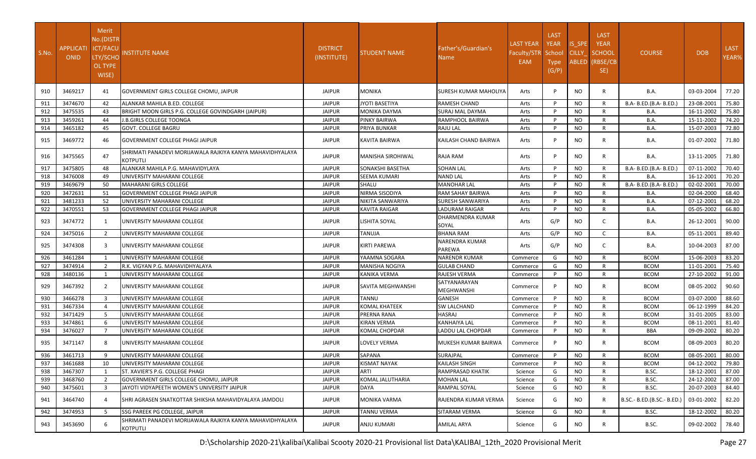| S.No. | APPLICATIONID | Merit No.(DISTRICT/FACULTY/SCHOOL TYPE WISE) | INSTITUTE NAME | DISTRICT (INSTITUTE) | STUDENT NAME | Father's/Guardian's Name | LAST YEAR Faculty/STREAM | LAST YEAR School Type (G/P) | IS_SPECILLY_ABLED | LAST YEAR SCHOOL (RBSE/CBSE) | COURSE | DOB | LAST YEAR% |
|---|---|---|---|---|---|---|---|---|---|---|---|---|---|
| 910 | 3469217 | 41 | GOVERNMENT GIRLS COLLEGE CHOMU, JAIPUR | JAIPUR | MONIKA | SURESH KUMAR MAHOLIYA | Arts | P | NO | R | B.A. | 03-03-2004 | 77.20 |
| 911 | 3474670 | 42 | ALANKAR MAHILA B.ED. COLLEGE | JAIPUR | JYOTI BASETIYA | RAMESH CHAND | Arts | P | NO | R | B.A- B.ED.(B.A- B.ED.) | 23-08-2001 | 75.80 |
| 912 | 3475535 | 43 | BRIGHT MOON GIRLS P.G. COLLEGE GOVINDGARH (JAIPUR) | JAIPUR | MONIKA DAYMA | SURAJ MAL DAYMA | Arts | P | NO | R | B.A. | 16-11-2002 | 75.80 |
| 913 | 3459261 | 44 | J.B.GIRLS COLLEGE TOONGA | JAIPUR | PINKY BAIRWA | RAMPHOOL BAIRWA | Arts | P | NO | R | B.A. | 15-11-2002 | 74.20 |
| 914 | 3465182 | 45 | GOVT. COLLEGE BAGRU | JAIPUR | PRIYA BUNKAR | RAJU LAL | Arts | P | NO | R | B.A. | 15-07-2003 | 72.80 |
| 915 | 3469772 | 46 | GOVERNMENT COLLEGE PHAGI JAIPUR | JAIPUR | KAVITA BAIRWA | KAILASH CHAND BAIRWA | Arts | P | NO | R | B.A. | 01-07-2002 | 71.80 |
| 916 | 3475565 | 47 | SHRIMATI PANADEVI MORIJAWALA RAJKIYA KANYA MAHAVIDHYALAYA KOTPUTLI | JAIPUR | MANISHA SIROHIWAL | RAJA RAM | Arts | P | NO | R | B.A. | 13-11-2005 | 71.80 |
| 917 | 3475805 | 48 | ALANKAR MAHILA P.G. MAHAVIDYLAYA | JAIPUR | SONAKSHI BASETHA | SOHAN LAL | Arts | P | NO | R | B.A- B.ED.(B.A- B.ED.) | 07-11-2002 | 70.40 |
| 918 | 3476008 | 49 | UNIVERSITY MAHARANI COLLEGE | JAIPUR | SEEMA KUMARI | NAND LAL | Arts | P | NO | R | B.A. | 16-12-2001 | 70.20 |
| 919 | 3469679 | 50 | MAHARANI GIRLS COLLEGE | JAIPUR | SHALU | MANOHAR LAL | Arts | P | NO | R | B.A- B.ED.(B.A- B.ED.) | 02-02-2001 | 70.00 |
| 920 | 3472631 | 51 | GOVERNMENT COLLEGE PHAGI JAIPUR | JAIPUR | NIRMA SISODIYA | RAM SAHAY BAIRWA | Arts | P | NO | R | B.A. | 02-04-2000 | 68.40 |
| 921 | 3481233 | 52 | UNIVERSITY MAHARANI COLLEGE | JAIPUR | NIKITA SANWARIYA | SURESH SANWARIYA | Arts | P | NO | R | B.A. | 07-12-2001 | 68.20 |
| 922 | 3470551 | 53 | GOVERNMENT COLLEGE PHAGI JAIPUR | JAIPUR | KAVITA RAIGAR | LADURAM RAIGAR | Arts | P | NO | R | B.A. | 05-05-2002 | 66.80 |
| 923 | 3474772 | 1 | UNIVERSITY MAHARANI COLLEGE | JAIPUR | LISHITA SOYAL | DHARMENDRA KUMAR SOYAL | Arts | G/P | NO | C | B.A. | 26-12-2001 | 90.00 |
| 924 | 3475016 | 2 | UNIVERSITY MAHARANI COLLEGE | JAIPUR | TANUJA | BHANA RAM | Arts | G/P | NO | C | B.A. | 05-11-2001 | 89.40 |
| 925 | 3474308 | 3 | UNIVERSITY MAHARANI COLLEGE | JAIPUR | KIRTI PAREWA | NARENDRA KUMAR PAREWA | Arts | G/P | NO | C | B.A. | 10-04-2003 | 87.00 |
| 926 | 3461284 | 1 | UNIVERSITY MAHARANI COLLEGE | JAIPUR | YAAMNA SOGARA | NARENDR KUMAR | Commerce | G | NO | R | BCOM | 15-06-2003 | 83.20 |
| 927 | 3474914 | 2 | R.K. VIGYAN P.G. MAHAVIDHYALAYA | JAIPUR | MANISHA NOGIYA | GULAB CHAND | Commerce | G | NO | R | BCOM | 11-01-2001 | 75.40 |
| 928 | 3480136 | 1 | UNIVERSITY MAHARANI COLLEGE | JAIPUR | KANIKA VERMA | RAJESH VERMA | Commerce | P | NO | R | BCOM | 27-10-2002 | 91.00 |
| 929 | 3467392 | 2 | UNIVERSITY MAHARANI COLLEGE | JAIPUR | SAVITA MEGHWANSHI | SATYANARAYAN MEGHWANSHI | Commerce | P | NO | R | BCOM | 08-05-2002 | 90.60 |
| 930 | 3466278 | 3 | UNIVERSITY MAHARANI COLLEGE | JAIPUR | TANNU | GANESH | Commerce | P | NO | R | BCOM | 03-07-2000 | 88.60 |
| 931 | 3467334 | 4 | UNIVERSITY MAHARANI COLLEGE | JAIPUR | KOMAL KHATEEK | SW LALCHAND | Commerce | P | NO | R | BCOM | 06-12-1999 | 84.20 |
| 932 | 3471429 | 5 | UNIVERSITY MAHARANI COLLEGE | JAIPUR | PRERNA RANA | HASRAJ | Commerce | P | NO | R | BCOM | 31-01-2005 | 83.00 |
| 933 | 3474861 | 6 | UNIVERSITY MAHARANI COLLEGE | JAIPUR | KIRAN VERMA | KANHAIYA LAL | Commerce | P | NO | R | BCOM | 08-11-2001 | 81.40 |
| 934 | 3476027 | 7 | UNIVERSITY MAHARANI COLLEGE | JAIPUR | KOMAL CHOPDAR | LADDU LAL CHOPDAR | Commerce | P | NO | R | BBA | 09-09-2002 | 80.20 |
| 935 | 3471147 | 8 | UNIVERSITY MAHARANI COLLEGE | JAIPUR | LOVELY VERMA | MUKESH KUMAR BAIRWA | Commerce | P | NO | R | BCOM | 08-09-2003 | 80.20 |
| 936 | 3461713 | 9 | UNIVERSITY MAHARANI COLLEGE | JAIPUR | SAPANA | SURAJPAL | Commerce | P | NO | R | BCOM | 08-05-2001 | 80.00 |
| 937 | 3461688 | 10 | UNIVERSITY MAHARANI COLLEGE | JAIPUR | KISMAT NAYAK | KAILASH SINGH | Commerce | P | NO | R | BCOM | 04-12-2002 | 79.80 |
| 938 | 3467307 | 1 | ST. XAVIER'S P.G. COLLEGE PHAGI | JAIPUR | ARTI | RAMPRASAD KHATIK | Science | G | NO | R | B.SC. | 18-12-2001 | 87.00 |
| 939 | 3468760 | 2 | GOVERNMENT GIRLS COLLEGE CHOMU, JAIPUR | JAIPUR | KOMAL JALUTHARIA | MOHAN LAL | Science | G | NO | R | B.SC. | 24-12-2002 | 87.00 |
| 940 | 3475601 | 3 | JAYOTI VIDYAPEETH WOMEN'S UNIVERSITY JAIPUR | JAIPUR | DAYA | RAMPAL SOYAL | Science | G | NO | R | B.SC. | 20-07-2003 | 84.40 |
| 941 | 3464740 | 4 | SHRI AGRASEN SNATKOTTAR SHIKSHA MAHAVIDYALAYA JAMDOLI | JAIPUR | MONIKA VARMA | RAJENDRA KUMAR VERMA | Science | G | NO | R | B.SC.- B.ED.(B.SC.- B.ED.) | 03-01-2002 | 82.20 |
| 942 | 3474953 | 5 | SSG PAREEK PG COLLEGE, JAIPUR | JAIPUR | TANNU VERMA | SITARAM VERMA | Science | G | NO | R | B.SC. | 18-12-2002 | 80.20 |
| 943 | 3453690 | 6 | SHRIMATI PANADEVI MORIJAWALA RAJKIYA KANYA MAHAVIDHYALAYA KOTPUTLI | JAIPUR | ANJU KUMARI | AMILAL ARYA | Science | G | NO | R | B.SC. | 09-02-2002 | 78.40 |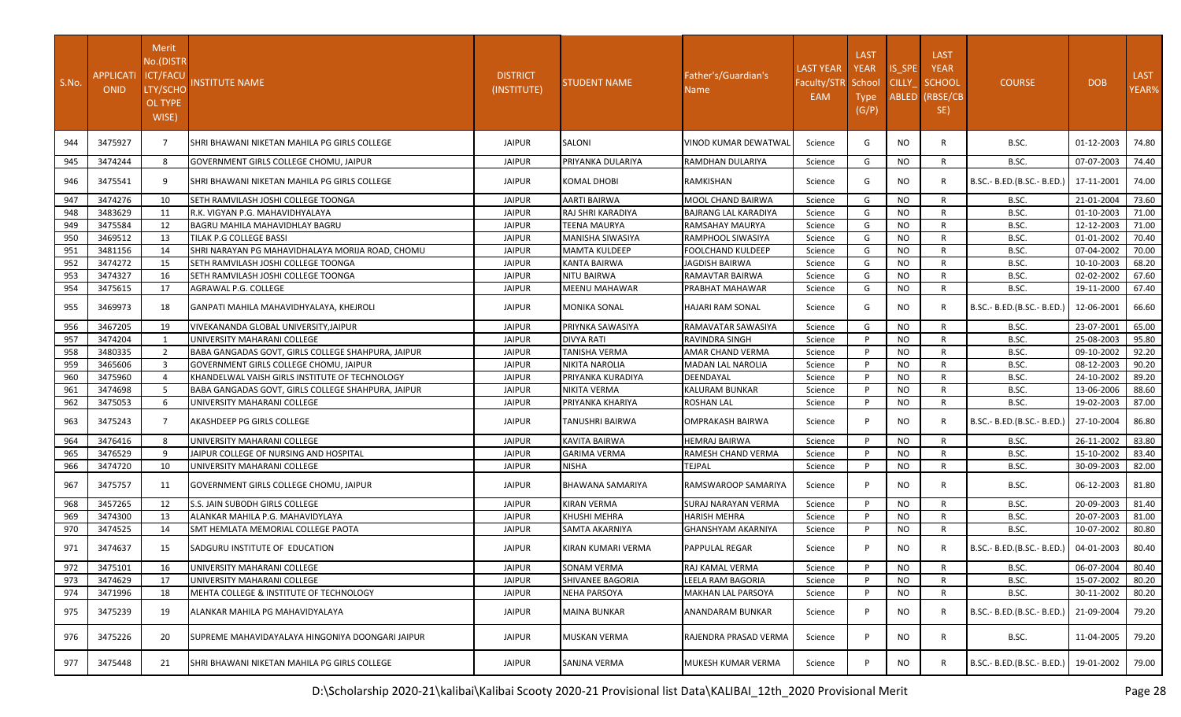| S.No. | APPLICATIONID | Merit No.(DISTRICT/FACULTY/SCHOOL TYPE WISE) | INSTITUTE NAME | DISTRICT (INSTITUTE) | STUDENT NAME | Father's/Guardian's Name | LAST YEAR Faculty/STREAM | LAST YEAR School Type (G/P) | IS_SPECILLY_ABLED | LAST YEAR SCHOOL (RBSE/CBSE) | COURSE | DOB | LAST YEAR% |
|---|---|---|---|---|---|---|---|---|---|---|---|---|---|
| 944 | 3475927 | 7 | SHRI BHAWANI NIKETAN MAHILA PG GIRLS COLLEGE | JAIPUR | SALONI | VINOD KUMAR DEWATWAL | Science | G | NO | R | B.SC. | 01-12-2003 | 74.80 |
| 945 | 3474244 | 8 | GOVERNMENT GIRLS COLLEGE CHOMU, JAIPUR | JAIPUR | PRIYANKA DULARIYA | RAMDHAN DULARIYA | Science | G | NO | R | B.SC. | 07-07-2003 | 74.40 |
| 946 | 3475541 | 9 | SHRI BHAWANI NIKETAN MAHILA PG GIRLS COLLEGE | JAIPUR | KOMAL DHOBI | RAMKISHAN | Science | G | NO | R | B.SC.- B.ED.(B.SC.- B.ED.) | 17-11-2001 | 74.00 |
| 947 | 3474276 | 10 | SETH RAMVILASH JOSHI COLLEGE TOONGA | JAIPUR | AARTI BAIRWA | MOOL CHAND BAIRWA | Science | G | NO | R | B.SC. | 21-01-2004 | 73.60 |
| 948 | 3483629 | 11 | R.K. VIGYAN P.G. MAHAVIDHYALAYA | JAIPUR | RAJ SHRI KARADIYA | BAJRANG LAL KARADIYA | Science | G | NO | R | B.SC. | 01-10-2003 | 71.00 |
| 949 | 3475584 | 12 | BAGRU MAHILA MAHAVIDHLAY BAGRU | JAIPUR | TEENA MAURYA | RAMSAHAY MAURYA | Science | G | NO | R | B.SC. | 12-12-2003 | 71.00 |
| 950 | 3469512 | 13 | TILAK P.G COLLEGE BASSI | JAIPUR | MANISHA SIWASIYA | RAMPHOOL SIWASIYA | Science | G | NO | R | B.SC. | 01-01-2002 | 70.40 |
| 951 | 3481156 | 14 | SHRI NARAYAN PG MAHAVIDHALAYA MORIJA ROAD, CHOMU | JAIPUR | MAMTA KULDEEP | FOOLCHAND KULDEEP | Science | G | NO | R | B.SC. | 07-04-2002 | 70.00 |
| 952 | 3474272 | 15 | SETH RAMVILASH JOSHI COLLEGE TOONGA | JAIPUR | KANTA BAIRWA | JAGDISH BAIRWA | Science | G | NO | R | B.SC. | 10-10-2003 | 68.20 |
| 953 | 3474327 | 16 | SETH RAMVILASH JOSHI COLLEGE TOONGA | JAIPUR | NITU BAIRWA | RAMAVTAR BAIRWA | Science | G | NO | R | B.SC. | 02-02-2002 | 67.60 |
| 954 | 3475615 | 17 | AGRAWAL P.G. COLLEGE | JAIPUR | MEENU MAHAWAR | PRABHAT MAHAWAR | Science | G | NO | R | B.SC. | 19-11-2000 | 67.40 |
| 955 | 3469973 | 18 | GANPATI MAHILA MAHAVIDHYALAYA, KHEJROLI | JAIPUR | MONIKA SONAL | HAJARI RAM SONAL | Science | G | NO | R | B.SC.- B.ED.(B.SC.- B.ED.) | 12-06-2001 | 66.60 |
| 956 | 3467205 | 19 | VIVEKANANDA GLOBAL UNIVERSITY,JAIPUR | JAIPUR | PRIYNKA SAWASIYA | RAMAVATAR SAWASIYA | Science | G | NO | R | B.SC. | 23-07-2001 | 65.00 |
| 957 | 3474204 | 1 | UNIVERSITY MAHARANI COLLEGE | JAIPUR | DIVYA RATI | RAVINDRA SINGH | Science | P | NO | R | B.SC. | 25-08-2003 | 95.80 |
| 958 | 3480335 | 2 | BABA GANGADAS GOVT, GIRLS COLLEGE SHAHPURA, JAIPUR | JAIPUR | TANISHA VERMA | AMAR CHAND VERMA | Science | P | NO | R | B.SC. | 09-10-2002 | 92.20 |
| 959 | 3465606 | 3 | GOVERNMENT GIRLS COLLEGE CHOMU, JAIPUR | JAIPUR | NIKITA NAROLIA | MADAN LAL NAROLIA | Science | P | NO | R | B.SC. | 08-12-2003 | 90.20 |
| 960 | 3475960 | 4 | KHANDELWAL VAISH GIRLS INSTITUTE OF TECHNOLOGY | JAIPUR | PRIYANKA KURADIYA | DEENDAYAL | Science | P | NO | R | B.SC. | 24-10-2002 | 89.20 |
| 961 | 3474698 | 5 | BABA GANGADAS GOVT, GIRLS COLLEGE SHAHPURA, JAIPUR | JAIPUR | NIKITA VERMA | KALURAM BUNKAR | Science | P | NO | R | B.SC. | 13-06-2006 | 88.60 |
| 962 | 3475053 | 6 | UNIVERSITY MAHARANI COLLEGE | JAIPUR | PRIYANKA KHARIYA | ROSHAN LAL | Science | P | NO | R | B.SC. | 19-02-2003 | 87.00 |
| 963 | 3475243 | 7 | AKASHDEEP PG GIRLS COLLEGE | JAIPUR | TANUSHRI BAIRWA | OMPRAKASH BAIRWA | Science | P | NO | R | B.SC.- B.ED.(B.SC.- B.ED.) | 27-10-2004 | 86.80 |
| 964 | 3476416 | 8 | UNIVERSITY MAHARANI COLLEGE | JAIPUR | KAVITA BAIRWA | HEMRAJ BAIRWA | Science | P | NO | R | B.SC. | 26-11-2002 | 83.80 |
| 965 | 3476529 | 9 | JAIPUR COLLEGE OF NURSING AND HOSPITAL | JAIPUR | GARIMA VERMA | RAMESH CHAND VERMA | Science | P | NO | R | B.SC. | 15-10-2002 | 83.40 |
| 966 | 3474720 | 10 | UNIVERSITY MAHARANI COLLEGE | JAIPUR | NISHA | TEJPAL | Science | P | NO | R | B.SC. | 30-09-2003 | 82.00 |
| 967 | 3475757 | 11 | GOVERNMENT GIRLS COLLEGE CHOMU, JAIPUR | JAIPUR | BHAWANA SAMARIYA | RAMSWAROOP SAMARIYA | Science | P | NO | R | B.SC. | 06-12-2003 | 81.80 |
| 968 | 3457265 | 12 | S.S. JAIN SUBODH GIRLS COLLEGE | JAIPUR | KIRAN VERMA | SURAJ NARAYAN VERMA | Science | P | NO | R | B.SC. | 20-09-2003 | 81.40 |
| 969 | 3474300 | 13 | ALANKAR MAHILA P.G. MAHAVIDYLAYA | JAIPUR | KHUSHI MEHRA | HARISH MEHRA | Science | P | NO | R | B.SC. | 20-07-2003 | 81.00 |
| 970 | 3474525 | 14 | SMT HEMLATA MEMORIAL COLLEGE PAOTA | JAIPUR | SAMTA AKARNIYA | GHANSHYAM AKARNIYA | Science | P | NO | R | B.SC. | 10-07-2002 | 80.80 |
| 971 | 3474637 | 15 | SADGURU INSTITUTE OF EDUCATION | JAIPUR | KIRAN KUMARI VERMA | PAPPULAL REGAR | Science | P | NO | R | B.SC.- B.ED.(B.SC.- B.ED.) | 04-01-2003 | 80.40 |
| 972 | 3475101 | 16 | UNIVERSITY MAHARANI COLLEGE | JAIPUR | SONAM VERMA | RAJ KAMAL VERMA | Science | P | NO | R | B.SC. | 06-07-2004 | 80.40 |
| 973 | 3474629 | 17 | UNIVERSITY MAHARANI COLLEGE | JAIPUR | SHIVANEE BAGORIA | LEELA RAM BAGORIA | Science | P | NO | R | B.SC. | 15-07-2002 | 80.20 |
| 974 | 3471996 | 18 | MEHTA COLLEGE & INSTITUTE OF TECHNOLOGY | JAIPUR | NEHA PARSOYA | MAKHAN LAL PARSOYA | Science | P | NO | R | B.SC. | 30-11-2002 | 80.20 |
| 975 | 3475239 | 19 | ALANKAR MAHILA PG MAHAVIDYALAYA | JAIPUR | MAINA BUNKAR | ANANDARAM BUNKAR | Science | P | NO | R | B.SC.- B.ED.(B.SC.- B.ED.) | 21-09-2004 | 79.20 |
| 976 | 3475226 | 20 | SUPREME MAHAVIDAYALAYA HINGONIYA DOONGARI JAIPUR | JAIPUR | MUSKAN VERMA | RAJENDRA PRASAD VERMA | Science | P | NO | R | B.SC. | 11-04-2005 | 79.20 |
| 977 | 3475448 | 21 | SHRI BHAWANI NIKETAN MAHILA PG GIRLS COLLEGE | JAIPUR | SANJNA VERMA | MUKESH KUMAR VERMA | Science | P | NO | R | B.SC.- B.ED.(B.SC.- B.ED.) | 19-01-2002 | 79.00 |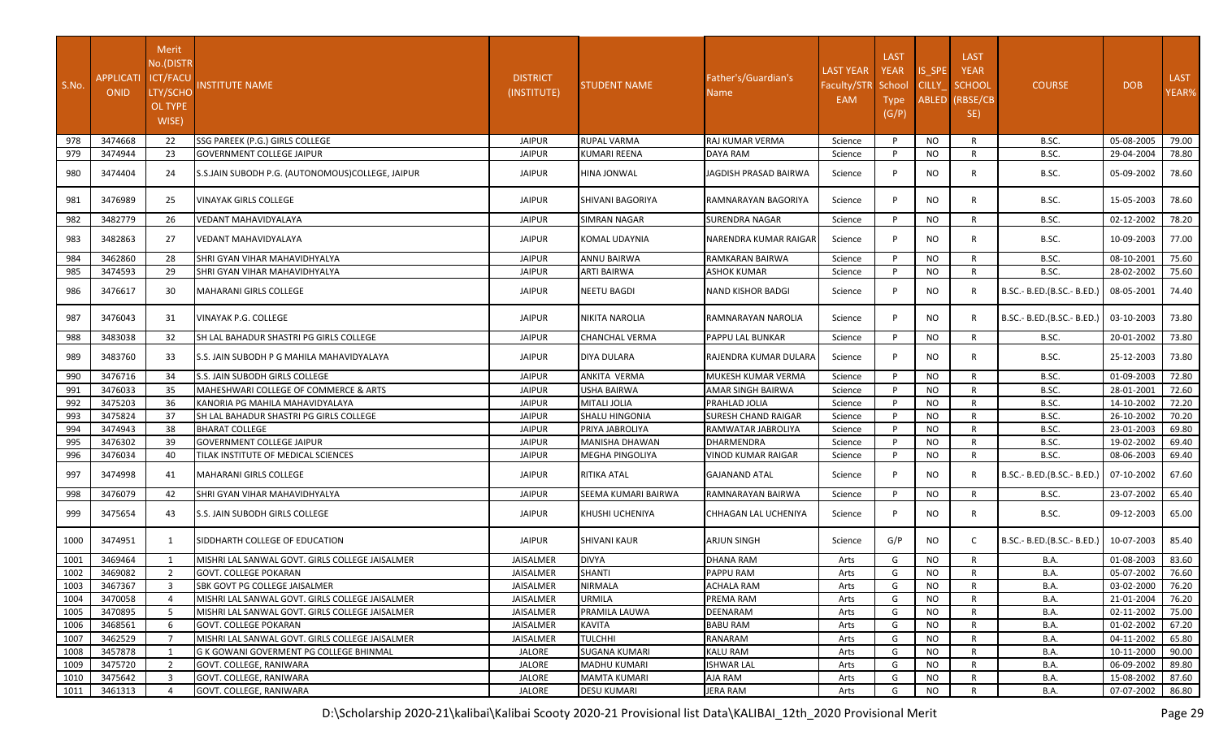| S.No. | APPLICATIONID | Merit No.(DISTRICT/FACULTY/SCHOOL TYPE WISE) | INSTITUTE NAME | DISTRICT (INSTITUTE) | STUDENT NAME | Father's/Guardian's Name | LAST YEAR Faculty/STREAM | LAST YEAR School Type (G/P) | IS_SPECIALLY_ABLED | LAST YEAR SCHOOL (RBSE/CBSE) | COURSE | DOB | LAST YEAR% |
|---|---|---|---|---|---|---|---|---|---|---|---|---|---|
| 978 | 3474668 | 22 | SSG PAREEK (P.G.) GIRLS COLLEGE | JAIPUR | RUPAL VARMA | RAJ KUMAR VERMA | Science | P | NO | R | B.SC. | 05-08-2005 | 79.00 |
| 979 | 3474944 | 23 | GOVERNMENT COLLEGE JAIPUR | JAIPUR | KUMARI REENA | DAYA RAM | Science | P | NO | R | B.SC. | 29-04-2004 | 78.80 |
| 980 | 3474404 | 24 | S.S.JAIN SUBODH P.G. (AUTONOMOUS)COLLEGE, JAIPUR | JAIPUR | HINA JONWAL | JAGDISH PRASAD BAIRWA | Science | P | NO | R | B.SC. | 05-09-2002 | 78.60 |
| 981 | 3476989 | 25 | VINAYAK GIRLS COLLEGE | JAIPUR | SHIVANI BAGORIYA | RAMNARAYAN BAGORIYA | Science | P | NO | R | B.SC. | 15-05-2003 | 78.60 |
| 982 | 3482779 | 26 | VEDANT MAHAVIDYALAYA | JAIPUR | SIMRAN NAGAR | SURENDRA NAGAR | Science | P | NO | R | B.SC. | 02-12-2002 | 78.20 |
| 983 | 3482863 | 27 | VEDANT MAHAVIDYALAYA | JAIPUR | KOMAL UDAYNIA | NARENDRA KUMAR RAIGAR | Science | P | NO | R | B.SC. | 10-09-2003 | 77.00 |
| 984 | 3462860 | 28 | SHRI GYAN VIHAR MAHAVIDHYALYA | JAIPUR | ANNU BAIRWA | RAMKARAN BAIRWA | Science | P | NO | R | B.SC. | 08-10-2001 | 75.60 |
| 985 | 3474593 | 29 | SHRI GYAN VIHAR MAHAVIDHYALYA | JAIPUR | ARTI BAIRWA | ASHOK KUMAR | Science | P | NO | R | B.SC. | 28-02-2002 | 75.60 |
| 986 | 3476617 | 30 | MAHARANI GIRLS COLLEGE | JAIPUR | NEETU BAGDI | NAND KISHOR BADGI | Science | P | NO | R | B.SC.- B.ED.(B.SC.- B.ED.) | 08-05-2001 | 74.40 |
| 987 | 3476043 | 31 | VINAYAK P.G. COLLEGE | JAIPUR | NIKITA NAROLIA | RAMNARAYAN NAROLIA | Science | P | NO | R | B.SC.- B.ED.(B.SC.- B.ED.) | 03-10-2003 | 73.80 |
| 988 | 3483038 | 32 | SH LAL BAHADUR SHASTRI PG GIRLS COLLEGE | JAIPUR | CHANCHAL VERMA | PAPPU LAL BUNKAR | Science | P | NO | R | B.SC. | 20-01-2002 | 73.80 |
| 989 | 3483760 | 33 | S.S. JAIN SUBODH P G MAHILA MAHAVIDYALAYA | JAIPUR | DIYA DULARA | RAJENDRA KUMAR DULARA | Science | P | NO | R | B.SC. | 25-12-2003 | 73.80 |
| 990 | 3476716 | 34 | S.S. JAIN SUBODH GIRLS COLLEGE | JAIPUR | ANKITA VERMA | MUKESH KUMAR VERMA | Science | P | NO | R | B.SC. | 01-09-2003 | 72.80 |
| 991 | 3476033 | 35 | MAHESHWARI COLLEGE OF COMMERCE & ARTS | JAIPUR | USHA BAIRWA | AMAR SINGH BAIRWA | Science | P | NO | R | B.SC. | 28-01-2001 | 72.60 |
| 992 | 3475203 | 36 | KANORIA PG MAHILA MAHAVIDYALAYA | JAIPUR | MITALI JOLIA | PRAHLAD JOLIA | Science | P | NO | R | B.SC. | 14-10-2002 | 72.20 |
| 993 | 3475824 | 37 | SH LAL BAHADUR SHASTRI PG GIRLS COLLEGE | JAIPUR | SHALU HINGONIA | SURESH CHAND RAIGAR | Science | P | NO | R | B.SC. | 26-10-2002 | 70.20 |
| 994 | 3474943 | 38 | BHARAT COLLEGE | JAIPUR | PRIYA JABROLIYA | RAMWATAR JABROLIYA | Science | P | NO | R | B.SC. | 23-01-2003 | 69.80 |
| 995 | 3476302 | 39 | GOVERNMENT COLLEGE JAIPUR | JAIPUR | MANISHA DHAWAN | DHARMENDRA | Science | P | NO | R | B.SC. | 19-02-2002 | 69.40 |
| 996 | 3476034 | 40 | TILAK INSTITUTE OF MEDICAL SCIENCES | JAIPUR | MEGHA PINGOLIYA | VINOD KUMAR RAIGAR | Science | P | NO | R | B.SC. | 08-06-2003 | 69.40 |
| 997 | 3474998 | 41 | MAHARANI GIRLS COLLEGE | JAIPUR | RITIKA ATAL | GAJANAND ATAL | Science | P | NO | R | B.SC.- B.ED.(B.SC.- B.ED.) | 07-10-2002 | 67.60 |
| 998 | 3476079 | 42 | SHRI GYAN VIHAR MAHAVIDHYALYA | JAIPUR | SEEMA KUMARI BAIRWA | RAMNARAYAN BAIRWA | Science | P | NO | R | B.SC. | 23-07-2002 | 65.40 |
| 999 | 3475654 | 43 | S.S. JAIN SUBODH GIRLS COLLEGE | JAIPUR | KHUSHI UCHENIYA | CHHAGAN LAL UCHENIYA | Science | P | NO | R | B.SC. | 09-12-2003 | 65.00 |
| 1000 | 3474951 | 1 | SIDDHARTH COLLEGE OF EDUCATION | JAIPUR | SHIVANI KAUR | ARJUN SINGH | Science | G/P | NO | C | B.SC.- B.ED.(B.SC.- B.ED.) | 10-07-2003 | 85.40 |
| 1001 | 3469464 | 1 | MISHRI LAL SANWAL GOVT. GIRLS COLLEGE JAISALMER | JAISALMER | DIVYA | DHANA RAM | Arts | G | NO | R | B.A. | 01-08-2003 | 83.60 |
| 1002 | 3469082 | 2 | GOVT. COLLEGE POKARAN | JAISALMER | SHANTI | PAPPU RAM | Arts | G | NO | R | B.A. | 05-07-2002 | 76.60 |
| 1003 | 3467367 | 3 | SBK GOVT PG COLLEGE JAISALMER | JAISALMER | NIRMALA | ACHALA RAM | Arts | G | NO | R | B.A. | 03-02-2000 | 76.20 |
| 1004 | 3470058 | 4 | MISHRI LAL SANWAL GOVT. GIRLS COLLEGE JAISALMER | JAISALMER | URMILA | PREMA RAM | Arts | G | NO | R | B.A. | 21-01-2004 | 76.20 |
| 1005 | 3470895 | 5 | MISHRI LAL SANWAL GOVT. GIRLS COLLEGE JAISALMER | JAISALMER | PRAMILA LAUWA | DEENARAM | Arts | G | NO | R | B.A. | 02-11-2002 | 75.00 |
| 1006 | 3468561 | 6 | GOVT. COLLEGE POKARAN | JAISALMER | KAVITA | BABU RAM | Arts | G | NO | R | B.A. | 01-02-2002 | 67.20 |
| 1007 | 3462529 | 7 | MISHRI LAL SANWAL GOVT. GIRLS COLLEGE JAISALMER | JAISALMER | TULCHHI | RANARAM | Arts | G | NO | R | B.A. | 04-11-2002 | 65.80 |
| 1008 | 3457878 | 1 | G K GOWANI GOVERMENT PG COLLEGE BHINMAL | JALORE | SUGANA KUMARI | KALU RAM | Arts | G | NO | R | B.A. | 10-11-2000 | 90.00 |
| 1009 | 3475720 | 2 | GOVT. COLLEGE, RANIWARA | JALORE | MADHU KUMARI | ISHWAR LAL | Arts | G | NO | R | B.A. | 06-09-2002 | 89.80 |
| 1010 | 3475642 | 3 | GOVT. COLLEGE, RANIWARA | JALORE | MAMTA KUMARI | AJA RAM | Arts | G | NO | R | B.A. | 15-08-2002 | 87.60 |
| 1011 | 3461313 | 4 | GOVT. COLLEGE, RANIWARA | JALORE | DESU KUMARI | JERA RAM | Arts | G | NO | R | B.A. | 07-07-2002 | 86.80 |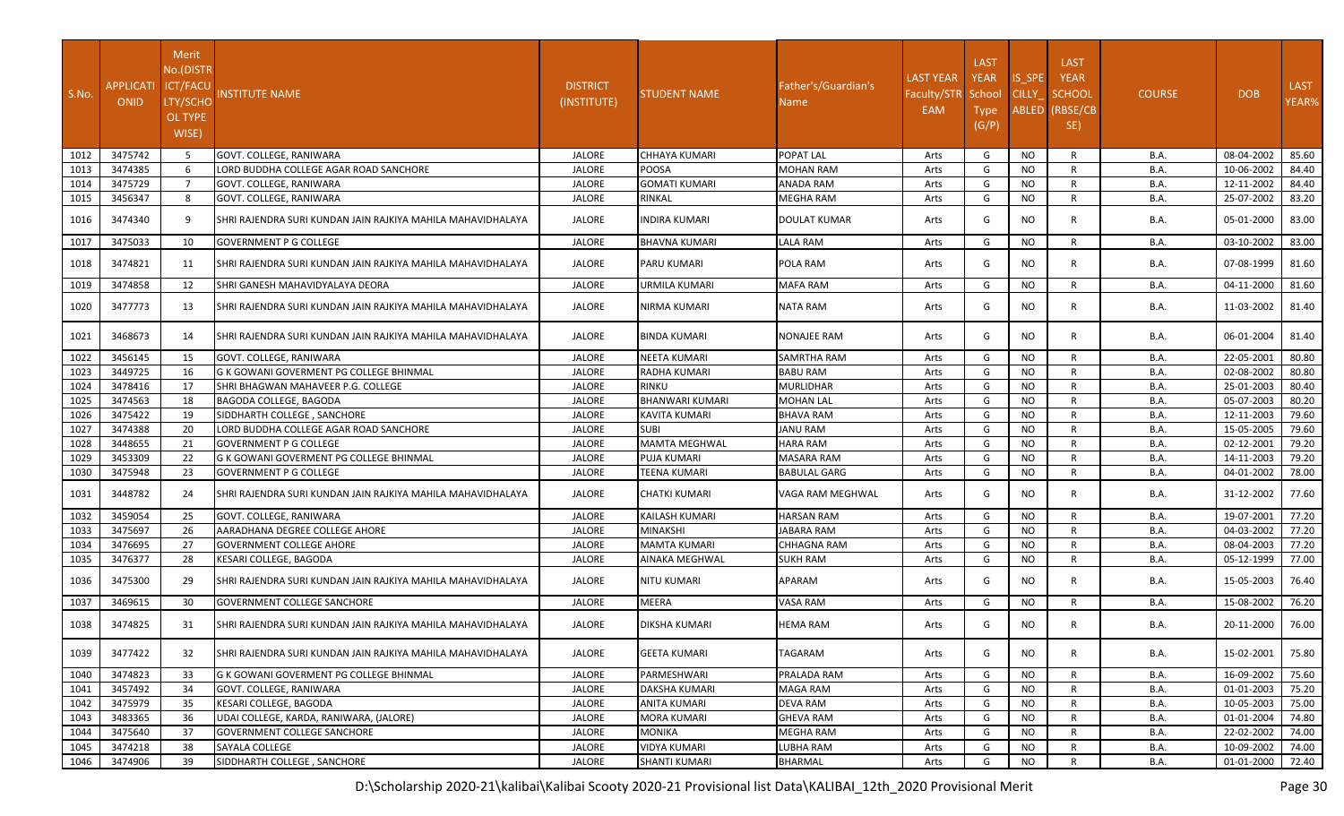| S.No. | APPLICATIONID | Merit No.(DISTRICT/FACULTY/SCHOOL TYPE WISE) | INSTITUTE NAME | DISTRICT (INSTITUTE) | STUDENT NAME | Father's/Guardian's Name | LAST YEAR Faculty/STREAM | LAST YEAR School Type (G/P) | IS_SPECILLY_ABLED | LAST YEAR SCHOOL (RBSE/CBSE) | COURSE | DOB | LAST YEAR% |
|---|---|---|---|---|---|---|---|---|---|---|---|---|---|
| 1012 | 3475742 | 5 | GOVT. COLLEGE, RANIWARA | JALORE | CHHAYA KUMARI | POPAT LAL | Arts | G | NO | R | B.A. | 08-04-2002 | 85.60 |
| 1013 | 3474385 | 6 | LORD BUDDHA COLLEGE AGAR ROAD SANCHORE | JALORE | POOSA | MOHAN RAM | Arts | G | NO | R | B.A. | 10-06-2002 | 84.40 |
| 1014 | 3475729 | 7 | GOVT. COLLEGE, RANIWARA | JALORE | GOMATI KUMARI | ANADA RAM | Arts | G | NO | R | B.A. | 12-11-2002 | 84.40 |
| 1015 | 3456347 | 8 | GOVT. COLLEGE, RANIWARA | JALORE | RINKAL | MEGHA RAM | Arts | G | NO | R | B.A. | 25-07-2002 | 83.20 |
| 1016 | 3474340 | 9 | SHRI RAJENDRA SURI KUNDAN JAIN RAJKIYA MAHILA MAHAVIDHALAYA | JALORE | INDIRA KUMARI | DOULAT KUMAR | Arts | G | NO | R | B.A. | 05-01-2000 | 83.00 |
| 1017 | 3475033 | 10 | GOVERNMENT P G COLLEGE | JALORE | BHAVNA KUMARI | LALA RAM | Arts | G | NO | R | B.A. | 03-10-2002 | 83.00 |
| 1018 | 3474821 | 11 | SHRI RAJENDRA SURI KUNDAN JAIN RAJKIYA MAHILA MAHAVIDHALAYA | JALORE | PARU KUMARI | POLA RAM | Arts | G | NO | R | B.A. | 07-08-1999 | 81.60 |
| 1019 | 3474858 | 12 | SHRI GANESH MAHAVIDYALAYA DEORA | JALORE | URMILA KUMARI | MAFA RAM | Arts | G | NO | R | B.A. | 04-11-2000 | 81.60 |
| 1020 | 3477773 | 13 | SHRI RAJENDRA SURI KUNDAN JAIN RAJKIYA MAHILA MAHAVIDHALAYA | JALORE | NIRMA KUMARI | NATA RAM | Arts | G | NO | R | B.A. | 11-03-2002 | 81.40 |
| 1021 | 3468673 | 14 | SHRI RAJENDRA SURI KUNDAN JAIN RAJKIYA MAHILA MAHAVIDHALAYA | JALORE | BINDA KUMARI | NONAJEE RAM | Arts | G | NO | R | B.A. | 06-01-2004 | 81.40 |
| 1022 | 3456145 | 15 | GOVT. COLLEGE, RANIWARA | JALORE | NEETA KUMARI | SAMRTHA RAM | Arts | G | NO | R | B.A. | 22-05-2001 | 80.80 |
| 1023 | 3449725 | 16 | G K GOWANI GOVERMENT PG COLLEGE BHINMAL | JALORE | RADHA KUMARI | BABU RAM | Arts | G | NO | R | B.A. | 02-08-2002 | 80.80 |
| 1024 | 3478416 | 17 | SHRI BHAGWAN MAHAVEER P.G. COLLEGE | JALORE | RINKU | MURLIDHAR | Arts | G | NO | R | B.A. | 25-01-2003 | 80.40 |
| 1025 | 3474563 | 18 | BAGODA COLLEGE, BAGODA | JALORE | BHANWARI KUMARI | MOHAN LAL | Arts | G | NO | R | B.A. | 05-07-2003 | 80.20 |
| 1026 | 3475422 | 19 | SIDDHARTH COLLEGE , SANCHORE | JALORE | KAVITA KUMARI | BHAVA RAM | Arts | G | NO | R | B.A. | 12-11-2003 | 79.60 |
| 1027 | 3474388 | 20 | LORD BUDDHA COLLEGE AGAR ROAD SANCHORE | JALORE | SUBI | JANU RAM | Arts | G | NO | R | B.A. | 15-05-2005 | 79.60 |
| 1028 | 3448655 | 21 | GOVERNMENT P G COLLEGE | JALORE | MAMTA MEGHWAL | HARA RAM | Arts | G | NO | R | B.A. | 02-12-2001 | 79.20 |
| 1029 | 3453309 | 22 | G K GOWANI GOVERMENT PG COLLEGE BHINMAL | JALORE | PUJA KUMARI | MASARA RAM | Arts | G | NO | R | B.A. | 14-11-2003 | 79.20 |
| 1030 | 3475948 | 23 | GOVERNMENT P G COLLEGE | JALORE | TEENA KUMARI | BABULAL GARG | Arts | G | NO | R | B.A. | 04-01-2002 | 78.00 |
| 1031 | 3448782 | 24 | SHRI RAJENDRA SURI KUNDAN JAIN RAJKIYA MAHILA MAHAVIDHALAYA | JALORE | CHATKI KUMARI | VAGA RAM MEGHWAL | Arts | G | NO | R | B.A. | 31-12-2002 | 77.60 |
| 1032 | 3459054 | 25 | GOVT. COLLEGE, RANIWARA | JALORE | KAILASH KUMARI | HARSAN RAM | Arts | G | NO | R | B.A. | 19-07-2001 | 77.20 |
| 1033 | 3475697 | 26 | AARADHANA DEGREE COLLEGE AHORE | JALORE | MINAKSHI | JABARA RAM | Arts | G | NO | R | B.A. | 04-03-2002 | 77.20 |
| 1034 | 3476695 | 27 | GOVERNMENT COLLEGE AHORE | JALORE | MAMTA KUMARI | CHHAGNA RAM | Arts | G | NO | R | B.A. | 08-04-2003 | 77.20 |
| 1035 | 3476377 | 28 | KESARI COLLEGE, BAGODA | JALORE | AINAKA MEGHWAL | SUKH RAM | Arts | G | NO | R | B.A. | 05-12-1999 | 77.00 |
| 1036 | 3475300 | 29 | SHRI RAJENDRA SURI KUNDAN JAIN RAJKIYA MAHILA MAHAVIDHALAYA | JALORE | NITU KUMARI | APARAM | Arts | G | NO | R | B.A. | 15-05-2003 | 76.40 |
| 1037 | 3469615 | 30 | GOVERNMENT COLLEGE SANCHORE | JALORE | MEERA | VASA RAM | Arts | G | NO | R | B.A. | 15-08-2002 | 76.20 |
| 1038 | 3474825 | 31 | SHRI RAJENDRA SURI KUNDAN JAIN RAJKIYA MAHILA MAHAVIDHALAYA | JALORE | DIKSHA KUMARI | HEMA RAM | Arts | G | NO | R | B.A. | 20-11-2000 | 76.00 |
| 1039 | 3477422 | 32 | SHRI RAJENDRA SURI KUNDAN JAIN RAJKIYA MAHILA MAHAVIDHALAYA | JALORE | GEETA KUMARI | TAGARAM | Arts | G | NO | R | B.A. | 15-02-2001 | 75.80 |
| 1040 | 3474823 | 33 | G K GOWANI GOVERMENT PG COLLEGE BHINMAL | JALORE | PARMESHWARI | PRALADA RAM | Arts | G | NO | R | B.A. | 16-09-2002 | 75.60 |
| 1041 | 3457492 | 34 | GOVT. COLLEGE, RANIWARA | JALORE | DAKSHA KUMARI | MAGA RAM | Arts | G | NO | R | B.A. | 01-01-2003 | 75.20 |
| 1042 | 3475979 | 35 | KESARI COLLEGE, BAGODA | JALORE | ANITA KUMARI | DEVA RAM | Arts | G | NO | R | B.A. | 10-05-2003 | 75.00 |
| 1043 | 3483365 | 36 | UDAI COLLEGE, KARDA, RANIWARA, (JALORE) | JALORE | MORA KUMARI | GHEVA RAM | Arts | G | NO | R | B.A. | 01-01-2004 | 74.80 |
| 1044 | 3475640 | 37 | GOVERNMENT COLLEGE SANCHORE | JALORE | MONIKA | MEGHA RAM | Arts | G | NO | R | B.A. | 22-02-2002 | 74.00 |
| 1045 | 3474218 | 38 | SAYALA COLLEGE | JALORE | VIDYA KUMARI | LUBHA RAM | Arts | G | NO | R | B.A. | 10-09-2002 | 74.00 |
| 1046 | 3474906 | 39 | SIDDHARTH COLLEGE , SANCHORE | JALORE | SHANTI KUMARI | BHARMAL | Arts | G | NO | R | B.A. | 01-01-2000 | 72.40 |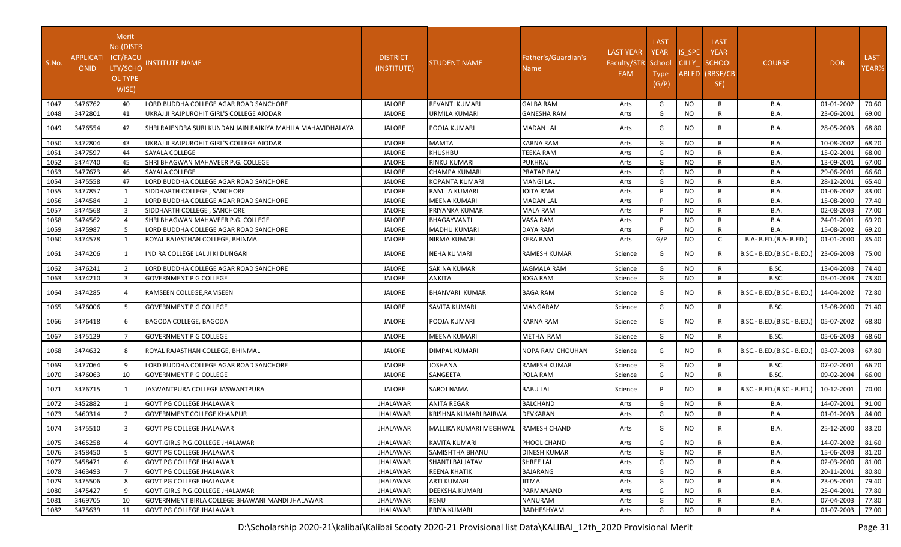| S.No. | APPLICATION ID | Merit No.(DISTRICT/FACULTY/SCHOOL TYPE WISE) | INSTITUTE NAME | DISTRICT (INSTITUTE) | STUDENT NAME | Father's/Guardian's Name | LAST YEAR Faculty/STREAM | LAST YEAR School Type (G/P) | IS_SPECILLY_ABLED | LAST YEAR SCHOOL (RBSE/CBSE) | COURSE | DOB | LAST YEAR% |
|---|---|---|---|---|---|---|---|---|---|---|---|---|---|
| 1047 | 3476762 | 40 | LORD BUDDHA COLLEGE AGAR ROAD SANCHORE | JALORE | REVANTI KUMARI | GALBA RAM | Arts | G | NO | R | B.A. | 01-01-2002 | 70.60 |
| 1048 | 3472801 | 41 | UKRAJ JI RAJPUROHIT GIRL'S COLLEGE AJODAR | JALORE | URMILA KUMARI | GANESHA RAM | Arts | G | NO | R | B.A. | 23-06-2001 | 69.00 |
| 1049 | 3476554 | 42 | SHRI RAJENDRA SURI KUNDAN JAIN RAJKIYA MAHILA MAHAVIDHALAYA | JALORE | POOJA KUMARI | MADAN LAL | Arts | G | NO | R | B.A. | 28-05-2003 | 68.80 |
| 1050 | 3472804 | 43 | UKRAJ JI RAJPUROHIT GIRL'S COLLEGE AJODAR | JALORE | MAMTA | KARNA RAM | Arts | G | NO | R | B.A. | 10-08-2002 | 68.20 |
| 1051 | 3477597 | 44 | SAYALA COLLEGE | JALORE | KHUSHBU | TEEKA RAM | Arts | G | NO | R | B.A. | 15-02-2001 | 68.00 |
| 1052 | 3474740 | 45 | SHRI BHAGWAN MAHAVEER P.G. COLLEGE | JALORE | RINKU KUMARI | PUKHRAJ | Arts | G | NO | R | B.A. | 13-09-2001 | 67.00 |
| 1053 | 3477673 | 46 | SAYALA COLLEGE | JALORE | CHAMPA KUMARI | PRATAP RAM | Arts | G | NO | R | B.A. | 29-06-2001 | 66.60 |
| 1054 | 3475558 | 47 | LORD BUDDHA COLLEGE AGAR ROAD SANCHORE | JALORE | KOPANTA KUMARI | MANGI LAL | Arts | G | NO | R | B.A. | 28-12-2001 | 65.40 |
| 1055 | 3477857 | 1 | SIDDHARTH COLLEGE , SANCHORE | JALORE | RAMILA KUMARI | JOITA RAM | Arts | P | NO | R | B.A. | 01-06-2002 | 83.00 |
| 1056 | 3474584 | 2 | LORD BUDDHA COLLEGE AGAR ROAD SANCHORE | JALORE | MEENA KUMARI | MADAN LAL | Arts | P | NO | R | B.A. | 15-08-2000 | 77.40 |
| 1057 | 3474568 | 3 | SIDDHARTH COLLEGE , SANCHORE | JALORE | PRIYANKA KUMARI | MALA RAM | Arts | P | NO | R | B.A. | 02-08-2003 | 77.00 |
| 1058 | 3474562 | 4 | SHRI BHAGWAN MAHAVEER P.G. COLLEGE | JALORE | BHAGAYVANTI | VASA RAM | Arts | P | NO | R | B.A. | 24-01-2001 | 69.20 |
| 1059 | 3475987 | 5 | LORD BUDDHA COLLEGE AGAR ROAD SANCHORE | JALORE | MADHU KUMARI | DAYA RAM | Arts | P | NO | R | B.A. | 15-08-2002 | 69.20 |
| 1060 | 3474578 | 1 | ROYAL RAJASTHAN COLLEGE, BHINMAL | JALORE | NIRMA KUMARI | KERA RAM | Arts | G/P | NO | C | B.A- B.ED.(B.A- B.ED.) | 01-01-2000 | 85.40 |
| 1061 | 3474206 | 1 | INDIRA COLLEGE LAL JI KI DUNGARI | JALORE | NEHA KUMARI | RAMESH KUMAR | Science | G | NO | R | B.SC.- B.ED.(B.SC.- B.ED.) | 23-06-2003 | 75.00 |
| 1062 | 3476241 | 2 | LORD BUDDHA COLLEGE AGAR ROAD SANCHORE | JALORE | SAKINA KUMARI | JAGMALA RAM | Science | G | NO | R | B.SC. | 13-04-2003 | 74.40 |
| 1063 | 3474210 | 3 | GOVERNMENT P G COLLEGE | JALORE | ANKITA | JOGA RAM | Science | G | NO | R | B.SC. | 05-01-2003 | 73.80 |
| 1064 | 3474285 | 4 | RAMSEEN COLLEGE,RAMSEEN | JALORE | BHANVARI KUMARI | BAGA RAM | Science | G | NO | R | B.SC.- B.ED.(B.SC.- B.ED.) | 14-04-2002 | 72.80 |
| 1065 | 3476006 | 5 | GOVERNMENT P G COLLEGE | JALORE | SAVITA KUMARI | MANGARAM | Science | G | NO | R | B.SC. | 15-08-2000 | 71.40 |
| 1066 | 3476418 | 6 | BAGODA COLLEGE, BAGODA | JALORE | POOJA KUMARI | KARNA RAM | Science | G | NO | R | B.SC.- B.ED.(B.SC.- B.ED.) | 05-07-2002 | 68.80 |
| 1067 | 3475129 | 7 | GOVERNMENT P G COLLEGE | JALORE | MEENA KUMARI | METHA RAM | Science | G | NO | R | B.SC. | 05-06-2003 | 68.60 |
| 1068 | 3474632 | 8 | ROYAL RAJASTHAN COLLEGE, BHINMAL | JALORE | DIMPAL KUMARI | NOPA RAM CHOUHAN | Science | G | NO | R | B.SC.- B.ED.(B.SC.- B.ED.) | 03-07-2003 | 67.80 |
| 1069 | 3477064 | 9 | LORD BUDDHA COLLEGE AGAR ROAD SANCHORE | JALORE | JOSHANA | RAMESH KUMAR | Science | G | NO | R | B.SC. | 07-02-2001 | 66.20 |
| 1070 | 3476063 | 10 | GOVERNMENT P G COLLEGE | JALORE | SANGEETA | POLA RAM | Science | G | NO | R | B.SC. | 09-02-2004 | 66.00 |
| 1071 | 3476715 | 1 | JASWANTPURA COLLEGE JASWANTPURA | JALORE | SAROJ NAMA | BABU LAL | Science | P | NO | R | B.SC.- B.ED.(B.SC.- B.ED.) | 10-12-2001 | 70.00 |
| 1072 | 3452882 | 1 | GOVT PG COLLEGE JHALAWAR | JHALAWAR | ANITA REGAR | BALCHAND | Arts | G | NO | R | B.A. | 14-07-2001 | 91.00 |
| 1073 | 3460314 | 2 | GOVERNMENT COLLEGE KHANPUR | JHALAWAR | KRISHNA KUMARI BAIRWA | DEVKARAN | Arts | G | NO | R | B.A. | 01-01-2003 | 84.00 |
| 1074 | 3475510 | 3 | GOVT PG COLLEGE JHALAWAR | JHALAWAR | MALLIKA KUMARI MEGHWAL | RAMESH CHAND | Arts | G | NO | R | B.A. | 25-12-2000 | 83.20 |
| 1075 | 3465258 | 4 | GOVT.GIRLS P.G.COLLEGE JHALAWAR | JHALAWAR | KAVITA KUMARI | PHOOL CHAND | Arts | G | NO | R | B.A. | 14-07-2002 | 81.60 |
| 1076 | 3458450 | 5 | GOVT PG COLLEGE JHALAWAR | JHALAWAR | SAMISHTHA BHANU | DINESH KUMAR | Arts | G | NO | R | B.A. | 15-06-2003 | 81.20 |
| 1077 | 3458471 | 6 | GOVT PG COLLEGE JHALAWAR | JHALAWAR | SHANTI BAI JATAV | SHREE LAL | Arts | G | NO | R | B.A. | 02-03-2000 | 81.00 |
| 1078 | 3463493 | 7 | GOVT PG COLLEGE JHALAWAR | JHALAWAR | REENA KHATIK | BAJARANG | Arts | G | NO | R | B.A. | 20-11-2001 | 80.80 |
| 1079 | 3475506 | 8 | GOVT PG COLLEGE JHALAWAR | JHALAWAR | ARTI KUMARI | JITMAL | Arts | G | NO | R | B.A. | 23-05-2001 | 79.40 |
| 1080 | 3475427 | 9 | GOVT.GIRLS P.G.COLLEGE JHALAWAR | JHALAWAR | DEEKSHA KUMARI | PARMANAND | Arts | G | NO | R | B.A. | 25-04-2001 | 77.80 |
| 1081 | 3469705 | 10 | GOVERNMENT BIRLA COLLEGE BHAWANI MANDI JHALAWAR | JHALAWAR | RENU | NANURAM | Arts | G | NO | R | B.A. | 07-04-2003 | 77.80 |
| 1082 | 3475639 | 11 | GOVT PG COLLEGE JHALAWAR | JHALAWAR | PRIYA KUMARI | RADHESHYAM | Arts | G | NO | R | B.A. | 01-07-2003 | 77.00 |

D:\Scholarship 2020-21\kalibai\Kalibai Scooty 2020-21 Provisional list Data\KALIBAI_12th_2020 Provisional Merit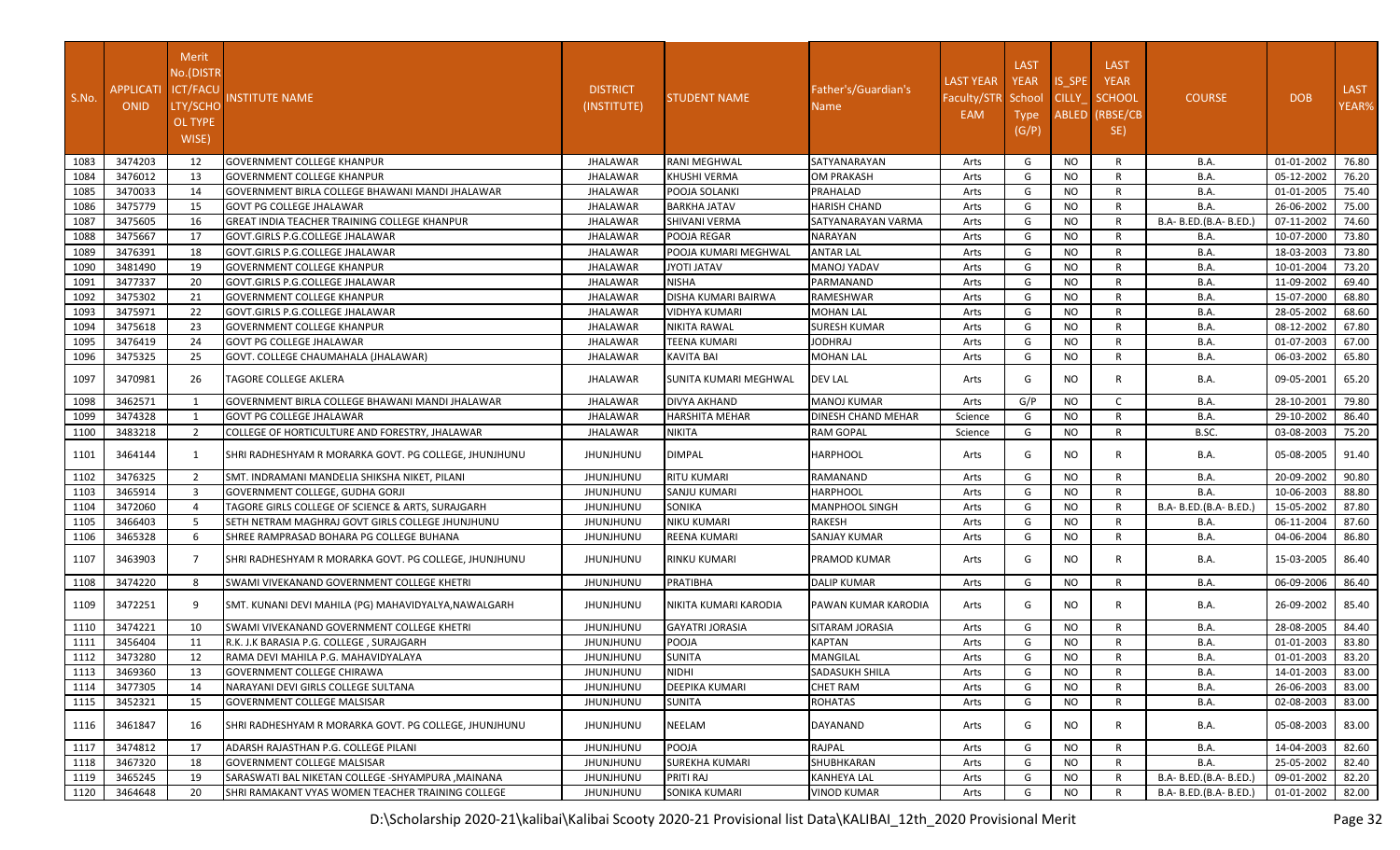| S.No. | APPLICATI ONID | Merit No.(DISTR ICT/FACU LTY/SCHO OL TYPE WISE) | INSTITUTE NAME | DISTRICT (INSTITUTE) | STUDENT NAME | Father's/Guardian's Name | LAST YEAR Faculty/STR EAM | LAST YEAR School Type (G/P) | IS_SPE CILLY_ ABLED | LAST YEAR SCHOOL (RBSE/CB SE) | COURSE | DOB | LAST YEAR% |
|---|---|---|---|---|---|---|---|---|---|---|---|---|---|
| 1083 | 3474203 | 12 | GOVERNMENT COLLEGE KHANPUR | JHALAWAR | RANI MEGHWAL | SATYANARAYAN | Arts | G | NO | R | B.A. | 01-01-2002 | 76.80 |
| 1084 | 3476012 | 13 | GOVERNMENT COLLEGE KHANPUR | JHALAWAR | KHUSHI VERMA | OM PRAKASH | Arts | G | NO | R | B.A. | 05-12-2002 | 76.20 |
| 1085 | 3470033 | 14 | GOVERNMENT BIRLA COLLEGE BHAWANI MANDI JHALAWAR | JHALAWAR | POOJA SOLANKI | PRAHALAD | Arts | G | NO | R | B.A. | 01-01-2005 | 75.40 |
| 1086 | 3475779 | 15 | GOVT PG COLLEGE JHALAWAR | JHALAWAR | BARKHA JATAV | HARISH CHAND | Arts | G | NO | R | B.A. | 26-06-2002 | 75.00 |
| 1087 | 3475605 | 16 | GREAT INDIA TEACHER TRAINING COLLEGE KHANPUR | JHALAWAR | SHIVANI VERMA | SATYANARAYAN VARMA | Arts | G | NO | R | B.A- B.ED.(B.A- B.ED.) | 07-11-2002 | 74.60 |
| 1088 | 3475667 | 17 | GOVT.GIRLS P.G.COLLEGE JHALAWAR | JHALAWAR | POOJA REGAR | NARAYAN | Arts | G | NO | R | B.A. | 10-07-2000 | 73.80 |
| 1089 | 3476391 | 18 | GOVT.GIRLS P.G.COLLEGE JHALAWAR | JHALAWAR | POOJA KUMARI MEGHWAL | ANTAR LAL | Arts | G | NO | R | B.A. | 18-03-2003 | 73.80 |
| 1090 | 3481490 | 19 | GOVERNMENT COLLEGE KHANPUR | JHALAWAR | JYOTI JATAV | MANOJ YADAV | Arts | G | NO | R | B.A. | 10-01-2004 | 73.20 |
| 1091 | 3477337 | 20 | GOVT.GIRLS P.G.COLLEGE JHALAWAR | JHALAWAR | NISHA | PARMANAND | Arts | G | NO | R | B.A. | 11-09-2002 | 69.40 |
| 1092 | 3475302 | 21 | GOVERNMENT COLLEGE KHANPUR | JHALAWAR | DISHA KUMARI BAIRWA | RAMESHWAR | Arts | G | NO | R | B.A. | 15-07-2000 | 68.80 |
| 1093 | 3475971 | 22 | GOVT.GIRLS P.G.COLLEGE JHALAWAR | JHALAWAR | VIDHYA KUMARI | MOHAN LAL | Arts | G | NO | R | B.A. | 28-05-2002 | 68.60 |
| 1094 | 3475618 | 23 | GOVERNMENT COLLEGE KHANPUR | JHALAWAR | NIKITA RAWAL | SURESH KUMAR | Arts | G | NO | R | B.A. | 08-12-2002 | 67.80 |
| 1095 | 3476419 | 24 | GOVT PG COLLEGE JHALAWAR | JHALAWAR | TEENA KUMARI | JODHRAJ | Arts | G | NO | R | B.A. | 01-07-2003 | 67.00 |
| 1096 | 3475325 | 25 | GOVT. COLLEGE CHAUMAHALA (JHALAWAR) | JHALAWAR | KAVITA BAI | MOHAN LAL | Arts | G | NO | R | B.A. | 06-03-2002 | 65.80 |
| 1097 | 3470981 | 26 | TAGORE COLLEGE AKLERA | JHALAWAR | SUNITA KUMARI MEGHWAL | DEV LAL | Arts | G | NO | R | B.A. | 09-05-2001 | 65.20 |
| 1098 | 3462571 | 1 | GOVERNMENT BIRLA COLLEGE BHAWANI MANDI JHALAWAR | JHALAWAR | DIVYA AKHAND | MANOJ KUMAR | Arts | G/P | NO | C | B.A. | 28-10-2001 | 79.80 |
| 1099 | 3474328 | 1 | GOVT PG COLLEGE JHALAWAR | JHALAWAR | HARSHITA MEHAR | DINESH CHAND MEHAR | Science | G | NO | R | B.A. | 29-10-2002 | 86.40 |
| 1100 | 3483218 | 2 | COLLEGE OF HORTICULTURE AND FORESTRY, JHALAWAR | JHALAWAR | NIKITA | RAM GOPAL | Science | G | NO | R | B.SC. | 03-08-2003 | 75.20 |
| 1101 | 3464144 | 1 | SHRI RADHESHYAM R MORARKA GOVT. PG COLLEGE, JHUNJHUNU | JHUNJHUNU | DIMPAL | HARPHOOL | Arts | G | NO | R | B.A. | 05-08-2005 | 91.40 |
| 1102 | 3476325 | 2 | SMT. INDRAMANI MANDELIA SHIKSHA NIKET, PILANI | JHUNJHUNU | RITU KUMARI | RAMANAND | Arts | G | NO | R | B.A. | 20-09-2002 | 90.80 |
| 1103 | 3465914 | 3 | GOVERNMENT COLLEGE, GUDHA GORJI | JHUNJHUNU | SANJU KUMARI | HARPHOOL | Arts | G | NO | R | B.A. | 10-06-2003 | 88.80 |
| 1104 | 3472060 | 4 | TAGORE GIRLS COLLEGE OF SCIENCE & ARTS, SURAJGARH | JHUNJHUNU | SONIKA | MANPHOOL SINGH | Arts | G | NO | R | B.A- B.ED.(B.A- B.ED.) | 15-05-2002 | 87.80 |
| 1105 | 3466403 | 5 | SETH NETRAM MAGHRAJ GOVT GIRLS COLLEGE JHUNJHUNU | JHUNJHUNU | NIKU KUMARI | RAKESH | Arts | G | NO | R | B.A. | 06-11-2004 | 87.60 |
| 1106 | 3465328 | 6 | SHREE RAMPRASAD BOHARA PG COLLEGE BUHANA | JHUNJHUNU | REENA KUMARI | SANJAY KUMAR | Arts | G | NO | R | B.A. | 04-06-2004 | 86.80 |
| 1107 | 3463903 | 7 | SHRI RADHESHYAM R MORARKA GOVT. PG COLLEGE, JHUNJHUNU | JHUNJHUNU | RINKU KUMARI | PRAMOD KUMAR | Arts | G | NO | R | B.A. | 15-03-2005 | 86.40 |
| 1108 | 3474220 | 8 | SWAMI VIVEKANAND GOVERNMENT COLLEGE KHETRI | JHUNJHUNU | PRATIBHA | DALIP KUMAR | Arts | G | NO | R | B.A. | 06-09-2006 | 86.40 |
| 1109 | 3472251 | 9 | SMT. KUNANI DEVI MAHILA (PG) MAHAVIDYALYA,NAWALGARH | JHUNJHUNU | NIKITA KUMARI KARODIA | PAWAN KUMAR KARODIA | Arts | G | NO | R | B.A. | 26-09-2002 | 85.40 |
| 1110 | 3474221 | 10 | SWAMI VIVEKANAND GOVERNMENT COLLEGE KHETRI | JHUNJHUNU | GAYATRI JORASIA | SITARAM JORASIA | Arts | G | NO | R | B.A. | 28-08-2005 | 84.40 |
| 1111 | 3456404 | 11 | R.K. J.K BARASIA P.G. COLLEGE , SURAJGARH | JHUNJHUNU | POOJA | KAPTAN | Arts | G | NO | R | B.A. | 01-01-2003 | 83.80 |
| 1112 | 3473280 | 12 | RAMA DEVI MAHILA P.G. MAHAVIDYALAYA | JHUNJHUNU | SUNITA | MANGILAL | Arts | G | NO | R | B.A. | 01-01-2003 | 83.20 |
| 1113 | 3469360 | 13 | GOVERNMENT COLLEGE CHIRAWA | JHUNJHUNU | NIDHI | SADASUKH SHILA | Arts | G | NO | R | B.A. | 14-01-2003 | 83.00 |
| 1114 | 3477305 | 14 | NARAYANI DEVI GIRLS COLLEGE SULTANA | JHUNJHUNU | DEEPIKA KUMARI | CHET RAM | Arts | G | NO | R | B.A. | 26-06-2003 | 83.00 |
| 1115 | 3452321 | 15 | GOVERNMENT COLLEGE MALSISAR | JHUNJHUNU | SUNITA | ROHATAS | Arts | G | NO | R | B.A. | 02-08-2003 | 83.00 |
| 1116 | 3461847 | 16 | SHRI RADHESHYAM R MORARKA GOVT. PG COLLEGE, JHUNJHUNU | JHUNJHUNU | NEELAM | DAYANAND | Arts | G | NO | R | B.A. | 05-08-2003 | 83.00 |
| 1117 | 3474812 | 17 | ADARSH RAJASTHAN P.G. COLLEGE PILANI | JHUNJHUNU | POOJA | RAJPAL | Arts | G | NO | R | B.A. | 14-04-2003 | 82.60 |
| 1118 | 3467320 | 18 | GOVERNMENT COLLEGE MALSISAR | JHUNJHUNU | SUREKHA KUMARI | SHUBHKARAN | Arts | G | NO | R | B.A. | 25-05-2002 | 82.40 |
| 1119 | 3465245 | 19 | SARASWATI BAL NIKETAN COLLEGE -SHYAMPURA ,MAINANA | JHUNJHUNU | PRITI RAJ | KANHEYA LAL | Arts | G | NO | R | B.A- B.ED.(B.A- B.ED.) | 09-01-2002 | 82.20 |
| 1120 | 3464648 | 20 | SHRI RAMAKANT VYAS WOMEN TEACHER TRAINING COLLEGE | JHUNJHUNU | SONIKA KUMARI | VINOD KUMAR | Arts | G | NO | R | B.A- B.ED.(B.A- B.ED.) | 01-01-2002 | 82.00 |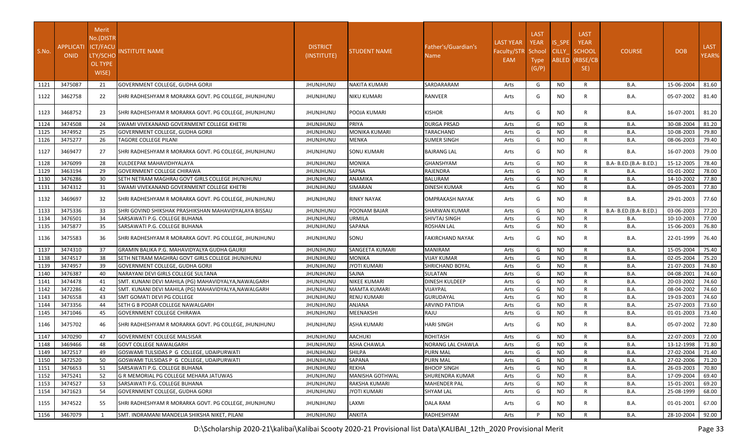| S.No. | APPLICATIONID | Merit No.(DISTRICT/FACULTY/SCHOOL TYPE WISE) | INSTITUTE NAME | DISTRICT (INSTITUTE) | STUDENT NAME | Father's/Guardian's Name | LAST YEAR Faculty/STREAM | LAST YEAR School Type (G/P) | IS_SPECILLY_ABLED | LAST YEAR SCHOOL (RBSE/CBSE) | COURSE | DOB | LAST YEAR% |
|---|---|---|---|---|---|---|---|---|---|---|---|---|---|
| 1121 | 3475087 | 21 | GOVERNMENT COLLEGE, GUDHA GORJI | JHUNJHUNU | NAKITA KUMARI | SARDARARAM | Arts | G | NO | R | B.A. | 15-06-2004 | 81.60 |
| 1122 | 3462758 | 22 | SHRI RADHESHYAM R MORARKA GOVT. PG COLLEGE, JHUNJHUNU | JHUNJHUNU | NIKU KUMARI | RANVEER | Arts | G | NO | R | B.A. | 05-07-2002 | 81.40 |
| 1123 | 3468752 | 23 | SHRI RADHESHYAM R MORARKA GOVT. PG COLLEGE, JHUNJHUNU | JHUNJHUNU | POOJA KUMARI | KISHOR | Arts | G | NO | R | B.A. | 16-07-2001 | 81.20 |
| 1124 | 3474508 | 24 | SWAMI VIVEKANAND GOVERNMENT COLLEGE KHETRI | JHUNJHUNU | PRIYA | DURGA PRSAD | Arts | G | NO | R | B.A. | 30-08-2004 | 81.20 |
| 1125 | 3474952 | 25 | GOVERNMENT COLLEGE, GUDHA GORJI | JHUNJHUNU | MONIKA KUMARI | TARACHAND | Arts | G | NO | R | B.A. | 10-08-2003 | 79.80 |
| 1126 | 3475277 | 26 | TAGORE COLLEGE PILANI | JHUNJHUNU | MENKA | SUMER SINGH | Arts | G | NO | R | B.A. | 08-06-2003 | 79.40 |
| 1127 | 3469477 | 27 | SHRI RADHESHYAM R MORARKA GOVT. PG COLLEGE, JHUNJHUNU | JHUNJHUNU | SONU KUMARI | BAJRANG LAL | Arts | G | NO | R | B.A. | 16-07-2003 | 79.00 |
| 1128 | 3476099 | 28 | KULDEEPAK MAHAVIDHYALAYA | JHUNJHUNU | MONIKA | GHANSHYAM | Arts | G | NO | R | B.A- B.ED.(B.A- B.ED.) | 15-12-2005 | 78.40 |
| 1129 | 3463194 | 29 | GOVERNMENT COLLEGE CHIRAWA | JHUNJHUNU | SAPNA | RAJENDRA | Arts | G | NO | R | B.A. | 01-01-2002 | 78.00 |
| 1130 | 3476286 | 30 | SETH NETRAM MAGHRAJ GOVT GIRLS COLLEGE JHUNJHUNU | JHUNJHUNU | ANAMIKA | BALURAM | Arts | G | NO | R | B.A. | 14-10-2002 | 77.80 |
| 1131 | 3474312 | 31 | SWAMI VIVEKANAND GOVERNMENT COLLEGE KHETRI | JHUNJHUNU | SIMARAN | DINESH KUMAR | Arts | G | NO | R | B.A. | 09-05-2003 | 77.80 |
| 1132 | 3469697 | 32 | SHRI RADHESHYAM R MORARKA GOVT. PG COLLEGE, JHUNJHUNU | JHUNJHUNU | RINKY NAYAK | OMPRAKASH NAYAK | Arts | G | NO | R | B.A. | 29-01-2003 | 77.60 |
| 1133 | 3475336 | 33 | SHRI GOVIND SHIKSHAK PRASHIKSHAN MAHAVIDYALAYA BISSAU | JHUNJHUNU | POONAM BAJAR | SHARWAN KUMAR | Arts | G | NO | R | B.A- B.ED.(B.A- B.ED.) | 03-06-2003 | 77.20 |
| 1134 | 3476501 | 34 | SARSAWATI P.G. COLLEGE BUHANA | JHUNJHUNU | URMILA | SHIVTAJ SINGH | Arts | G | NO | R | B.A. | 10-10-2003 | 77.00 |
| 1135 | 3475877 | 35 | SARSAWATI P.G. COLLEGE BUHANA | JHUNJHUNU | SAPANA | ROSHAN LAL | Arts | G | NO | R | B.A. | 15-06-2003 | 76.80 |
| 1136 | 3475583 | 36 | SHRI RADHESHYAM R MORARKA GOVT. PG COLLEGE, JHUNJHUNU | JHUNJHUNU | SONU | FAKIRCHAND NAYAK | Arts | G | NO | R | B.A. | 22-01-1999 | 76.40 |
| 1137 | 3474310 | 37 | GRAMIN BALIKA P.G. MAHAVIDYALYA GUDHA GAURJI | JHUNJHUNU | SANGEETA KUMARI | MANIRAM | Arts | G | NO | R | B.A. | 15-05-2004 | 75.40 |
| 1138 | 3474517 | 38 | SETH NETRAM MAGHRAJ GOVT GIRLS COLLEGE JHUNJHUNU | JHUNJHUNU | MONIKA | VIJAY KUMAR | Arts | G | NO | R | B.A. | 02-05-2004 | 75.20 |
| 1139 | 3474957 | 39 | GOVERNMENT COLLEGE, GUDHA GORJI | JHUNJHUNU | JYOTI KUMARI | SHRICHAND BOYAL | Arts | G | NO | R | B.A. | 21-07-2003 | 74.80 |
| 1140 | 3476387 | 40 | NARAYANI DEVI GIRLS COLLEGE SULTANA | JHUNJHUNU | SAJNA | SULATAN | Arts | G | NO | R | B.A. | 04-08-2001 | 74.60 |
| 1141 | 3474478 | 41 | SMT. KUNANI DEVI MAHILA (PG) MAHAVIDYALYA,NAWALGARH | JHUNJHUNU | NIKEE KUMARI | DINESH KULDEEP | Arts | G | NO | R | B.A. | 20-03-2002 | 74.60 |
| 1142 | 3472286 | 42 | SMT. KUNANI DEVI MAHILA (PG) MAHAVIDYALYA,NAWALGARH | JHUNJHUNU | MAMTA KUMARI | VIJAYPAL | Arts | G | NO | R | B.A. | 08-04-2002 | 74.60 |
| 1143 | 3476558 | 43 | SMT GOMATI DEVI PG COLLEGE | JHUNJHUNU | RENU KUMARI | GURUDAYAL | Arts | G | NO | R | B.A. | 19-03-2003 | 74.60 |
| 1144 | 3473356 | 44 | SETH G B PODAR COLLEGE NAWALGARH | JHUNJHUNU | ANJANA | ARVIND PATIDIA | Arts | G | NO | R | B.A. | 25-07-2003 | 73.60 |
| 1145 | 3471046 | 45 | GOVERNMENT COLLEGE CHIRAWA | JHUNJHUNU | MEENAKSHI | RAJU | Arts | G | NO | R | B.A. | 01-01-2003 | 73.40 |
| 1146 | 3475702 | 46 | SHRI RADHESHYAM R MORARKA GOVT. PG COLLEGE, JHUNJHUNU | JHUNJHUNU | ASHA KUMARI | HARI SINGH | Arts | G | NO | R | B.A. | 05-07-2002 | 72.80 |
| 1147 | 3470290 | 47 | GOVERNMENT COLLEGE MALSISAR | JHUNJHUNU | AACHUKI | ROHITASH | Arts | G | NO | R | B.A. | 22-07-2003 | 72.00 |
| 1148 | 3469466 | 48 | GOVT COLLEGE NAWALGARH | JHUNJHUNU | ASHA CHAWLA | NORANG LAL CHAWLA | Arts | G | NO | R | B.A. | 13-12-1998 | 71.80 |
| 1149 | 3472517 | 49 | GOSWAMI TULSIDAS P G COLLEGE, UDAIPURWATI | JHUNJHUNU | SHILPA | PURN MAL | Arts | G | NO | R | B.A. | 27-02-2004 | 71.40 |
| 1150 | 3472520 | 50 | GOSWAMI TULSIDAS P G COLLEGE, UDAIPURWATI | JHUNJHUNU | SAPANA | PURN MAL | Arts | G | NO | R | B.A. | 27-02-2006 | 71.20 |
| 1151 | 3476653 | 51 | SARSAWATI P.G. COLLEGE BUHANA | JHUNJHUNU | REKHA | BHOOP SINGH | Arts | G | NO | R | B.A. | 26-03-2003 | 70.80 |
| 1152 | 3475241 | 52 | G R MEMORIAL PG COLLEGE MEHARA JATUWAS | JHUNJHUNU | MANISHA GOTHWAL | SHURENDRA KUMAR | Arts | G | NO | R | B.A. | 17-09-2004 | 69.40 |
| 1153 | 3474527 | 53 | SARSAWATI P.G. COLLEGE BUHANA | JHUNJHUNU | RAKSHA KUMARI | MAHENDER PAL | Arts | G | NO | R | B.A. | 15-01-2001 | 69.20 |
| 1154 | 3471623 | 54 | GOVERNMENT COLLEGE, GUDHA GORJI | JHUNJHUNU | JYOTI KUMARI | SHYAM LAL | Arts | G | NO | R | B.A. | 25-08-1999 | 68.00 |
| 1155 | 3474522 | 55 | SHRI RADHESHYAM R MORARKA GOVT. PG COLLEGE, JHUNJHUNU | JHUNJHUNU | LAXMI | DALA RAM | Arts | G | NO | R | B.A. | 01-01-2001 | 67.00 |
| 1156 | 3467079 | 1 | SMT. INDRAMANI MANDELIA SHIKSHA NIKET, PILANI | JHUNJHUNU | ANKITA | RADHESHYAM | Arts | P | NO | R | B.A. | 28-10-2004 | 92.00 |

D:\Scholarship 2020-21\kalibai\Kalibai Scooty 2020-21 Provisional list Data\KALIBAI_12th_2020 Provisional Merit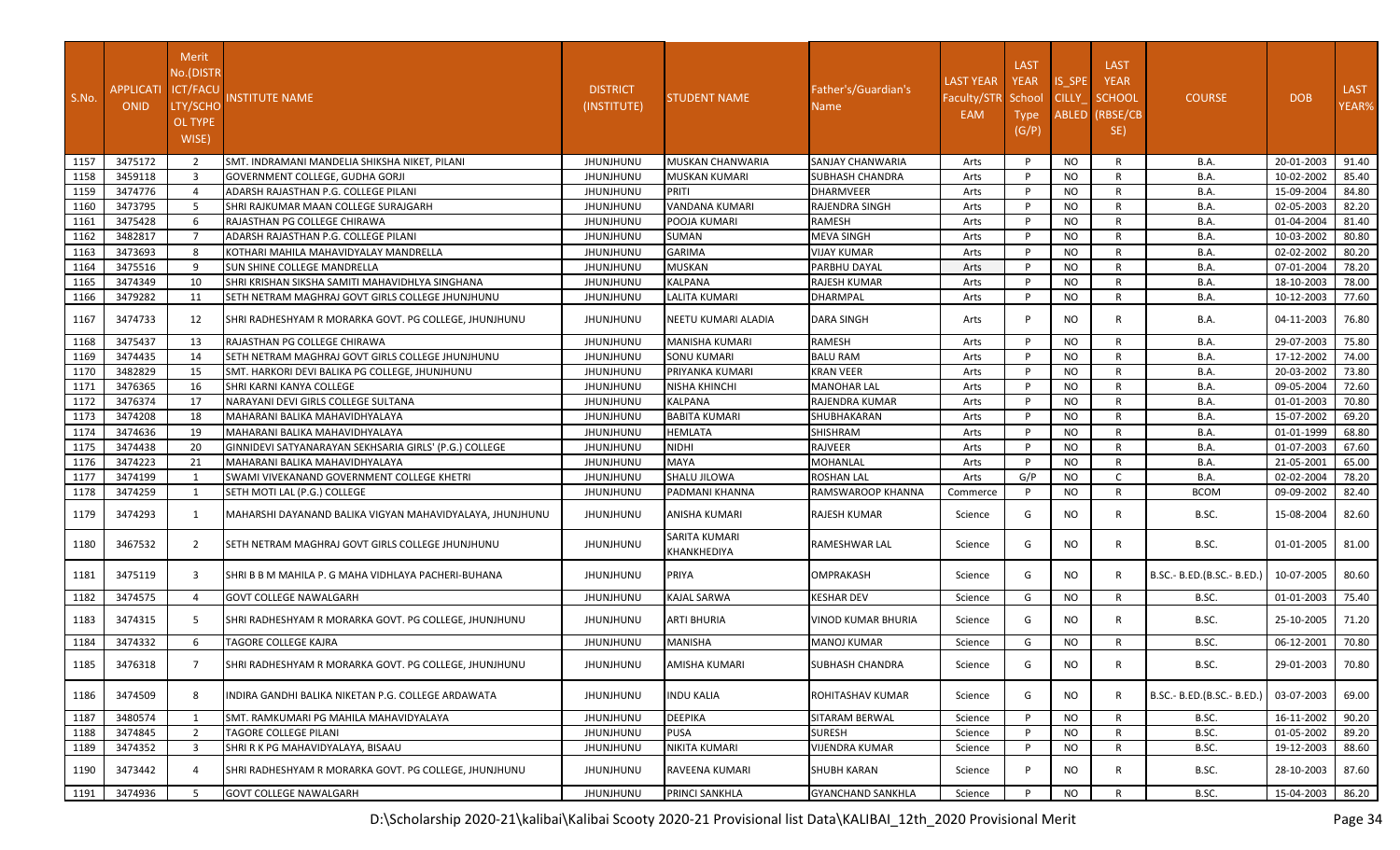| S.No. | APPLICATI ONID | Merit No.(DISTR ICT/FACU LTY/SCHO OL TYPE WISE) | INSTITUTE NAME | DISTRICT (INSTITUTE) | STUDENT NAME | Father's/Guardian's Name | LAST YEAR Faculty/STR EAM | LAST YEAR School Type (G/P) | IS_SPE CILLY_ ABLED | LAST YEAR SCHOOL (RBSE/CB SE) | COURSE | DOB | LAST YEAR% |
|---|---|---|---|---|---|---|---|---|---|---|---|---|---|
| 1157 | 3475172 | 2 | SMT. INDRAMANI MANDELIA SHIKSHA NIKET, PILANI | JHUNJHUNU | MUSKAN CHANWARIA | SANJAY CHANWARIA | Arts | P | NO | R | B.A. | 20-01-2003 | 91.40 |
| 1158 | 3459118 | 3 | GOVERNMENT COLLEGE, GUDHA GORJI | JHUNJHUNU | MUSKAN KUMARI | SUBHASH CHANDRA | Arts | P | NO | R | B.A. | 10-02-2002 | 85.40 |
| 1159 | 3474776 | 4 | ADARSH RAJASTHAN P.G. COLLEGE PILANI | JHUNJHUNU | PRITI | DHARMVEER | Arts | P | NO | R | B.A. | 15-09-2004 | 84.80 |
| 1160 | 3473795 | 5 | SHRI RAJKUMAR MAAN COLLEGE SURAJGARH | JHUNJHUNU | VANDANA KUMARI | RAJENDRA SINGH | Arts | P | NO | R | B.A. | 02-05-2003 | 82.20 |
| 1161 | 3475428 | 6 | RAJASTHAN PG COLLEGE CHIRAWA | JHUNJHUNU | POOJA KUMARI | RAMESH | Arts | P | NO | R | B.A. | 01-04-2004 | 81.40 |
| 1162 | 3482817 | 7 | ADARSH RAJASTHAN P.G. COLLEGE PILANI | JHUNJHUNU | SUMAN | MEVA SINGH | Arts | P | NO | R | B.A. | 10-03-2002 | 80.80 |
| 1163 | 3473693 | 8 | KOTHARI MAHILA MAHAVIDYALAY MANDRELLA | JHUNJHUNU | GARIMA | VIJAY KUMAR | Arts | P | NO | R | B.A. | 02-02-2002 | 80.20 |
| 1164 | 3475516 | 9 | SUN SHINE COLLEGE MANDRELLA | JHUNJHUNU | MUSKAN | PARBHU DAYAL | Arts | P | NO | R | B.A. | 07-01-2004 | 78.20 |
| 1165 | 3474349 | 10 | SHRI KRISHAN SIKSHA SAMITI MAHAVIDHLYA SINGHANA | JHUNJHUNU | KALPANA | RAJESH KUMAR | Arts | P | NO | R | B.A. | 18-10-2003 | 78.00 |
| 1166 | 3479282 | 11 | SETH NETRAM MAGHRAJ GOVT GIRLS COLLEGE JHUNJHUNU | JHUNJHUNU | LALITA KUMARI | DHARMPAL | Arts | P | NO | R | B.A. | 10-12-2003 | 77.60 |
| 1167 | 3474733 | 12 | SHRI RADHESHYAM R MORARKA GOVT. PG COLLEGE, JHUNJHUNU | JHUNJHUNU | NEETU KUMARI ALADIA | DARA SINGH | Arts | P | NO | R | B.A. | 04-11-2003 | 76.80 |
| 1168 | 3475437 | 13 | RAJASTHAN PG COLLEGE CHIRAWA | JHUNJHUNU | MANISHA KUMARI | RAMESH | Arts | P | NO | R | B.A. | 29-07-2003 | 75.80 |
| 1169 | 3474435 | 14 | SETH NETRAM MAGHRAJ GOVT GIRLS COLLEGE JHUNJHUNU | JHUNJHUNU | SONU KUMARI | BALU RAM | Arts | P | NO | R | B.A. | 17-12-2002 | 74.00 |
| 1170 | 3482829 | 15 | SMT. HARKORI DEVI BALIKA PG COLLEGE, JHUNJHUNU | JHUNJHUNU | PRIYANKA KUMARI | KRAN VEER | Arts | P | NO | R | B.A. | 20-03-2002 | 73.80 |
| 1171 | 3476365 | 16 | SHRI KARNI KANYA COLLEGE | JHUNJHUNU | NISHA KHINCHI | MANOHAR LAL | Arts | P | NO | R | B.A. | 09-05-2004 | 72.60 |
| 1172 | 3476374 | 17 | NARAYANI DEVI GIRLS COLLEGE SULTANA | JHUNJHUNU | KALPANA | RAJENDRA KUMAR | Arts | P | NO | R | B.A. | 01-01-2003 | 70.80 |
| 1173 | 3474208 | 18 | MAHARANI BALIKA MAHAVIDHYALAYA | JHUNJHUNU | BABITA KUMARI | SHUBHAKARAN | Arts | P | NO | R | B.A. | 15-07-2002 | 69.20 |
| 1174 | 3474636 | 19 | MAHARANI BALIKA MAHAVIDHYALAYA | JHUNJHUNU | HEMLATA | SHISHRAM | Arts | P | NO | R | B.A. | 01-01-1999 | 68.80 |
| 1175 | 3474438 | 20 | GINNIDEVI SATYANARAYAN SEKHSARIA GIRLS' (P.G.) COLLEGE | JHUNJHUNU | NIDHI | RAJVEER | Arts | P | NO | R | B.A. | 01-07-2003 | 67.60 |
| 1176 | 3474223 | 21 | MAHARANI BALIKA MAHAVIDHYALAYA | JHUNJHUNU | MAYA | MOHANLAL | Arts | P | NO | R | B.A. | 21-05-2001 | 65.00 |
| 1177 | 3474199 | 1 | SWAMI VIVEKANAND GOVERNMENT COLLEGE KHETRI | JHUNJHUNU | SHALU JILOWA | ROSHAN LAL | Arts | G/P | NO | C | B.A. | 02-02-2004 | 78.20 |
| 1178 | 3474259 | 1 | SETH MOTI LAL (P.G.) COLLEGE | JHUNJHUNU | PADMANI KHANNA | RAMSWAROOP KHANNA | Commerce | P | NO | R | BCOM | 09-09-2002 | 82.40 |
| 1179 | 3474293 | 1 | MAHARSHI DAYANAND BALIKA VIGYAN MAHAVIDYALAYA, JHUNJHUNU | JHUNJHUNU | ANISHA KUMARI | RAJESH KUMAR | Science | G | NO | R | B.SC. | 15-08-2004 | 82.60 |
| 1180 | 3467532 | 2 | SETH NETRAM MAGHRAJ GOVT GIRLS COLLEGE JHUNJHUNU | JHUNJHUNU | SARITA KUMARI KHANKHEDIYA | RAMESHWAR LAL | Science | G | NO | R | B.SC. | 01-01-2005 | 81.00 |
| 1181 | 3475119 | 3 | SHRI B B M MAHILA P. G MAHA VIDHLAYA PACHERI-BUHANA | JHUNJHUNU | PRIYA | OMPRAKASH | Science | G | NO | R | B.SC.- B.ED.(B.SC.- B.ED.) | 10-07-2005 | 80.60 |
| 1182 | 3474575 | 4 | GOVT COLLEGE NAWALGARH | JHUNJHUNU | KAJAL SARWA | KESHAR DEV | Science | G | NO | R | B.SC. | 01-01-2003 | 75.40 |
| 1183 | 3474315 | 5 | SHRI RADHESHYAM R MORARKA GOVT. PG COLLEGE, JHUNJHUNU | JHUNJHUNU | ARTI BHURIA | VINOD KUMAR BHURIA | Science | G | NO | R | B.SC. | 25-10-2005 | 71.20 |
| 1184 | 3474332 | 6 | TAGORE COLLEGE KAJRA | JHUNJHUNU | MANISHA | MANOJ KUMAR | Science | G | NO | R | B.SC. | 06-12-2001 | 70.80 |
| 1185 | 3476318 | 7 | SHRI RADHESHYAM R MORARKA GOVT. PG COLLEGE, JHUNJHUNU | JHUNJHUNU | AMISHA KUMARI | SUBHASH CHANDRA | Science | G | NO | R | B.SC. | 29-01-2003 | 70.80 |
| 1186 | 3474509 | 8 | INDIRA GANDHI BALIKA NIKETAN P.G. COLLEGE ARDAWATA | JHUNJHUNU | INDU KALIA | ROHITASHAV KUMAR | Science | G | NO | R | B.SC.- B.ED.(B.SC.- B.ED.) | 03-07-2003 | 69.00 |
| 1187 | 3480574 | 1 | SMT. RAMKUMARI PG MAHILA MAHAVIDYALAYA | JHUNJHUNU | DEEPIKA | SITARAM BERWAL | Science | P | NO | R | B.SC. | 16-11-2002 | 90.20 |
| 1188 | 3474845 | 2 | TAGORE COLLEGE PILANI | JHUNJHUNU | PUSA | SURESH | Science | P | NO | R | B.SC. | 01-05-2002 | 89.20 |
| 1189 | 3474352 | 3 | SHRI R K PG MAHAVIDYALAYA, BISAAU | JHUNJHUNU | NIKITA KUMARI | VIJENDRA KUMAR | Science | P | NO | R | B.SC. | 19-12-2003 | 88.60 |
| 1190 | 3473442 | 4 | SHRI RADHESHYAM R MORARKA GOVT. PG COLLEGE, JHUNJHUNU | JHUNJHUNU | RAVEENA KUMARI | SHUBH KARAN | Science | P | NO | R | B.SC. | 28-10-2003 | 87.60 |
| 1191 | 3474936 | 5 | GOVT COLLEGE NAWALGARH | JHUNJHUNU | PRINCI SANKHLA | GYANCHAND SANKHLA | Science | P | NO | R | B.SC. | 15-04-2003 | 86.20 |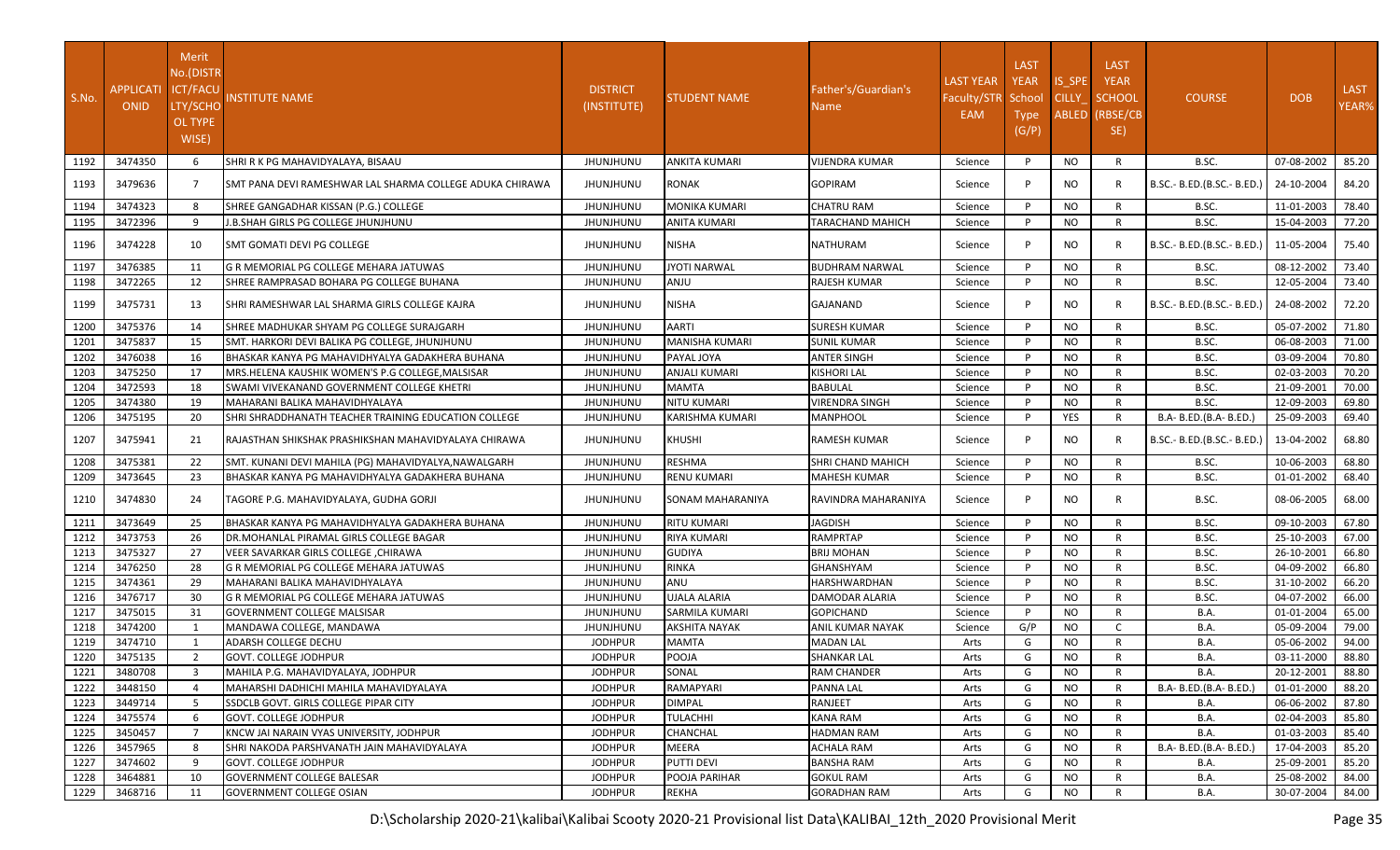| S.No. | APPLICATI ONID | Merit No.(DISTR ICT/FACU LTY/SCHO OL TYPE WISE) | INSTITUTE NAME | DISTRICT (INSTITUTE) | STUDENT NAME | Father's/Guardian's Name | LAST YEAR Faculty/STR EAM | LAST YEAR School Type (G/P) | IS_SPE CILLY_ ABLED | LAST YEAR SCHOOL (RBSE/CB SE) | COURSE | DOB | LAST YEAR% |
|---|---|---|---|---|---|---|---|---|---|---|---|---|---|
| 1192 | 3474350 | 6 | SHRI R K PG MAHAVIDYALAYA, BISAAU | JHUNJHUNU | ANKITA KUMARI | VIJENDRA KUMAR | Science | P | NO | R | B.SC. | 07-08-2002 | 85.20 |
| 1193 | 3479636 | 7 | SMT PANA DEVI RAMESHWAR LAL SHARMA COLLEGE ADUKA CHIRAWA | JHUNJHUNU | RONAK | GOPIRAM | Science | P | NO | R | B.SC.- B.ED.(B.SC.- B.ED.) | 24-10-2004 | 84.20 |
| 1194 | 3474323 | 8 | SHREE GANGADHAR KISSAN (P.G.) COLLEGE | JHUNJHUNU | MONIKA KUMARI | CHATRU RAM | Science | P | NO | R | B.SC. | 11-01-2003 | 78.40 |
| 1195 | 3472396 | 9 | J.B.SHAH GIRLS PG COLLEGE JHUNJHUNU | JHUNJHUNU | ANITA KUMARI | TARACHAND MAHICH | Science | P | NO | R | B.SC. | 15-04-2003 | 77.20 |
| 1196 | 3474228 | 10 | SMT GOMATI DEVI PG COLLEGE | JHUNJHUNU | NISHA | NATHURAM | Science | P | NO | R | B.SC.- B.ED.(B.SC.- B.ED.) | 11-05-2004 | 75.40 |
| 1197 | 3476385 | 11 | G R MEMORIAL PG COLLEGE MEHARA JATUWAS | JHUNJHUNU | JYOTI NARWAL | BUDHRAM NARWAL | Science | P | NO | R | B.SC. | 08-12-2002 | 73.40 |
| 1198 | 3472265 | 12 | SHREE RAMPRASAD BOHARA PG COLLEGE BUHANA | JHUNJHUNU | ANJU | RAJESH KUMAR | Science | P | NO | R | B.SC. | 12-05-2004 | 73.40 |
| 1199 | 3475731 | 13 | SHRI RAMESHWAR LAL SHARMA GIRLS COLLEGE KAJRA | JHUNJHUNU | NISHA | GAJANAND | Science | P | NO | R | B.SC.- B.ED.(B.SC.- B.ED.) | 24-08-2002 | 72.20 |
| 1200 | 3475376 | 14 | SHREE MADHUKAR SHYAM PG COLLEGE SURAJGARH | JHUNJHUNU | AARTI | SURESH KUMAR | Science | P | NO | R | B.SC. | 05-07-2002 | 71.80 |
| 1201 | 3475837 | 15 | SMT. HARKORI DEVI BALIKA PG COLLEGE, JHUNJHUNU | JHUNJHUNU | MANISHA KUMARI | SUNIL KUMAR | Science | P | NO | R | B.SC. | 06-08-2003 | 71.00 |
| 1202 | 3476038 | 16 | BHASKAR KANYA PG MAHAVIDHYALYA GADAKHERA BUHANA | JHUNJHUNU | PAYAL JOYA | ANTER SINGH | Science | P | NO | R | B.SC. | 03-09-2004 | 70.80 |
| 1203 | 3475250 | 17 | MRS.HELENA KAUSHIK WOMEN'S P.G COLLEGE,MALSISAR | JHUNJHUNU | ANJALI KUMARI | KISHORI LAL | Science | P | NO | R | B.SC. | 02-03-2003 | 70.20 |
| 1204 | 3472593 | 18 | SWAMI VIVEKANAND GOVERNMENT COLLEGE KHETRI | JHUNJHUNU | MAMTA | BABULAL | Science | P | NO | R | B.SC. | 21-09-2001 | 70.00 |
| 1205 | 3474380 | 19 | MAHARANI BALIKA MAHAVIDHYALAYA | JHUNJHUNU | NITU KUMARI | VIRENDRA SINGH | Science | P | NO | R | B.SC. | 12-09-2003 | 69.80 |
| 1206 | 3475195 | 20 | SHRI SHRADDHANATH TEACHER TRAINING EDUCATION COLLEGE | JHUNJHUNU | KARISHMA KUMARI | MANPHOOL | Science | P | YES | R | B.A- B.ED.(B.A- B.ED.) | 25-09-2003 | 69.40 |
| 1207 | 3475941 | 21 | RAJASTHAN SHIKSHAK PRASHIKSHAN MAHAVIDYALAYA CHIRAWA | JHUNJHUNU | KHUSHI | RAMESH KUMAR | Science | P | NO | R | B.SC.- B.ED.(B.SC.- B.ED.) | 13-04-2002 | 68.80 |
| 1208 | 3475381 | 22 | SMT. KUNANI DEVI MAHILA (PG) MAHAVIDYALYA,NAWALGARH | JHUNJHUNU | RESHMA | SHRI CHAND MAHICH | Science | P | NO | R | B.SC. | 10-06-2003 | 68.80 |
| 1209 | 3473645 | 23 | BHASKAR KANYA PG MAHAVIDHYALYA GADAKHERA BUHANA | JHUNJHUNU | RENU KUMARI | MAHESH KUMAR | Science | P | NO | R | B.SC. | 01-01-2002 | 68.40 |
| 1210 | 3474830 | 24 | TAGORE P.G. MAHAVIDYALAYA, GUDHA GORJI | JHUNJHUNU | SONAM MAHARANIYA | RAVINDRA MAHARANIYA | Science | P | NO | R | B.SC. | 08-06-2005 | 68.00 |
| 1211 | 3473649 | 25 | BHASKAR KANYA PG MAHAVIDHYALYA GADAKHERA BUHANA | JHUNJHUNU | RITU KUMARI | JAGDISH | Science | P | NO | R | B.SC. | 09-10-2003 | 67.80 |
| 1212 | 3473753 | 26 | DR.MOHANLAL PIRAMAL GIRLS COLLEGE BAGAR | JHUNJHUNU | RIYA KUMARI | RAMPRTAP | Science | P | NO | R | B.SC. | 25-10-2003 | 67.00 |
| 1213 | 3475327 | 27 | VEER SAVARKAR GIRLS COLLEGE ,CHIRAWA | JHUNJHUNU | GUDIYA | BRIJ MOHAN | Science | P | NO | R | B.SC. | 26-10-2001 | 66.80 |
| 1214 | 3476250 | 28 | G R MEMORIAL PG COLLEGE MEHARA JATUWAS | JHUNJHUNU | RINKA | GHANSHYAM | Science | P | NO | R | B.SC. | 04-09-2002 | 66.80 |
| 1215 | 3474361 | 29 | MAHARANI BALIKA MAHAVIDHYALAYA | JHUNJHUNU | ANU | HARSHWARDHAN | Science | P | NO | R | B.SC. | 31-10-2002 | 66.20 |
| 1216 | 3476717 | 30 | G R MEMORIAL PG COLLEGE MEHARA JATUWAS | JHUNJHUNU | UJALA ALARIA | DAMODAR ALARIA | Science | P | NO | R | B.SC. | 04-07-2002 | 66.00 |
| 1217 | 3475015 | 31 | GOVERNMENT COLLEGE MALSISAR | JHUNJHUNU | SARMILA KUMARI | GOPICHAND | Science | P | NO | R | B.A. | 01-01-2004 | 65.00 |
| 1218 | 3474200 | 1 | MANDAWA COLLEGE, MANDAWA | JHUNJHUNU | AKSHITA NAYAK | ANIL KUMAR NAYAK | Science | G/P | NO | C | B.A. | 05-09-2004 | 79.00 |
| 1219 | 3474710 | 1 | ADARSH COLLEGE DECHU | JODHPUR | MAMTA | MADAN LAL | Arts | G | NO | R | B.A. | 05-06-2002 | 94.00 |
| 1220 | 3475135 | 2 | GOVT. COLLEGE JODHPUR | JODHPUR | POOJA | SHANKAR LAL | Arts | G | NO | R | B.A. | 03-11-2000 | 88.80 |
| 1221 | 3480708 | 3 | MAHILA P.G. MAHAVIDYALAYA, JODHPUR | JODHPUR | SONAL | RAM CHANDER | Arts | G | NO | R | B.A. | 20-12-2001 | 88.80 |
| 1222 | 3448150 | 4 | MAHARSHI DADHICHI MAHILA MAHAVIDYALAYA | JODHPUR | RAMAPYARI | PANNA LAL | Arts | G | NO | R | B.A- B.ED.(B.A- B.ED.) | 01-01-2000 | 88.20 |
| 1223 | 3449714 | 5 | SSDCLB GOVT. GIRLS COLLEGE PIPAR CITY | JODHPUR | DIMPAL | RANJEET | Arts | G | NO | R | B.A. | 06-06-2002 | 87.80 |
| 1224 | 3475574 | 6 | GOVT. COLLEGE JODHPUR | JODHPUR | TULACHHI | KANA RAM | Arts | G | NO | R | B.A. | 02-04-2003 | 85.80 |
| 1225 | 3450457 | 7 | KNCW JAI NARAIN VYAS UNIVERSITY, JODHPUR | JODHPUR | CHANCHAL | HADMAN RAM | Arts | G | NO | R | B.A. | 01-03-2003 | 85.40 |
| 1226 | 3457965 | 8 | SHRI NAKODA PARSHVANATH JAIN MAHAVIDYALAYA | JODHPUR | MEERA | ACHALA RAM | Arts | G | NO | R | B.A- B.ED.(B.A- B.ED.) | 17-04-2003 | 85.20 |
| 1227 | 3474602 | 9 | GOVT. COLLEGE JODHPUR | JODHPUR | PUTTI DEVI | BANSHA RAM | Arts | G | NO | R | B.A. | 25-09-2001 | 85.20 |
| 1228 | 3464881 | 10 | GOVERNMENT COLLEGE BALESAR | JODHPUR | POOJA PARIHAR | GOKUL RAM | Arts | G | NO | R | B.A. | 25-08-2002 | 84.00 |
| 1229 | 3468716 | 11 | GOVERNMENT COLLEGE OSIAN | JODHPUR | REKHA | GORADHAN RAM | Arts | G | NO | R | B.A. | 30-07-2004 | 84.00 |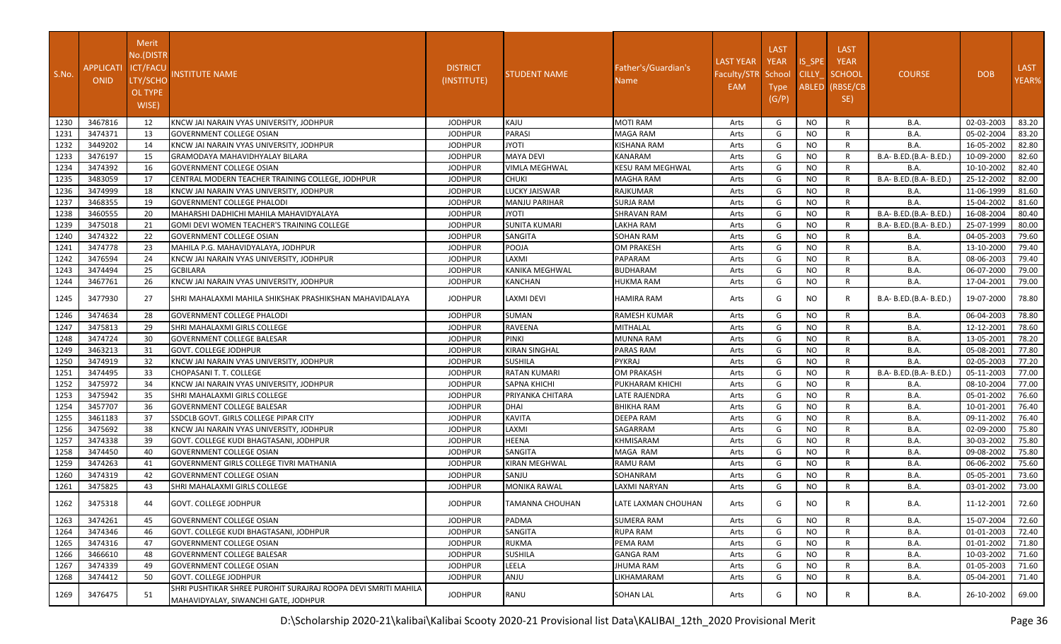| S.No. | APPLICATI ONID | Merit No.(DISTRICT/FACULTY/SCHOOL TYPE WISE) | INSTITUTE NAME | DISTRICT (INSTITUTE) | STUDENT NAME | Father's/Guardian's Name | LAST YEAR Faculty/STREAM | LAST YEAR School Type (G/P) | IS_SPECILLY_ABLED | LAST YEAR SCHOOL (RBSE/CBSE) | COURSE | DOB | LAST YEAR% |
|---|---|---|---|---|---|---|---|---|---|---|---|---|---|
| 1230 | 3467816 | 12 | KNCW JAI NARAIN VYAS UNIVERSITY, JODHPUR | JODHPUR | KAJU | MOTI RAM | Arts | G | NO | R | B.A. | 02-03-2003 | 83.20 |
| 1231 | 3474371 | 13 | GOVERNMENT COLLEGE OSIAN | JODHPUR | PARASI | MAGA RAM | Arts | G | NO | R | B.A. | 05-02-2004 | 83.20 |
| 1232 | 3449202 | 14 | KNCW JAI NARAIN VYAS UNIVERSITY, JODHPUR | JODHPUR | JYOTI | KISHANA RAM | Arts | G | NO | R | B.A. | 16-05-2002 | 82.80 |
| 1233 | 3476197 | 15 | GRAMODAYA MAHAVIDHYALAY BILARA | JODHPUR | MAYA DEVI | KANARAM | Arts | G | NO | R | B.A- B.ED.(B.A- B.ED.) | 10-09-2000 | 82.60 |
| 1234 | 3474392 | 16 | GOVERNMENT COLLEGE OSIAN | JODHPUR | VIMLA MEGHWAL | KESU RAM MEGHWAL | Arts | G | NO | R | B.A. | 10-10-2002 | 82.40 |
| 1235 | 3483059 | 17 | CENTRAL MODERN TEACHER TRAINING COLLEGE, JODHPUR | JODHPUR | CHUKI | MAGHA RAM | Arts | G | NO | R | B.A- B.ED.(B.A- B.ED.) | 25-12-2002 | 82.00 |
| 1236 | 3474999 | 18 | KNCW JAI NARAIN VYAS UNIVERSITY, JODHPUR | JODHPUR | LUCKY JAISWAR | RAJKUMAR | Arts | G | NO | R | B.A. | 11-06-1999 | 81.60 |
| 1237 | 3468355 | 19 | GOVERNMENT COLLEGE PHALODI | JODHPUR | MANJU PARIHAR | SURJA RAM | Arts | G | NO | R | B.A. | 15-04-2002 | 81.60 |
| 1238 | 3460555 | 20 | MAHARSHI DADHICHI MAHILA MAHAVIDYALAYA | JODHPUR | JYOTI | SHRAVAN RAM | Arts | G | NO | R | B.A- B.ED.(B.A- B.ED.) | 16-08-2004 | 80.40 |
| 1239 | 3475018 | 21 | GOMI DEVI WOMEN TEACHER'S TRAINING COLLEGE | JODHPUR | SUNITA KUMARI | LAKHA RAM | Arts | G | NO | R | B.A- B.ED.(B.A- B.ED.) | 25-07-1999 | 80.00 |
| 1240 | 3474322 | 22 | GOVERNMENT COLLEGE OSIAN | JODHPUR | SANGITA | SOHAN RAM | Arts | G | NO | R | B.A. | 04-05-2003 | 79.60 |
| 1241 | 3474778 | 23 | MAHILA P.G. MAHAVIDYALAYA, JODHPUR | JODHPUR | POOJA | OM PRAKESH | Arts | G | NO | R | B.A. | 13-10-2000 | 79.40 |
| 1242 | 3476594 | 24 | KNCW JAI NARAIN VYAS UNIVERSITY, JODHPUR | JODHPUR | LAXMI | PAPARAM | Arts | G | NO | R | B.A. | 08-06-2003 | 79.40 |
| 1243 | 3474494 | 25 | GCBILARA | JODHPUR | KANIKA MEGHWAL | BUDHARAM | Arts | G | NO | R | B.A. | 06-07-2000 | 79.00 |
| 1244 | 3467761 | 26 | KNCW JAI NARAIN VYAS UNIVERSITY, JODHPUR | JODHPUR | KANCHAN | HUKMA RAM | Arts | G | NO | R | B.A. | 17-04-2001 | 79.00 |
| 1245 | 3477930 | 27 | SHRI MAHALAXMI MAHILA SHIKSHAK PRASHIKSHAN MAHAVIDALAYA | JODHPUR | LAXMI DEVI | HAMIRA RAM | Arts | G | NO | R | B.A- B.ED.(B.A- B.ED.) | 19-07-2000 | 78.80 |
| 1246 | 3474634 | 28 | GOVERNMENT COLLEGE PHALODI | JODHPUR | SUMAN | RAMESH KUMAR | Arts | G | NO | R | B.A. | 06-04-2003 | 78.80 |
| 1247 | 3475813 | 29 | SHRI MAHALAXMI GIRLS COLLEGE | JODHPUR | RAVEENA | MITHALAL | Arts | G | NO | R | B.A. | 12-12-2001 | 78.60 |
| 1248 | 3474724 | 30 | GOVERNMENT COLLEGE BALESAR | JODHPUR | PINKI | MUNNA RAM | Arts | G | NO | R | B.A. | 13-05-2001 | 78.20 |
| 1249 | 3463213 | 31 | GOVT. COLLEGE JODHPUR | JODHPUR | KIRAN SINGHAL | PARAS RAM | Arts | G | NO | R | B.A. | 05-08-2001 | 77.80 |
| 1250 | 3474919 | 32 | KNCW JAI NARAIN VYAS UNIVERSITY, JODHPUR | JODHPUR | SUSHILA | PYKRAJ | Arts | G | NO | R | B.A. | 02-05-2003 | 77.20 |
| 1251 | 3474495 | 33 | CHOPASANI T. T. COLLEGE | JODHPUR | RATAN KUMARI | OM PRAKASH | Arts | G | NO | R | B.A- B.ED.(B.A- B.ED.) | 05-11-2003 | 77.00 |
| 1252 | 3475972 | 34 | KNCW JAI NARAIN VYAS UNIVERSITY, JODHPUR | JODHPUR | SAPNA KHICHI | PUKHARAM KHICHI | Arts | G | NO | R | B.A. | 08-10-2004 | 77.00 |
| 1253 | 3475942 | 35 | SHRI MAHALAXMI GIRLS COLLEGE | JODHPUR | PRIYANKA CHITARA | LATE RAJENDRA | Arts | G | NO | R | B.A. | 05-01-2002 | 76.60 |
| 1254 | 3457707 | 36 | GOVERNMENT COLLEGE BALESAR | JODHPUR | DHAI | BHIKHA RAM | Arts | G | NO | R | B.A. | 10-01-2001 | 76.40 |
| 1255 | 3461183 | 37 | SSDCLB GOVT. GIRLS COLLEGE PIPAR CITY | JODHPUR | KAVITA | DEEPA RAM | Arts | G | NO | R | B.A. | 09-11-2002 | 76.40 |
| 1256 | 3475692 | 38 | KNCW JAI NARAIN VYAS UNIVERSITY, JODHPUR | JODHPUR | LAXMI | SAGARRAM | Arts | G | NO | R | B.A. | 02-09-2000 | 75.80 |
| 1257 | 3474338 | 39 | GOVT. COLLEGE KUDI BHAGTASANI, JODHPUR | JODHPUR | HEENA | KHMISARAM | Arts | G | NO | R | B.A. | 30-03-2002 | 75.80 |
| 1258 | 3474450 | 40 | GOVERNMENT COLLEGE OSIAN | JODHPUR | SANGITA | MAGA RAM | Arts | G | NO | R | B.A. | 09-08-2002 | 75.80 |
| 1259 | 3474263 | 41 | GOVERNMENT GIRLS COLLEGE TIVRI MATHANIA | JODHPUR | KIRAN MEGHWAL | RAMU RAM | Arts | G | NO | R | B.A. | 06-06-2002 | 75.60 |
| 1260 | 3474319 | 42 | GOVERNMENT COLLEGE OSIAN | JODHPUR | SANJU | SOHANRAM | Arts | G | NO | R | B.A. | 05-05-2001 | 73.60 |
| 1261 | 3475825 | 43 | SHRI MAHALAXMI GIRLS COLLEGE | JODHPUR | MONIKA RAWAL | LAXMI NARYAN | Arts | G | NO | R | B.A. | 03-01-2002 | 73.00 |
| 1262 | 3475318 | 44 | GOVT. COLLEGE JODHPUR | JODHPUR | TAMANNA CHOUHAN | LATE LAXMAN CHOUHAN | Arts | G | NO | R | B.A. | 11-12-2001 | 72.60 |
| 1263 | 3474261 | 45 | GOVERNMENT COLLEGE OSIAN | JODHPUR | PADMA | SUMERA RAM | Arts | G | NO | R | B.A. | 15-07-2004 | 72.60 |
| 1264 | 3474346 | 46 | GOVT. COLLEGE KUDI BHAGTASANI, JODHPUR | JODHPUR | SANGITA | RUPA RAM | Arts | G | NO | R | B.A. | 01-01-2003 | 72.40 |
| 1265 | 3474316 | 47 | GOVERNMENT COLLEGE OSIAN | JODHPUR | RUKMA | PEMA RAM | Arts | G | NO | R | B.A. | 01-01-2002 | 71.80 |
| 1266 | 3466610 | 48 | GOVERNMENT COLLEGE BALESAR | JODHPUR | SUSHILA | GANGA RAM | Arts | G | NO | R | B.A. | 10-03-2002 | 71.60 |
| 1267 | 3474339 | 49 | GOVERNMENT COLLEGE OSIAN | JODHPUR | LEELA | JHUMA RAM | Arts | G | NO | R | B.A. | 01-05-2003 | 71.60 |
| 1268 | 3474412 | 50 | GOVT. COLLEGE JODHPUR | JODHPUR | ANJU | LIKHAMARAM | Arts | G | NO | R | B.A. | 05-04-2001 | 71.40 |
| 1269 | 3476475 | 51 | SHRI PUSHTIKAR SHREE PUROHIT SURAJRAJ ROOPA DEVI SMRITI MAHILA MAHAVIDYALAY, SIWANCHI GATE, JODHPUR | JODHPUR | RANU | SOHAN LAL | Arts | G | NO | R | B.A. | 26-10-2002 | 69.00 |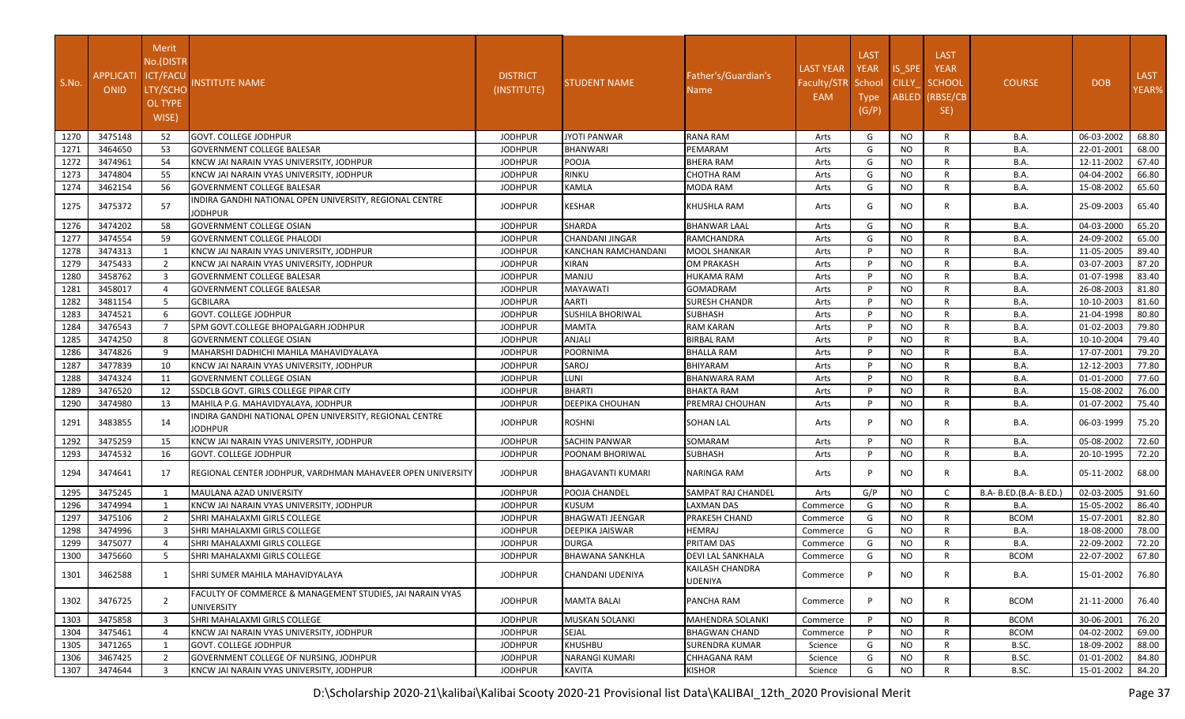| S.No. | APPLICATI ONID | Merit No.(DISTR ICT/FACU LTY/SCHO OL TYPE WISE) | INSTITUTE NAME | DISTRICT (INSTITUTE) | STUDENT NAME | Father's/Guardian's Name | LAST YEAR Faculty/STR EAM | LAST YEAR School Type (G/P) | IS_SPE CILLY_ ABLED | LAST YEAR SCHOOL (RBSE/CB SE) | COURSE | DOB | LAST YEAR% |
|---|---|---|---|---|---|---|---|---|---|---|---|---|---|
| 1270 | 3475148 | 52 | GOVT. COLLEGE JODHPUR | JODHPUR | JYOTI PANWAR | RANA RAM | Arts | G | NO | R | B.A. | 06-03-2002 | 68.80 |
| 1271 | 3464650 | 53 | GOVERNMENT COLLEGE BALESAR | JODHPUR | BHANWARI | PEMARAM | Arts | G | NO | R | B.A. | 22-01-2001 | 68.00 |
| 1272 | 3474961 | 54 | KNCW JAI NARAIN VYAS UNIVERSITY, JODHPUR | JODHPUR | POOJA | BHERA RAM | Arts | G | NO | R | B.A. | 12-11-2002 | 67.40 |
| 1273 | 3474804 | 55 | KNCW JAI NARAIN VYAS UNIVERSITY, JODHPUR | JODHPUR | RINKU | CHOTHA RAM | Arts | G | NO | R | B.A. | 04-04-2002 | 66.80 |
| 1274 | 3462154 | 56 | GOVERNMENT COLLEGE BALESAR | JODHPUR | KAMLA | MODA RAM | Arts | G | NO | R | B.A. | 15-08-2002 | 65.60 |
| 1275 | 3475372 | 57 | INDIRA GANDHI NATIONAL OPEN UNIVERSITY, REGIONAL CENTRE JODHPUR | JODHPUR | KESHAR | KHUSHLA RAM | Arts | G | NO | R | B.A. | 25-09-2003 | 65.40 |
| 1276 | 3474202 | 58 | GOVERNMENT COLLEGE OSIAN | JODHPUR | SHARDA | BHANWAR LAAL | Arts | G | NO | R | B.A. | 04-03-2000 | 65.20 |
| 1277 | 3474554 | 59 | GOVERNMENT COLLEGE PHALODI | JODHPUR | CHANDANI JINGAR | RAMCHANDRA | Arts | G | NO | R | B.A. | 24-09-2002 | 65.00 |
| 1278 | 3474313 | 1 | KNCW JAI NARAIN VYAS UNIVERSITY, JODHPUR | JODHPUR | KANCHAN RAMCHANDANI | MOOL SHANKAR | Arts | P | NO | R | B.A. | 11-05-2005 | 89.40 |
| 1279 | 3475433 | 2 | KNCW JAI NARAIN VYAS UNIVERSITY, JODHPUR | JODHPUR | KIRAN | OM PRAKASH | Arts | P | NO | R | B.A. | 03-07-2003 | 87.20 |
| 1280 | 3458762 | 3 | GOVERNMENT COLLEGE BALESAR | JODHPUR | MANJU | HUKAMA RAM | Arts | P | NO | R | B.A. | 01-07-1998 | 83.40 |
| 1281 | 3458017 | 4 | GOVERNMENT COLLEGE BALESAR | JODHPUR | MAYAWATI | GOMADRAM | Arts | P | NO | R | B.A. | 26-08-2003 | 81.80 |
| 1282 | 3481154 | 5 | GCBILARA | JODHPUR | AARTI | SURESH CHANDR | Arts | P | NO | R | B.A. | 10-10-2003 | 81.60 |
| 1283 | 3474521 | 6 | GOVT. COLLEGE JODHPUR | JODHPUR | SUSHILA BHORIWAL | SUBHASH | Arts | P | NO | R | B.A. | 21-04-1998 | 80.80 |
| 1284 | 3476543 | 7 | SPM GOVT.COLLEGE BHOPALGARH JODHPUR | JODHPUR | MAMTA | RAM KARAN | Arts | P | NO | R | B.A. | 01-02-2003 | 79.80 |
| 1285 | 3474250 | 8 | GOVERNMENT COLLEGE OSIAN | JODHPUR | ANJALI | BIRBAL RAM | Arts | P | NO | R | B.A. | 10-10-2004 | 79.40 |
| 1286 | 3474826 | 9 | MAHARSHI DADHICHI MAHILA MAHAVIDYALAYA | JODHPUR | POORNIMA | BHALLA RAM | Arts | P | NO | R | B.A. | 17-07-2001 | 79.20 |
| 1287 | 3477839 | 10 | KNCW JAI NARAIN VYAS UNIVERSITY, JODHPUR | JODHPUR | SAROJ | BHIYARAM | Arts | P | NO | R | B.A. | 12-12-2003 | 77.80 |
| 1288 | 3474324 | 11 | GOVERNMENT COLLEGE OSIAN | JODHPUR | LUNI | BHANWARA RAM | Arts | P | NO | R | B.A. | 01-01-2000 | 77.60 |
| 1289 | 3476520 | 12 | SSDCLB GOVT. GIRLS COLLEGE PIPAR CITY | JODHPUR | BHARTI | BHAKTA RAM | Arts | P | NO | R | B.A. | 15-08-2002 | 76.00 |
| 1290 | 3474980 | 13 | MAHILA P.G. MAHAVIDYALAYA, JODHPUR | JODHPUR | DEEPIKA CHOUHAN | PREMRAJ CHOUHAN | Arts | P | NO | R | B.A. | 01-07-2002 | 75.40 |
| 1291 | 3483855 | 14 | INDIRA GANDHI NATIONAL OPEN UNIVERSITY, REGIONAL CENTRE JODHPUR | JODHPUR | ROSHNI | SOHAN LAL | Arts | P | NO | R | B.A. | 06-03-1999 | 75.20 |
| 1292 | 3475259 | 15 | KNCW JAI NARAIN VYAS UNIVERSITY, JODHPUR | JODHPUR | SACHIN PANWAR | SOMARAM | Arts | P | NO | R | B.A. | 05-08-2002 | 72.60 |
| 1293 | 3474532 | 16 | GOVT. COLLEGE JODHPUR | JODHPUR | POONAM BHORIWAL | SUBHASH | Arts | P | NO | R | B.A. | 20-10-1995 | 72.20 |
| 1294 | 3474641 | 17 | REGIONAL CENTER JODHPUR, VARDHMAN MAHAVEER OPEN UNIVERSITY | JODHPUR | BHAGAVANTI KUMARI | NARINGA RAM | Arts | P | NO | R | B.A. | 05-11-2002 | 68.00 |
| 1295 | 3475245 | 1 | MAULANA AZAD UNIVERSITY | JODHPUR | POOJA CHANDEL | SAMPAT RAJ CHANDEL | Arts | G/P | NO | C | B.A- B.ED.(B.A- B.ED.) | 02-03-2005 | 91.60 |
| 1296 | 3474994 | 1 | KNCW JAI NARAIN VYAS UNIVERSITY, JODHPUR | JODHPUR | KUSUM | LAXMAN DAS | Commerce | G | NO | R | B.A. | 15-05-2002 | 86.40 |
| 1297 | 3475106 | 2 | SHRI MAHALAXMI GIRLS COLLEGE | JODHPUR | BHAGWATI JEENGAR | PRAKESH CHAND | Commerce | G | NO | R | BCOM | 15-07-2001 | 82.80 |
| 1298 | 3474996 | 3 | SHRI MAHALAXMI GIRLS COLLEGE | JODHPUR | DEEPIKA JAISWAR | HEMRAJ | Commerce | G | NO | R | B.A. | 18-08-2000 | 78.00 |
| 1299 | 3475077 | 4 | SHRI MAHALAXMI GIRLS COLLEGE | JODHPUR | DURGA | PRITAM DAS | Commerce | G | NO | R | B.A. | 22-09-2002 | 72.20 |
| 1300 | 3475660 | 5 | SHRI MAHALAXMI GIRLS COLLEGE | JODHPUR | BHAWANA SANKHLA | DEVI LAL SANKHALA | Commerce | G | NO | R | BCOM | 22-07-2002 | 67.80 |
| 1301 | 3462588 | 1 | SHRI SUMER MAHILA MAHAVIDYALAYA | JODHPUR | CHANDANI UDENIYA | KAILASH CHANDRA UDENIYA | Commerce | P | NO | R | B.A. | 15-01-2002 | 76.80 |
| 1302 | 3476725 | 2 | FACULTY OF COMMERCE & MANAGEMENT STUDIES, JAI NARAIN VYAS UNIVERSITY | JODHPUR | MAMTA BALAI | PANCHA RAM | Commerce | P | NO | R | BCOM | 21-11-2000 | 76.40 |
| 1303 | 3475858 | 3 | SHRI MAHALAXMI GIRLS COLLEGE | JODHPUR | MUSKAN SOLANKI | MAHENDRA SOLANKI | Commerce | P | NO | R | BCOM | 30-06-2001 | 76.20 |
| 1304 | 3475461 | 4 | KNCW JAI NARAIN VYAS UNIVERSITY, JODHPUR | JODHPUR | SEJAL | BHAGWAN CHAND | Commerce | P | NO | R | BCOM | 04-02-2002 | 69.00 |
| 1305 | 3471265 | 1 | GOVT. COLLEGE JODHPUR | JODHPUR | KHUSHBU | SURENDRA KUMAR | Science | G | NO | R | B.SC. | 18-09-2002 | 88.00 |
| 1306 | 3467425 | 2 | GOVERNMENT COLLEGE OF NURSING, JODHPUR | JODHPUR | NARANGI KUMARI | CHHAGANA RAM | Science | G | NO | R | B.SC. | 01-01-2002 | 84.80 |
| 1307 | 3474644 | 3 | KNCW JAI NARAIN VYAS UNIVERSITY, JODHPUR | JODHPUR | KAVITA | KISHOR | Science | G | NO | R | B.SC. | 15-01-2002 | 84.20 |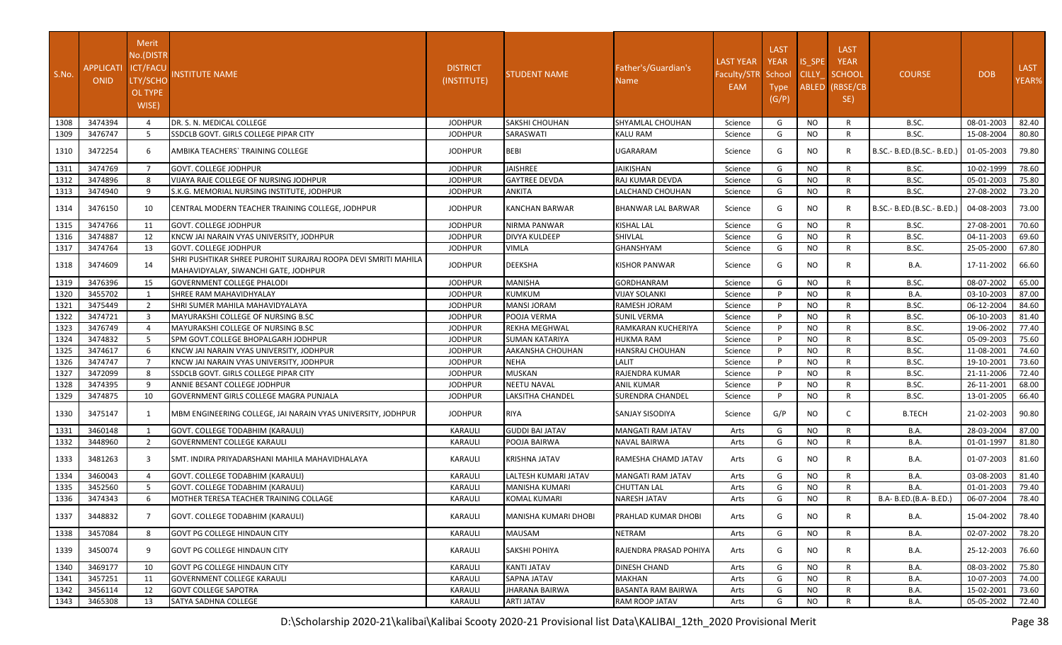| S.No. | APPLICATI ONID | Merit No.(DISTR ICT/FACU LTY/SCHO OL TYPE WISE) | INSTITUTE NAME | DISTRICT (INSTITUTE) | STUDENT NAME | Father's/Guardian's Name | LAST YEAR Faculty/STR EAM | LAST YEAR School Type (G/P) | IS_SPE CILLY_ ABLED | LAST YEAR SCHOOL (RBSE/CB SE) | COURSE | DOB | LAST YEAR% |
|---|---|---|---|---|---|---|---|---|---|---|---|---|---|
| 1308 | 3474394 | 4 | DR. S. N. MEDICAL COLLEGE | JODHPUR | SAKSHI CHOUHAN | SHYAMLAL CHOUHAN | Science | G | NO | R | B.SC. | 08-01-2003 | 82.40 |
| 1309 | 3476747 | 5 | SSDCLB GOVT. GIRLS COLLEGE PIPAR CITY | JODHPUR | SARASWATI | KALU RAM | Science | G | NO | R | B.SC. | 15-08-2004 | 80.80 |
| 1310 | 3472254 | 6 | AMBIKA TEACHERS` TRAINING COLLEGE | JODHPUR | BEBI | UGARARAM | Science | G | NO | R | B.SC.- B.ED.(B.SC.- B.ED.) | 01-05-2003 | 79.80 |
| 1311 | 3474769 | 7 | GOVT. COLLEGE JODHPUR | JODHPUR | JAISHREE | JAIKISHAN | Science | G | NO | R | B.SC. | 10-02-1999 | 78.60 |
| 1312 | 3474896 | 8 | VIJAYA RAJE COLLEGE OF NURSING JODHPUR | JODHPUR | GAYTREE DEVDA | RAJ KUMAR DEVDA | Science | G | NO | R | B.SC. | 05-01-2003 | 75.80 |
| 1313 | 3474940 | 9 | S.K.G. MEMORIAL NURSING INSTITUTE, JODHPUR | JODHPUR | ANKITA | LALCHAND CHOUHAN | Science | G | NO | R | B.SC. | 27-08-2002 | 73.20 |
| 1314 | 3476150 | 10 | CENTRAL MODERN TEACHER TRAINING COLLEGE, JODHPUR | JODHPUR | KANCHAN BARWAR | BHANWAR LAL BARWAR | Science | G | NO | R | B.SC.- B.ED.(B.SC.- B.ED.) | 04-08-2003 | 73.00 |
| 1315 | 3474766 | 11 | GOVT. COLLEGE JODHPUR | JODHPUR | NIRMA PANWAR | KISHAL LAL | Science | G | NO | R | B.SC. | 27-08-2001 | 70.60 |
| 1316 | 3474887 | 12 | KNCW JAI NARAIN VYAS UNIVERSITY, JODHPUR | JODHPUR | DIVYA KULDEEP | SHIVLAL | Science | G | NO | R | B.SC. | 04-11-2003 | 69.60 |
| 1317 | 3474764 | 13 | GOVT. COLLEGE JODHPUR | JODHPUR | VIMLA | GHANSHYAM | Science | G | NO | R | B.SC. | 25-05-2000 | 67.80 |
| 1318 | 3474609 | 14 | SHRI PUSHTIKAR SHREE PUROHIT SURAJRAJ ROOPA DEVI SMRITI MAHILA MAHAVIDYALAY, SIWANCHI GATE, JODHPUR | JODHPUR | DEEKSHA | KISHOR PANWAR | Science | G | NO | R | B.A. | 17-11-2002 | 66.60 |
| 1319 | 3476396 | 15 | GOVERNMENT COLLEGE PHALODI | JODHPUR | MANISHA | GORDHANRAM | Science | G | NO | R | B.SC. | 08-07-2002 | 65.00 |
| 1320 | 3455702 | 1 | SHREE RAM MAHAVIDHYALAY | JODHPUR | KUMKUM | VIJAY SOLANKI | Science | P | NO | R | B.A. | 03-10-2003 | 87.00 |
| 1321 | 3475449 | 2 | SHRI SUMER MAHILA MAHAVIDYALAYA | JODHPUR | MANSI JORAM | RAMESH JORAM | Science | P | NO | R | B.SC. | 06-12-2004 | 84.60 |
| 1322 | 3474721 | 3 | MAYURAKSHI COLLEGE OF NURSING B.SC | JODHPUR | POOJA VERMA | SUNIL VERMA | Science | P | NO | R | B.SC. | 06-10-2003 | 81.40 |
| 1323 | 3476749 | 4 | MAYURAKSHI COLLEGE OF NURSING B.SC | JODHPUR | REKHA MEGHWAL | RAMKARAN KUCHERIYA | Science | P | NO | R | B.SC. | 19-06-2002 | 77.40 |
| 1324 | 3474832 | 5 | SPM GOVT.COLLEGE BHOPALGARH JODHPUR | JODHPUR | SUMAN KATARIYA | HUKMA RAM | Science | P | NO | R | B.SC. | 05-09-2003 | 75.60 |
| 1325 | 3474617 | 6 | KNCW JAI NARAIN VYAS UNIVERSITY, JODHPUR | JODHPUR | AAKANSHA CHOUHAN | HANSRAJ CHOUHAN | Science | P | NO | R | B.SC. | 11-08-2001 | 74.60 |
| 1326 | 3474747 | 7 | KNCW JAI NARAIN VYAS UNIVERSITY, JODHPUR | JODHPUR | NEHA | LALIT | Science | P | NO | R | B.SC. | 19-10-2001 | 73.60 |
| 1327 | 3472099 | 8 | SSDCLB GOVT. GIRLS COLLEGE PIPAR CITY | JODHPUR | MUSKAN | RAJENDRA KUMAR | Science | P | NO | R | B.SC. | 21-11-2006 | 72.40 |
| 1328 | 3474395 | 9 | ANNIE BESANT COLLEGE JODHPUR | JODHPUR | NEETU NAVAL | ANIL KUMAR | Science | P | NO | R | B.SC. | 26-11-2001 | 68.00 |
| 1329 | 3474875 | 10 | GOVERNMENT GIRLS COLLEGE MAGRA PUNJALA | JODHPUR | LAKSITHA CHANDEL | SURENDRA CHANDEL | Science | P | NO | R | B.SC. | 13-01-2005 | 66.40 |
| 1330 | 3475147 | 1 | MBM ENGINEERING COLLEGE, JAI NARAIN VYAS UNIVERSITY, JODHPUR | JODHPUR | RIYA | SANJAY SISODIYA | Science | G/P | NO | C | B.TECH | 21-02-2003 | 90.80 |
| 1331 | 3460148 | 1 | GOVT. COLLEGE TODABHIM (KARAULI) | KARAULI | GUDDI BAI JATAV | MANGATI RAM JATAV | Arts | G | NO | R | B.A. | 28-03-2004 | 87.00 |
| 1332 | 3448960 | 2 | GOVERNMENT COLLEGE KARAULI | KARAULI | POOJA BAIRWA | NAVAL BAIRWA | Arts | G | NO | R | B.A. | 01-01-1997 | 81.80 |
| 1333 | 3481263 | 3 | SMT. INDIRA PRIYADARSHANI MAHILA MAHAVIDHALAYA | KARAULI | KRISHNA JATAV | RAMESHA CHAMD JATAV | Arts | G | NO | R | B.A. | 01-07-2003 | 81.60 |
| 1334 | 3460043 | 4 | GOVT. COLLEGE TODABHIM (KARAULI) | KARAULI | LALTESH KUMARI JATAV | MANGATI RAM JATAV | Arts | G | NO | R | B.A. | 03-08-2003 | 81.40 |
| 1335 | 3452560 | 5 | GOVT. COLLEGE TODABHIM (KARAULI) | KARAULI | MANISHA KUMARI | CHUTTAN LAL | Arts | G | NO | R | B.A. | 01-01-2003 | 79.40 |
| 1336 | 3474343 | 6 | MOTHER TERESA TEACHER TRAINING COLLAGE | KARAULI | KOMAL KUMARI | NARESH JATAV | Arts | G | NO | R | B.A- B.ED.(B.A- B.ED.) | 06-07-2004 | 78.40 |
| 1337 | 3448832 | 7 | GOVT. COLLEGE TODABHIM (KARAULI) | KARAULI | MANISHA KUMARI DHOBI | PRAHLAD KUMAR DHOBI | Arts | G | NO | R | B.A. | 15-04-2002 | 78.40 |
| 1338 | 3457084 | 8 | GOVT PG COLLEGE HINDAUN CITY | KARAULI | MAUSAM | NETRAM | Arts | G | NO | R | B.A. | 02-07-2002 | 78.20 |
| 1339 | 3450074 | 9 | GOVT PG COLLEGE HINDAUN CITY | KARAULI | SAKSHI POHIYA | RAJENDRA PRASAD POHIYA | Arts | G | NO | R | B.A. | 25-12-2003 | 76.60 |
| 1340 | 3469177 | 10 | GOVT PG COLLEGE HINDAUN CITY | KARAULI | KANTI JATAV | DINESH CHAND | Arts | G | NO | R | B.A. | 08-03-2002 | 75.80 |
| 1341 | 3457251 | 11 | GOVERNMENT COLLEGE KARAULI | KARAULI | SAPNA JATAV | MAKHAN | Arts | G | NO | R | B.A. | 10-07-2003 | 74.00 |
| 1342 | 3456114 | 12 | GOVT COLLEGE SAPOTRA | KARAULI | JHARANA BAIRWA | BASANTA RAM BAIRWA | Arts | G | NO | R | B.A. | 15-02-2001 | 73.60 |
| 1343 | 3465308 | 13 | SATYA SADHNA COLLEGE | KARAULI | ARTI JATAV | RAM ROOP JATAV | Arts | G | NO | R | B.A. | 05-05-2002 | 72.40 |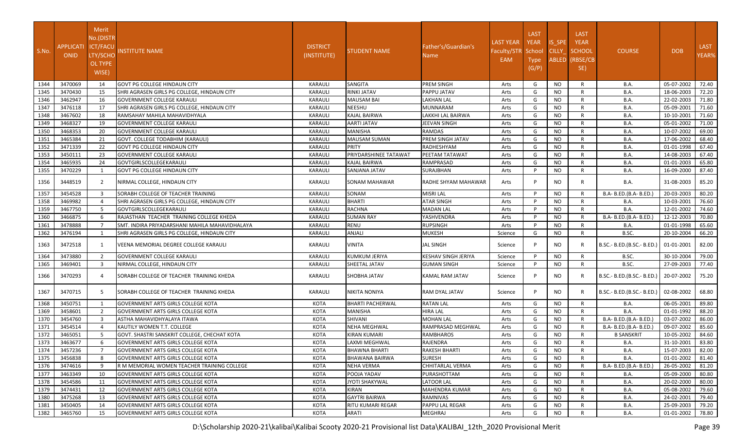| S.No. | APPLICATIONID | Merit No.(DISTRICT/FACULTY/SCHOOL TYPE WISE) | INSTITUTE NAME | DISTRICT (INSTITUTE) | STUDENT NAME | Father's/Guardian's Name | LAST YEAR Faculty/STREAM | LAST YEAR School Type (G/P) | IS_SPECILLY_ABLED | LAST YEAR SCHOOL (RBSE/CBSE) | COURSE | DOB | LAST YEAR% |
|---|---|---|---|---|---|---|---|---|---|---|---|---|---|
| 1344 | 3470069 | 14 | GOVT PG COLLEGE HINDAUN CITY | KARAULI | SANGITA | PREM SINGH | Arts | G | NO | R | B.A. | 05-07-2002 | 72.40 |
| 1345 | 3470430 | 15 | SHRI AGRASEN GIRLS PG COLLEGE, HINDAUN CITY | KARAULI | RINKI JATAV | PAPPU JATAV | Arts | G | NO | R | B.A. | 18-06-2003 | 72.20 |
| 1346 | 3462947 | 16 | GOVERNMENT COLLEGE KARAULI | KARAULI | MAUSAM BAI | LAKHAN LAL | Arts | G | NO | R | B.A. | 22-02-2003 | 71.80 |
| 1347 | 3476118 | 17 | SHRI AGRASEN GIRLS PG COLLEGE, HINDAUN CITY | KARAULI | NEESHU | MUNNARAM | Arts | G | NO | R | B.A. | 05-09-2001 | 71.60 |
| 1348 | 3467602 | 18 | RAMSAHAY MAHILA MAHAVIDHYALA | KARAULI | KAJAL BAIRWA | LAKKHI LAL BAIRWA | Arts | G | NO | R | B.A. | 10-10-2001 | 71.60 |
| 1349 | 3468327 | 19 | GOVERNMENT COLLEGE KARAULI | KARAULI | AARTI JATAV | JEEVAN SINGH | Arts | G | NO | R | B.A. | 05-01-2002 | 71.00 |
| 1350 | 3468353 | 20 | GOVERNMENT COLLEGE KARAULI | KARAULI | MANISHA | RAMDAS | Arts | G | NO | R | B.A. | 10-07-2002 | 69.00 |
| 1351 | 3465384 | 21 | GOVT. COLLEGE TODABHIM (KARAULI) | KARAULI | MAUSAM SUMAN | PREM SINGH JATAV | Arts | G | NO | R | B.A. | 17-06-2002 | 68.40 |
| 1352 | 3471339 | 22 | GOVT PG COLLEGE HINDAUN CITY | KARAULI | PRITY | RADHESHYAM | Arts | G | NO | R | B.A. | 01-01-1998 | 67.40 |
| 1353 | 3450111 | 23 | GOVERNMENT COLLEGE KARAULI | KARAULI | PRIYDARSHINEE TATAWAT | PEETAM TATAWAT | Arts | G | NO | R | B.A. | 14-08-2003 | 67.40 |
| 1354 | 3465935 | 24 | GOVTGIRLSCOLLEGEKARAULI | KARAULI | KAJAL BAIRWA | RAMPRASAD | Arts | G | NO | R | B.A. | 01-01-2003 | 65.80 |
| 1355 | 3470229 | 1 | GOVT PG COLLEGE HINDAUN CITY | KARAULI | SANJANA JATAV | SURAJBHAN | Arts | P | NO | R | B.A. | 16-09-2000 | 87.40 |
| 1356 | 3448519 | 2 | NIRMAL COLLEGE, HINDAUN CITY | KARAULI | SONAM MAHAWAR | RADHE SHYAM MAHAWAR | Arts | P | NO | R | B.A. | 31-08-2003 | 85.20 |
| 1357 | 3454528 | 3 | SORABH COLLEGE OF TEACHER TRAINING | KARAULI | SONAM | MISRI LAL | Arts | P | NO | R | B.A- B.ED.(B.A- B.ED.) | 20-03-2003 | 80.20 |
| 1358 | 3469982 | 4 | SHRI AGRASEN GIRLS PG COLLEGE, HINDAUN CITY | KARAULI | BHARTI | ATAR SINGH | Arts | P | NO | R | B.A. | 10-03-2001 | 76.60 |
| 1359 | 3467750 | 5 | GOVTGIRLSCOLLEGEKARAULI | KARAULI | RACHNA | MADAN LAL | Arts | P | NO | R | B.A. | 12-01-2002 | 74.60 |
| 1360 | 3466875 | 6 | RAJASTHAN TEACHER TRAINING COLLEGE KHEDA | KARAULI | SUMAN RAY | YASHVENDRA | Arts | P | NO | R | B.A- B.ED.(B.A- B.ED.) | 12-12-2003 | 70.80 |
| 1361 | 3478888 | 7 | SMT. INDIRA PRIYADARSHANI MAHILA MAHAVIDHALAYA | KARAULI | RENU | RUPSINGH | Arts | P | NO | R | B.A. | 01-01-1998 | 65.60 |
| 1362 | 3476194 | 1 | SHRI AGRASEN GIRLS PG COLLEGE, HINDAUN CITY | KARAULI | ANJALI | MUKESH | Science | G | NO | R | B.SC. | 20-10-2004 | 66.20 |
| 1363 | 3472518 | 1 | VEENA MEMORIAL DEGREE COLLEGE KARAULI | KARAULI | VINITA | JAL SINGH | Science | P | NO | R | B.SC.- B.ED.(B.SC.- B.ED.) | 01-01-2001 | 82.00 |
| 1364 | 3473880 | 2 | GOVERNMENT COLLEGE KARAULI | KARAULI | KUMKUM JERIYA | KESHAV SINGH JERIYA | Science | P | NO | R | B.SC. | 30-10-2004 | 79.00 |
| 1365 | 3469401 | 3 | NIRMAL COLLEGE, HINDAUN CITY | KARAULI | SHEETAL JATAV | GUMAN SINGH | Science | P | NO | R | B.SC. | 27-09-2003 | 77.40 |
| 1366 | 3470293 | 4 | SORABH COLLEGE OF TEACHER TRAINING KHEDA | KARAULI | SHOBHA JATAV | KAMAL RAM JATAV | Science | P | NO | R | B.SC.- B.ED.(B.SC.- B.ED.) | 20-07-2002 | 75.20 |
| 1367 | 3470715 | 5 | SORABH COLLEGE OF TEACHER TRAINING KHEDA | KARAULI | NIKITA NONIYA | RAM DYAL JATAV | Science | P | NO | R | B.SC.- B.ED.(B.SC.- B.ED.) | 02-08-2002 | 68.80 |
| 1368 | 3450751 | 1 | GOVERNMENT ARTS GIRLS COLLEGE KOTA | KOTA | BHARTI PACHERWAL | RATAN LAL | Arts | G | NO | R | B.A. | 06-05-2001 | 89.80 |
| 1369 | 3458601 | 2 | GOVERNMENT ARTS GIRLS COLLEGE KOTA | KOTA | MANISHA | HIRA LAL | Arts | G | NO | R | B.A. | 01-01-1992 | 88.20 |
| 1370 | 3454760 | 3 | ASTHA MAHAVIDHYALAYA ITAWA | KOTA | SHIVANI | MOHAN LAL | Arts | G | NO | R | B.A- B.ED.(B.A- B.ED.) | 03-07-2002 | 86.00 |
| 1371 | 3454514 | 4 | KAUTILY WOMEN T.T. COLLEGE | KOTA | NEHA MEGHWAL | RAMPRASAD MEGHWAL | Arts | G | NO | R | B.A- B.ED.(B.A- B.ED.) | 09-07-2002 | 85.60 |
| 1372 | 3465051 | 5 | GOVT. SHASTRI SANSKRIT COLLEGE, CHECHAT KOTA | KOTA | KIRAN KUMARI | RAMBHAROS | Arts | G | NO | R | B SANSKRIT | 10-05-2002 | 84.60 |
| 1373 | 3463677 | 6 | GOVERNMENT ARTS GIRLS COLLEGE KOTA | KOTA | LAXMI MEGHWAL | RAJENDRA | Arts | G | NO | R | B.A. | 31-10-2001 | 83.80 |
| 1374 | 3457236 | 7 | GOVERNMENT ARTS GIRLS COLLEGE KOTA | KOTA | BHAWNA BHARTI | RAKESH BHARTI | Arts | G | NO | R | B.A. | 15-07-2003 | 82.00 |
| 1375 | 3456838 | 8 | GOVERNMENT ARTS GIRLS COLLEGE KOTA | KOTA | BHAWANA BAIRWA | SURESH | Arts | G | NO | R | B.A. | 01-01-2002 | 81.40 |
| 1376 | 3474616 | 9 | R M MEMORIAL WOMEN TEACHER TRAINING COLLEGE | KOTA | NEHA VERMA | CHHITARLAL VERMA | Arts | G | NO | R | B.A- B.ED.(B.A- B.ED.) | 26-05-2002 | 81.20 |
| 1377 | 3463349 | 10 | GOVERNMENT ARTS GIRLS COLLEGE KOTA | KOTA | POOJA YADAV | PURASHOTTAM | Arts | G | NO | R | B.A. | 05-09-2000 | 80.80 |
| 1378 | 3454586 | 11 | GOVERNMENT ARTS GIRLS COLLEGE KOTA | KOTA | JYOTI SHAKYWAL | LATOOR LAL | Arts | G | NO | R | B.A. | 20-02-2000 | 80.00 |
| 1379 | 3474431 | 12 | GOVERNMENT ARTS GIRLS COLLEGE KOTA | KOTA | KIRAN | MAHENDRA KUMAR | Arts | G | NO | R | B.A. | 05-08-2002 | 79.60 |
| 1380 | 3475268 | 13 | GOVERNMENT ARTS GIRLS COLLEGE KOTA | KOTA | GAYTRI BAIRWA | RAMNIVAS | Arts | G | NO | R | B.A. | 24-02-2001 | 79.40 |
| 1381 | 3450405 | 14 | GOVERNMENT ARTS GIRLS COLLEGE KOTA | KOTA | RITU KUMARI REGAR | PAPPU LAL REGAR | Arts | G | NO | R | B.A. | 25-09-2003 | 79.20 |
| 1382 | 3465760 | 15 | GOVERNMENT ARTS GIRLS COLLEGE KOTA | KOTA | ARATI | MEGHRAJ | Arts | G | NO | R | B.A. | 01-01-2002 | 78.80 |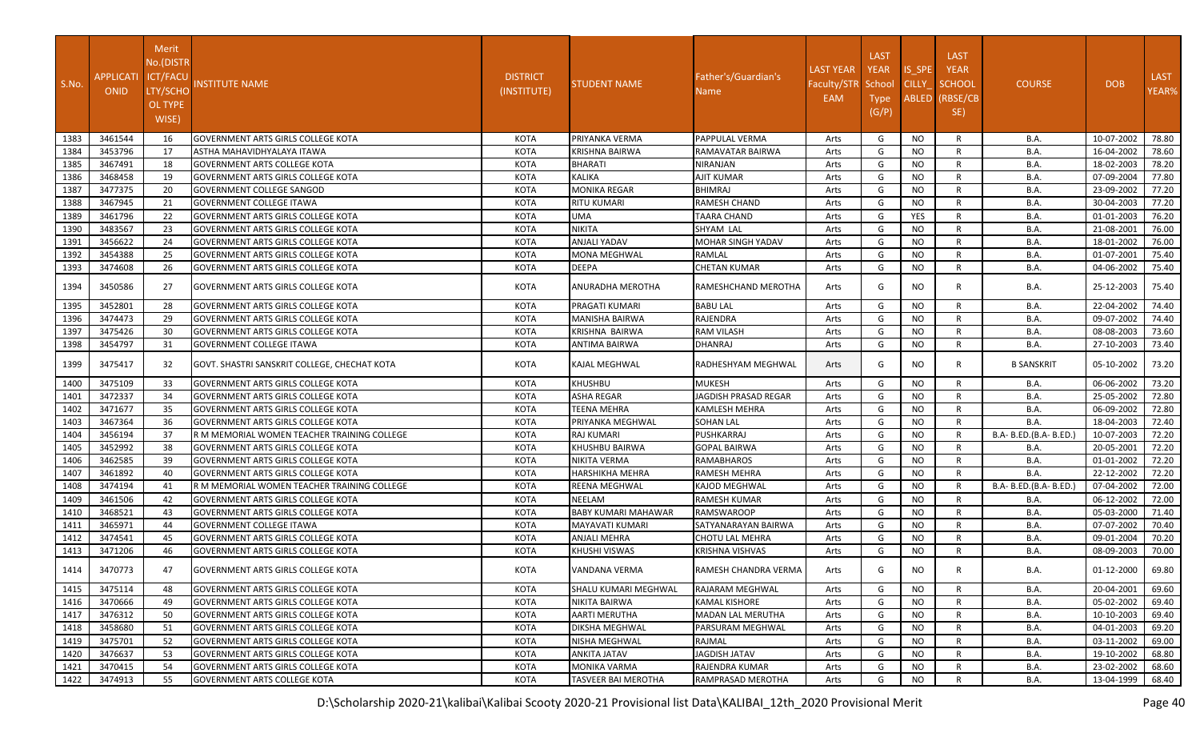| S.No. | APPLICATION ONID | Merit No.(DISTRICT/FACULTY/SCHOOL TYPE WISE) | INSTITUTE NAME | DISTRICT (INSTITUTE) | STUDENT NAME | Father's/Guardian's Name | LAST YEAR Faculty/STREAM | LAST YEAR School Type (G/P) | IS_SPECILLY_ABLED | LAST YEAR SCHOOL (RBSE/CBSE) | COURSE | DOB | LAST YEAR% |
|---|---|---|---|---|---|---|---|---|---|---|---|---|---|
| 1383 | 3461544 | 16 | GOVERNMENT ARTS GIRLS COLLEGE KOTA | KOTA | PRIYANKA VERMA | PAPPULAL VERMA | Arts | G | NO | R | B.A. | 10-07-2002 | 78.80 |
| 1384 | 3453796 | 17 | ASTHA MAHAVIDHYALAYA ITAWA | KOTA | KRISHNA BAIRWA | RAMAVATAR BAIRWA | Arts | G | NO | R | B.A. | 16-04-2002 | 78.60 |
| 1385 | 3467491 | 18 | GOVERNMENT ARTS COLLEGE KOTA | KOTA | BHARATI | NIRANJAN | Arts | G | NO | R | B.A. | 18-02-2003 | 78.20 |
| 1386 | 3468458 | 19 | GOVERNMENT ARTS GIRLS COLLEGE KOTA | KOTA | KALIKA | AJIT KUMAR | Arts | G | NO | R | B.A. | 07-09-2004 | 77.80 |
| 1387 | 3477375 | 20 | GOVERNMENT COLLEGE SANGOD | KOTA | MONIKA REGAR | BHIMRAJ | Arts | G | NO | R | B.A. | 23-09-2002 | 77.20 |
| 1388 | 3467945 | 21 | GOVERNMENT COLLEGE ITAWA | KOTA | RITU KUMARI | RAMESH CHAND | Arts | G | NO | R | B.A. | 30-04-2003 | 77.20 |
| 1389 | 3461796 | 22 | GOVERNMENT ARTS GIRLS COLLEGE KOTA | KOTA | UMA | TAARA CHAND | Arts | G | YES | R | B.A. | 01-01-2003 | 76.20 |
| 1390 | 3483567 | 23 | GOVERNMENT ARTS GIRLS COLLEGE KOTA | KOTA | NIKITA | SHYAM LAL | Arts | G | NO | R | B.A. | 21-08-2001 | 76.00 |
| 1391 | 3456622 | 24 | GOVERNMENT ARTS GIRLS COLLEGE KOTA | KOTA | ANJALI YADAV | MOHAR SINGH YADAV | Arts | G | NO | R | B.A. | 18-01-2002 | 76.00 |
| 1392 | 3454388 | 25 | GOVERNMENT ARTS GIRLS COLLEGE KOTA | KOTA | MONA MEGHWAL | RAMLAL | Arts | G | NO | R | B.A. | 01-07-2001 | 75.40 |
| 1393 | 3474608 | 26 | GOVERNMENT ARTS GIRLS COLLEGE KOTA | KOTA | DEEPA | CHETAN KUMAR | Arts | G | NO | R | B.A. | 04-06-2002 | 75.40 |
| 1394 | 3450586 | 27 | GOVERNMENT ARTS GIRLS COLLEGE KOTA | KOTA | ANURADHA MEROTHA | RAMESHCHAND MEROTHA | Arts | G | NO | R | B.A. | 25-12-2003 | 75.40 |
| 1395 | 3452801 | 28 | GOVERNMENT ARTS GIRLS COLLEGE KOTA | KOTA | PRAGATI KUMARI | BABU LAL | Arts | G | NO | R | B.A. | 22-04-2002 | 74.40 |
| 1396 | 3474473 | 29 | GOVERNMENT ARTS GIRLS COLLEGE KOTA | KOTA | MANISHA BAIRWA | RAJENDRA | Arts | G | NO | R | B.A. | 09-07-2002 | 74.40 |
| 1397 | 3475426 | 30 | GOVERNMENT ARTS GIRLS COLLEGE KOTA | KOTA | KRISHNA BAIRWA | RAM VILASH | Arts | G | NO | R | B.A. | 08-08-2003 | 73.60 |
| 1398 | 3454797 | 31 | GOVERNMENT COLLEGE ITAWA | KOTA | ANTIMA BAIRWA | DHANRAJ | Arts | G | NO | R | B.A. | 27-10-2003 | 73.40 |
| 1399 | 3475417 | 32 | GOVT. SHASTRI SANSKRIT COLLEGE, CHECHAT KOTA | KOTA | KAJAL MEGHWAL | RADHESHYAM MEGHWAL | Arts | G | NO | R | B SANSKRIT | 05-10-2002 | 73.20 |
| 1400 | 3475109 | 33 | GOVERNMENT ARTS GIRLS COLLEGE KOTA | KOTA | KHUSHBU | MUKESH | Arts | G | NO | R | B.A. | 06-06-2002 | 73.20 |
| 1401 | 3472337 | 34 | GOVERNMENT ARTS GIRLS COLLEGE KOTA | KOTA | ASHA REGAR | JAGDISH PRASAD REGAR | Arts | G | NO | R | B.A. | 25-05-2002 | 72.80 |
| 1402 | 3471677 | 35 | GOVERNMENT ARTS GIRLS COLLEGE KOTA | KOTA | TEENA MEHRA | KAMLESH MEHRA | Arts | G | NO | R | B.A. | 06-09-2002 | 72.80 |
| 1403 | 3467364 | 36 | GOVERNMENT ARTS GIRLS COLLEGE KOTA | KOTA | PRIYANKA MEGHWAL | SOHAN LAL | Arts | G | NO | R | B.A. | 18-04-2003 | 72.40 |
| 1404 | 3456194 | 37 | R M MEMORIAL WOMEN TEACHER TRAINING COLLEGE | KOTA | RAJ KUMARI | PUSHKARRAJ | Arts | G | NO | R | B.A- B.ED.(B.A- B.ED.) | 10-07-2003 | 72.20 |
| 1405 | 3452992 | 38 | GOVERNMENT ARTS GIRLS COLLEGE KOTA | KOTA | KHUSHBU BAIRWA | GOPAL BAIRWA | Arts | G | NO | R | B.A. | 20-05-2001 | 72.20 |
| 1406 | 3462585 | 39 | GOVERNMENT ARTS GIRLS COLLEGE KOTA | KOTA | NIKITA VERMA | RAMABHAROS | Arts | G | NO | R | B.A. | 01-01-2002 | 72.20 |
| 1407 | 3461892 | 40 | GOVERNMENT ARTS GIRLS COLLEGE KOTA | KOTA | HARSHIKHA MEHRA | RAMESH MEHRA | Arts | G | NO | R | B.A. | 22-12-2002 | 72.20 |
| 1408 | 3474194 | 41 | R M MEMORIAL WOMEN TEACHER TRAINING COLLEGE | KOTA | REENA MEGHWAL | KAJOD MEGHWAL | Arts | G | NO | R | B.A- B.ED.(B.A- B.ED.) | 07-04-2002 | 72.00 |
| 1409 | 3461506 | 42 | GOVERNMENT ARTS GIRLS COLLEGE KOTA | KOTA | NEELAM | RAMESH KUMAR | Arts | G | NO | R | B.A. | 06-12-2002 | 72.00 |
| 1410 | 3468521 | 43 | GOVERNMENT ARTS GIRLS COLLEGE KOTA | KOTA | BABY KUMARI MAHAWAR | RAMSWAROOP | Arts | G | NO | R | B.A. | 05-03-2000 | 71.40 |
| 1411 | 3465971 | 44 | GOVERNMENT COLLEGE ITAWA | KOTA | MAYAVATI KUMARI | SATYANARAYAN BAIRWA | Arts | G | NO | R | B.A. | 07-07-2002 | 70.40 |
| 1412 | 3474541 | 45 | GOVERNMENT ARTS GIRLS COLLEGE KOTA | KOTA | ANJALI MEHRA | CHOTU LAL MEHRA | Arts | G | NO | R | B.A. | 09-01-2004 | 70.20 |
| 1413 | 3471206 | 46 | GOVERNMENT ARTS GIRLS COLLEGE KOTA | KOTA | KHUSHI VISWAS | KRISHNA VISHVAS | Arts | G | NO | R | B.A. | 08-09-2003 | 70.00 |
| 1414 | 3470773 | 47 | GOVERNMENT ARTS GIRLS COLLEGE KOTA | KOTA | VANDANA VERMA | RAMESH CHANDRA VERMA | Arts | G | NO | R | B.A. | 01-12-2000 | 69.80 |
| 1415 | 3475114 | 48 | GOVERNMENT ARTS GIRLS COLLEGE KOTA | KOTA | SHALU KUMARI MEGHWAL | RAJARAM MEGHWAL | Arts | G | NO | R | B.A. | 20-04-2001 | 69.60 |
| 1416 | 3470666 | 49 | GOVERNMENT ARTS GIRLS COLLEGE KOTA | KOTA | NIKITA BAIRWA | KAMAL KISHORE | Arts | G | NO | R | B.A. | 05-02-2002 | 69.40 |
| 1417 | 3476312 | 50 | GOVERNMENT ARTS GIRLS COLLEGE KOTA | KOTA | AARTI MERUTHA | MADAN LAL MERUTHA | Arts | G | NO | R | B.A. | 10-10-2003 | 69.40 |
| 1418 | 3458680 | 51 | GOVERNMENT ARTS GIRLS COLLEGE KOTA | KOTA | DIKSHA MEGHWAL | PARSURAM MEGHWAL | Arts | G | NO | R | B.A. | 04-01-2003 | 69.20 |
| 1419 | 3475701 | 52 | GOVERNMENT ARTS GIRLS COLLEGE KOTA | KOTA | NISHA MEGHWAL | RAJMAL | Arts | G | NO | R | B.A. | 03-11-2002 | 69.00 |
| 1420 | 3476637 | 53 | GOVERNMENT ARTS GIRLS COLLEGE KOTA | KOTA | ANKITA JATAV | JAGDISH JATAV | Arts | G | NO | R | B.A. | 19-10-2002 | 68.80 |
| 1421 | 3470415 | 54 | GOVERNMENT ARTS GIRLS COLLEGE KOTA | KOTA | MONIKA VARMA | RAJENDRA KUMAR | Arts | G | NO | R | B.A. | 23-02-2002 | 68.60 |
| 1422 | 3474913 | 55 | GOVERNMENT ARTS COLLEGE KOTA | KOTA | TASVEER BAI MEROTHA | RAMPRASAD MEROTHA | Arts | G | NO | R | B.A. | 13-04-1999 | 68.40 |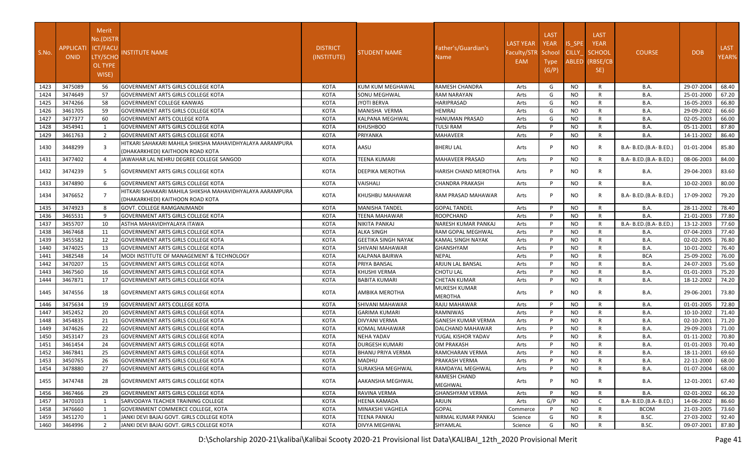| S.No. | APPLICATI ONID | Merit No.(DISTR ICT/FACU LTY/SCHO OL TYPE WISE) | INSTITUTE NAME | DISTRICT (INSTITUTE) | STUDENT NAME | Father's/Guardian's Name | LAST YEAR Faculty/STR EAM | LAST YEAR School Type (G/P) | IS_SPE CILLY_ ABLED | LAST YEAR SCHOOL (RBSE/CB SE) | COURSE | DOB | LAST YEAR% |
|---|---|---|---|---|---|---|---|---|---|---|---|---|---|
| 1423 | 3475089 | 56 | GOVERNMENT ARTS GIRLS COLLEGE KOTA | KOTA | KUM KUM MEGHAWAL | RAMESH CHANDRA | Arts | G | NO | R | B.A. | 29-07-2004 | 68.40 |
| 1424 | 3474649 | 57 | GOVERNMENT ARTS GIRLS COLLEGE KOTA | KOTA | SONU MEGHWAL | RAM NARAYAN | Arts | G | NO | R | B.A. | 25-01-2000 | 67.20 |
| 1425 | 3474266 | 58 | GOVERNMENT COLLEGE KANWAS | KOTA | JYOTI BERVA | HARIPRASAD | Arts | G | NO | R | B.A. | 16-05-2003 | 66.80 |
| 1426 | 3461705 | 59 | GOVERNMENT ARTS GIRLS COLLEGE KOTA | KOTA | MANISHA VERMA | HEMRAJ | Arts | G | NO | R | B.A. | 29-09-2002 | 66.60 |
| 1427 | 3477377 | 60 | GOVERNMENT ARTS COLLEGE KOTA | KOTA | KALPANA MEGHWAL | HANUMAN PRASAD | Arts | G | NO | R | B.A. | 02-05-2003 | 66.00 |
| 1428 | 3454941 | 1 | GOVERNMENT ARTS GIRLS COLLEGE KOTA | KOTA | KHUSHBOO | TULSI RAM | Arts | P | NO | R | B.A. | 05-11-2001 | 87.80 |
| 1429 | 3461763 | 2 | GOVERNMENT ARTS GIRLS COLLEGE KOTA | KOTA | PRIYANKA | MAHAVEER | Arts | P | NO | R | B.A. | 14-11-2002 | 86.40 |
| 1430 | 3448299 | 3 | HITKARI SAHAKARI MAHILA SHIKSHA MAHAVIDHYALAYA AARAMPURA (DHAKARKHEDI) KAITHOON ROAD KOTA | KOTA | AASU | BHERU LAL | Arts | P | NO | R | B.A- B.ED.(B.A- B.ED.) | 01-01-2004 | 85.80 |
| 1431 | 3477402 | 4 | JAWAHAR LAL NEHRU DEGREE COLLEGE SANGOD | KOTA | TEENA KUMARI | MAHAVEER PRASAD | Arts | P | NO | R | B.A- B.ED.(B.A- B.ED.) | 08-06-2003 | 84.00 |
| 1432 | 3474239 | 5 | GOVERNMENT ARTS GIRLS COLLEGE KOTA | KOTA | DEEPIKA MEROTHA | HARISH CHAND MEROTHA | Arts | P | NO | R | B.A. | 29-04-2003 | 83.60 |
| 1433 | 3474890 | 6 | GOVERNMENT ARTS GIRLS COLLEGE KOTA | KOTA | VAISHALI | CHANDRA PRAKASH | Arts | P | NO | R | B.A. | 10-02-2003 | 80.00 |
| 1434 | 3476652 | 7 | HITKARI SAHAKARI MAHILA SHIKSHA MAHAVIDHYALAYA AARAMPURA (DHAKARKHEDI) KAITHOON ROAD KOTA | KOTA | KHUSHBU MAHAWAR | RAM PRASAD MAHAWAR | Arts | P | NO | R | B.A- B.ED.(B.A- B.ED.) | 17-09-2002 | 79.20 |
| 1435 | 3474923 | 8 | GOVT. COLLEGE RAMGANJMANDI | KOTA | MANISHA TANDEL | GOPAL TANDEL | Arts | P | NO | R | B.A. | 28-11-2002 | 78.40 |
| 1436 | 3465531 | 9 | GOVERNMENT ARTS GIRLS COLLEGE KOTA | KOTA | TEENA MAHAWAR | ROOPCHAND | Arts | P | NO | R | B.A. | 21-01-2003 | 77.80 |
| 1437 | 3455707 | 10 | ASTHA MAHAVIDHYALAYA ITAWA | KOTA | NIKITA PANKAJ | NARESH KUMAR PANKAJ | Arts | P | NO | R | B.A- B.ED.(B.A- B.ED.) | 13-12-2003 | 77.60 |
| 1438 | 3467468 | 11 | GOVERNMENT ARTS GIRLS COLLEGE KOTA | KOTA | ALKA SINGH | RAM GOPAL MEGHWAL | Arts | P | NO | R | B.A. | 07-04-2003 | 77.40 |
| 1439 | 3455582 | 12 | GOVERNMENT ARTS GIRLS COLLEGE KOTA | KOTA | GEETIKA SINGH NAYAK | KAMAL SINGH NAYAK | Arts | P | NO | R | B.A. | 02-02-2005 | 76.80 |
| 1440 | 3474025 | 13 | GOVERNMENT ARTS GIRLS COLLEGE KOTA | KOTA | SHIVANI MAHAWAR | GHANSHYAM | Arts | P | NO | R | B.A. | 10-01-2002 | 76.40 |
| 1441 | 3482548 | 14 | MODI INSTITUTE OF MANAGEMENT & TECHNOLOGY | KOTA | KALPANA BAIRWA | NEPAL | Arts | P | NO | R | BCA | 25-09-2002 | 76.00 |
| 1442 | 3470207 | 15 | GOVERNMENT ARTS GIRLS COLLEGE KOTA | KOTA | PRIYA BANSAL | ARJUN LAL BANSAL | Arts | P | NO | R | B.A. | 24-07-2003 | 75.60 |
| 1443 | 3467560 | 16 | GOVERNMENT ARTS GIRLS COLLEGE KOTA | KOTA | KHUSHI VERMA | CHOTU LAL | Arts | P | NO | R | B.A. | 01-01-2003 | 75.20 |
| 1444 | 3467871 | 17 | GOVERNMENT ARTS GIRLS COLLEGE KOTA | KOTA | BABITA KUMARI | CHETAN KUMAR | Arts | P | NO | R | B.A. | 18-12-2002 | 74.20 |
| 1445 | 3474556 | 18 | GOVERNMENT ARTS GIRLS COLLEGE KOTA | KOTA | AMBIKA MEROTHA | MUKESH KUMAR MEROTHA | Arts | P | NO | R | B.A. | 29-06-2001 | 73.80 |
| 1446 | 3475634 | 19 | GOVERNMENT ARTS COLLEGE KOTA | KOTA | SHIVANI MAHAWAR | RAJU MAHAWAR | Arts | P | NO | R | B.A. | 01-01-2005 | 72.80 |
| 1447 | 3452452 | 20 | GOVERNMENT ARTS GIRLS COLLEGE KOTA | KOTA | GARIMA KUMARI | RAMNIWAS | Arts | P | NO | R | B.A. | 10-10-2002 | 71.40 |
| 1448 | 3454835 | 21 | GOVERNMENT ARTS GIRLS COLLEGE KOTA | KOTA | DIVYANI VERMA | GANESH KUMAR VERMA | Arts | P | NO | R | B.A. | 02-10-2001 | 71.20 |
| 1449 | 3474626 | 22 | GOVERNMENT ARTS GIRLS COLLEGE KOTA | KOTA | KOMAL MAHAWAR | DALCHAND MAHAWAR | Arts | P | NO | R | B.A. | 29-09-2003 | 71.00 |
| 1450 | 3453147 | 23 | GOVERNMENT ARTS GIRLS COLLEGE KOTA | KOTA | NEHA YADAV | YUGAL KISHOR YADAV | Arts | P | NO | R | B.A. | 01-11-2002 | 70.80 |
| 1451 | 3461454 | 24 | GOVERNMENT ARTS GIRLS COLLEGE KOTA | KOTA | DURGESH KUMARI | OM PRAKASH | Arts | P | NO | R | B.A. | 01-01-2003 | 70.40 |
| 1452 | 3467841 | 25 | GOVERNMENT ARTS GIRLS COLLEGE KOTA | KOTA | BHANU PRIYA VERMA | RAMCHARAN VERMA | Arts | P | NO | R | B.A. | 18-11-2001 | 69.60 |
| 1453 | 3450765 | 26 | GOVERNMENT ARTS GIRLS COLLEGE KOTA | KOTA | MADHU | PRAKASH VERMA | Arts | P | NO | R | B.A. | 22-11-2000 | 68.00 |
| 1454 | 3478880 | 27 | GOVERNMENT ARTS GIRLS COLLEGE KOTA | KOTA | SURAKSHA MEGHWAL | RAMDAYAL MEGHWAL | Arts | P | NO | R | B.A. | 01-07-2004 | 68.00 |
| 1455 | 3474748 | 28 | GOVERNMENT ARTS GIRLS COLLEGE KOTA | KOTA | AAKANSHA MEGHWAL | RAMESH CHAND MEGHWAL | Arts | P | NO | R | B.A. | 12-01-2001 | 67.40 |
| 1456 | 3467466 | 29 | GOVERNMENT ARTS GIRLS COLLEGE KOTA | KOTA | RAVINA VERMA | GHANSHYAM VERMA | Arts | P | NO | R | B.A. | 02-01-2002 | 66.20 |
| 1457 | 3470103 | 1 | SARVODAYA TEACHER TRAINING COLLEGE | KOTA | HEENA KAMADA | ARJUN | Arts | G/P | NO | C | B.A- B.ED.(B.A- B.ED.) | 14-06-2002 | 86.60 |
| 1458 | 3476660 | 1 | GOVERNMENT COMMERCE COLLEGE, KOTA | KOTA | MINAKSHI VAGHELA | GOPAL | Commerce | P | NO | R | BCOM | 21-03-2005 | 73.60 |
| 1459 | 3451270 | 1 | JANKI DEVI BAJAJ GOVT. GIRLS COLLEGE KOTA | KOTA | TEENA PANKAJ | NIRMAL KUMAR PANKAJ | Science | G | NO | R | B.SC. | 27-03-2002 | 92.40 |
| 1460 | 3464996 | 2 | JANKI DEVI BAJAJ GOVT. GIRLS COLLEGE KOTA | KOTA | DIVYA MEGHWAL | SHYAMLAL | Science | G | NO | R | B.SC. | 09-07-2001 | 87.80 |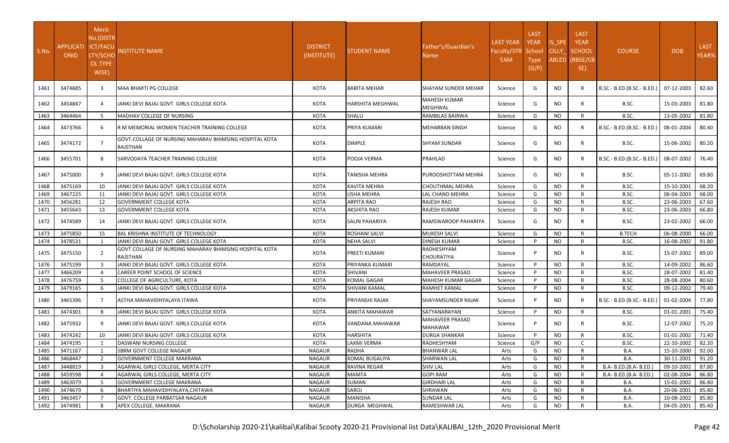| S.No. | APPLICATIONID | Merit No.(DISTRICT/FACULTY/SCHOOL TYPE WISE) | INSTITUTE NAME | DISTRICT (INSTITUTE) | STUDENT NAME | Father's/Guardian's Name | LAST YEAR Faculty/STREAM | LAST YEAR School Type (G/P) | IS_SPECILLY_ABLED | LAST YEAR SCHOOL (RBSE/CBSE) | COURSE | DOB | LAST YEAR% |
|---|---|---|---|---|---|---|---|---|---|---|---|---|---|
| 1461 | 3474685 | 3 | MAA BHARTI PG COLLEGE | KOTA | BABITA MEHAR | SHAYAM SUNDER MEHAR | Science | G | NO | R | B.SC.- B.ED.(B.SC.- B.ED.) | 07-12-2003 | 82.60 |
| 1462 | 3454847 | 4 | JANKI DEVI BAJAJ GOVT. GIRLS COLLEGE KOTA | KOTA | HARSHITA MEGHWAL | MAHESH KUMAR MEGHWAL | Science | G | NO | R | B.SC. | 15-03-2003 | 81.80 |
| 1463 | 3464464 | 5 | MADHAV COLLEGE OF NURSING | KOTA | SHALU | RAMBILAS BAIRWA | Science | G | NO | R | B.SC. | 13-05-2002 | 81.80 |
| 1464 | 3473766 | 6 | R M MEMORIAL WOMEN TEACHER TRAINING COLLEGE | KOTA | PRIYA KUMARI | MEHARBAN SINGH | Science | G | NO | R | B.SC.- B.ED.(B.SC.- B.ED.) | 06-01-2004 | 80.40 |
| 1465 | 3474172 | 7 | GOVT.COLLAGE OF NURSING MAHARAV BHIMSING HOSPITAL KOTA RAJSTHAN | KOTA | DIMPLE | SHYAM SUNDAR | Science | G | NO | R | B.SC. | 15-06-2002 | 80.20 |
| 1466 | 3455701 | 8 | SARVODAYA TEACHER TRAINING COLLEGE | KOTA | POOJA VERMA | PRAHLAD | Science | G | NO | R | B.SC.- B.ED.(B.SC.- B.ED.) | 08-07-2002 | 76.40 |
| 1467 | 3475000 | 9 | JANKI DEVI BAJAJ GOVT. GIRLS COLLEGE KOTA | KOTA | TANISHA MEHRA | PUROOSHOTTAM MEHRA | Science | G | NO | R | B.SC. | 05-11-2002 | 69.80 |
| 1468 | 3475169 | 10 | JANKI DEVI BAJAJ GOVT. GIRLS COLLEGE KOTA | KOTA | KAVITA MEHRA | CHOUTHMAL MEHRA | Science | G | NO | R | B.SC. | 15-10-2001 | 68.20 |
| 1469 | 3467225 | 11 | JANKI DEVI BAJAJ GOVT. GIRLS COLLEGE KOTA | KOTA | USHA MEHRA | LAL CHAND MEHRA | Science | G | NO | R | B.SC. | 06-04-2003 | 68.00 |
| 1470 | 3456281 | 12 | GOVERNMENT COLLEGE KOTA | KOTA | ARPITA RAO | RAJESH RAO | Science | G | NO | R | B.SC. | 23-06-2003 | 67.60 |
| 1471 | 3455643 | 13 | GOVERNMENT COLLEGE KOTA | KOTA | AKSHITA RAO | RAJESH KUMAR | Science | G | NO | R | B.SC. | 23-06-2003 | 66.80 |
| 1472 | 3474589 | 14 | JANKI DEVI BAJAJ GOVT. GIRLS COLLEGE KOTA | KOTA | SALIN PAHARIYA | RAMSWAROOP PAHARIYA | Science | G | NO | R | B.SC. | 23-02-2002 | 66.00 |
| 1473 | 3475850 | 15 | BAL KRISHNA INSTITUTE OF TECHNOLOGY | KOTA | ROSHANI SALVI | MUKESH SALVI | Science | G | NO | R | B.TECH | 06-08-2000 | 66.00 |
| 1474 | 3478531 | 1 | JANKI DEVI BAJAJ GOVT. GIRLS COLLEGE KOTA | KOTA | NEHA SALVI | DINESH KUMAR | Science | P | NO | R | B.SC. | 16-08-2002 | 91.80 |
| 1475 | 3475150 | 2 | GOVT.COLLAGE OF NURSING MAHARAV BHIMSING HOSPITAL KOTA RAJSTHAN | KOTA | PREETI KUMARI | RADHESHYAM CHOURATIYA | Science | P | NO | R | B.SC. | 15-07-2002 | 89.00 |
| 1476 | 3475199 | 3 | JANKI DEVI BAJAJ GOVT. GIRLS COLLEGE KOTA | KOTA | PRIYANKA KUMARI | RAMDAYAL | Science | P | NO | R | B.SC. | 14-09-2002 | 86.60 |
| 1477 | 3466209 | 4 | CAREER POINT SCHOOL OF SCIENCE | KOTA | SHIVANI | MAHAVEER PRASAD | Science | P | NO | R | B.SC. | 28-07-2002 | 81.40 |
| 1478 | 3476759 | 5 | COLLEGE OF AGRICULTURE, KOTA | KOTA | KOMAL GAGAR | MAHESH KUMAR GAGAR | Science | P | NO | R | B.SC. | 28-08-2004 | 80.60 |
| 1479 | 3479165 | 6 | JANKI DEVI BAJAJ GOVT. GIRLS COLLEGE KOTA | KOTA | SHIVANI KAMAL | RAMHET KAMAL | Science | P | NO | R | B.SC. | 09-12-2002 | 79.40 |
| 1480 | 3465396 | 7 | ASTHA MAHAVIDHYALAYA ITAWA | KOTA | PRIYANSHI RAJAK | SHAYAMSUNDER RAJAK | Science | P | NO | R | B.SC.- B.ED.(B.SC.- B.ED.) | 01-02-2004 | 77.80 |
| 1481 | 3474301 | 8 | JANKI DEVI BAJAJ GOVT. GIRLS COLLEGE KOTA | KOTA | ANKITA MAHAWAR | SATYANARAYAN | Science | P | NO | R | B.SC. | 01-01-2001 | 75.40 |
| 1482 | 3475932 | 9 | JANKI DEVI BAJAJ GOVT. GIRLS COLLEGE KOTA | KOTA | VANDANA MAHAWAR | MAHAVEER PRASAD MAHAWAR | Science | P | NO | R | B.SC. | 12-07-2002 | 75.20 |
| 1483 | 3474242 | 10 | JANKI DEVI BAJAJ GOVT. GIRLS COLLEGE KOTA | KOTA | HARSHITA | DURGA SHANKAR | Science | P | NO | R | B.SC. | 01-01-2002 | 71.40 |
| 1484 | 3474195 | 1 | DASWANI NURSING COLLEGE | KOTA | LAXMI VERMA | RADHESHYAM | Science | G/P | NO | C | B.SC. | 22-10-2002 | 82.20 |
| 1485 | 3471167 | 1 | SBRM GOVT COLLEGE NAGAUR | NAGAUR | RADHA | BHANWAR LAL | Arts | G | NO | R | B.A. | 15-10-2000 | 92.00 |
| 1486 | 3468447 | 2 | GOVERNMENT COLLEGE MAKRANA | NAGAUR | KOMAL BUGALIYA | SHARWAN LAL | Arts | G | NO | R | B.A. | 30-11-2001 | 91.20 |
| 1487 | 3448819 | 3 | AGARWAL GIRLS COLLEGE, MERTA CITY | NAGAUR | RAVINA REGAR | SHIV LAL | Arts | G | NO | R | B.A- B.ED.(B.A- B.ED.) | 09-10-2002 | 87.80 |
| 1488 | 3459598 | 4 | AGARWAL GIRLS COLLEGE, MERTA CITY | NAGAUR | MAMTA | GOPI RAM | Arts | G | NO | R | B.A- B.ED.(B.A- B.ED.) | 02-08-2004 | 86.80 |
| 1489 | 3463079 | 5 | GOVERNMENT COLLEGE MAKRANA | NAGAUR | SUMAN | GIRDHARI LAL | Arts | G | NO | R | B.A. | 15-01-2002 | 86.80 |
| 1490 | 3474679 | 6 | BHARTIYA MAHAVIDHYALAYA,CHITAWA | NAGAUR | SAROJ | SHRAWAN | Arts | G | NO | R | B.A. | 20-06-2001 | 85.80 |
| 1491 | 3463457 | 7 | GOVT. COLLEGE PARBATSAR NAGAUR | NAGAUR | MANISHA | SUNDAR LAL | Arts | G | NO | R | B.A. | 10-08-2002 | 85.80 |
| 1492 | 3474981 | 8 | APEX COLLEGE, MAKRANA | NAGAUR | DURGA MEGHWAL | RAMESHWAR LAL | Arts | G | NO | R | B.A. | 04-05-2001 | 85.40 |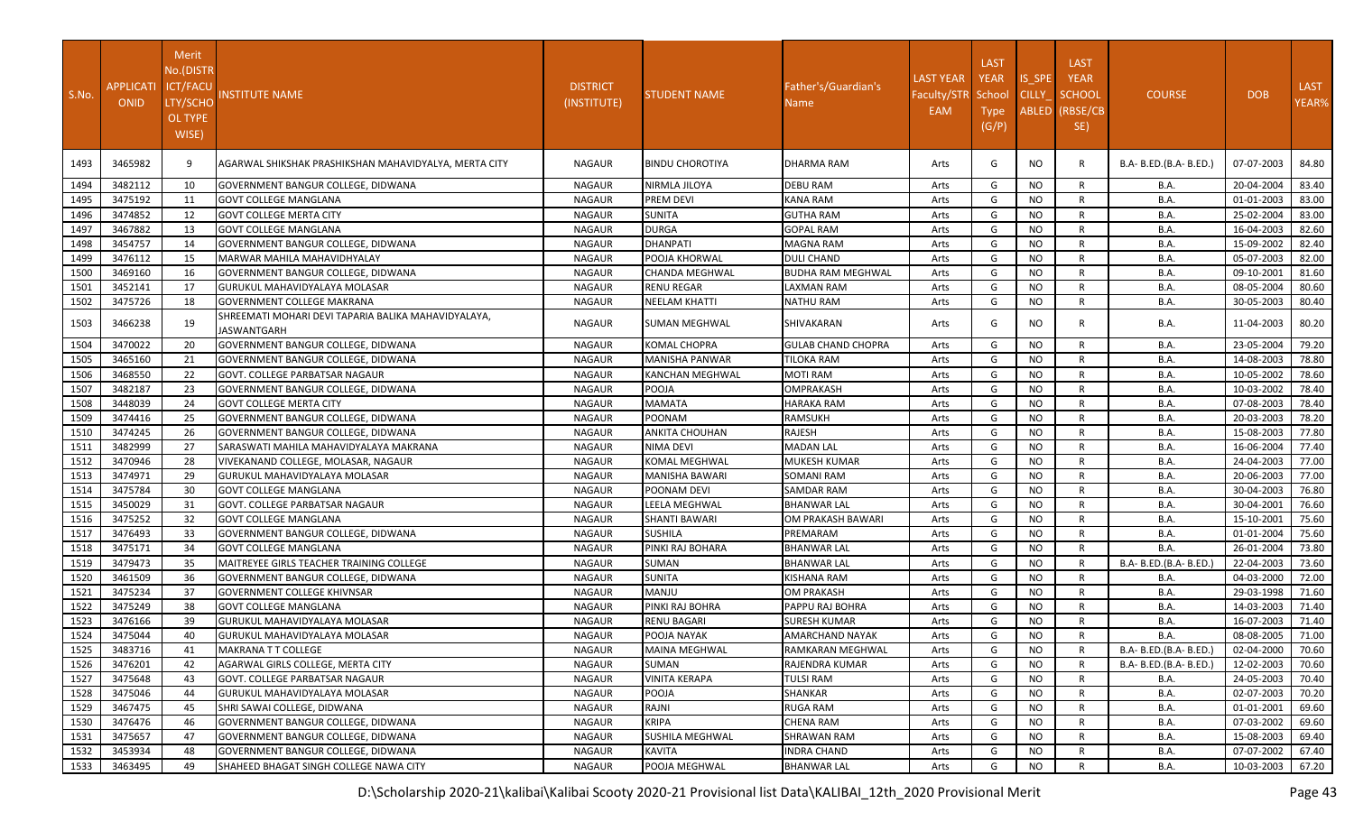| S.No. | APPLICATIONID | Merit No.(DISTRICT/FACULTY/SCHOOL TYPE WISE) | INSTITUTE NAME | DISTRICT (INSTITUTE) | STUDENT NAME | Father's/Guardian's Name | LAST YEAR Faculty/STREAM | LAST YEAR School Type (G/P) | IS_SPECILLY_ABLED | LAST YEAR SCHOOL (RBSE/CBSE) | COURSE | DOB | LAST YEAR% |
|---|---|---|---|---|---|---|---|---|---|---|---|---|---|
| 1493 | 3465982 | 9 | AGARWAL SHIKSHAK PRASHIKSHAN MAHAVIDYALYA, MERTA CITY | NAGAUR | BINDU CHOROTIYA | DHARMA RAM | Arts | G | NO | R | B.A- B.ED.(B.A- B.ED.) | 07-07-2003 | 84.80 |
| 1494 | 3482112 | 10 | GOVERNMENT BANGUR COLLEGE, DIDWANA | NAGAUR | NIRMLA JILOYA | DEBU RAM | Arts | G | NO | R | B.A. | 20-04-2004 | 83.40 |
| 1495 | 3475192 | 11 | GOVT COLLEGE MANGLANA | NAGAUR | PREM DEVI | KANA RAM | Arts | G | NO | R | B.A. | 01-01-2003 | 83.00 |
| 1496 | 3474852 | 12 | GOVT COLLEGE MERTA CITY | NAGAUR | SUNITA | GUTHA RAM | Arts | G | NO | R | B.A. | 25-02-2004 | 83.00 |
| 1497 | 3467882 | 13 | GOVT COLLEGE MANGLANA | NAGAUR | DURGA | GOPAL RAM | Arts | G | NO | R | B.A. | 16-04-2003 | 82.60 |
| 1498 | 3454757 | 14 | GOVERNMENT BANGUR COLLEGE, DIDWANA | NAGAUR | DHANPATI | MAGNA RAM | Arts | G | NO | R | B.A. | 15-09-2002 | 82.40 |
| 1499 | 3476112 | 15 | MARWAR MAHILA MAHAVIDHYALAY | NAGAUR | POOJA KHORWAL | DULI CHAND | Arts | G | NO | R | B.A. | 05-07-2003 | 82.00 |
| 1500 | 3469160 | 16 | GOVERNMENT BANGUR COLLEGE, DIDWANA | NAGAUR | CHANDA MEGHWAL | BUDHA RAM MEGHWAL | Arts | G | NO | R | B.A. | 09-10-2001 | 81.60 |
| 1501 | 3452141 | 17 | GURUKUL MAHAVIDYALAYA MOLASAR | NAGAUR | RENU REGAR | LAXMAN RAM | Arts | G | NO | R | B.A. | 08-05-2004 | 80.60 |
| 1502 | 3475726 | 18 | GOVERNMENT COLLEGE MAKRANA | NAGAUR | NEELAM KHATTI | NATHU RAM | Arts | G | NO | R | B.A. | 30-05-2003 | 80.40 |
| 1503 | 3466238 | 19 | SHREEMATI MOHARI DEVI TAPARIA BALIKA MAHAVIDYALAYA, JASWANTGARH | NAGAUR | SUMAN MEGHWAL | SHIVAKARAN | Arts | G | NO | R | B.A. | 11-04-2003 | 80.20 |
| 1504 | 3470022 | 20 | GOVERNMENT BANGUR COLLEGE, DIDWANA | NAGAUR | KOMAL CHOPRA | GULAB CHAND CHOPRA | Arts | G | NO | R | B.A. | 23-05-2004 | 79.20 |
| 1505 | 3465160 | 21 | GOVERNMENT BANGUR COLLEGE, DIDWANA | NAGAUR | MANISHA PANWAR | TILOKA RAM | Arts | G | NO | R | B.A. | 14-08-2003 | 78.80 |
| 1506 | 3468550 | 22 | GOVT. COLLEGE PARBATSAR NAGAUR | NAGAUR | KANCHAN MEGHWAL | MOTI RAM | Arts | G | NO | R | B.A. | 10-05-2002 | 78.60 |
| 1507 | 3482187 | 23 | GOVERNMENT BANGUR COLLEGE, DIDWANA | NAGAUR | POOJA | OMPRAKASH | Arts | G | NO | R | B.A. | 10-03-2002 | 78.40 |
| 1508 | 3448039 | 24 | GOVT COLLEGE MERTA CITY | NAGAUR | MAMATA | HARAKA RAM | Arts | G | NO | R | B.A. | 07-08-2003 | 78.40 |
| 1509 | 3474416 | 25 | GOVERNMENT BANGUR COLLEGE, DIDWANA | NAGAUR | POONAM | RAMSUKH | Arts | G | NO | R | B.A. | 20-03-2003 | 78.20 |
| 1510 | 3474245 | 26 | GOVERNMENT BANGUR COLLEGE, DIDWANA | NAGAUR | ANKITA CHOUHAN | RAJESH | Arts | G | NO | R | B.A. | 15-08-2003 | 77.80 |
| 1511 | 3482999 | 27 | SARASWATI MAHILA MAHAVIDYALAYA MAKRANA | NAGAUR | NIMA DEVI | MADAN LAL | Arts | G | NO | R | B.A. | 16-06-2004 | 77.40 |
| 1512 | 3470946 | 28 | VIVEKANAND COLLEGE, MOLASAR, NAGAUR | NAGAUR | KOMAL MEGHWAL | MUKESH KUMAR | Arts | G | NO | R | B.A. | 24-04-2003 | 77.00 |
| 1513 | 3474971 | 29 | GURUKUL MAHAVIDYALAYA MOLASAR | NAGAUR | MANISHA BAWARI | SOMANI RAM | Arts | G | NO | R | B.A. | 20-06-2003 | 77.00 |
| 1514 | 3475784 | 30 | GOVT COLLEGE MANGLANA | NAGAUR | POONAM DEVI | SAMDAR RAM | Arts | G | NO | R | B.A. | 30-04-2003 | 76.80 |
| 1515 | 3450029 | 31 | GOVT. COLLEGE PARBATSAR NAGAUR | NAGAUR | LEELA MEGHWAL | BHANWAR LAL | Arts | G | NO | R | B.A. | 30-04-2001 | 76.60 |
| 1516 | 3475252 | 32 | GOVT COLLEGE MANGLANA | NAGAUR | SHANTI BAWARI | OM PRAKASH BAWARI | Arts | G | NO | R | B.A. | 15-10-2001 | 75.60 |
| 1517 | 3476493 | 33 | GOVERNMENT BANGUR COLLEGE, DIDWANA | NAGAUR | SUSHILA | PREMARAM | Arts | G | NO | R | B.A. | 01-01-2004 | 75.60 |
| 1518 | 3475171 | 34 | GOVT COLLEGE MANGLANA | NAGAUR | PINKI RAJ BOHARA | BHANWAR LAL | Arts | G | NO | R | B.A. | 26-01-2004 | 73.80 |
| 1519 | 3479473 | 35 | MAITREYEE GIRLS TEACHER TRAINING COLLEGE | NAGAUR | SUMAN | BHANWAR LAL | Arts | G | NO | R | B.A- B.ED.(B.A- B.ED.) | 22-04-2003 | 73.60 |
| 1520 | 3461509 | 36 | GOVERNMENT BANGUR COLLEGE, DIDWANA | NAGAUR | SUNITA | KISHANA RAM | Arts | G | NO | R | B.A. | 04-03-2000 | 72.00 |
| 1521 | 3475234 | 37 | GOVERNMENT COLLEGE KHIVNSAR | NAGAUR | MANJU | OM PRAKASH | Arts | G | NO | R | B.A. | 29-03-1998 | 71.60 |
| 1522 | 3475249 | 38 | GOVT COLLEGE MANGLANA | NAGAUR | PINKI RAJ BOHRA | PAPPU RAJ BOHRA | Arts | G | NO | R | B.A. | 14-03-2003 | 71.40 |
| 1523 | 3476166 | 39 | GURUKUL MAHAVIDYALAYA MOLASAR | NAGAUR | RENU BAGARI | SURESH KUMAR | Arts | G | NO | R | B.A. | 16-07-2003 | 71.40 |
| 1524 | 3475044 | 40 | GURUKUL MAHAVIDYALAYA MOLASAR | NAGAUR | POOJA NAYAK | AMARCHAND NAYAK | Arts | G | NO | R | B.A. | 08-08-2005 | 71.00 |
| 1525 | 3483716 | 41 | MAKRANA T T COLLEGE | NAGAUR | MAINA MEGHWAL | RAMKARAN MEGHWAL | Arts | G | NO | R | B.A- B.ED.(B.A- B.ED.) | 02-04-2000 | 70.60 |
| 1526 | 3476201 | 42 | AGARWAL GIRLS COLLEGE, MERTA CITY | NAGAUR | SUMAN | RAJENDRA KUMAR | Arts | G | NO | R | B.A- B.ED.(B.A- B.ED.) | 12-02-2003 | 70.60 |
| 1527 | 3475648 | 43 | GOVT. COLLEGE PARBATSAR NAGAUR | NAGAUR | VINITA KERAPA | TULSI RAM | Arts | G | NO | R | B.A. | 24-05-2003 | 70.40 |
| 1528 | 3475046 | 44 | GURUKUL MAHAVIDYALAYA MOLASAR | NAGAUR | POOJA | SHANKAR | Arts | G | NO | R | B.A. | 02-07-2003 | 70.20 |
| 1529 | 3467475 | 45 | SHRI SAWAI COLLEGE, DIDWANA | NAGAUR | RAJNI | RUGA RAM | Arts | G | NO | R | B.A. | 01-01-2001 | 69.60 |
| 1530 | 3476476 | 46 | GOVERNMENT BANGUR COLLEGE, DIDWANA | NAGAUR | KRIPA | CHENA RAM | Arts | G | NO | R | B.A. | 07-03-2002 | 69.60 |
| 1531 | 3475657 | 47 | GOVERNMENT BANGUR COLLEGE, DIDWANA | NAGAUR | SUSHILA MEGHWAL | SHRAWAN RAM | Arts | G | NO | R | B.A. | 15-08-2003 | 69.40 |
| 1532 | 3453934 | 48 | GOVERNMENT BANGUR COLLEGE, DIDWANA | NAGAUR | KAVITA | INDRA CHAND | Arts | G | NO | R | B.A. | 07-07-2002 | 67.40 |
| 1533 | 3463495 | 49 | SHAHEED BHAGAT SINGH COLLEGE NAWA CITY | NAGAUR | POOJA MEGHWAL | BHANWAR LAL | Arts | G | NO | R | B.A. | 10-03-2003 | 67.20 |

D:\Scholarship 2020-21\kalibai\Kalibai Scooty 2020-21 Provisional list Data\KALIBAI_12th_2020 Provisional Merit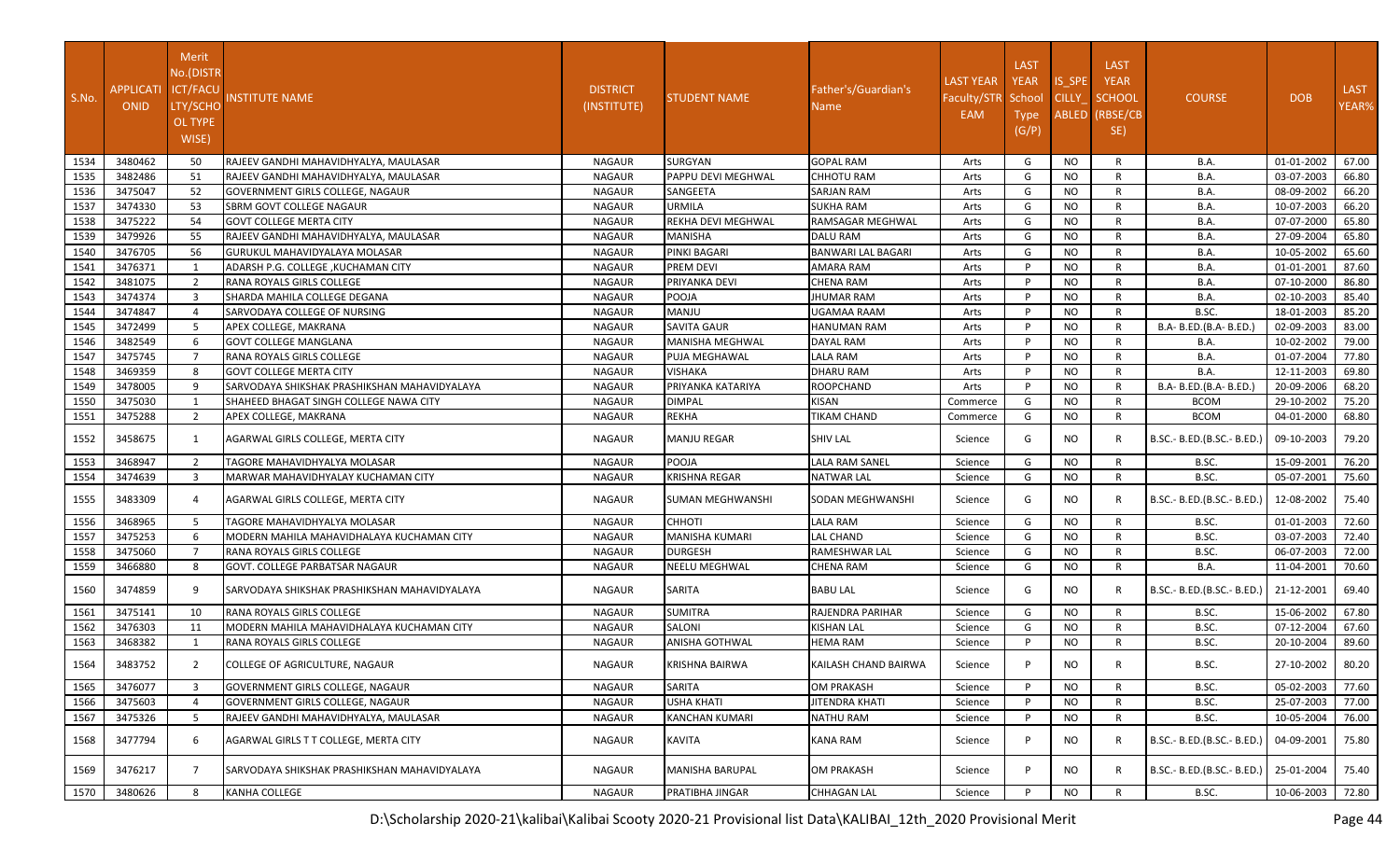| S.No. | APPLICATIONID | Merit No.(DISTRICT/FACULTY/SCHOOL TYPE WISE) | INSTITUTE NAME | DISTRICT (INSTITUTE) | STUDENT NAME | Father's/Guardian's Name | LAST YEAR Faculty/STREAM | LAST YEAR School Type (G/P) | IS_SPECILLY_ABLED | LAST YEAR SCHOOL (RBSE/CBSE) | COURSE | DOB | LAST YEAR% |
|---|---|---|---|---|---|---|---|---|---|---|---|---|---|
| 1534 | 3480462 | 50 | RAJEEV GANDHI MAHAVIDHYALYA, MAULASAR | NAGAUR | SURGYAN | GOPAL RAM | Arts | G | NO | R | B.A. | 01-01-2002 | 67.00 |
| 1535 | 3482486 | 51 | RAJEEV GANDHI MAHAVIDHYALYA, MAULASAR | NAGAUR | PAPPU DEVI MEGHWAL | CHHOTU RAM | Arts | G | NO | R | B.A. | 03-07-2003 | 66.80 |
| 1536 | 3475047 | 52 | GOVERNMENT GIRLS COLLEGE, NAGAUR | NAGAUR | SANGEETA | SARJAN RAM | Arts | G | NO | R | B.A. | 08-09-2002 | 66.20 |
| 1537 | 3474330 | 53 | SBRM GOVT COLLEGE NAGAUR | NAGAUR | URMILA | SUKHA RAM | Arts | G | NO | R | B.A. | 10-07-2003 | 66.20 |
| 1538 | 3475222 | 54 | GOVT COLLEGE MERTA CITY | NAGAUR | REKHA DEVI MEGHWAL | RAMSAGAR MEGHWAL | Arts | G | NO | R | B.A. | 07-07-2000 | 65.80 |
| 1539 | 3479926 | 55 | RAJEEV GANDHI MAHAVIDHYALYA, MAULASAR | NAGAUR | MANISHA | DALU RAM | Arts | G | NO | R | B.A. | 27-09-2004 | 65.80 |
| 1540 | 3476705 | 56 | GURUKUL MAHAVIDYALAYA MOLASAR | NAGAUR | PINKI BAGARI | BANWARI LAL BAGARI | Arts | G | NO | R | B.A. | 10-05-2002 | 65.60 |
| 1541 | 3476371 | 1 | ADARSH P.G. COLLEGE ,KUCHAMAN CITY | NAGAUR | PREM DEVI | AMARA RAM | Arts | P | NO | R | B.A. | 01-01-2001 | 87.60 |
| 1542 | 3481075 | 2 | RANA ROYALS GIRLS COLLEGE | NAGAUR | PRIYANKA DEVI | CHENA RAM | Arts | P | NO | R | B.A. | 07-10-2000 | 86.80 |
| 1543 | 3474374 | 3 | SHARDA MAHILA COLLEGE DEGANA | NAGAUR | POOJA | JHUMAR RAM | Arts | P | NO | R | B.A. | 02-10-2003 | 85.40 |
| 1544 | 3474847 | 4 | SARVODAYA COLLEGE OF NURSING | NAGAUR | MANJU | UGAMAA RAAM | Arts | P | NO | R | B.SC. | 18-01-2003 | 85.20 |
| 1545 | 3472499 | 5 | APEX COLLEGE, MAKRANA | NAGAUR | SAVITA GAUR | HANUMAN RAM | Arts | P | NO | R | B.A- B.ED.(B.A- B.ED.) | 02-09-2003 | 83.00 |
| 1546 | 3482549 | 6 | GOVT COLLEGE MANGLANA | NAGAUR | MANISHA MEGHWAL | DAYAL RAM | Arts | P | NO | R | B.A. | 10-02-2002 | 79.00 |
| 1547 | 3475745 | 7 | RANA ROYALS GIRLS COLLEGE | NAGAUR | PUJA MEGHAWAL | LALA RAM | Arts | P | NO | R | B.A. | 01-07-2004 | 77.80 |
| 1548 | 3469359 | 8 | GOVT COLLEGE MERTA CITY | NAGAUR | VISHAKA | DHARU RAM | Arts | P | NO | R | B.A. | 12-11-2003 | 69.80 |
| 1549 | 3478005 | 9 | SARVODAYA SHIKSHAK PRASHIKSHAN MAHAVIDYALAYA | NAGAUR | PRIYANKA KATARIYA | ROOPCHAND | Arts | P | NO | R | B.A- B.ED.(B.A- B.ED.) | 20-09-2006 | 68.20 |
| 1550 | 3475030 | 1 | SHAHEED BHAGAT SINGH COLLEGE NAWA CITY | NAGAUR | DIMPAL | KISAN | Commerce | G | NO | R | BCOM | 29-10-2002 | 75.20 |
| 1551 | 3475288 | 2 | APEX COLLEGE, MAKRANA | NAGAUR | REKHA | TIKAM CHAND | Commerce | G | NO | R | BCOM | 04-01-2000 | 68.80 |
| 1552 | 3458675 | 1 | AGARWAL GIRLS COLLEGE, MERTA CITY | NAGAUR | MANJU REGAR | SHIV LAL | Science | G | NO | R | B.SC.- B.ED.(B.SC.- B.ED.) | 09-10-2003 | 79.20 |
| 1553 | 3468947 | 2 | TAGORE MAHAVIDHYALYA MOLASAR | NAGAUR | POOJA | LALA RAM SANEL | Science | G | NO | R | B.SC. | 15-09-2001 | 76.20 |
| 1554 | 3474639 | 3 | MARWAR MAHAVIDHYALAY KUCHAMAN CITY | NAGAUR | KRISHNA REGAR | NATWAR LAL | Science | G | NO | R | B.SC. | 05-07-2001 | 75.60 |
| 1555 | 3483309 | 4 | AGARWAL GIRLS COLLEGE, MERTA CITY | NAGAUR | SUMAN MEGHWANSHI | SODAN MEGHWANSHI | Science | G | NO | R | B.SC.- B.ED.(B.SC.- B.ED.) | 12-08-2002 | 75.40 |
| 1556 | 3468965 | 5 | TAGORE MAHAVIDHYALYA MOLASAR | NAGAUR | CHHOTI | LALA RAM | Science | G | NO | R | B.SC. | 01-01-2003 | 72.60 |
| 1557 | 3475253 | 6 | MODERN MAHILA MAHAVIDHALAYA KUCHAMAN CITY | NAGAUR | MANISHA KUMARI | LAL CHAND | Science | G | NO | R | B.SC. | 03-07-2003 | 72.40 |
| 1558 | 3475060 | 7 | RANA ROYALS GIRLS COLLEGE | NAGAUR | DURGESH | RAMESHWAR LAL | Science | G | NO | R | B.SC. | 06-07-2003 | 72.00 |
| 1559 | 3466880 | 8 | GOVT. COLLEGE PARBATSAR NAGAUR | NAGAUR | NEELU MEGHWAL | CHENA RAM | Science | G | NO | R | B.A. | 11-04-2001 | 70.60 |
| 1560 | 3474859 | 9 | SARVODAYA SHIKSHAK PRASHIKSHAN MAHAVIDYALAYA | NAGAUR | SARITA | BABU LAL | Science | G | NO | R | B.SC.- B.ED.(B.SC.- B.ED.) | 21-12-2001 | 69.40 |
| 1561 | 3475141 | 10 | RANA ROYALS GIRLS COLLEGE | NAGAUR | SUMITRA | RAJENDRA PARIHAR | Science | G | NO | R | B.SC. | 15-06-2002 | 67.80 |
| 1562 | 3476303 | 11 | MODERN MAHILA MAHAVIDHALAYA KUCHAMAN CITY | NAGAUR | SALONI | KISHAN LAL | Science | G | NO | R | B.SC. | 07-12-2004 | 67.60 |
| 1563 | 3468382 | 1 | RANA ROYALS GIRLS COLLEGE | NAGAUR | ANISHA GOTHWAL | HEMA RAM | Science | P | NO | R | B.SC. | 20-10-2004 | 89.60 |
| 1564 | 3483752 | 2 | COLLEGE OF AGRICULTURE, NAGAUR | NAGAUR | KRISHNA BAIRWA | KAILASH CHAND BAIRWA | Science | P | NO | R | B.SC. | 27-10-2002 | 80.20 |
| 1565 | 3476077 | 3 | GOVERNMENT GIRLS COLLEGE, NAGAUR | NAGAUR | SARITA | OM PRAKASH | Science | P | NO | R | B.SC. | 05-02-2003 | 77.60 |
| 1566 | 3475603 | 4 | GOVERNMENT GIRLS COLLEGE, NAGAUR | NAGAUR | USHA KHATI | JITENDRA KHATI | Science | P | NO | R | B.SC. | 25-07-2003 | 77.00 |
| 1567 | 3475326 | 5 | RAJEEV GANDHI MAHAVIDHYALYA, MAULASAR | NAGAUR | KANCHAN KUMARI | NATHU RAM | Science | P | NO | R | B.SC. | 10-05-2004 | 76.00 |
| 1568 | 3477794 | 6 | AGARWAL GIRLS T T COLLEGE, MERTA CITY | NAGAUR | KAVITA | KANA RAM | Science | P | NO | R | B.SC.- B.ED.(B.SC.- B.ED.) | 04-09-2001 | 75.80 |
| 1569 | 3476217 | 7 | SARVODAYA SHIKSHAK PRASHIKSHAN MAHAVIDYALAYA | NAGAUR | MANISHA BARUPAL | OM PRAKASH | Science | P | NO | R | B.SC.- B.ED.(B.SC.- B.ED.) | 25-01-2004 | 75.40 |
| 1570 | 3480626 | 8 | KANHA COLLEGE | NAGAUR | PRATIBHA JINGAR | CHHAGAN LAL | Science | P | NO | R | B.SC. | 10-06-2003 | 72.80 |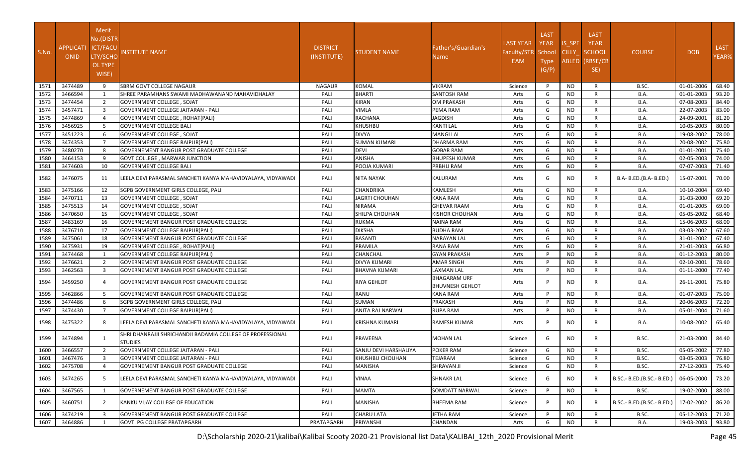| S.No. | APPLICATI ONID | Merit No.(DISTR ICT/FACU LTY/SCHO OL TYPE WISE) | INSTITUTE NAME | DISTRICT (INSTITUTE) | STUDENT NAME | Father's/Guardian's Name | LAST YEAR Faculty/STR EAM | LAST YEAR School Type (G/P) | IS_SPE CILLY_ ABLED | LAST YEAR SCHOOL (RBSE/CB SE) | COURSE | DOB | LAST YEAR% |
|---|---|---|---|---|---|---|---|---|---|---|---|---|---|
| 1571 | 3474489 | 9 | SBRM GOVT COLLEGE NAGAUR | NAGAUR | KOMAL | VIKRAM | Science | P | NO | R | B.SC. | 01-01-2006 | 68.40 |
| 1572 | 3466594 | 1 | SHREE PARAMHANS SWAMI MADHAWANAND MAHAVIDHALAY | PALI | BHARTI | SANTOSH RAM | Arts | G | NO | R | B.A. | 01-01-2003 | 93.20 |
| 1573 | 3474454 | 2 | GOVERNMENT COLLEGE , SOJAT | PALI | KIRAN | OM PRAKASH | Arts | G | NO | R | B.A. | 07-08-2003 | 84.40 |
| 1574 | 3457471 | 3 | GOVERNMENT COLLEGE JAITARAN - PALI | PALI | VIMLA | PEMA RAM | Arts | G | NO | R | B.A. | 22-07-2003 | 83.00 |
| 1575 | 3474869 | 4 | GOVERNMENT COLLEGE , ROHAT(PALI) | PALI | RACHANA | JAGDISH | Arts | G | NO | R | B.A. | 24-09-2001 | 81.20 |
| 1576 | 3456925 | 5 | GOVERNMENT COLLEGE BALI | PALI | KHUSHBU | KANTI LAL | Arts | G | NO | R | B.A. | 10-05-2003 | 80.00 |
| 1577 | 3451223 | 6 | GOVERNMENT COLLEGE , SOJAT | PALI | DIVYA | MANGI LAL | Arts | G | NO | R | B.A. | 19-08-2002 | 78.00 |
| 1578 | 3474353 | 7 | GOVERNMENT COLLEGE RAIPUR(PALI) | PALI | SUMAN KUMARI | DHARMA RAM | Arts | G | NO | R | B.A. | 20-08-2002 | 75.80 |
| 1579 | 3480270 | 8 | GOVERENEMENT BANGUR POST GRADUATE COLLEGE | PALI | DEVI | GOBAR RAM | Arts | G | NO | R | B.A. | 01-01-2001 | 75.40 |
| 1580 | 3464153 | 9 | GOVT COLLEGE , MARWAR JUNCTION | PALI | ANISHA | BHUPESH KUMAR | Arts | G | NO | R | B.A. | 02-05-2003 | 74.00 |
| 1581 | 3474603 | 10 | GOVERNMENT COLLEGE BALI | PALI | POOJA KUMARI | PRBHU RAM | Arts | G | NO | R | B.A. | 07-07-2003 | 71.40 |
| 1582 | 3476075 | 11 | LEELA DEVI PARASMAL SANCHETI KANYA MAHAVIDYALAYA, VIDYAWADI | PALI | NITA NAYAK | KALURAM | Arts | G | NO | R | B.A- B.ED.(B.A- B.ED.) | 15-07-2001 | 70.00 |
| 1583 | 3475166 | 12 | SGPB GOVERNMENT GIRLS COLLEGE, PALI | PALI | CHANDRIKA | KAMLESH | Arts | G | NO | R | B.A. | 10-10-2004 | 69.40 |
| 1584 | 3470711 | 13 | GOVERNMENT COLLEGE , SOJAT | PALI | JAGRTI CHOUHAN | KANA RAM | Arts | G | NO | R | B.A. | 31-03-2000 | 69.20 |
| 1585 | 3475513 | 14 | GOVERNMENT COLLEGE , SOJAT | PALI | NIRAMA | GHEVAR RAAM | Arts | G | NO | R | B.A. | 01-01-2005 | 69.00 |
| 1586 | 3470650 | 15 | GOVERNMENT COLLEGE , SOJAT | PALI | SHILPA CHOUHAN | KISHOR CHOUHAN | Arts | G | NO | R | B.A. | 05-05-2002 | 68.40 |
| 1587 | 3483169 | 16 | GOVERENEMENT BANGUR POST GRADUATE COLLEGE | PALI | RUKMA | NAINA RAM | Arts | G | NO | R | B.A. | 15-06-2003 | 68.00 |
| 1588 | 3476710 | 17 | GOVERNMENT COLLEGE RAIPUR(PALI) | PALI | DIKSHA | BUDHA RAM | Arts | G | NO | R | B.A. | 03-03-2002 | 67.60 |
| 1589 | 3475061 | 18 | GOVERENEMENT BANGUR POST GRADUATE COLLEGE | PALI | BASANTI | NARAYAN LAL | Arts | G | NO | R | B.A. | 31-01-2002 | 67.40 |
| 1590 | 3475931 | 19 | GOVERNMENT COLLEGE , ROHAT(PALI) | PALI | PRAMILA | RANA RAM | Arts | G | NO | R | B.A. | 21-01-2003 | 66.80 |
| 1591 | 3474468 | 1 | GOVERNMENT COLLEGE RAIPUR(PALI) | PALI | CHANCHAL | GYAN PRAKASH | Arts | P | NO | R | B.A. | 01-12-2003 | 80.00 |
| 1592 | 3476621 | 2 | GOVERENEMENT BANGUR POST GRADUATE COLLEGE | PALI | DIVYA KUMARI | AMAR SINGH | Arts | P | NO | R | B.A. | 02-10-2001 | 78.60 |
| 1593 | 3462563 | 3 | GOVERENEMENT BANGUR POST GRADUATE COLLEGE | PALI | BHAVNA KUMARI | LAXMAN LAL | Arts | P | NO | R | B.A. | 01-11-2000 | 77.40 |
| 1594 | 3459250 | 4 | GOVERENEMENT BANGUR POST GRADUATE COLLEGE | PALI | RIYA GEHLOT | BHAGARAM URF BHUVNESH GEHLOT | Arts | P | NO | R | B.A. | 26-11-2001 | 75.80 |
| 1595 | 3462866 | 5 | GOVERENEMENT BANGUR POST GRADUATE COLLEGE | PALI | RANU | KANA RAM | Arts | P | NO | R | B.A. | 01-07-2003 | 75.00 |
| 1596 | 3474486 | 6 | SGPB GOVERNMENT GIRLS COLLEGE, PALI | PALI | SUMAN | PRAKASH | Arts | P | NO | R | B.A. | 20-06-2003 | 72.20 |
| 1597 | 3474430 | 7 | GOVERNMENT COLLEGE RAIPUR(PALI) | PALI | ANITA RAJ NARWAL | RUPA RAM | Arts | P | NO | R | B.A. | 05-01-2004 | 71.60 |
| 1598 | 3475322 | 8 | LEELA DEVI PARASMAL SANCHETI KANYA MAHAVIDYALAYA, VIDYAWADI | PALI | KRISHNA KUMARI | RAMESH KUMAR | Arts | P | NO | R | B.A. | 10-08-2002 | 65.40 |
| 1599 | 3474894 | 1 | SHRI DHANRAJJI SHRICHANDJI BADAMIA COLLEGE OF PROFESSIONAL STUDIES | PALI | PRAVEENA | MOHAN LAL | Science | G | NO | R | B.SC. | 21-03-2000 | 84.40 |
| 1600 | 3466557 | 2 | GOVERNMENT COLLEGE JAITARAN - PALI | PALI | SANJU DEVI HARSHALIYA | POKER RAM | Science | G | NO | R | B.SC. | 05-05-2002 | 77.80 |
| 1601 | 3467476 | 3 | GOVERNMENT COLLEGE JAITARAN - PALI | PALI | KHUSHBU CHOUHAN | TEJARAM | Science | G | NO | R | B.SC. | 03-05-2003 | 76.80 |
| 1602 | 3475708 | 4 | GOVERENEMENT BANGUR POST GRADUATE COLLEGE | PALI | MANISHA | SHRAVAN JI | Science | G | NO | R | B.SC. | 27-12-2003 | 75.40 |
| 1603 | 3474265 | 5 | LEELA DEVI PARASMAL SANCHETI KANYA MAHAVIDYALAYA, VIDYAWADI | PALI | VINAA | SHNAKR LAL | Science | G | NO | R | B.SC.- B.ED.(B.SC.- B.ED.) | 06-05-2000 | 73.20 |
| 1604 | 3467565 | 1 | GOVERENEMENT BANGUR POST GRADUATE COLLEGE | PALI | MAMTA | SOMDATT NARWAL | Science | P | NO | R | B.SC. | 19-02-2000 | 88.00 |
| 1605 | 3460751 | 2 | KANKU VIJAY COLLEGE OF EDUCATION | PALI | MANISHA | BHEEMA RAM | Science | P | NO | R | B.SC.- B.ED.(B.SC.- B.ED.) | 17-02-2002 | 86.20 |
| 1606 | 3474219 | 3 | GOVERENEMENT BANGUR POST GRADUATE COLLEGE | PALI | CHARU LATA | JETHA RAM | Science | P | NO | R | B.SC. | 05-12-2003 | 71.20 |
| 1607 | 3464886 | 1 | GOVT. PG COLLEGE PRATAPGARH | PRATAPGARH | PRIYANSHI | CHANDAN | Arts | G | NO | R | B.A. | 19-03-2003 | 93.80 |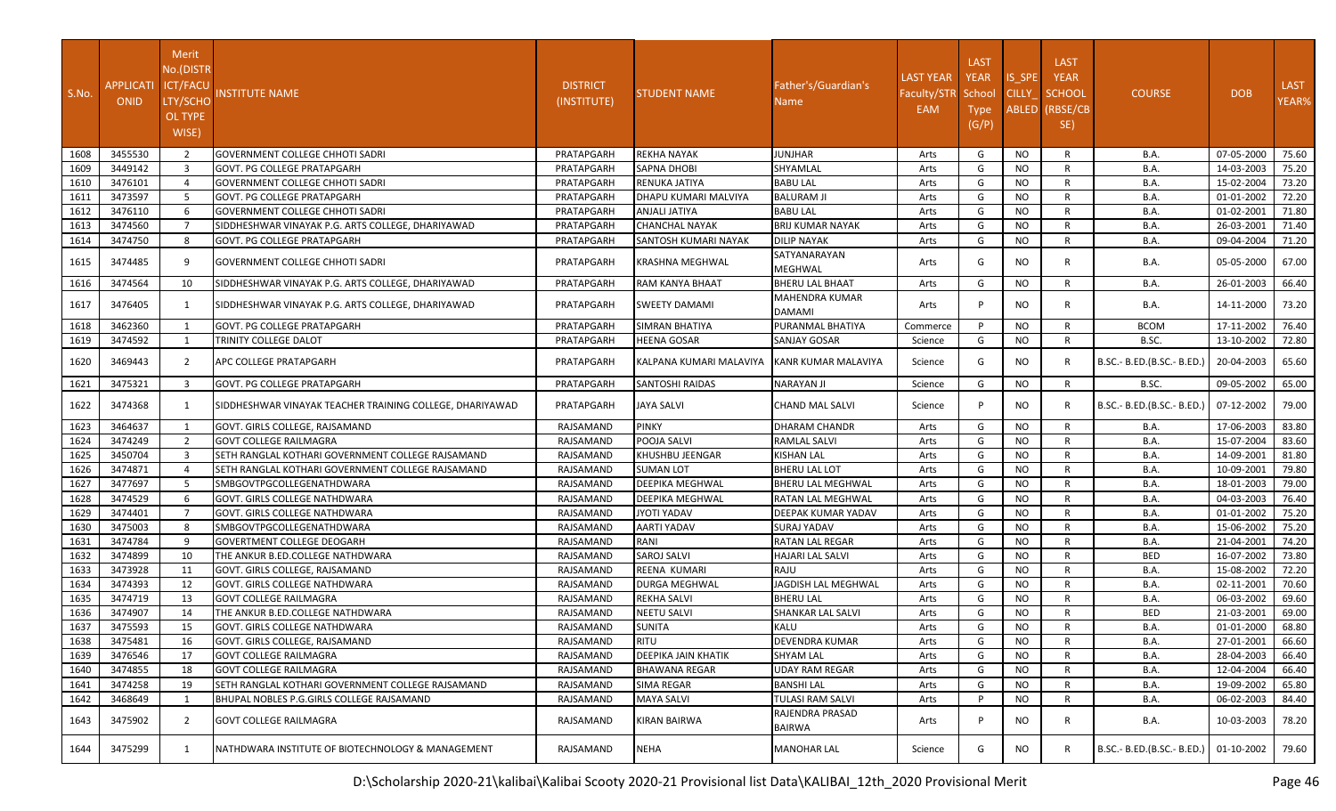| S.No. | APPLICATI ONID | Merit No.(DISTR ICT/FACU LTY/SCHO OL TYPE WISE) | INSTITUTE NAME | DISTRICT (INSTITUTE) | STUDENT NAME | Father's/Guardian's Name | LAST YEAR Faculty/STR EAM | LAST YEAR School Type (G/P) | IS_SPE CILLY_ ABLED | LAST YEAR SCHOOL (RBSE/CB SE) | COURSE | DOB | LAST YEAR% |
|---|---|---|---|---|---|---|---|---|---|---|---|---|---|
| 1608 | 3455530 | 2 | GOVERNMENT COLLEGE CHHOTI SADRI | PRATAPGARH | REKHA NAYAK | JUNJHAR | Arts | G | NO | R | B.A. | 07-05-2000 | 75.60 |
| 1609 | 3449142 | 3 | GOVT. PG COLLEGE PRATAPGARH | PRATAPGARH | SAPNA DHOBI | SHYAMLAL | Arts | G | NO | R | B.A. | 14-03-2003 | 75.20 |
| 1610 | 3476101 | 4 | GOVERNMENT COLLEGE CHHOTI SADRI | PRATAPGARH | RENUKA JATIYA | BABU LAL | Arts | G | NO | R | B.A. | 15-02-2004 | 73.20 |
| 1611 | 3473597 | 5 | GOVT. PG COLLEGE PRATAPGARH | PRATAPGARH | DHAPU KUMARI MALVIYA | BALURAM JI | Arts | G | NO | R | B.A. | 01-01-2002 | 72.20 |
| 1612 | 3476110 | 6 | GOVERNMENT COLLEGE CHHOTI SADRI | PRATAPGARH | ANJALI JATIYA | BABU LAL | Arts | G | NO | R | B.A. | 01-02-2001 | 71.80 |
| 1613 | 3474560 | 7 | SIDDHESHWAR VINAYAK P.G. ARTS COLLEGE, DHARIYAWAD | PRATAPGARH | CHANCHAL NAYAK | BRIJ KUMAR NAYAK | Arts | G | NO | R | B.A. | 26-03-2001 | 71.40 |
| 1614 | 3474750 | 8 | GOVT. PG COLLEGE PRATAPGARH | PRATAPGARH | SANTOSH KUMARI NAYAK | DILIP NAYAK | Arts | G | NO | R | B.A. | 09-04-2004 | 71.20 |
| 1615 | 3474485 | 9 | GOVERNMENT COLLEGE CHHOTI SADRI | PRATAPGARH | KRASHNA MEGHWAL | SATYANARAYAN MEGHWAL | Arts | G | NO | R | B.A. | 05-05-2000 | 67.00 |
| 1616 | 3474564 | 10 | SIDDHESHWAR VINAYAK P.G. ARTS COLLEGE, DHARIYAWAD | PRATAPGARH | RAM KANYA BHAAT | BHERU LAL BHAAT | Arts | G | NO | R | B.A. | 26-01-2003 | 66.40 |
| 1617 | 3476405 | 1 | SIDDHESHWAR VINAYAK P.G. ARTS COLLEGE, DHARIYAWAD | PRATAPGARH | SWEETY DAMAMI | MAHENDRA KUMAR DAMAMI | Arts | P | NO | R | B.A. | 14-11-2000 | 73.20 |
| 1618 | 3462360 | 1 | GOVT. PG COLLEGE PRATAPGARH | PRATAPGARH | SIMRAN BHATIYA | PURANMAL BHATIYA | Commerce | P | NO | R | BCOM | 17-11-2002 | 76.40 |
| 1619 | 3474592 | 1 | TRINITY COLLEGE DALOT | PRATAPGARH | HEENA GOSAR | SANJAY GOSAR | Science | G | NO | R | B.SC. | 13-10-2002 | 72.80 |
| 1620 | 3469443 | 2 | APC COLLEGE PRATAPGARH | PRATAPGARH | KALPANA KUMARI MALAVIYA | KANR KUMAR MALAVIYA | Science | G | NO | R | B.SC.- B.ED.(B.SC.- B.ED.) | 20-04-2003 | 65.60 |
| 1621 | 3475321 | 3 | GOVT. PG COLLEGE PRATAPGARH | PRATAPGARH | SANTOSHI RAIDAS | NARAYAN JI | Science | G | NO | R | B.SC. | 09-05-2002 | 65.00 |
| 1622 | 3474368 | 1 | SIDDHESHWAR VINAYAK TEACHER TRAINING COLLEGE, DHARIYAWAD | PRATAPGARH | JAYA SALVI | CHAND MAL SALVI | Science | P | NO | R | B.SC.- B.ED.(B.SC.- B.ED.) | 07-12-2002 | 79.00 |
| 1623 | 3464637 | 1 | GOVT. GIRLS COLLEGE, RAJSAMAND | RAJSAMAND | PINKY | DHARAM CHANDR | Arts | G | NO | R | B.A. | 17-06-2003 | 83.80 |
| 1624 | 3474249 | 2 | GOVT COLLEGE RAILMAGRA | RAJSAMAND | POOJA SALVI | RAMLAL SALVI | Arts | G | NO | R | B.A. | 15-07-2004 | 83.60 |
| 1625 | 3450704 | 3 | SETH RANGLAL KOTHARI GOVERNMENT COLLEGE RAJSAMAND | RAJSAMAND | KHUSHBU JEENGAR | KISHAN LAL | Arts | G | NO | R | B.A. | 14-09-2001 | 81.80 |
| 1626 | 3474871 | 4 | SETH RANGLAL KOTHARI GOVERNMENT COLLEGE RAJSAMAND | RAJSAMAND | SUMAN LOT | BHERU LAL LOT | Arts | G | NO | R | B.A. | 10-09-2001 | 79.80 |
| 1627 | 3477697 | 5 | SMBGOVTPGCOLLEGENATHDWARA | RAJSAMAND | DEEPIKA MEGHWAL | BHERU LAL MEGHWAL | Arts | G | NO | R | B.A. | 18-01-2003 | 79.00 |
| 1628 | 3474529 | 6 | GOVT. GIRLS COLLEGE NATHDWARA | RAJSAMAND | DEEPIKA MEGHWAL | RATAN LAL MEGHWAL | Arts | G | NO | R | B.A. | 04-03-2003 | 76.40 |
| 1629 | 3474401 | 7 | GOVT. GIRLS COLLEGE NATHDWARA | RAJSAMAND | JYOTI YADAV | DEEPAK KUMAR YADAV | Arts | G | NO | R | B.A. | 01-01-2002 | 75.20 |
| 1630 | 3475003 | 8 | SMBGOVTPGCOLLEGENATHDWARA | RAJSAMAND | AARTI YADAV | SURAJ YADAV | Arts | G | NO | R | B.A. | 15-06-2002 | 75.20 |
| 1631 | 3474784 | 9 | GOVERTMENT COLLEGE DEOGARH | RAJSAMAND | RANI | RATAN LAL REGAR | Arts | G | NO | R | B.A. | 21-04-2001 | 74.20 |
| 1632 | 3474899 | 10 | THE ANKUR B.ED.COLLEGE NATHDWARA | RAJSAMAND | SAROJ SALVI | HAJARI LAL SALVI | Arts | G | NO | R | BED | 16-07-2002 | 73.80 |
| 1633 | 3473928 | 11 | GOVT. GIRLS COLLEGE, RAJSAMAND | RAJSAMAND | REENA KUMARI | RAJU | Arts | G | NO | R | B.A. | 15-08-2002 | 72.20 |
| 1634 | 3474393 | 12 | GOVT. GIRLS COLLEGE NATHDWARA | RAJSAMAND | DURGA MEGHWAL | JAGDISH LAL MEGHWAL | Arts | G | NO | R | B.A. | 02-11-2001 | 70.60 |
| 1635 | 3474719 | 13 | GOVT COLLEGE RAILMAGRA | RAJSAMAND | REKHA SALVI | BHERU LAL | Arts | G | NO | R | B.A. | 06-03-2002 | 69.60 |
| 1636 | 3474907 | 14 | THE ANKUR B.ED.COLLEGE NATHDWARA | RAJSAMAND | NEETU SALVI | SHANKAR LAL SALVI | Arts | G | NO | R | BED | 21-03-2001 | 69.00 |
| 1637 | 3475593 | 15 | GOVT. GIRLS COLLEGE NATHDWARA | RAJSAMAND | SUNITA | KALU | Arts | G | NO | R | B.A. | 01-01-2000 | 68.80 |
| 1638 | 3475481 | 16 | GOVT. GIRLS COLLEGE, RAJSAMAND | RAJSAMAND | RITU | DEVENDRA KUMAR | Arts | G | NO | R | B.A. | 27-01-2001 | 66.60 |
| 1639 | 3476546 | 17 | GOVT COLLEGE RAILMAGRA | RAJSAMAND | DEEPIKA JAIN KHATIK | SHYAM LAL | Arts | G | NO | R | B.A. | 28-04-2003 | 66.40 |
| 1640 | 3474855 | 18 | GOVT COLLEGE RAILMAGRA | RAJSAMAND | BHAWANA REGAR | UDAY RAM REGAR | Arts | G | NO | R | B.A. | 12-04-2004 | 66.40 |
| 1641 | 3474258 | 19 | SETH RANGLAL KOTHARI GOVERNMENT COLLEGE RAJSAMAND | RAJSAMAND | SIMA REGAR | BANSHI LAL | Arts | G | NO | R | B.A. | 19-09-2002 | 65.80 |
| 1642 | 3468649 | 1 | BHUPAL NOBLES P.G.GIRLS COLLEGE RAJSAMAND | RAJSAMAND | MAYA SALVI | TULASI RAM SALVI | Arts | P | NO | R | B.A. | 06-02-2003 | 84.40 |
| 1643 | 3475902 | 2 | GOVT COLLEGE RAILMAGRA | RAJSAMAND | KIRAN BAIRWA | RAJENDRA PRASAD BAIRWA | Arts | P | NO | R | B.A. | 10-03-2003 | 78.20 |
| 1644 | 3475299 | 1 | NATHDWARA INSTITUTE OF BIOTECHNOLOGY & MANAGEMENT | RAJSAMAND | NEHA | MANOHAR LAL | Science | G | NO | R | B.SC.- B.ED.(B.SC.- B.ED.) | 01-10-2002 | 79.60 |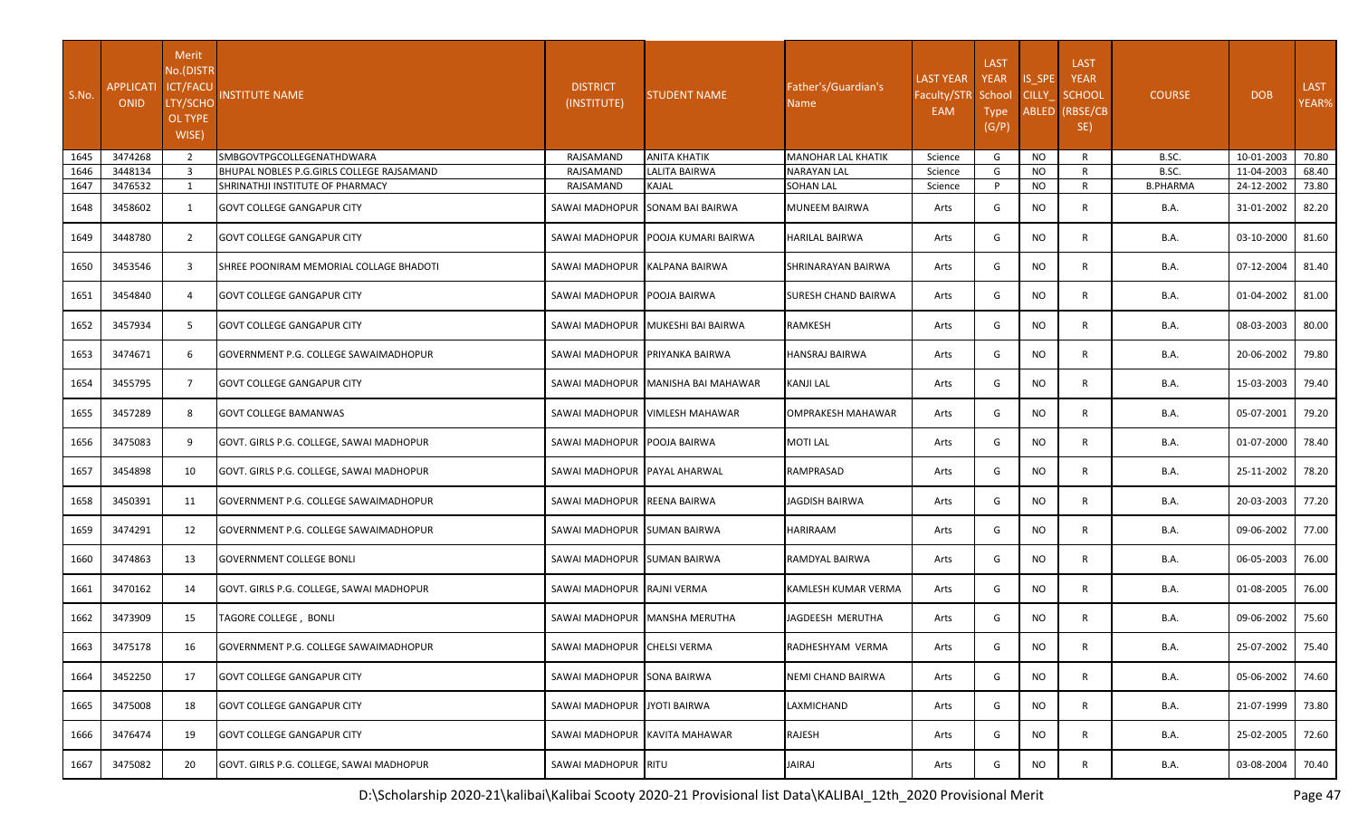| S.No. | APPLICATIONID | Merit No.(DISTRICT/FACULTY/SCHOOL TYPE WISE) | INSTITUTE NAME | DISTRICT (INSTITUTE) | STUDENT NAME | Father's/Guardian's Name | LAST YEAR Faculty/STREAM | LAST YEAR School Type (G/P) | IS_SPECILLY_ABLED | LAST YEAR SCHOOL (RBSE/CBSE) | COURSE | DOB | LAST YEAR% |
|---|---|---|---|---|---|---|---|---|---|---|---|---|---|
| 1645 | 3474268 | 2 | SMBGOVTPGCOLLEGENATHDWARA | RAJSAMAND | ANITA KHATIK | MANOHAR LAL KHATIK | Science | G | NO | R | B.SC. | 10-01-2003 | 70.80 |
| 1646 | 3448134 | 3 | BHUPAL NOBLES P.G.GIRLS COLLEGE RAJSAMAND | RAJSAMAND | LALITA BAIRWA | NARAYAN LAL | Science | G | NO | R | B.SC. | 11-04-2003 | 68.40 |
| 1647 | 3476532 | 1 | SHRINATHJI INSTITUTE OF PHARMACY | RAJSAMAND | KAJAL | SOHAN LAL | Science | P | NO | R | B.PHARMA | 24-12-2002 | 73.80 |
| 1648 | 3458602 | 1 | GOVT COLLEGE GANGAPUR CITY | SAWAI MADHOPUR | SONAM BAI BAIRWA | MUNEEM BAIRWA | Arts | G | NO | R | B.A. | 31-01-2002 | 82.20 |
| 1649 | 3448780 | 2 | GOVT COLLEGE GANGAPUR CITY | SAWAI MADHOPUR | POOJA KUMARI BAIRWA | HARILAL BAIRWA | Arts | G | NO | R | B.A. | 03-10-2000 | 81.60 |
| 1650 | 3453546 | 3 | SHREE POONIRAM MEMORIAL COLLAGE BHADOTI | SAWAI MADHOPUR | KALPANA BAIRWA | SHRINARAYAN BAIRWA | Arts | G | NO | R | B.A. | 07-12-2004 | 81.40 |
| 1651 | 3454840 | 4 | GOVT COLLEGE GANGAPUR CITY | SAWAI MADHOPUR | POOJA BAIRWA | SURESH CHAND BAIRWA | Arts | G | NO | R | B.A. | 01-04-2002 | 81.00 |
| 1652 | 3457934 | 5 | GOVT COLLEGE GANGAPUR CITY | SAWAI MADHOPUR | MUKESHI BAI BAIRWA | RAMKESH | Arts | G | NO | R | B.A. | 08-03-2003 | 80.00 |
| 1653 | 3474671 | 6 | GOVERNMENT P.G. COLLEGE SAWAIMADHOPUR | SAWAI MADHOPUR | PRIYANKA BAIRWA | HANSRAJ BAIRWA | Arts | G | NO | R | B.A. | 20-06-2002 | 79.80 |
| 1654 | 3455795 | 7 | GOVT COLLEGE GANGAPUR CITY | SAWAI MADHOPUR | MANISHA BAI MAHAWAR | KANJI LAL | Arts | G | NO | R | B.A. | 15-03-2003 | 79.40 |
| 1655 | 3457289 | 8 | GOVT COLLEGE BAMANWAS | SAWAI MADHOPUR | VIMLESH MAHAWAR | OMPRAKESH MAHAWAR | Arts | G | NO | R | B.A. | 05-07-2001 | 79.20 |
| 1656 | 3475083 | 9 | GOVT. GIRLS P.G. COLLEGE, SAWAI MADHOPUR | SAWAI MADHOPUR | POOJA BAIRWA | MOTI LAL | Arts | G | NO | R | B.A. | 01-07-2000 | 78.40 |
| 1657 | 3454898 | 10 | GOVT. GIRLS P.G. COLLEGE, SAWAI MADHOPUR | SAWAI MADHOPUR | PAYAL AHARWAL | RAMPRASAD | Arts | G | NO | R | B.A. | 25-11-2002 | 78.20 |
| 1658 | 3450391 | 11 | GOVERNMENT P.G. COLLEGE SAWAIMADHOPUR | SAWAI MADHOPUR | REENA BAIRWA | JAGDISH BAIRWA | Arts | G | NO | R | B.A. | 20-03-2003 | 77.20 |
| 1659 | 3474291 | 12 | GOVERNMENT P.G. COLLEGE SAWAIMADHOPUR | SAWAI MADHOPUR | SUMAN BAIRWA | HARIRAAM | Arts | G | NO | R | B.A. | 09-06-2002 | 77.00 |
| 1660 | 3474863 | 13 | GOVERNMENT COLLEGE BONLI | SAWAI MADHOPUR | SUMAN BAIRWA | RAMDYAL BAIRWA | Arts | G | NO | R | B.A. | 06-05-2003 | 76.00 |
| 1661 | 3470162 | 14 | GOVT. GIRLS P.G. COLLEGE, SAWAI MADHOPUR | SAWAI MADHOPUR | RAJNI VERMA | KAMLESH KUMAR VERMA | Arts | G | NO | R | B.A. | 01-08-2005 | 76.00 |
| 1662 | 3473909 | 15 | TAGORE COLLEGE , BONLI | SAWAI MADHOPUR | MANSHA MERUTHA | JAGDEESH MERUTHA | Arts | G | NO | R | B.A. | 09-06-2002 | 75.60 |
| 1663 | 3475178 | 16 | GOVERNMENT P.G. COLLEGE SAWAIMADHOPUR | SAWAI MADHOPUR | CHELSI VERMA | RADHESHYAM VERMA | Arts | G | NO | R | B.A. | 25-07-2002 | 75.40 |
| 1664 | 3452250 | 17 | GOVT COLLEGE GANGAPUR CITY | SAWAI MADHOPUR | SONA BAIRWA | NEMI CHAND BAIRWA | Arts | G | NO | R | B.A. | 05-06-2002 | 74.60 |
| 1665 | 3475008 | 18 | GOVT COLLEGE GANGAPUR CITY | SAWAI MADHOPUR | JYOTI BAIRWA | LAXMICHAND | Arts | G | NO | R | B.A. | 21-07-1999 | 73.80 |
| 1666 | 3476474 | 19 | GOVT COLLEGE GANGAPUR CITY | SAWAI MADHOPUR | KAVITA MAHAWAR | RAJESH | Arts | G | NO | R | B.A. | 25-02-2005 | 72.60 |
| 1667 | 3475082 | 20 | GOVT. GIRLS P.G. COLLEGE, SAWAI MADHOPUR | SAWAI MADHOPUR | RITU | JAIRAJ | Arts | G | NO | R | B.A. | 03-08-2004 | 70.40 |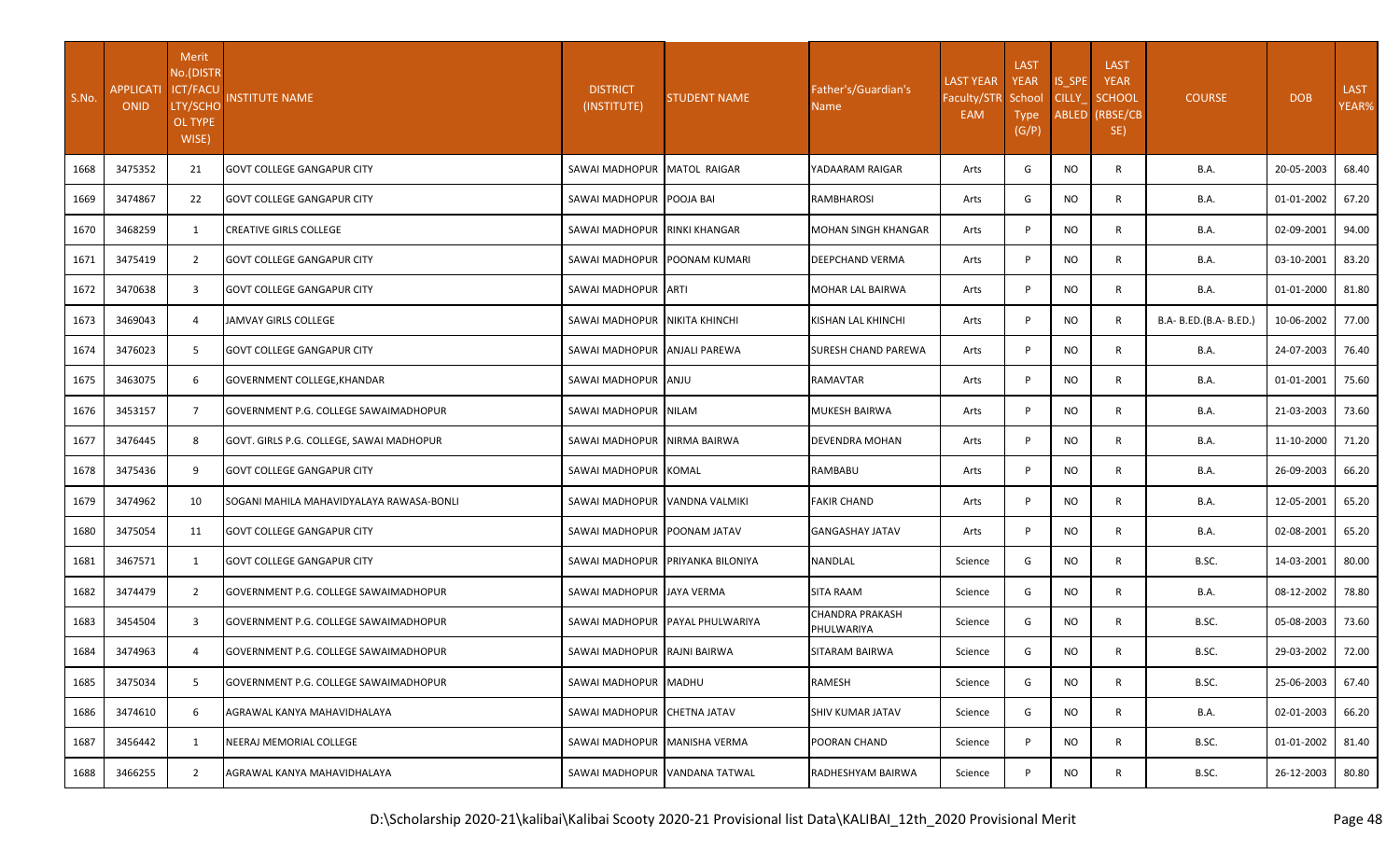| S.No. | APPLICATIONID | Merit No.(DISTRICT/FACULTY/SCHOOL TYPE WISE) | INSTITUTE NAME | DISTRICT (INSTITUTE) | STUDENT NAME | Father's/Guardian's Name | LAST YEAR Faculty/STREAM | LAST YEAR School Type (G/P) | IS_SPECILLY_ABLED | LAST YEAR SCHOOL (RBSE/CBSE) | COURSE | DOB | LAST YEAR% |
|---|---|---|---|---|---|---|---|---|---|---|---|---|---|
| 1668 | 3475352 | 21 | GOVT COLLEGE GANGAPUR CITY | SAWAI MADHOPUR | MATOL RAIGAR | YADAARAM RAIGAR | Arts | G | NO | R | B.A. | 20-05-2003 | 68.40 |
| 1669 | 3474867 | 22 | GOVT COLLEGE GANGAPUR CITY | SAWAI MADHOPUR | POOJA BAI | RAMBHAROSI | Arts | G | NO | R | B.A. | 01-01-2002 | 67.20 |
| 1670 | 3468259 | 1 | CREATIVE GIRLS COLLEGE | SAWAI MADHOPUR | RINKI KHANGAR | MOHAN SINGH KHANGAR | Arts | P | NO | R | B.A. | 02-09-2001 | 94.00 |
| 1671 | 3475419 | 2 | GOVT COLLEGE GANGAPUR CITY | SAWAI MADHOPUR | POONAM KUMARI | DEEPCHAND VERMA | Arts | P | NO | R | B.A. | 03-10-2001 | 83.20 |
| 1672 | 3470638 | 3 | GOVT COLLEGE GANGAPUR CITY | SAWAI MADHOPUR | ARTI | MOHAR LAL BAIRWA | Arts | P | NO | R | B.A. | 01-01-2000 | 81.80 |
| 1673 | 3469043 | 4 | JAMVAY GIRLS COLLEGE | SAWAI MADHOPUR | NIKITA KHINCHI | KISHAN LAL KHINCHI | Arts | P | NO | R | B.A- B.ED.(B.A- B.ED.) | 10-06-2002 | 77.00 |
| 1674 | 3476023 | 5 | GOVT COLLEGE GANGAPUR CITY | SAWAI MADHOPUR | ANJALI PAREWA | SURESH CHAND PAREWA | Arts | P | NO | R | B.A. | 24-07-2003 | 76.40 |
| 1675 | 3463075 | 6 | GOVERNMENT COLLEGE,KHANDAR | SAWAI MADHOPUR | ANJU | RAMAVTAR | Arts | P | NO | R | B.A. | 01-01-2001 | 75.60 |
| 1676 | 3453157 | 7 | GOVERNMENT P.G. COLLEGE SAWAIMADHOPUR | SAWAI MADHOPUR | NILAM | MUKESH BAIRWA | Arts | P | NO | R | B.A. | 21-03-2003 | 73.60 |
| 1677 | 3476445 | 8 | GOVT. GIRLS P.G. COLLEGE, SAWAI MADHOPUR | SAWAI MADHOPUR | NIRMA BAIRWA | DEVENDRA MOHAN | Arts | P | NO | R | B.A. | 11-10-2000 | 71.20 |
| 1678 | 3475436 | 9 | GOVT COLLEGE GANGAPUR CITY | SAWAI MADHOPUR | KOMAL | RAMBABU | Arts | P | NO | R | B.A. | 26-09-2003 | 66.20 |
| 1679 | 3474962 | 10 | SOGANI MAHILA MAHAVIDYALAYA RAWASA-BONLI | SAWAI MADHOPUR | VANDNA VALMIKI | FAKIR CHAND | Arts | P | NO | R | B.A. | 12-05-2001 | 65.20 |
| 1680 | 3475054 | 11 | GOVT COLLEGE GANGAPUR CITY | SAWAI MADHOPUR | POONAM JATAV | GANGASHAY JATAV | Arts | P | NO | R | B.A. | 02-08-2001 | 65.20 |
| 1681 | 3467571 | 1 | GOVT COLLEGE GANGAPUR CITY | SAWAI MADHOPUR | PRIYANKA BILONIYA | NANDLAL | Science | G | NO | R | B.SC. | 14-03-2001 | 80.00 |
| 1682 | 3474479 | 2 | GOVERNMENT P.G. COLLEGE SAWAIMADHOPUR | SAWAI MADHOPUR | JAYA VERMA | SITA RAAM | Science | G | NO | R | B.A. | 08-12-2002 | 78.80 |
| 1683 | 3454504 | 3 | GOVERNMENT P.G. COLLEGE SAWAIMADHOPUR | SAWAI MADHOPUR | PAYAL PHULWARIYA | CHANDRA PRAKASH PHULWARIYA | Science | G | NO | R | B.SC. | 05-08-2003 | 73.60 |
| 1684 | 3474963 | 4 | GOVERNMENT P.G. COLLEGE SAWAIMADHOPUR | SAWAI MADHOPUR | RAJNI BAIRWA | SITARAM BAIRWA | Science | G | NO | R | B.SC. | 29-03-2002 | 72.00 |
| 1685 | 3475034 | 5 | GOVERNMENT P.G. COLLEGE SAWAIMADHOPUR | SAWAI MADHOPUR | MADHU | RAMESH | Science | G | NO | R | B.SC. | 25-06-2003 | 67.40 |
| 1686 | 3474610 | 6 | AGRAWAL KANYA MAHAVIDHALAYA | SAWAI MADHOPUR | CHETNA JATAV | SHIV KUMAR JATAV | Science | G | NO | R | B.A. | 02-01-2003 | 66.20 |
| 1687 | 3456442 | 1 | NEERAJ MEMORIAL COLLEGE | SAWAI MADHOPUR | MANISHA VERMA | POORAN CHAND | Science | P | NO | R | B.SC. | 01-01-2002 | 81.40 |
| 1688 | 3466255 | 2 | AGRAWAL KANYA MAHAVIDHALAYA | SAWAI MADHOPUR | VANDANA TATWAL | RADHESHYAM BAIRWA | Science | P | NO | R | B.SC. | 26-12-2003 | 80.80 |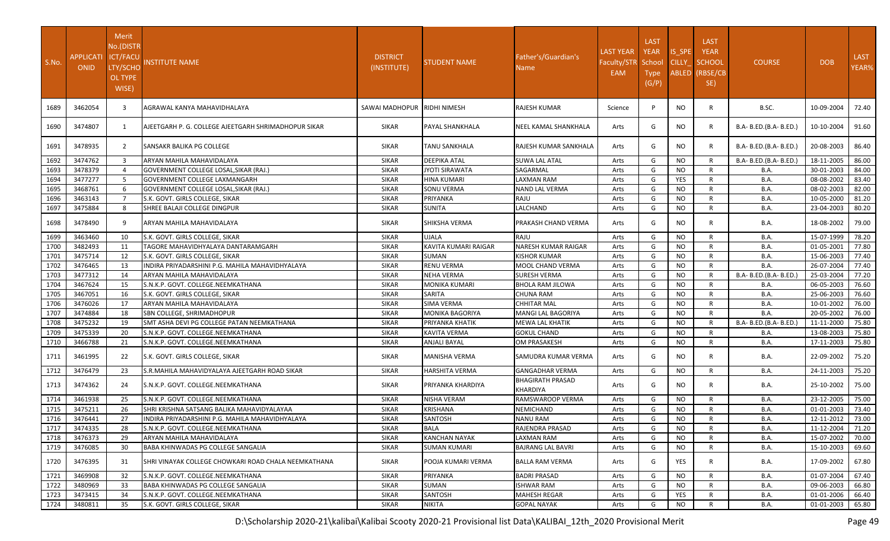| S.No. | APPLICATIONID | Merit No.(DISTRICT/FACULTY/SCHOOL TYPE WISE) | INSTITUTE NAME | DISTRICT (INSTITUTE) | STUDENT NAME | Father's/Guardian's Name | LAST YEAR Faculty/STREAM | LAST YEAR School Type (G/P) | IS_SPECILLY_ABLED | LAST YEAR SCHOOL (RBSE/CBSE) | COURSE | DOB | LAST YEAR% |
|---|---|---|---|---|---|---|---|---|---|---|---|---|---|
| 1689 | 3462054 | 3 | AGRAWAL KANYA MAHAVIDHALAYA | SAWAI MADHOPUR | RIDHI NIMESH | RAJESH KUMAR | Science | P | NO | R | B.SC. | 10-09-2004 | 72.40 |
| 1690 | 3474807 | 1 | AJEETGARH P. G. COLLEGE AJEETGARH SHRIMADHOPUR SIKAR | SIKAR | PAYAL SHANKHALA | NEEL KAMAL SHANKHALA | Arts | G | NO | R | B.A- B.ED.(B.A- B.ED.) | 10-10-2004 | 91.60 |
| 1691 | 3478935 | 2 | SANSAKR BALIKA PG COLLEGE | SIKAR | TANU SANKHALA | RAJESH KUMAR SANKHALA | Arts | G | NO | R | B.A- B.ED.(B.A- B.ED.) | 20-08-2003 | 86.40 |
| 1692 | 3474762 | 3 | ARYAN MAHILA MAHAVIDALAYA | SIKAR | DEEPIKA ATAL | SUWA LAL ATAL | Arts | G | NO | R | B.A- B.ED.(B.A- B.ED.) | 18-11-2005 | 86.00 |
| 1693 | 3478379 | 4 | GOVERNMENT COLLEGE LOSAL,SIKAR (RAJ.) | SIKAR | JYOTI SIRAWATA | SAGARMAL | Arts | G | NO | R | B.A. | 30-01-2003 | 84.00 |
| 1694 | 3477277 | 5 | GOVERNMENT COLLEGE LAXMANGARH | SIKAR | HINA KUMARI | LAXMAN RAM | Arts | G | YES | R | B.A. | 08-08-2002 | 83.40 |
| 1695 | 3468761 | 6 | GOVERNMENT COLLEGE LOSAL,SIKAR (RAJ.) | SIKAR | SONU VERMA | NAND LAL VERMA | Arts | G | NO | R | B.A. | 08-02-2003 | 82.00 |
| 1696 | 3463143 | 7 | S.K. GOVT. GIRLS COLLEGE, SIKAR | SIKAR | PRIYANKA | RAJU | Arts | G | NO | R | B.A. | 10-05-2000 | 81.20 |
| 1697 | 3475884 | 8 | SHREE BALAJI COLLEGE DINGPUR | SIKAR | SUNITA | LALCHAND | Arts | G | NO | R | B.A. | 23-04-2003 | 80.20 |
| 1698 | 3478490 | 9 | ARYAN MAHILA MAHAVIDALAYA | SIKAR | SHIKSHA VERMA | PRAKASH CHAND VERMA | Arts | G | NO | R | B.A. | 18-08-2002 | 79.00 |
| 1699 | 3463460 | 10 | S.K. GOVT. GIRLS COLLEGE, SIKAR | SIKAR | UJALA | RAJU | Arts | G | NO | R | B.A. | 15-07-1999 | 78.20 |
| 1700 | 3482493 | 11 | TAGORE MAHAVIDHYALAYA DANTARAMGARH | SIKAR | KAVITA KUMARI RAIGAR | NARESH KUMAR RAIGAR | Arts | G | NO | R | B.A. | 01-05-2001 | 77.80 |
| 1701 | 3475714 | 12 | S.K. GOVT. GIRLS COLLEGE, SIKAR | SIKAR | SUMAN | KISHOR KUMAR | Arts | G | NO | R | B.A. | 15-06-2003 | 77.40 |
| 1702 | 3476465 | 13 | INDIRA PRIYADARSHINI P.G. MAHILA MAHAVIDHYALAYA | SIKAR | RENU VERMA | MOOL CHAND VERMA | Arts | G | NO | R | B.A. | 26-07-2004 | 77.40 |
| 1703 | 3477312 | 14 | ARYAN MAHILA MAHAVIDALAYA | SIKAR | NEHA VERMA | SURESH VERMA | Arts | G | NO | R | B.A- B.ED.(B.A- B.ED.) | 25-03-2004 | 77.20 |
| 1704 | 3467624 | 15 | S.N.K.P. GOVT. COLLEGE.NEEMKATHANA | SIKAR | MONIKA KUMARI | BHOLA RAM JILOWA | Arts | G | NO | R | B.A. | 06-05-2003 | 76.60 |
| 1705 | 3467051 | 16 | S.K. GOVT. GIRLS COLLEGE, SIKAR | SIKAR | SARITA | CHUNA RAM | Arts | G | NO | R | B.A. | 25-06-2003 | 76.60 |
| 1706 | 3476026 | 17 | ARYAN MAHILA MAHAVIDALAYA | SIKAR | SIMA VERMA | CHHITAR MAL | Arts | G | NO | R | B.A. | 10-01-2002 | 76.00 |
| 1707 | 3474884 | 18 | SBN COLLEGE, SHRIMADHOPUR | SIKAR | MONIKA BAGORIYA | MANGI LAL BAGORIYA | Arts | G | NO | R | B.A. | 20-05-2002 | 76.00 |
| 1708 | 3475232 | 19 | SMT ASHA DEVI PG COLLEGE PATAN NEEMKATHANA | SIKAR | PRIYANKA KHATIK | MEWA LAL KHATIK | Arts | G | NO | R | B.A- B.ED.(B.A- B.ED.) | 11-11-2000 | 75.80 |
| 1709 | 3475339 | 20 | S.N.K.P. GOVT. COLLEGE.NEEMKATHANA | SIKAR | KAVITA VERMA | GOKUL CHAND | Arts | G | NO | R | B.A. | 13-08-2003 | 75.80 |
| 1710 | 3466788 | 21 | S.N.K.P. GOVT. COLLEGE.NEEMKATHANA | SIKAR | ANJALI BAYAL | OM PRASAKESH | Arts | G | NO | R | B.A. | 17-11-2003 | 75.80 |
| 1711 | 3461995 | 22 | S.K. GOVT. GIRLS COLLEGE, SIKAR | SIKAR | MANISHA VERMA | SAMUDRA KUMAR VERMA | Arts | G | NO | R | B.A. | 22-09-2002 | 75.20 |
| 1712 | 3476479 | 23 | S.R.MAHILA MAHAVIDYALAYA AJEETGARH ROAD SIKAR | SIKAR | HARSHITA VERMA | GANGADHAR VERMA | Arts | G | NO | R | B.A. | 24-11-2003 | 75.20 |
| 1713 | 3474362 | 24 | S.N.K.P. GOVT. COLLEGE.NEEMKATHANA | SIKAR | PRIYANKA KHARDIYA | BHAGIRATH PRASAD KHARDIYA | Arts | G | NO | R | B.A. | 25-10-2002 | 75.00 |
| 1714 | 3461938 | 25 | S.N.K.P. GOVT. COLLEGE.NEEMKATHANA | SIKAR | NISHA VERAM | RAMSWAROOP VERMA | Arts | G | NO | R | B.A. | 23-12-2005 | 75.00 |
| 1715 | 3475211 | 26 | SHRI KRISHNA SATSANG BALIKA MAHAVIDYALAYAA | SIKAR | KRISHANA | NEMICHAND | Arts | G | NO | R | B.A. | 01-01-2003 | 73.40 |
| 1716 | 3476441 | 27 | INDIRA PRIYADARSHINI P.G. MAHILA MAHAVIDHYALAYA | SIKAR | SANTOSH | NANU RAM | Arts | G | NO | R | B.A. | 12-11-2012 | 73.00 |
| 1717 | 3474335 | 28 | S.N.K.P. GOVT. COLLEGE.NEEMKATHANA | SIKAR | BALA | RAJENDRA PRASAD | Arts | G | NO | R | B.A. | 11-12-2004 | 71.20 |
| 1718 | 3476373 | 29 | ARYAN MAHILA MAHAVIDALAYA | SIKAR | KANCHAN NAYAK | LAXMAN RAM | Arts | G | NO | R | B.A. | 15-07-2002 | 70.00 |
| 1719 | 3476085 | 30 | BABA KHINWADAS PG COLLEGE SANGALIA | SIKAR | SUMAN KUMARI | BAJRANG LAL BAVRI | Arts | G | NO | R | B.A. | 15-10-2003 | 69.60 |
| 1720 | 3476395 | 31 | SHRI VINAYAK COLLEGE CHOWKARI ROAD CHALA NEEMKATHANA | SIKAR | POOJA KUMARI VERMA | BALLA RAM VERMA | Arts | G | YES | R | B.A. | 17-09-2002 | 67.80 |
| 1721 | 3469908 | 32 | S.N.K.P. GOVT. COLLEGE.NEEMKATHANA | SIKAR | PRIYANKA | BADRI PRASAD | Arts | G | NO | R | B.A. | 01-07-2004 | 67.40 |
| 1722 | 3480969 | 33 | BABA KHINWADAS PG COLLEGE SANGALIA | SIKAR | SUMAN | ISHWAR RAM | Arts | G | NO | R | B.A. | 09-06-2003 | 66.80 |
| 1723 | 3473415 | 34 | S.N.K.P. GOVT. COLLEGE.NEEMKATHANA | SIKAR | SANTOSH | MAHESH REGAR | Arts | G | YES | R | B.A. | 01-01-2006 | 66.40 |
| 1724 | 3480811 | 35 | S.K. GOVT. GIRLS COLLEGE, SIKAR | SIKAR | NIKITA | GOPAL NAYAK | Arts | G | NO | R | B.A. | 01-01-2003 | 65.80 |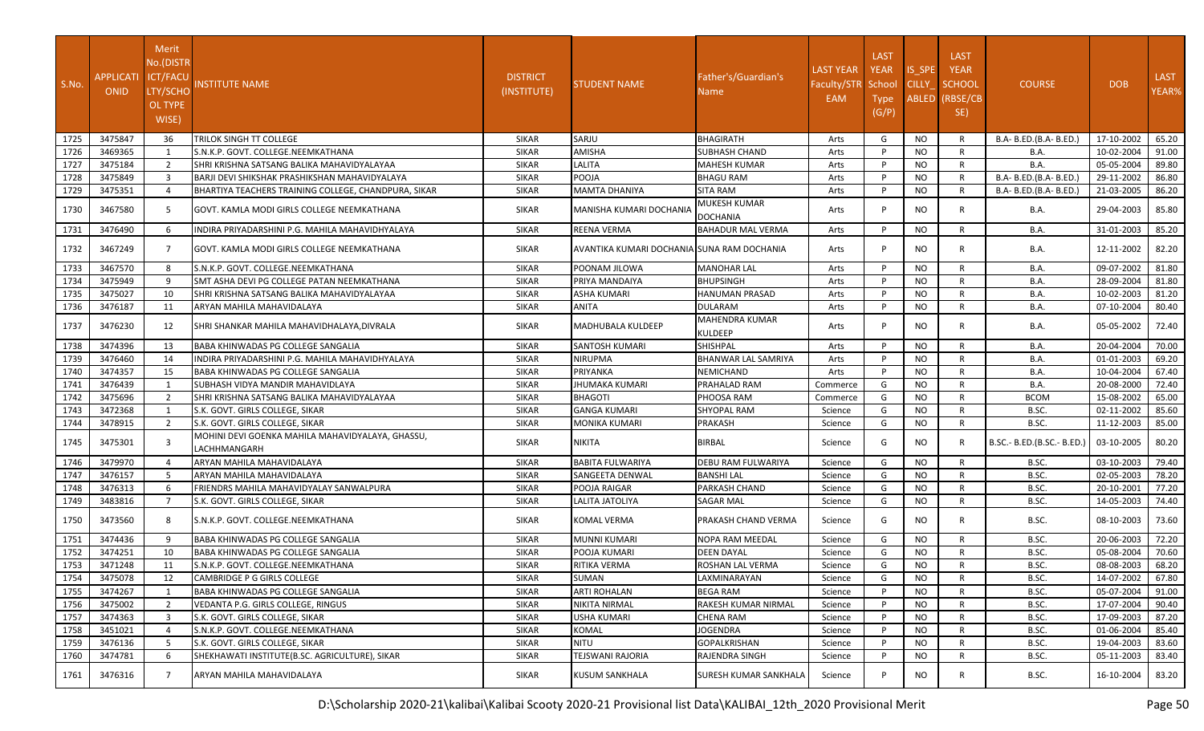| S.No. | APPLICATI ONID | Merit No.(DISTR ICT/FACU LTY/SCHO OL TYPE WISE) | INSTITUTE NAME | DISTRICT (INSTITUTE) | STUDENT NAME | Father's/Guardian's Name | LAST YEAR Faculty/STR EAM | LAST YEAR School Type (G/P) | IS_SPE CILLY_ ABLED | LAST YEAR SCHOOL (RBSE/CB SE) | COURSE | DOB | LAST YEAR% |
|---|---|---|---|---|---|---|---|---|---|---|---|---|---|
| 1725 | 3475847 | 36 | TRILOK SINGH TT COLLEGE | SIKAR | SARJU | BHAGIRATH | Arts | G | NO | R | B.A- B.ED.(B.A- B.ED.) | 17-10-2002 | 65.20 |
| 1726 | 3469365 | 1 | S.N.K.P. GOVT. COLLEGE.NEEMKATHANA | SIKAR | AMISHA | SUBHASH CHAND | Arts | P | NO | R | B.A. | 10-02-2004 | 91.00 |
| 1727 | 3475184 | 2 | SHRI KRISHNA SATSANG BALIKA MAHAVIDYALAYAA | SIKAR | LALITA | MAHESH KUMAR | Arts | P | NO | R | B.A. | 05-05-2004 | 89.80 |
| 1728 | 3475849 | 3 | BARJI DEVI SHIKSHAK PRASHIKSHAN MAHAVIDYALAYA | SIKAR | POOJA | BHAGU RAM | Arts | P | NO | R | B.A- B.ED.(B.A- B.ED.) | 29-11-2002 | 86.80 |
| 1729 | 3475351 | 4 | BHARTIYA TEACHERS TRAINING COLLEGE, CHANDPURA, SIKAR | SIKAR | MAMTA DHANIYA | SITA RAM | Arts | P | NO | R | B.A- B.ED.(B.A- B.ED.) | 21-03-2005 | 86.20 |
| 1730 | 3467580 | 5 | GOVT. KAMLA MODI GIRLS COLLEGE NEEMKATHANA | SIKAR | MANISHA KUMARI DOCHANIA | MUKESH KUMAR DOCHANIA | Arts | P | NO | R | B.A. | 29-04-2003 | 85.80 |
| 1731 | 3476490 | 6 | INDIRA PRIYADARSHINI P.G. MAHILA MAHAVIDHYALAYA | SIKAR | REENA VERMA | BAHADUR MAL VERMA | Arts | P | NO | R | B.A. | 31-01-2003 | 85.20 |
| 1732 | 3467249 | 7 | GOVT. KAMLA MODI GIRLS COLLEGE NEEMKATHANA | SIKAR | AVANTIKA KUMARI DOCHANIA | SUNA RAM DOCHANIA | Arts | P | NO | R | B.A. | 12-11-2002 | 82.20 |
| 1733 | 3467570 | 8 | S.N.K.P. GOVT. COLLEGE.NEEMKATHANA | SIKAR | POONAM JILOWA | MANOHAR LAL | Arts | P | NO | R | B.A. | 09-07-2002 | 81.80 |
| 1734 | 3475949 | 9 | SMT ASHA DEVI PG COLLEGE PATAN NEEMKATHANA | SIKAR | PRIYA MANDAIYA | BHUPSINGH | Arts | P | NO | R | B.A. | 28-09-2004 | 81.80 |
| 1735 | 3475027 | 10 | SHRI KRISHNA SATSANG BALIKA MAHAVIDYALAYAA | SIKAR | ASHA KUMARI | HANUMAN PRASAD | Arts | P | NO | R | B.A. | 10-02-2003 | 81.20 |
| 1736 | 3476187 | 11 | ARYAN MAHILA MAHAVIDALAYA | SIKAR | ANITA | DULARAM | Arts | P | NO | R | B.A. | 07-10-2004 | 80.40 |
| 1737 | 3476230 | 12 | SHRI SHANKAR MAHILA MAHAVIDHALAYA,DIVRALA | SIKAR | MADHUBALA KULDEEP | MAHENDRA KUMAR KULDEEP | Arts | P | NO | R | B.A. | 05-05-2002 | 72.40 |
| 1738 | 3474396 | 13 | BABA KHINWADAS PG COLLEGE SANGALIA | SIKAR | SANTOSH KUMARI | SHISHPAL | Arts | P | NO | R | B.A. | 20-04-2004 | 70.00 |
| 1739 | 3476460 | 14 | INDIRA PRIYADARSHINI P.G. MAHILA MAHAVIDHYALAYA | SIKAR | NIRUPMA | BHANWAR LAL SAMRIYA | Arts | P | NO | R | B.A. | 01-01-2003 | 69.20 |
| 1740 | 3474357 | 15 | BABA KHINWADAS PG COLLEGE SANGALIA | SIKAR | PRIYANKA | NEMICHAND | Arts | P | NO | R | B.A. | 10-04-2004 | 67.40 |
| 1741 | 3476439 | 1 | SUBHASH VIDYA MANDIR MAHAVIDLAYA | SIKAR | JHUMAKA KUMARI | PRAHALAD RAM | Commerce | G | NO | R | B.A. | 20-08-2000 | 72.40 |
| 1742 | 3475696 | 2 | SHRI KRISHNA SATSANG BALIKA MAHAVIDYALAYAA | SIKAR | BHAGOTI | PHOOSA RAM | Commerce | G | NO | R | BCOM | 15-08-2002 | 65.00 |
| 1743 | 3472368 | 1 | S.K. GOVT. GIRLS COLLEGE, SIKAR | SIKAR | GANGA KUMARI | SHYOPAL RAM | Science | G | NO | R | B.SC. | 02-11-2002 | 85.60 |
| 1744 | 3478915 | 2 | S.K. GOVT. GIRLS COLLEGE, SIKAR | SIKAR | MONIKA KUMARI | PRAKASH | Science | G | NO | R | B.SC. | 11-12-2003 | 85.00 |
| 1745 | 3475301 | 3 | MOHINI DEVI GOENKA MAHILA MAHAVIDYALAYA, GHASSU, LACHHMANGARH | SIKAR | NIKITA | BIRBAL | Science | G | NO | R | B.SC.- B.ED.(B.SC.- B.ED.) | 03-10-2005 | 80.20 |
| 1746 | 3479970 | 4 | ARYAN MAHILA MAHAVIDALAYA | SIKAR | BABITA FULWARIYA | DEBU RAM FULWARIYA | Science | G | NO | R | B.SC. | 03-10-2003 | 79.40 |
| 1747 | 3476157 | 5 | ARYAN MAHILA MAHAVIDALAYA | SIKAR | SANGEETA DENWAL | BANSHI LAL | Science | G | NO | R | B.SC. | 02-05-2003 | 78.20 |
| 1748 | 3476313 | 6 | FRIENDRS MAHILA MAHAVIDYALAY SANWALPURA | SIKAR | POOJA RAIGAR | PARKASH CHAND | Science | G | NO | R | B.SC. | 20-10-2001 | 77.20 |
| 1749 | 3483816 | 7 | S.K. GOVT. GIRLS COLLEGE, SIKAR | SIKAR | LALITA JATOLIYA | SAGAR MAL | Science | G | NO | R | B.SC. | 14-05-2003 | 74.40 |
| 1750 | 3473560 | 8 | S.N.K.P. GOVT. COLLEGE.NEEMKATHANA | SIKAR | KOMAL VERMA | PRAKASH CHAND VERMA | Science | G | NO | R | B.SC. | 08-10-2003 | 73.60 |
| 1751 | 3474436 | 9 | BABA KHINWADAS PG COLLEGE SANGALIA | SIKAR | MUNNI KUMARI | NOPA RAM MEEDAL | Science | G | NO | R | B.SC. | 20-06-2003 | 72.20 |
| 1752 | 3474251 | 10 | BABA KHINWADAS PG COLLEGE SANGALIA | SIKAR | POOJA KUMARI | DEEN DAYAL | Science | G | NO | R | B.SC. | 05-08-2004 | 70.60 |
| 1753 | 3471248 | 11 | S.N.K.P. GOVT. COLLEGE.NEEMKATHANA | SIKAR | RITIKA VERMA | ROSHAN LAL VERMA | Science | G | NO | R | B.SC. | 08-08-2003 | 68.20 |
| 1754 | 3475078 | 12 | CAMBRIDGE P G GIRLS COLLEGE | SIKAR | SUMAN | LAXMINARAYAN | Science | G | NO | R | B.SC. | 14-07-2002 | 67.80 |
| 1755 | 3474267 | 1 | BABA KHINWADAS PG COLLEGE SANGALIA | SIKAR | ARTI ROHALAN | BEGA RAM | Science | P | NO | R | B.SC. | 05-07-2004 | 91.00 |
| 1756 | 3475002 | 2 | VEDANTA P.G. GIRLS COLLEGE, RINGUS | SIKAR | NIKITA NIRMAL | RAKESH KUMAR NIRMAL | Science | P | NO | R | B.SC. | 17-07-2004 | 90.40 |
| 1757 | 3474363 | 3 | S.K. GOVT. GIRLS COLLEGE, SIKAR | SIKAR | USHA KUMARI | CHENA RAM | Science | P | NO | R | B.SC. | 17-09-2003 | 87.20 |
| 1758 | 3451021 | 4 | S.N.K.P. GOVT. COLLEGE.NEEMKATHANA | SIKAR | KOMAL | JOGENDRA | Science | P | NO | R | B.SC. | 01-06-2004 | 85.40 |
| 1759 | 3476136 | 5 | S.K. GOVT. GIRLS COLLEGE, SIKAR | SIKAR | NITU | GOPALKRISHAN | Science | P | NO | R | B.SC. | 19-04-2003 | 83.60 |
| 1760 | 3474781 | 6 | SHEKHAWATI INSTITUTE(B.SC. AGRICULTURE), SIKAR | SIKAR | TEJSWANI RAJORIA | RAJENDRA SINGH | Science | P | NO | R | B.SC. | 05-11-2003 | 83.40 |
| 1761 | 3476316 | 7 | ARYAN MAHILA MAHAVIDALAYA | SIKAR | KUSUM SANKHALA | SURESH KUMAR SANKHALA | Science | P | NO | R | B.SC. | 16-10-2004 | 83.20 |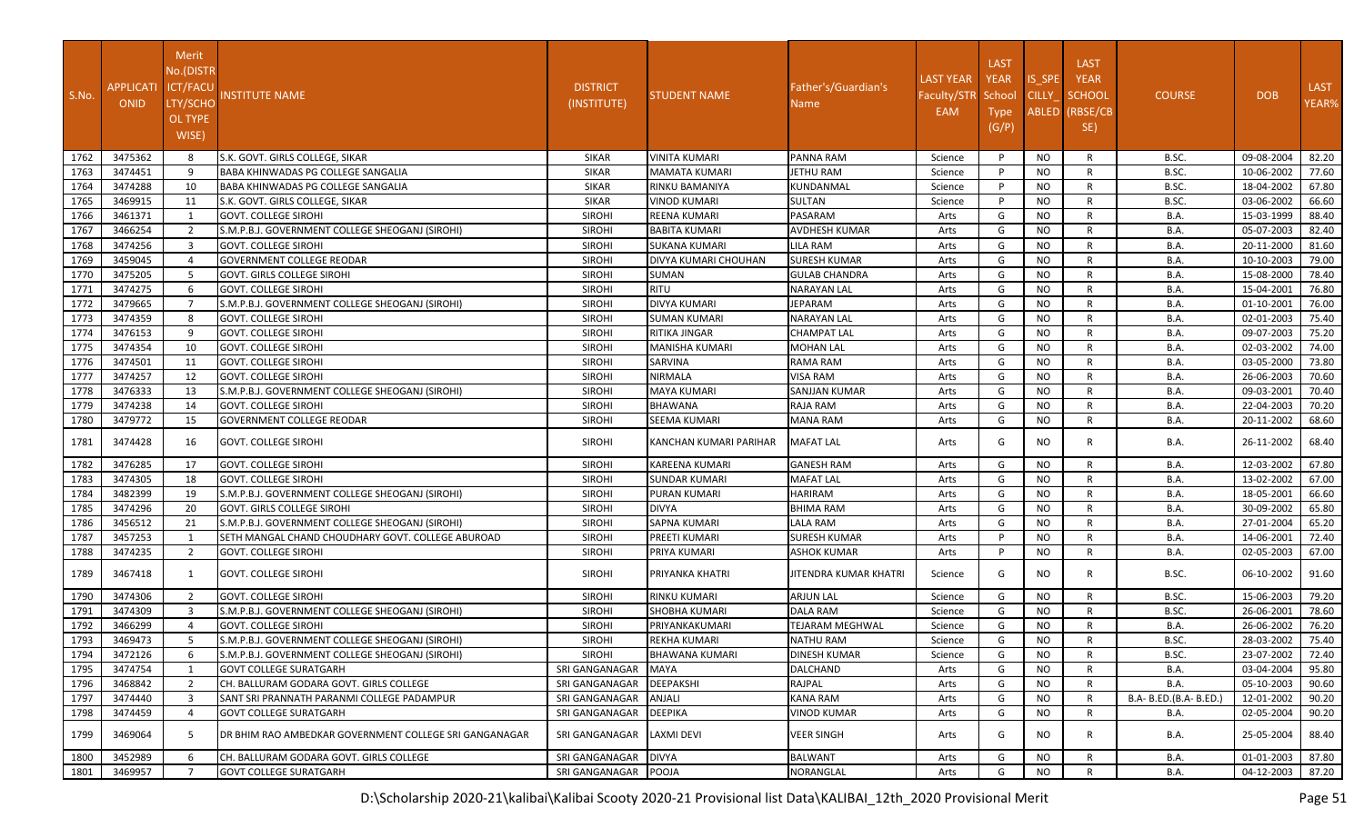| S.No. | APPLICATIONID | Merit No.(DISTRICT/FACULTY/SCHOOL TYPE WISE) | INSTITUTE NAME | DISTRICT (INSTITUTE) | STUDENT NAME | Father's/Guardian's Name | LAST YEAR Faculty/STREAM | LAST YEAR School Type (G/P) | IS_SPECILLY_ABLED | LAST YEAR SCHOOL (RBSE/CBSE) | COURSE | DOB | LAST YEAR% |
|---|---|---|---|---|---|---|---|---|---|---|---|---|---|
| 1762 | 3475362 | 8 | S.K. GOVT. GIRLS COLLEGE, SIKAR | SIKAR | VINITA KUMARI | PANNA RAM | Science | P | NO | R | B.SC. | 09-08-2004 | 82.20 |
| 1763 | 3474451 | 9 | BABA KHINWADAS PG COLLEGE SANGALIA | SIKAR | MAMATA KUMARI | JETHU RAM | Science | P | NO | R | B.SC. | 10-06-2002 | 77.60 |
| 1764 | 3474288 | 10 | BABA KHINWADAS PG COLLEGE SANGALIA | SIKAR | RINKU BAMANIYA | KUNDANMAL | Science | P | NO | R | B.SC. | 18-04-2002 | 67.80 |
| 1765 | 3469915 | 11 | S.K. GOVT. GIRLS COLLEGE, SIKAR | SIKAR | VINOD KUMARI | SULTAN | Science | P | NO | R | B.SC. | 03-06-2002 | 66.60 |
| 1766 | 3461371 | 1 | GOVT. COLLEGE SIROHI | SIROHI | REENA KUMARI | PASARAM | Arts | G | NO | R | B.A. | 15-03-1999 | 88.40 |
| 1767 | 3466254 | 2 | S.M.P.B.J. GOVERNMENT COLLEGE SHEOGANJ (SIROHI) | SIROHI | BABITA KUMARI | AVDHESH KUMAR | Arts | G | NO | R | B.A. | 05-07-2003 | 82.40 |
| 1768 | 3474256 | 3 | GOVT. COLLEGE SIROHI | SIROHI | SUKANA KUMARI | LILA RAM | Arts | G | NO | R | B.A. | 20-11-2000 | 81.60 |
| 1769 | 3459045 | 4 | GOVERNMENT COLLEGE REODAR | SIROHI | DIVYA KUMARI CHOUHAN | SURESH KUMAR | Arts | G | NO | R | B.A. | 10-10-2003 | 79.00 |
| 1770 | 3475205 | 5 | GOVT. GIRLS COLLEGE SIROHI | SIROHI | SUMAN | GULAB CHANDRA | Arts | G | NO | R | B.A. | 15-08-2000 | 78.40 |
| 1771 | 3474275 | 6 | GOVT. COLLEGE SIROHI | SIROHI | RITU | NARAYAN LAL | Arts | G | NO | R | B.A. | 15-04-2001 | 76.80 |
| 1772 | 3479665 | 7 | S.M.P.B.J. GOVERNMENT COLLEGE SHEOGANJ (SIROHI) | SIROHI | DIVYA KUMARI | JEPARAM | Arts | G | NO | R | B.A. | 01-10-2001 | 76.00 |
| 1773 | 3474359 | 8 | GOVT. COLLEGE SIROHI | SIROHI | SUMAN KUMARI | NARAYAN LAL | Arts | G | NO | R | B.A. | 02-01-2003 | 75.40 |
| 1774 | 3476153 | 9 | GOVT. COLLEGE SIROHI | SIROHI | RITIKA JINGAR | CHAMPAT LAL | Arts | G | NO | R | B.A. | 09-07-2003 | 75.20 |
| 1775 | 3474354 | 10 | GOVT. COLLEGE SIROHI | SIROHI | MANISHA KUMARI | MOHAN LAL | Arts | G | NO | R | B.A. | 02-03-2002 | 74.00 |
| 1776 | 3474501 | 11 | GOVT. COLLEGE SIROHI | SIROHI | SARVINA | RAMA RAM | Arts | G | NO | R | B.A. | 03-05-2000 | 73.80 |
| 1777 | 3474257 | 12 | GOVT. COLLEGE SIROHI | SIROHI | NIRMALA | VISA RAM | Arts | G | NO | R | B.A. | 26-06-2003 | 70.60 |
| 1778 | 3476333 | 13 | S.M.P.B.J. GOVERNMENT COLLEGE SHEOGANJ (SIROHI) | SIROHI | MAYA KUMARI | SANJJAN KUMAR | Arts | G | NO | R | B.A. | 09-03-2001 | 70.40 |
| 1779 | 3474238 | 14 | GOVT. COLLEGE SIROHI | SIROHI | BHAWANA | RAJA RAM | Arts | G | NO | R | B.A. | 22-04-2003 | 70.20 |
| 1780 | 3479772 | 15 | GOVERNMENT COLLEGE REODAR | SIROHI | SEEMA KUMARI | MANA RAM | Arts | G | NO | R | B.A. | 20-11-2002 | 68.60 |
| 1781 | 3474428 | 16 | GOVT. COLLEGE SIROHI | SIROHI | KANCHAN KUMARI PARIHAR | MAFAT LAL | Arts | G | NO | R | B.A. | 26-11-2002 | 68.40 |
| 1782 | 3476285 | 17 | GOVT. COLLEGE SIROHI | SIROHI | KAREENA KUMARI | GANESH RAM | Arts | G | NO | R | B.A. | 12-03-2002 | 67.80 |
| 1783 | 3474305 | 18 | GOVT. COLLEGE SIROHI | SIROHI | SUNDAR KUMARI | MAFAT LAL | Arts | G | NO | R | B.A. | 13-02-2002 | 67.00 |
| 1784 | 3482399 | 19 | S.M.P.B.J. GOVERNMENT COLLEGE SHEOGANJ (SIROHI) | SIROHI | PURAN KUMARI | HARIRAM | Arts | G | NO | R | B.A. | 18-05-2001 | 66.60 |
| 1785 | 3474296 | 20 | GOVT. GIRLS COLLEGE SIROHI | SIROHI | DIVYA | BHIMA RAM | Arts | G | NO | R | B.A. | 30-09-2002 | 65.80 |
| 1786 | 3456512 | 21 | S.M.P.B.J. GOVERNMENT COLLEGE SHEOGANJ (SIROHI) | SIROHI | SAPNA KUMARI | LALA RAM | Arts | G | NO | R | B.A. | 27-01-2004 | 65.20 |
| 1787 | 3457253 | 1 | SETH MANGAL CHAND CHOUDHARY GOVT. COLLEGE ABUROAD | SIROHI | PREETI KUMARI | SURESH KUMAR | Arts | P | NO | R | B.A. | 14-06-2001 | 72.40 |
| 1788 | 3474235 | 2 | GOVT. COLLEGE SIROHI | SIROHI | PRIYA KUMARI | ASHOK KUMAR | Arts | P | NO | R | B.A. | 02-05-2003 | 67.00 |
| 1789 | 3467418 | 1 | GOVT. COLLEGE SIROHI | SIROHI | PRIYANKA KHATRI | JITENDRA KUMAR KHATRI | Science | G | NO | R | B.SC. | 06-10-2002 | 91.60 |
| 1790 | 3474306 | 2 | GOVT. COLLEGE SIROHI | SIROHI | RINKU KUMARI | ARJUN LAL | Science | G | NO | R | B.SC. | 15-06-2003 | 79.20 |
| 1791 | 3474309 | 3 | S.M.P.B.J. GOVERNMENT COLLEGE SHEOGANJ (SIROHI) | SIROHI | SHOBHA KUMARI | DALA RAM | Science | G | NO | R | B.SC. | 26-06-2001 | 78.60 |
| 1792 | 3466299 | 4 | GOVT. COLLEGE SIROHI | SIROHI | PRIYANKAKUMARI | TEJARAM MEGHWAL | Science | G | NO | R | B.A. | 26-06-2002 | 76.20 |
| 1793 | 3469473 | 5 | S.M.P.B.J. GOVERNMENT COLLEGE SHEOGANJ (SIROHI) | SIROHI | REKHA KUMARI | NATHU RAM | Science | G | NO | R | B.SC. | 28-03-2002 | 75.40 |
| 1794 | 3472126 | 6 | S.M.P.B.J. GOVERNMENT COLLEGE SHEOGANJ (SIROHI) | SIROHI | BHAWANA KUMARI | DINESH KUMAR | Science | G | NO | R | B.SC. | 23-07-2002 | 72.40 |
| 1795 | 3474754 | 1 | GOVT COLLEGE SURATGARH | SRI GANGANAGAR | MAYA | DALCHAND | Arts | G | NO | R | B.A. | 03-04-2004 | 95.80 |
| 1796 | 3468842 | 2 | CH. BALLURAM GODARA GOVT. GIRLS COLLEGE | SRI GANGANAGAR | DEEPAKSHI | RAJPAL | Arts | G | NO | R | B.A. | 05-10-2003 | 90.60 |
| 1797 | 3474440 | 3 | SANT SRI PRANNATH PARANMI COLLEGE PADAMPUR | SRI GANGANAGAR | ANJALI | KANA RAM | Arts | G | NO | R | B.A- B.ED.(B.A- B.ED.) | 12-01-2002 | 90.20 |
| 1798 | 3474459 | 4 | GOVT COLLEGE SURATGARH | SRI GANGANAGAR | DEEPIKA | VINOD KUMAR | Arts | G | NO | R | B.A. | 02-05-2004 | 90.20 |
| 1799 | 3469064 | 5 | DR BHIM RAO AMBEDKAR GOVERNMENT COLLEGE SRI GANGANAGAR | SRI GANGANAGAR | LAXMI DEVI | VEER SINGH | Arts | G | NO | R | B.A. | 25-05-2004 | 88.40 |
| 1800 | 3452989 | 6 | CH. BALLURAM GODARA GOVT. GIRLS COLLEGE | SRI GANGANAGAR | DIVYA | BALWANT | Arts | G | NO | R | B.A. | 01-01-2003 | 87.80 |
| 1801 | 3469957 | 7 | GOVT COLLEGE SURATGARH | SRI GANGANAGAR | POOJA | NORANGLAL | Arts | G | NO | R | B.A. | 04-12-2003 | 87.20 |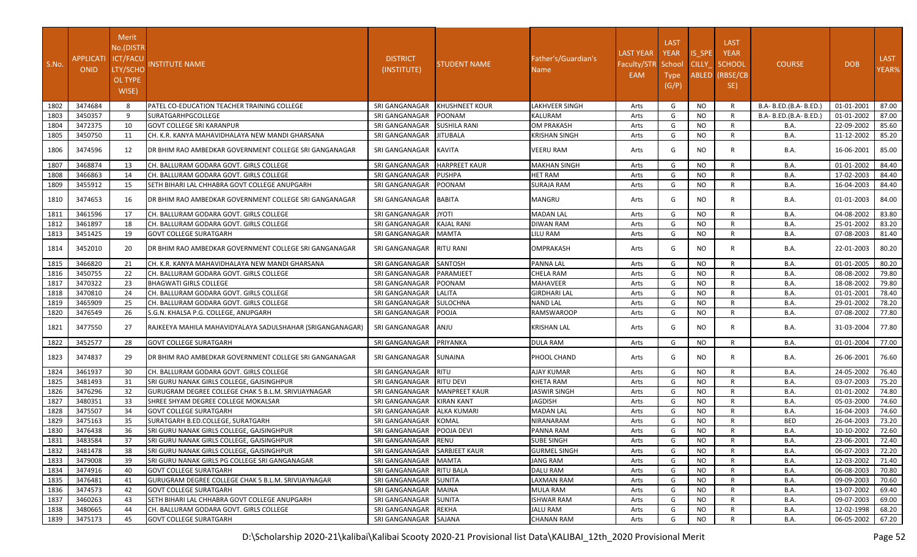| S.No. | APPLICATI ONID | Merit No.(DISTRICT/FACULTY/SCHOOL TYPE WISE) | INSTITUTE NAME | DISTRICT (INSTITUTE) | STUDENT NAME | Father's/Guardian's Name | LAST YEAR Faculty/STREAM | LAST YEAR School Type (G/P) | IS_SPECILLY_ABLED | LAST YEAR SCHOOL (RBSE/CBSE) | COURSE | DOB | LAST YEAR% |
|---|---|---|---|---|---|---|---|---|---|---|---|---|---|
| 1802 | 3474684 | 8 | PATEL CO-EDUCATION TEACHER TRAINING COLLEGE | SRI GANGANAGAR | KHUSHNEET KOUR | LAKHVEER SINGH | Arts | G | NO | R | B.A- B.ED.(B.A- B.ED.) | 01-01-2001 | 87.00 |
| 1803 | 3450357 | 9 | SURATGARHPGCOLLEGE | SRI GANGANAGAR | POONAM | KALURAM | Arts | G | NO | R | B.A- B.ED.(B.A- B.ED.) | 01-01-2002 | 87.00 |
| 1804 | 3472375 | 10 | GOVT COLLEGE SRI KARANPUR | SRI GANGANAGAR | SUSHILA RANI | OM PRAKASH | Arts | G | NO | R | B.A. | 22-09-2002 | 85.60 |
| 1805 | 3450750 | 11 | CH. K.R. KANYA MAHAVIDHALAYA NEW MANDI GHARSANA | SRI GANGANAGAR | JITUBALA | KRISHAN SINGH | Arts | G | NO | R | B.A. | 11-12-2002 | 85.20 |
| 1806 | 3474596 | 12 | DR BHIM RAO AMBEDKAR GOVERNMENT COLLEGE SRI GANGANAGAR | SRI GANGANAGAR | KAVITA | VEERU RAM | Arts | G | NO | R | B.A. | 16-06-2001 | 85.00 |
| 1807 | 3468874 | 13 | CH. BALLURAM GODARA GOVT. GIRLS COLLEGE | SRI GANGANAGAR | HARPREET KAUR | MAKHAN SINGH | Arts | G | NO | R | B.A. | 01-01-2002 | 84.40 |
| 1808 | 3466863 | 14 | CH. BALLURAM GODARA GOVT. GIRLS COLLEGE | SRI GANGANAGAR | PUSHPA | HET RAM | Arts | G | NO | R | B.A. | 17-02-2003 | 84.40 |
| 1809 | 3455912 | 15 | SETH BIHARI LAL CHHABRA GOVT COLLEGE ANUPGARH | SRI GANGANAGAR | POONAM | SURAJA RAM | Arts | G | NO | R | B.A. | 16-04-2003 | 84.40 |
| 1810 | 3474653 | 16 | DR BHIM RAO AMBEDKAR GOVERNMENT COLLEGE SRI GANGANAGAR | SRI GANGANAGAR | BABITA | MANGRU | Arts | G | NO | R | B.A. | 01-01-2003 | 84.00 |
| 1811 | 3461596 | 17 | CH. BALLURAM GODARA GOVT. GIRLS COLLEGE | SRI GANGANAGAR | JYOTI | MADAN LAL | Arts | G | NO | R | B.A. | 04-08-2002 | 83.80 |
| 1812 | 3461897 | 18 | CH. BALLURAM GODARA GOVT. GIRLS COLLEGE | SRI GANGANAGAR | KAJAL RANI | DIWAN RAM | Arts | G | NO | R | B.A. | 25-01-2002 | 83.20 |
| 1813 | 3451425 | 19 | GOVT COLLEGE SURATGARH | SRI GANGANAGAR | MAMTA | LILU RAM | Arts | G | NO | R | B.A. | 07-08-2003 | 81.40 |
| 1814 | 3452010 | 20 | DR BHIM RAO AMBEDKAR GOVERNMENT COLLEGE SRI GANGANAGAR | SRI GANGANAGAR | RITU RANI | OMPRAKASH | Arts | G | NO | R | B.A. | 22-01-2003 | 80.20 |
| 1815 | 3466820 | 21 | CH. K.R. KANYA MAHAVIDHALAYA NEW MANDI GHARSANA | SRI GANGANAGAR | SANTOSH | PANNA LAL | Arts | G | NO | R | B.A. | 01-01-2005 | 80.20 |
| 1816 | 3450755 | 22 | CH. BALLURAM GODARA GOVT. GIRLS COLLEGE | SRI GANGANAGAR | PARAMJEET | CHELA RAM | Arts | G | NO | R | B.A. | 08-08-2002 | 79.80 |
| 1817 | 3470322 | 23 | BHAGWATI GIRLS COLLEGE | SRI GANGANAGAR | POONAM | MAHAVEER | Arts | G | NO | R | B.A. | 18-08-2002 | 79.80 |
| 1818 | 3470810 | 24 | CH. BALLURAM GODARA GOVT. GIRLS COLLEGE | SRI GANGANAGAR | LALITA | GIRDHARI LAL | Arts | G | NO | R | B.A. | 01-01-2001 | 78.40 |
| 1819 | 3465909 | 25 | CH. BALLURAM GODARA GOVT. GIRLS COLLEGE | SRI GANGANAGAR | SULOCHNA | NAND LAL | Arts | G | NO | R | B.A. | 29-01-2002 | 78.20 |
| 1820 | 3476549 | 26 | S.G.N. KHALSA P.G. COLLEGE, ANUPGARH | SRI GANGANAGAR | POOJA | RAMSWAROOP | Arts | G | NO | R | B.A. | 07-08-2002 | 77.80 |
| 1821 | 3477550 | 27 | RAJKEEYA MAHILA MAHAVIDYALAYA SADULSHAHAR (SRIGANGANAGAR) | SRI GANGANAGAR | ANJU | KRISHAN LAL | Arts | G | NO | R | B.A. | 31-03-2004 | 77.80 |
| 1822 | 3452577 | 28 | GOVT COLLEGE SURATGARH | SRI GANGANAGAR | PRIYANKA | DULA RAM | Arts | G | NO | R | B.A. | 01-01-2004 | 77.00 |
| 1823 | 3474837 | 29 | DR BHIM RAO AMBEDKAR GOVERNMENT COLLEGE SRI GANGANAGAR | SRI GANGANAGAR | SUNAINA | PHOOL CHAND | Arts | G | NO | R | B.A. | 26-06-2001 | 76.60 |
| 1824 | 3461937 | 30 | CH. BALLURAM GODARA GOVT. GIRLS COLLEGE | SRI GANGANAGAR | RITU | AJAY KUMAR | Arts | G | NO | R | B.A. | 24-05-2002 | 76.40 |
| 1825 | 3481493 | 31 | SRI GURU NANAK GIRLS COLLEGE, GAJSINGHPUR | SRI GANGANAGAR | RITU DEVI | KHETA RAM | Arts | G | NO | R | B.A. | 03-07-2003 | 75.20 |
| 1826 | 3476296 | 32 | GURUGRAM DEGREE COLLEGE CHAK 5 B.L.M. SRIVIJAYNAGAR | SRI GANGANAGAR | MANPREET KAUR | JASWIR SINGH | Arts | G | NO | R | B.A. | 01-01-2002 | 74.80 |
| 1827 | 3480351 | 33 | SHREE SHYAM DEGREE COLLEGE MOKALSAR | SRI GANGANAGAR | KIRAN KANT | JAGDISH | Arts | G | NO | R | B.A. | 05-03-2000 | 74.60 |
| 1828 | 3475507 | 34 | GOVT COLLEGE SURATGARH | SRI GANGANAGAR | ALKA KUMARI | MADAN LAL | Arts | G | NO | R | B.A. | 16-04-2003 | 74.60 |
| 1829 | 3475163 | 35 | SURATGARH B.ED.COLLEGE, SURATGARH | SRI GANGANAGAR | KOMAL | NIRANARAM | Arts | G | NO | R | BED | 26-04-2003 | 73.20 |
| 1830 | 3476438 | 36 | SRI GURU NANAK GIRLS COLLEGE, GAJSINGHPUR | SRI GANGANAGAR | POOJA DEVI | PANNA RAM | Arts | G | NO | R | B.A. | 10-10-2002 | 72.60 |
| 1831 | 3483584 | 37 | SRI GURU NANAK GIRLS COLLEGE, GAJSINGHPUR | SRI GANGANAGAR | RENU | SUBE SINGH | Arts | G | NO | R | B.A. | 23-06-2001 | 72.40 |
| 1832 | 3481478 | 38 | SRI GURU NANAK GIRLS COLLEGE, GAJSINGHPUR | SRI GANGANAGAR | SARBJEET KAUR | GURMEL SINGH | Arts | G | NO | R | B.A. | 06-07-2003 | 72.20 |
| 1833 | 3479008 | 39 | SRI GURU NANAK GIRLS PG COLLEGE SRI GANGANAGAR | SRI GANGANAGAR | MAMTA | JANG RAM | Arts | G | NO | R | B.A. | 12-03-2002 | 71.40 |
| 1834 | 3474916 | 40 | GOVT COLLEGE SURATGARH | SRI GANGANAGAR | RITU BALA | DALU RAM | Arts | G | NO | R | B.A. | 06-08-2003 | 70.80 |
| 1835 | 3476481 | 41 | GURUGRAM DEGREE COLLEGE CHAK 5 B.L.M. SRIVIJAYNAGAR | SRI GANGANAGAR | SUNITA | LAXMAN RAM | Arts | G | NO | R | B.A. | 09-09-2003 | 70.60 |
| 1836 | 3474573 | 42 | GOVT COLLEGE SURATGARH | SRI GANGANAGAR | MAINA | MULA RAM | Arts | G | NO | R | B.A. | 13-07-2002 | 69.40 |
| 1837 | 3460263 | 43 | SETH BIHARI LAL CHHABRA GOVT COLLEGE ANUPGARH | SRI GANGANAGAR | SUNITA | ISHWAR RAM | Arts | G | NO | R | B.A. | 09-07-2003 | 69.00 |
| 1838 | 3480665 | 44 | CH. BALLURAM GODARA GOVT. GIRLS COLLEGE | SRI GANGANAGAR | REKHA | JALU RAM | Arts | G | NO | R | B.A. | 12-02-1998 | 68.20 |
| 1839 | 3475173 | 45 | GOVT COLLEGE SURATGARH | SRI GANGANAGAR | SAJANA | CHANAN RAM | Arts | G | NO | R | B.A. | 06-05-2002 | 67.20 |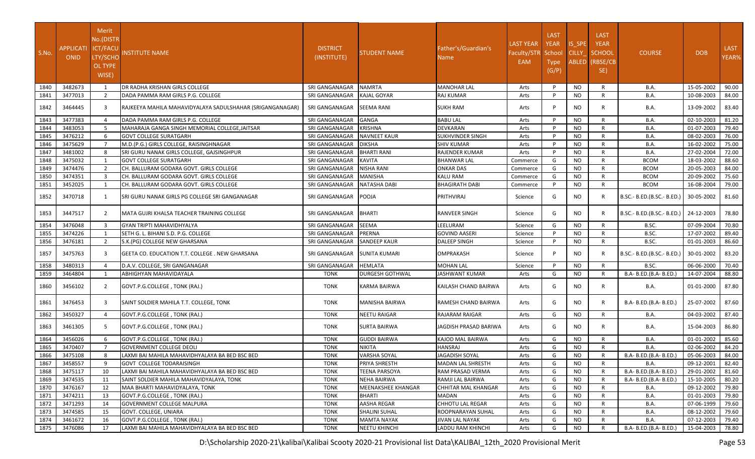| S.No. | APPLICATIONID | Merit No.(DISTRICT/FACULTY/SCHOOL TYPE WISE) | INSTITUTE NAME | DISTRICT (INSTITUTE) | STUDENT NAME | Father's/Guardian's Name | LAST YEAR Faculty/STREAM | LAST YEAR School Type (G/P) | IS_SPECILLY_ABLED | LAST YEAR SCHOOL (RBSE/CBSE) | COURSE | DOB | LAST YEAR% |
|---|---|---|---|---|---|---|---|---|---|---|---|---|---|
| 1840 | 3482673 | 1 | DR RADHA KRISHAN GIRLS COLLEGE | SRI GANGANAGAR | NAMRTA | MANOHAR LAL | Arts | P | NO | R | B.A. | 15-05-2002 | 90.00 |
| 1841 | 3477013 | 2 | DADA PAMMA RAM GIRLS P.G. COLLEGE | SRI GANGANAGAR | KAJAL GOYAR | RAJ KUMAR | Arts | P | NO | R | B.A. | 10-08-2003 | 84.00 |
| 1842 | 3464445 | 3 | RAJKEEYA MAHILA MAHAVIDYALAYA SADULSHAHAR (SRIGANGANAGAR) | SRI GANGANAGAR | SEEMA RANI | SUKH RAM | Arts | P | NO | R | B.A. | 13-09-2002 | 83.40 |
| 1843 | 3477383 | 4 | DADA PAMMA RAM GIRLS P.G. COLLEGE | SRI GANGANAGAR | GANGA | BABU LAL | Arts | P | NO | R | B.A. | 02-10-2003 | 81.20 |
| 1844 | 3483053 | 5 | MAHARAJA GANGA SINGH MEMORIAL COLLEGE,JAITSAR | SRI GANGANAGAR | KRISHNA | DEVKARAN | Arts | P | NO | R | B.A. | 01-07-2003 | 79.40 |
| 1845 | 3476212 | 6 | GOVT COLLEGE SURATGARH | SRI GANGANAGAR | NAVNEET KAUR | SUKHVINDER SINGH | Arts | P | NO | R | B.A. | 08-02-2003 | 76.00 |
| 1846 | 3475629 | 7 | M.D.(P.G.) GIRLS COLLEGE, RAISINGHNAGAR | SRI GANGANAGAR | DIKSHA | SHIV KUMAR | Arts | P | NO | R | B.A. | 16-02-2002 | 75.00 |
| 1847 | 3481002 | 8 | SRI GURU NANAK GIRLS COLLEGE, GAJSINGHPUR | SRI GANGANAGAR | BHARTI RANI | RAJENDER KUMAR | Arts | P | NO | R | B.A. | 27-02-2004 | 72.00 |
| 1848 | 3475032 | 1 | GOVT COLLEGE SURATGARH | SRI GANGANAGAR | KAVITA | BHANWAR LAL | Commerce | G | NO | R | BCOM | 18-03-2002 | 88.60 |
| 1849 | 3474476 | 2 | CH. BALLURAM GODARA GOVT. GIRLS COLLEGE | SRI GANGANAGAR | NISHA RANI | ONKAR DAS | Commerce | G | NO | R | BCOM | 20-05-2003 | 84.00 |
| 1850 | 3474351 | 3 | CH. BALLURAM GODARA GOVT. GIRLS COLLEGE | SRI GANGANAGAR | MANISHA | KALU RAM | Commerce | G | NO | R | BCOM | 20-09-2002 | 75.60 |
| 1851 | 3452025 | 1 | CH. BALLURAM GODARA GOVT. GIRLS COLLEGE | SRI GANGANAGAR | NATASHA DABI | BHAGIRATH DABI | Commerce | P | NO | R | BCOM | 16-08-2004 | 79.00 |
| 1852 | 3470718 | 1 | SRI GURU NANAK GIRLS PG COLLEGE SRI GANGANAGAR | SRI GANGANAGAR | POOJA | PRITHVIRAJ | Science | G | NO | R | B.SC.- B.ED.(B.SC.- B.ED.) | 30-05-2002 | 81.60 |
| 1853 | 3447517 | 2 | MATA GUJRI KHALSA TEACHER TRAINING COLLEGE | SRI GANGANAGAR | BHARTI | RANVEER SINGH | Science | G | NO | R | B.SC.- B.ED.(B.SC.- B.ED.) | 24-12-2003 | 78.80 |
| 1854 | 3476048 | 3 | GYAN TRIPTI MAHAVIDHYALYA | SRI GANGANAGAR | SEEMA | LEELURAM | Science | G | NO | R | B.SC. | 07-09-2004 | 70.80 |
| 1855 | 3474226 | 1 | SETH G. L. BIHANI S.D. P.G. COLLEGE | SRI GANGANAGAR | PRERNA | GOVIND AASERI | Science | P | NO | R | B.SC. | 17-07-2002 | 89.40 |
| 1856 | 3476181 | 2 | S.K.(PG) COLLEGE NEW GHARSANA | SRI GANGANAGAR | SANDEEP KAUR | DALEEP SINGH | Science | P | NO | R | B.SC. | 01-01-2003 | 86.60 |
| 1857 | 3475763 | 3 | GEETA CO. EDUCATION T.T. COLLEGE . NEW GHARSANA | SRI GANGANAGAR | SUNITA KUMARI | OMPRAKASH | Science | P | NO | R | B.SC.- B.ED.(B.SC.- B.ED.) | 30-01-2002 | 83.20 |
| 1858 | 3480313 | 4 | D.A.V. COLLEGE, SRI GANGANAGAR | SRI GANGANAGAR | HEMLATA | MOHAN LAL | Science | P | NO | R | B.SC. | 06-06-2000 | 70.40 |
| 1859 | 3464804 | 1 | ABHIGHYAN MAHAVIDAYALA | TONK | DURGESH GOTHWAL | JASHWANT KUMAR | Arts | G | NO | R | B.A- B.ED.(B.A- B.ED.) | 14-07-2004 | 88.80 |
| 1860 | 3456102 | 2 | GOVT.P.G.COLLEGE , TONK (RAJ.) | TONK | KARMA BAIRWA | KAILASH CHAND BAIRWA | Arts | G | NO | R | B.A. | 01-01-2000 | 87.80 |
| 1861 | 3476453 | 3 | SAINT SOLDIER MAHILA T.T. COLLEGE, TONK | TONK | MANISHA BAIRWA | RAMESH CHAND BAIRWA | Arts | G | NO | R | B.A- B.ED.(B.A- B.ED.) | 25-07-2002 | 87.60 |
| 1862 | 3450327 | 4 | GOVT.P.G.COLLEGE , TONK (RAJ.) | TONK | NEETU RAIGAR | RAJARAM RAIGAR | Arts | G | NO | R | B.A. | 04-03-2002 | 87.40 |
| 1863 | 3461305 | 5 | GOVT.P.G.COLLEGE , TONK (RAJ.) | TONK | SURTA BAIRWA | JAGDISH PRASAD BARIWA | Arts | G | NO | R | B.A. | 15-04-2003 | 86.80 |
| 1864 | 3456026 | 6 | GOVT.P.G.COLLEGE , TONK (RAJ.) | TONK | GUDDI BAIRWA | KAJOD MAL BAIRWA | Arts | G | NO | R | B.A. | 01-01-2002 | 85.60 |
| 1865 | 3470407 | 7 | GOVERNMENT COLLEGE DEOLI | TONK | NIKITA | HANSRAJ | Arts | G | NO | R | B.A. | 02-06-2002 | 84.20 |
| 1866 | 3475108 | 8 | LAXMI BAI MAHILA MAHAVIDHYALAYA BA BED BSC BED | TONK | VARSHA SOYAL | JAGADISH SOYAL | Arts | G | NO | R | B.A- B.ED.(B.A- B.ED.) | 05-06-2003 | 84.00 |
| 1867 | 3458557 | 9 | GOVT COLLEGE TODARAISINGH | TONK | PRIYA SHRESTH | MADAN LAL SHRESTH | Arts | G | NO | R | B.A. | 09-12-2001 | 82.40 |
| 1868 | 3475117 | 10 | LAXMI BAI MAHILA MAHAVIDHYALAYA BA BED BSC BED | TONK | TEENA PARSOYA | RAM PRASAD VERMA | Arts | G | NO | R | B.A- B.ED.(B.A- B.ED.) | 29-01-2002 | 81.60 |
| 1869 | 3474535 | 11 | SAINT SOLDIER MAHILA MAHAVIDYALAYA, TONK | TONK | NEHA BAIRWA | RAMJI LAL BAIRWA | Arts | G | NO | R | B.A- B.ED.(B.A- B.ED.) | 15-10-2005 | 80.20 |
| 1870 | 3476167 | 12 | MAA BHARTI MAHAVIDYALAYA, TONK | TONK | MEENAKSHEE KHANGAR | CHHITAR MAL KHANGAR | Arts | G | NO | R | B.A. | 09-12-2002 | 79.80 |
| 1871 | 3474211 | 13 | GOVT.P.G.COLLEGE , TONK (RAJ.) | TONK | BHARTI | MADAN | Arts | G | NO | R | B.A. | 01-01-2003 | 79.80 |
| 1872 | 3471293 | 14 | GOVERNMENT COLLEGE MALPURA | TONK | AASHA REGAR | CHHOTU LAL REGAR | Arts | G | NO | R | B.A. | 07-06-1999 | 79.60 |
| 1873 | 3474585 | 15 | GOVT. COLLEGE, UNIARA | TONK | SHALINI SUHAL | ROOPNARAYAN SUHAL | Arts | G | NO | R | B.A. | 08-12-2002 | 79.60 |
| 1874 | 3461672 | 16 | GOVT.P.G.COLLEGE , TONK (RAJ.) | TONK | MAMTA NAYAK | JIVAN LAL NAYAK | Arts | G | NO | R | B.A. | 07-12-2003 | 79.40 |
| 1875 | 3476086 | 17 | LAXMI BAI MAHILA MAHAVIDHYALAYA BA BED BSC BED | TONK | NEETU KHINCHI | LADDU RAM KHINCHI | Arts | G | NO | R | B.A- B.ED.(B.A- B.ED.) | 15-04-2003 | 78.80 |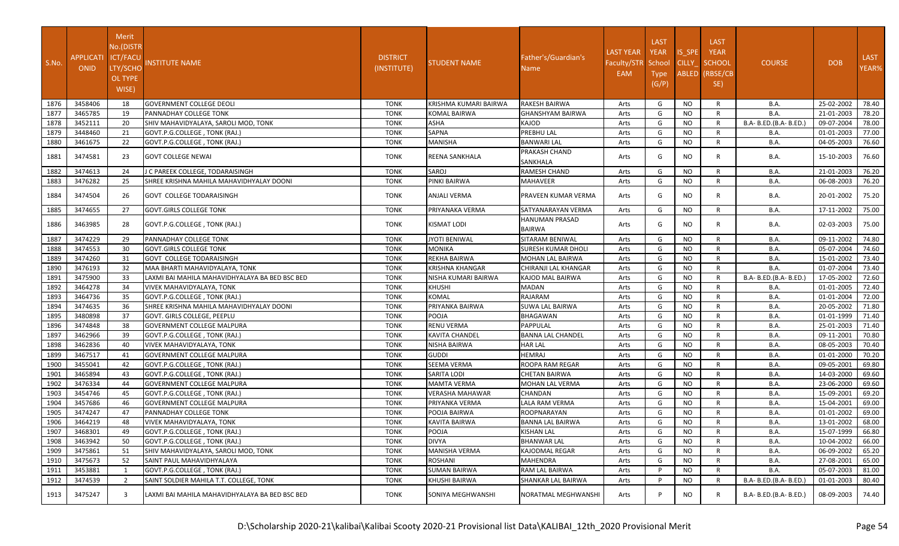| S.No. | APPLICATIONID | Merit No.(DISTRICT/FACULTY/SCHOOL TYPE WISE) | INSTITUTE NAME | DISTRICT (INSTITUTE) | STUDENT NAME | Father's/Guardian's Name | LAST YEAR Faculty/STREAM | LAST YEAR School Type (G/P) | IS_SPECILLY_ABLED | LAST YEAR SCHOOL (RBSE/CBSE) | COURSE | DOB | LAST YEAR% |
|---|---|---|---|---|---|---|---|---|---|---|---|---|---|
| 1876 | 3458406 | 18 | GOVERNMENT COLLEGE DEOLI | TONK | KRISHMA KUMARI BAIRWA | RAKESH BAIRWA | Arts | G | NO | R | B.A. | 25-02-2002 | 78.40 |
| 1877 | 3465785 | 19 | PANNADHAY COLLEGE TONK | TONK | KOMAL BAIRWA | GHANSHYAM BAIRWA | Arts | G | NO | R | B.A. | 21-01-2003 | 78.20 |
| 1878 | 3452111 | 20 | SHIV MAHAVIDYALAYA, SAROLI MOD, TONK | TONK | ASHA | KAJOD | Arts | G | NO | R | B.A- B.ED.(B.A- B.ED.) | 09-07-2004 | 78.00 |
| 1879 | 3448460 | 21 | GOVT.P.G.COLLEGE , TONK (RAJ.) | TONK | SAPNA | PREBHU LAL | Arts | G | NO | R | B.A. | 01-01-2003 | 77.00 |
| 1880 | 3461675 | 22 | GOVT.P.G.COLLEGE , TONK (RAJ.) | TONK | MANISHA | BANWARI LAL | Arts | G | NO | R | B.A. | 04-05-2003 | 76.60 |
| 1881 | 3474581 | 23 | GOVT COLLEGE NEWAI | TONK | REENA SANKHALA | PRAKASH CHAND SANKHALA | Arts | G | NO | R | B.A. | 15-10-2003 | 76.60 |
| 1882 | 3474613 | 24 | J C PAREEK COLLEGE, TODARAISINGH | TONK | SAROJ | RAMESH CHAND | Arts | G | NO | R | B.A. | 21-01-2003 | 76.20 |
| 1883 | 3476282 | 25 | SHREE KRISHNA MAHILA MAHAVIDHYALAY DOONI | TONK | PINKI BAIRWA | MAHAVEER | Arts | G | NO | R | B.A. | 06-08-2003 | 76.20 |
| 1884 | 3474504 | 26 | GOVT COLLEGE TODARAISINGH | TONK | ANJALI VERMA | PRAVEEN KUMAR VERMA | Arts | G | NO | R | B.A. | 20-01-2002 | 75.20 |
| 1885 | 3474655 | 27 | GOVT.GIRLS COLLEGE TONK | TONK | PRIYANAKA VERMA | SATYANARAYAN VERMA | Arts | G | NO | R | B.A. | 17-11-2002 | 75.00 |
| 1886 | 3463985 | 28 | GOVT.P.G.COLLEGE , TONK (RAJ.) | TONK | KISMAT LODI | HANUMAN PRASAD BAIRWA | Arts | G | NO | R | B.A. | 02-03-2003 | 75.00 |
| 1887 | 3474229 | 29 | PANNADHAY COLLEGE TONK | TONK | JYOTI BENIWAL | SITARAM BENIWAL | Arts | G | NO | R | B.A. | 09-11-2002 | 74.80 |
| 1888 | 3474553 | 30 | GOVT.GIRLS COLLEGE TONK | TONK | MONIKA | SURESH KUMAR DHOLI | Arts | G | NO | R | B.A. | 05-07-2004 | 74.60 |
| 1889 | 3474260 | 31 | GOVT COLLEGE TODARAISINGH | TONK | REKHA BAIRWA | MOHAN LAL BAIRWA | Arts | G | NO | R | B.A. | 15-01-2002 | 73.40 |
| 1890 | 3476193 | 32 | MAA BHARTI MAHAVIDYALAYA, TONK | TONK | KRISHNA KHANGAR | CHIRANJI LAL KHANGAR | Arts | G | NO | R | B.A. | 01-07-2004 | 73.40 |
| 1891 | 3475900 | 33 | LAXMI BAI MAHILA MAHAVIDHYALAYA BA BED BSC BED | TONK | NISHA KUMARI BAIRWA | KAJOD MAL BAIRWA | Arts | G | NO | R | B.A- B.ED.(B.A- B.ED.) | 17-05-2002 | 72.60 |
| 1892 | 3464278 | 34 | VIVEK MAHAVIDYALAYA, TONK | TONK | KHUSHI | MADAN | Arts | G | NO | R | B.A. | 01-01-2005 | 72.40 |
| 1893 | 3464736 | 35 | GOVT.P.G.COLLEGE , TONK (RAJ.) | TONK | KOMAL | RAJARAM | Arts | G | NO | R | B.A. | 01-01-2004 | 72.00 |
| 1894 | 3474635 | 36 | SHREE KRISHNA MAHILA MAHAVIDHYALAY DOONI | TONK | PRIYANKA BAIRWA | SUWA LAL BAIRWA | Arts | G | NO | R | B.A. | 20-05-2002 | 71.80 |
| 1895 | 3480898 | 37 | GOVT. GIRLS COLLEGE, PEEPLU | TONK | POOJA | BHAGAWAN | Arts | G | NO | R | B.A. | 01-01-1999 | 71.40 |
| 1896 | 3474848 | 38 | GOVERNMENT COLLEGE MALPURA | TONK | RENU VERMA | PAPPULAL | Arts | G | NO | R | B.A. | 25-01-2003 | 71.40 |
| 1897 | 3462966 | 39 | GOVT.P.G.COLLEGE , TONK (RAJ.) | TONK | KAVITA CHANDEL | BANNA LAL CHANDEL | Arts | G | NO | R | B.A. | 09-11-2001 | 70.80 |
| 1898 | 3462836 | 40 | VIVEK MAHAVIDYALAYA, TONK | TONK | NISHA BAIRWA | HAR LAL | Arts | G | NO | R | B.A. | 08-05-2003 | 70.40 |
| 1899 | 3467517 | 41 | GOVERNMENT COLLEGE MALPURA | TONK | GUDDI | HEMRAJ | Arts | G | NO | R | B.A. | 01-01-2000 | 70.20 |
| 1900 | 3455041 | 42 | GOVT.P.G.COLLEGE , TONK (RAJ.) | TONK | SEEMA VERMA | ROOPA RAM REGAR | Arts | G | NO | R | B.A. | 09-05-2001 | 69.80 |
| 1901 | 3465894 | 43 | GOVT.P.G.COLLEGE , TONK (RAJ.) | TONK | SARITA LODI | CHETAN BAIRWA | Arts | G | NO | R | B.A. | 14-03-2000 | 69.60 |
| 1902 | 3476334 | 44 | GOVERNMENT COLLEGE MALPURA | TONK | MAMTA VERMA | MOHAN LAL VERMA | Arts | G | NO | R | B.A. | 23-06-2000 | 69.60 |
| 1903 | 3454746 | 45 | GOVT.P.G.COLLEGE , TONK (RAJ.) | TONK | VERASHA MAHAWAR | CHANDAN | Arts | G | NO | R | B.A. | 15-09-2001 | 69.20 |
| 1904 | 3457686 | 46 | GOVERNMENT COLLEGE MALPURA | TONK | PRIYANKA VERMA | LALA RAM VERMA | Arts | G | NO | R | B.A. | 15-04-2001 | 69.00 |
| 1905 | 3474247 | 47 | PANNADHAY COLLEGE TONK | TONK | POOJA BAIRWA | ROOPNARAYAN | Arts | G | NO | R | B.A. | 01-01-2002 | 69.00 |
| 1906 | 3464219 | 48 | VIVEK MAHAVIDYALAYA, TONK | TONK | KAVITA BAIRWA | BANNA LAL BAIRWA | Arts | G | NO | R | B.A. | 13-01-2002 | 68.00 |
| 1907 | 3468301 | 49 | GOVT.P.G.COLLEGE , TONK (RAJ.) | TONK | POOJA | KISHAN LAL | Arts | G | NO | R | B.A. | 15-07-1999 | 66.80 |
| 1908 | 3463942 | 50 | GOVT.P.G.COLLEGE , TONK (RAJ.) | TONK | DIVYA | BHANWAR LAL | Arts | G | NO | R | B.A. | 10-04-2002 | 66.00 |
| 1909 | 3475861 | 51 | SHIV MAHAVIDYALAYA, SAROLI MOD, TONK | TONK | MANISHA VERMA | KAJODMAL REGAR | Arts | G | NO | R | B.A. | 06-09-2002 | 65.20 |
| 1910 | 3475673 | 52 | SAINT PAUL MAHAVIDHYALAYA | TONK | ROSHANI | MAHENDRA | Arts | G | NO | R | B.A. | 27-08-2001 | 65.00 |
| 1911 | 3453881 | 1 | GOVT.P.G.COLLEGE , TONK (RAJ.) | TONK | SUMAN BAIRWA | RAM LAL BAIRWA | Arts | P | NO | R | B.A. | 05-07-2003 | 81.00 |
| 1912 | 3474539 | 2 | SAINT SOLDIER MAHILA T.T. COLLEGE, TONK | TONK | KHUSHI BAIRWA | SHANKAR LAL BAIRWA | Arts | P | NO | R | B.A- B.ED.(B.A- B.ED.) | 01-01-2003 | 80.40 |
| 1913 | 3475247 | 3 | LAXMI BAI MAHILA MAHAVIDHYALAYA BA BED BSC BED | TONK | SONIYA MEGHWANSHI | NORATMAL MEGHWANSHI | Arts | P | NO | R | B.A- B.ED.(B.A- B.ED.) | 08-09-2003 | 74.40 |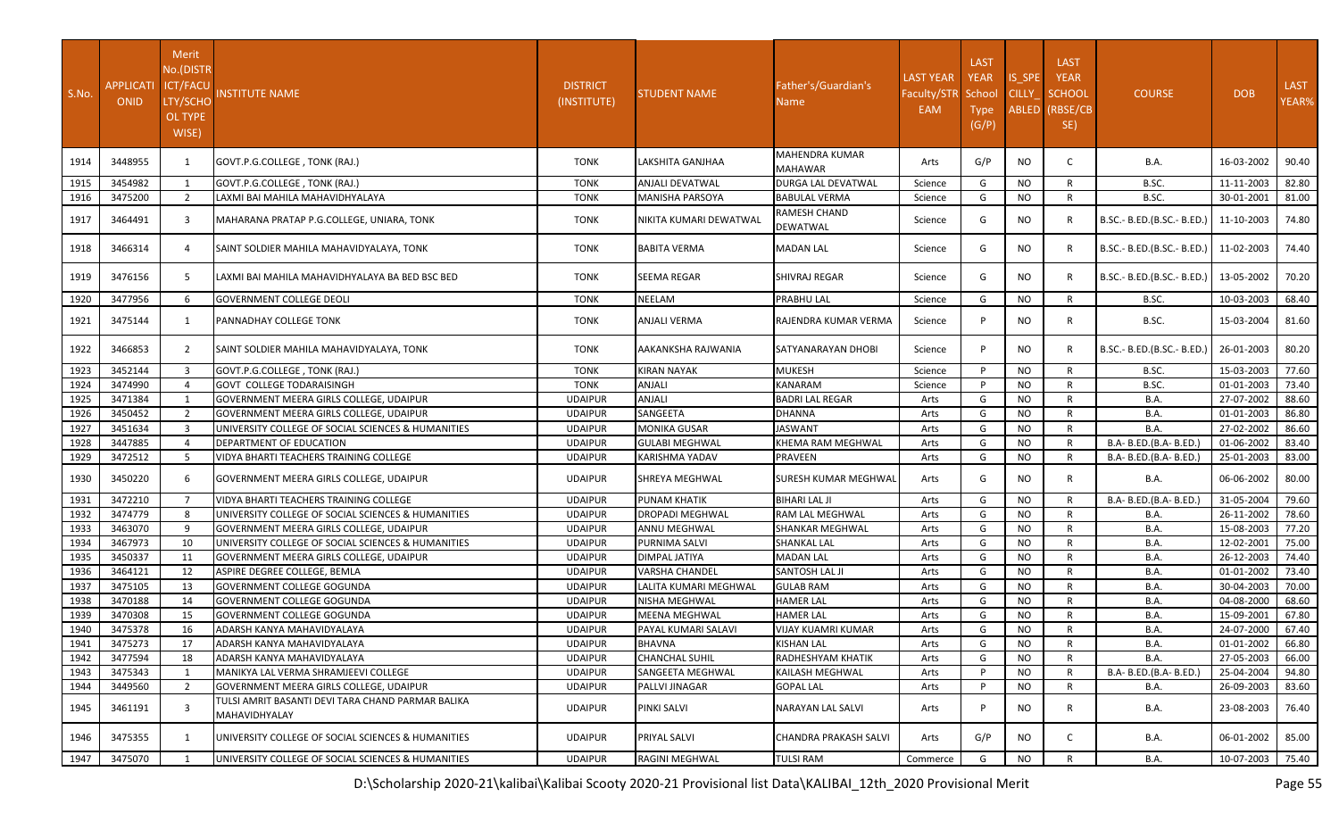| S.No. | APPLICATIONID | Merit No.(DISTRICT/FACULTY/SCHOOL TYPE WISE) | INSTITUTE NAME | DISTRICT (INSTITUTE) | STUDENT NAME | Father's/Guardian's Name | LAST YEAR Faculty/STREAM | LAST YEAR School Type (G/P) | IS_SPECILLY_ABLED | LAST YEAR SCHOOL (RBSE/CBSE) | COURSE | DOB | LAST YEAR% |
|---|---|---|---|---|---|---|---|---|---|---|---|---|---|
| 1914 | 3448955 | 1 | GOVT.P.G.COLLEGE , TONK (RAJ.) | TONK | LAKSHITA GANJHAA | MAHENDRA KUMAR MAHAWAR | Arts | G/P | NO | C | B.A. | 16-03-2002 | 90.40 |
| 1915 | 3454982 | 1 | GOVT.P.G.COLLEGE , TONK (RAJ.) | TONK | ANJALI DEVATWAL | DURGA LAL DEVATWAL | Science | G | NO | R | B.SC. | 11-11-2003 | 82.80 |
| 1916 | 3475200 | 2 | LAXMI BAI MAHILA MAHAVIDHYALAYA | TONK | MANISHA PARSOYA | BABULAL VERMA | Science | G | NO | R | B.SC. | 30-01-2001 | 81.00 |
| 1917 | 3464491 | 3 | MAHARANA PRATAP P.G.COLLEGE, UNIARA, TONK | TONK | NIKITA KUMARI DEWATWAL | RAMESH CHAND DEWATWAL | Science | G | NO | R | B.SC.- B.ED.(B.SC.- B.ED.) | 11-10-2003 | 74.80 |
| 1918 | 3466314 | 4 | SAINT SOLDIER MAHILA MAHAVIDYALAYA, TONK | TONK | BABITA VERMA | MADAN LAL | Science | G | NO | R | B.SC.- B.ED.(B.SC.- B.ED.) | 11-02-2003 | 74.40 |
| 1919 | 3476156 | 5 | LAXMI BAI MAHILA MAHAVIDHYALAYA BA BED BSC BED | TONK | SEEMA REGAR | SHIVRAJ REGAR | Science | G | NO | R | B.SC.- B.ED.(B.SC.- B.ED.) | 13-05-2002 | 70.20 |
| 1920 | 3477956 | 6 | GOVERNMENT COLLEGE DEOLI | TONK | NEELAM | PRABHU LAL | Science | G | NO | R | B.SC. | 10-03-2003 | 68.40 |
| 1921 | 3475144 | 1 | PANNADHAY COLLEGE TONK | TONK | ANJALI VERMA | RAJENDRA KUMAR VERMA | Science | P | NO | R | B.SC. | 15-03-2004 | 81.60 |
| 1922 | 3466853 | 2 | SAINT SOLDIER MAHILA MAHAVIDYALAYA, TONK | TONK | AAKANKSHA RAJWANIA | SATYANARAYAN DHOBI | Science | P | NO | R | B.SC.- B.ED.(B.SC.- B.ED.) | 26-01-2003 | 80.20 |
| 1923 | 3452144 | 3 | GOVT.P.G.COLLEGE , TONK (RAJ.) | TONK | KIRAN NAYAK | MUKESH | Science | P | NO | R | B.SC. | 15-03-2003 | 77.60 |
| 1924 | 3474990 | 4 | GOVT COLLEGE TODARAISINGH | TONK | ANJALI | KANARAM | Science | P | NO | R | B.SC. | 01-01-2003 | 73.40 |
| 1925 | 3471384 | 1 | GOVERNMENT MEERA GIRLS COLLEGE, UDAIPUR | UDAIPUR | ANJALI | BADRI LAL REGAR | Arts | G | NO | R | B.A. | 27-07-2002 | 88.60 |
| 1926 | 3450452 | 2 | GOVERNMENT MEERA GIRLS COLLEGE, UDAIPUR | UDAIPUR | SANGEETA | DHANNA | Arts | G | NO | R | B.A. | 01-01-2003 | 86.80 |
| 1927 | 3451634 | 3 | UNIVERSITY COLLEGE OF SOCIAL SCIENCES & HUMANITIES | UDAIPUR | MONIKA GUSAR | JASWANT | Arts | G | NO | R | B.A. | 27-02-2002 | 86.60 |
| 1928 | 3447885 | 4 | DEPARTMENT OF EDUCATION | UDAIPUR | GULABI MEGHWAL | KHEMA RAM MEGHWAL | Arts | G | NO | R | B.A- B.ED.(B.A- B.ED.) | 01-06-2002 | 83.40 |
| 1929 | 3472512 | 5 | VIDYA BHARTI TEACHERS TRAINING COLLEGE | UDAIPUR | KARISHMA YADAV | PRAVEEN | Arts | G | NO | R | B.A- B.ED.(B.A- B.ED.) | 25-01-2003 | 83.00 |
| 1930 | 3450220 | 6 | GOVERNMENT MEERA GIRLS COLLEGE, UDAIPUR | UDAIPUR | SHREYA MEGHWAL | SURESH KUMAR MEGHWAL | Arts | G | NO | R | B.A. | 06-06-2002 | 80.00 |
| 1931 | 3472210 | 7 | VIDYA BHARTI TEACHERS TRAINING COLLEGE | UDAIPUR | PUNAM KHATIK | BIHARI LAL JI | Arts | G | NO | R | B.A- B.ED.(B.A- B.ED.) | 31-05-2004 | 79.60 |
| 1932 | 3474779 | 8 | UNIVERSITY COLLEGE OF SOCIAL SCIENCES & HUMANITIES | UDAIPUR | DROPADI MEGHWAL | RAM LAL MEGHWAL | Arts | G | NO | R | B.A. | 26-11-2002 | 78.60 |
| 1933 | 3463070 | 9 | GOVERNMENT MEERA GIRLS COLLEGE, UDAIPUR | UDAIPUR | ANNU MEGHWAL | SHANKAR MEGHWAL | Arts | G | NO | R | B.A. | 15-08-2003 | 77.20 |
| 1934 | 3467973 | 10 | UNIVERSITY COLLEGE OF SOCIAL SCIENCES & HUMANITIES | UDAIPUR | PURNIMA SALVI | SHANKAL LAL | Arts | G | NO | R | B.A. | 12-02-2001 | 75.00 |
| 1935 | 3450337 | 11 | GOVERNMENT MEERA GIRLS COLLEGE, UDAIPUR | UDAIPUR | DIMPAL JATIYA | MADAN LAL | Arts | G | NO | R | B.A. | 26-12-2003 | 74.40 |
| 1936 | 3464121 | 12 | ASPIRE DEGREE COLLEGE, BEMLA | UDAIPUR | VARSHA CHANDEL | SANTOSH LAL JI | Arts | G | NO | R | B.A. | 01-01-2002 | 73.40 |
| 1937 | 3475105 | 13 | GOVERNMENT COLLEGE GOGUNDA | UDAIPUR | LALITA KUMARI MEGHWAL | GULAB RAM | Arts | G | NO | R | B.A. | 30-04-2003 | 70.00 |
| 1938 | 3470188 | 14 | GOVERNMENT COLLEGE GOGUNDA | UDAIPUR | NISHA MEGHWAL | HAMER LAL | Arts | G | NO | R | B.A. | 04-08-2000 | 68.60 |
| 1939 | 3470308 | 15 | GOVERNMENT COLLEGE GOGUNDA | UDAIPUR | MEENA MEGHWAL | HAMER LAL | Arts | G | NO | R | B.A. | 15-09-2001 | 67.80 |
| 1940 | 3475378 | 16 | ADARSH KANYA MAHAVIDYALAYA | UDAIPUR | PAYAL KUMARI SALAVI | VIJAY KUAMRI KUMAR | Arts | G | NO | R | B.A. | 24-07-2000 | 67.40 |
| 1941 | 3475273 | 17 | ADARSH KANYA MAHAVIDYALAYA | UDAIPUR | BHAVNA | KISHAN LAL | Arts | G | NO | R | B.A. | 01-01-2002 | 66.80 |
| 1942 | 3477594 | 18 | ADARSH KANYA MAHAVIDYALAYA | UDAIPUR | CHANCHAL SUHIL | RADHESHYAM KHATIK | Arts | G | NO | R | B.A. | 27-05-2003 | 66.00 |
| 1943 | 3475343 | 1 | MANIKYA LAL VERMA SHRAMJEEVI COLLEGE | UDAIPUR | SANGEETA MEGHWAL | KAILASH MEGHWAL | Arts | P | NO | R | B.A- B.ED.(B.A- B.ED.) | 25-04-2004 | 94.80 |
| 1944 | 3449560 | 2 | GOVERNMENT MEERA GIRLS COLLEGE, UDAIPUR | UDAIPUR | PALLVI JINAGAR | GOPAL LAL | Arts | P | NO | R | B.A. | 26-09-2003 | 83.60 |
| 1945 | 3461191 | 3 | TULSI AMRIT BASANTI DEVI TARA CHAND PARMAR BALIKA MAHAVIDHYALAY | UDAIPUR | PINKI SALVI | NARAYAN LAL SALVI | Arts | P | NO | R | B.A. | 23-08-2003 | 76.40 |
| 1946 | 3475355 | 1 | UNIVERSITY COLLEGE OF SOCIAL SCIENCES & HUMANITIES | UDAIPUR | PRIYAL SALVI | CHANDRA PRAKASH SALVI | Arts | G/P | NO | C | B.A. | 06-01-2002 | 85.00 |
| 1947 | 3475070 | 1 | UNIVERSITY COLLEGE OF SOCIAL SCIENCES & HUMANITIES | UDAIPUR | RAGINI MEGHWAL | TULSI RAM | Commerce | G | NO | R | B.A. | 10-07-2003 | 75.40 |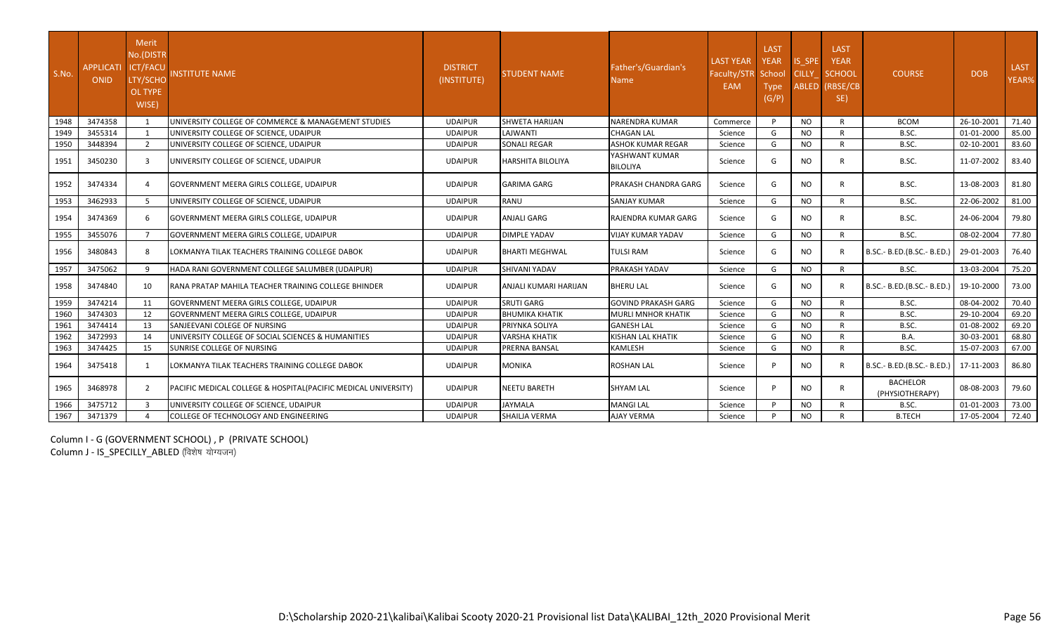| S.No. | APPLICATIONID | Merit No.(DISTRICT/FACULTY/SCHOOL TYPE WISE) | INSTITUTE NAME | DISTRICT (INSTITUTE) | STUDENT NAME | Father's/Guardian's Name | LAST YEAR Faculty/STREAM | LAST YEAR School Type (G/P) | IS_SPECILLY_ABLED | LAST YEAR SCHOOL (RBSE/CBSE) | COURSE | DOB | LAST YEAR% |
|---|---|---|---|---|---|---|---|---|---|---|---|---|---|
| 1948 | 3474358 | 1 | UNIVERSITY COLLEGE OF COMMERCE & MANAGEMENT STUDIES | UDAIPUR | SHWETA HARIJAN | NARENDRA KUMAR | Commerce | P | NO | R | BCOM | 26-10-2001 | 71.40 |
| 1949 | 3455314 | 1 | UNIVERSITY COLLEGE OF SCIENCE, UDAIPUR | UDAIPUR | LAJWANTI | CHAGAN LAL | Science | G | NO | R | B.SC. | 01-01-2000 | 85.00 |
| 1950 | 3448394 | 2 | UNIVERSITY COLLEGE OF SCIENCE, UDAIPUR | UDAIPUR | SONALI REGAR | ASHOK KUMAR REGAR | Science | G | NO | R | B.SC. | 02-10-2001 | 83.60 |
| 1951 | 3450230 | 3 | UNIVERSITY COLLEGE OF SCIENCE, UDAIPUR | UDAIPUR | HARSHITA BILOLIYA | YASHWANT KUMAR BILOLIYA | Science | G | NO | R | B.SC. | 11-07-2002 | 83.40 |
| 1952 | 3474334 | 4 | GOVERNMENT MEERA GIRLS COLLEGE, UDAIPUR | UDAIPUR | GARIMA GARG | PRAKASH CHANDRA GARG | Science | G | NO | R | B.SC. | 13-08-2003 | 81.80 |
| 1953 | 3462933 | 5 | UNIVERSITY COLLEGE OF SCIENCE, UDAIPUR | UDAIPUR | RANU | SANJAY KUMAR | Science | G | NO | R | B.SC. | 22-06-2002 | 81.00 |
| 1954 | 3474369 | 6 | GOVERNMENT MEERA GIRLS COLLEGE, UDAIPUR | UDAIPUR | ANJALI GARG | RAJENDRA KUMAR GARG | Science | G | NO | R | B.SC. | 24-06-2004 | 79.80 |
| 1955 | 3455076 | 7 | GOVERNMENT MEERA GIRLS COLLEGE, UDAIPUR | UDAIPUR | DIMPLE YADAV | VIJAY KUMAR YADAV | Science | G | NO | R | B.SC. | 08-02-2004 | 77.80 |
| 1956 | 3480843 | 8 | LOKMANYA TILAK TEACHERS TRAINING COLLEGE DABOK | UDAIPUR | BHARTI MEGHWAL | TULSI RAM | Science | G | NO | R | B.SC.- B.ED.(B.SC.- B.ED.) | 29-01-2003 | 76.40 |
| 1957 | 3475062 | 9 | HADA RANI GOVERNMENT COLLEGE SALUMBER (UDAIPUR) | UDAIPUR | SHIVANI YADAV | PRAKASH YADAV | Science | G | NO | R | B.SC. | 13-03-2004 | 75.20 |
| 1958 | 3474840 | 10 | RANA PRATAP MAHILA TEACHER TRAINING COLLEGE BHINDER | UDAIPUR | ANJALI KUMARI HARIJAN | BHERU LAL | Science | G | NO | R | B.SC.- B.ED.(B.SC.- B.ED.) | 19-10-2000 | 73.00 |
| 1959 | 3474214 | 11 | GOVERNMENT MEERA GIRLS COLLEGE, UDAIPUR | UDAIPUR | SRUTI GARG | GOVIND PRAKASH GARG | Science | G | NO | R | B.SC. | 08-04-2002 | 70.40 |
| 1960 | 3474303 | 12 | GOVERNMENT MEERA GIRLS COLLEGE, UDAIPUR | UDAIPUR | BHUMIKA KHATIK | MURLI MNHOR KHATIK | Science | G | NO | R | B.SC. | 29-10-2004 | 69.20 |
| 1961 | 3474414 | 13 | SANJEEVANI COLEGE OF NURSING | UDAIPUR | PRIYNKA SOLIYA | GANESH LAL | Science | G | NO | R | B.SC. | 01-08-2002 | 69.20 |
| 1962 | 3472993 | 14 | UNIVERSITY COLLEGE OF SOCIAL SCIENCES & HUMANITIES | UDAIPUR | VARSHA KHATIK | KISHAN LAL KHATIK | Science | G | NO | R | B.A. | 30-03-2001 | 68.80 |
| 1963 | 3474425 | 15 | SUNRISE COLLEGE OF NURSING | UDAIPUR | PRERNA BANSAL | KAMLESH | Science | G | NO | R | B.SC. | 15-07-2003 | 67.00 |
| 1964 | 3475418 | 1 | LOKMANYA TILAK TEACHERS TRAINING COLLEGE DABOK | UDAIPUR | MONIKA | ROSHAN LAL | Science | P | NO | R | B.SC.- B.ED.(B.SC.- B.ED.) | 17-11-2003 | 86.80 |
| 1965 | 3468978 | 2 | PACIFIC MEDICAL COLLEGE & HOSPITAL(PACIFIC MEDICAL UNIVERSITY) | UDAIPUR | NEETU BARETH | SHYAM LAL | Science | P | NO | R | BACHELOR (PHYSIOTHERAPY) | 08-08-2003 | 79.60 |
| 1966 | 3475712 | 3 | UNIVERSITY COLLEGE OF SCIENCE, UDAIPUR | UDAIPUR | JAYMALA | MANGI LAL | Science | P | NO | R | B.SC. | 01-01-2003 | 73.00 |
| 1967 | 3471379 | 4 | COLLEGE OF TECHNOLOGY AND ENGINEERING | UDAIPUR | SHAILJA VERMA | AJAY VERMA | Science | P | NO | R | B.TECH | 17-05-2004 | 72.40 |

Column I - G (GOVERNMENT SCHOOL) , P (PRIVATE SCHOOL)

Column J - IS_SPECILLY_ABLED (विशेष योग्यजन)